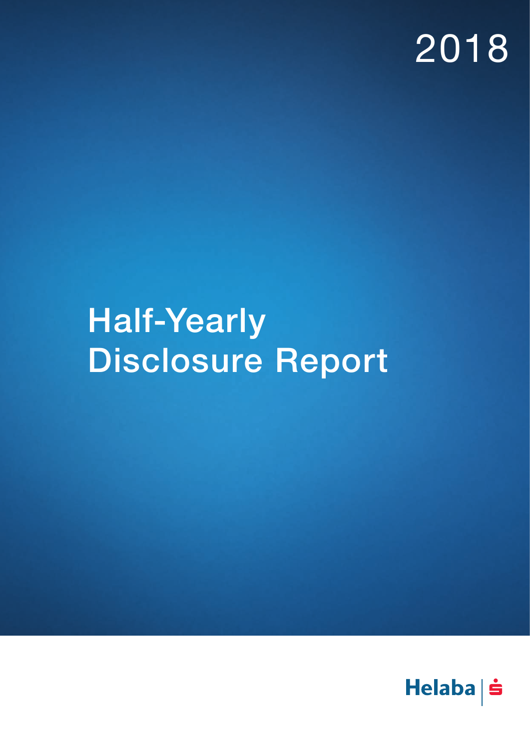2018

# Half-Yearly Disclosure Report

Helaba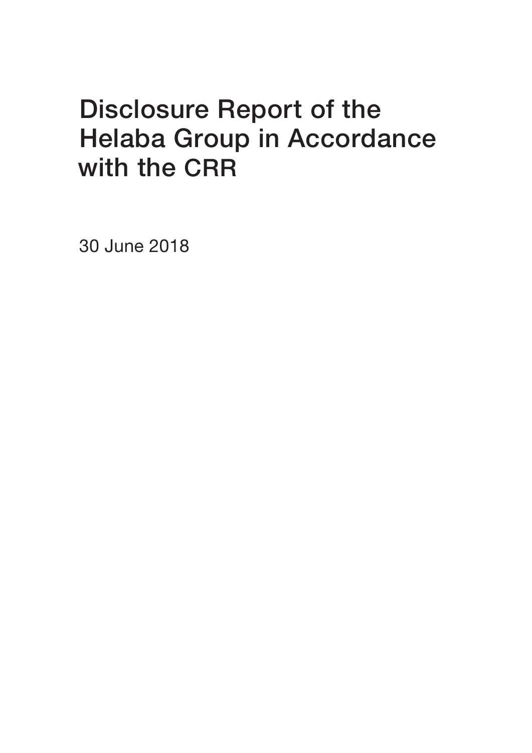# Disclosure Report of the Helaba Group in Accordance with the CRR

30 June 2018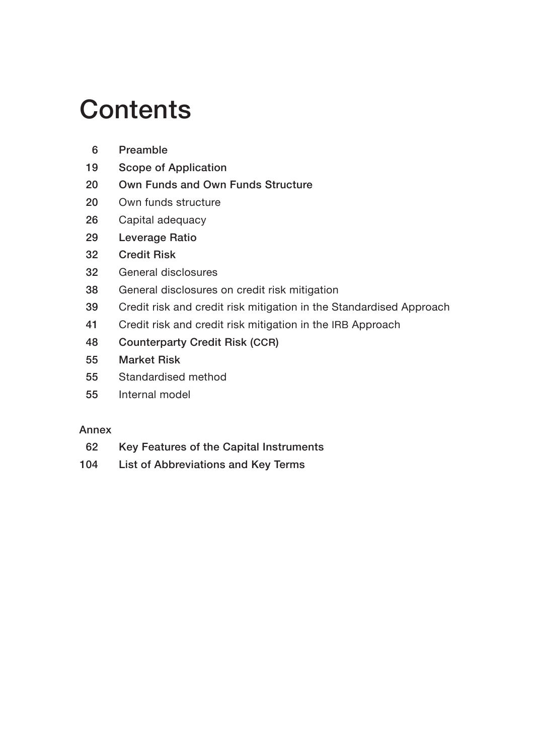# Contents

| | |
|---|---|
| 6 | **Preamble** |
| 19 | **Scope of Application** |
| 20 | **Own Funds and Own Funds Structure** |
| 20 | Own funds structure |
| 26 | Capital adequacy |
| 29 | **Leverage Ratio** |
| 32 | **Credit Risk** |
| 32 | General disclosures |
| 38 | General disclosures on credit risk mitigation |
| 39 | Credit risk and credit risk mitigation in the Standardised Approach |
| 41 | Credit risk and credit risk mitigation in the IRB Approach |
| 48 | **Counterparty Credit Risk (CCR)** |
| 55 | **Market Risk** |
| 55 | Standardised method |
| 55 | Internal model |

**Annex**

| | |
|---|---|
| 62 | **Key Features of the Capital Instruments** |
| 104 | **List of Abbreviations and Key Terms** |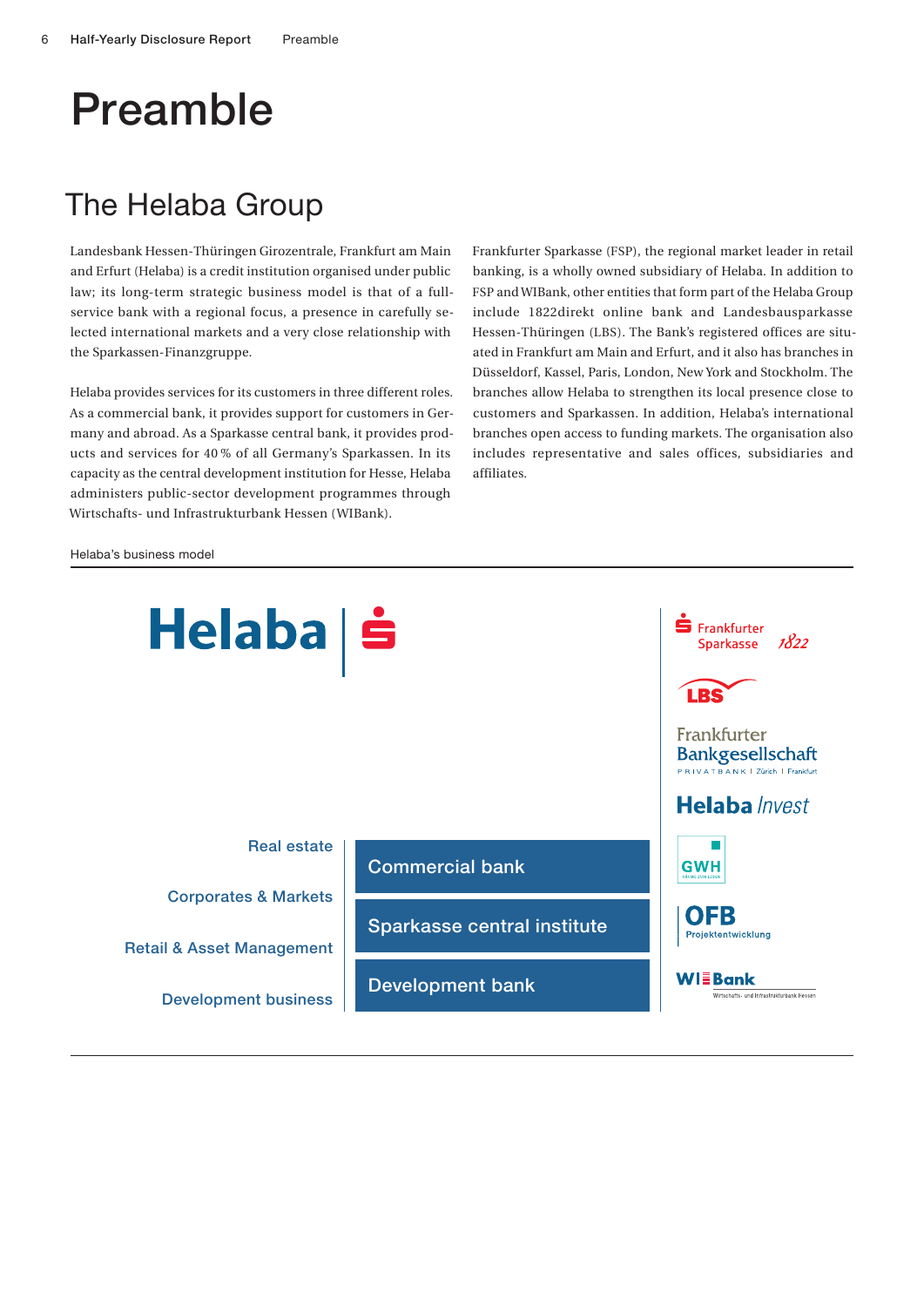# Preamble

## The Helaba Group

Landesbank Hessen-Thüringen Girozentrale, Frankfurt am Main and Erfurt (Helaba) is a credit institution organised under public law; its long-term strategic business model is that of a full-service bank with a regional focus, a presence in carefully selected international markets and a very close relationship with the Sparkassen-Finanzgruppe.

Helaba provides services for its customers in three different roles. As a commercial bank, it provides support for customers in Germany and abroad. As a Sparkasse central bank, it provides products and services for 40 % of all Germany's Sparkassen. In its capacity as the central development institution for Hesse, Helaba administers public-sector development programmes through Wirtschafts- und Infrastrukturbank Hessen (WIBank).

Frankfurter Sparkasse (FSP), the regional market leader in retail banking, is a wholly owned subsidiary of Helaba. In addition to FSP and WIBank, other entities that form part of the Helaba Group include 1822direkt online bank and Landesbausparkasse Hessen-Thüringen (LBS). The Bank's registered offices are situated in Frankfurt am Main and Erfurt, and it also has branches in Düsseldorf, Kassel, Paris, London, New York and Stockholm. The branches allow Helaba to strengthen its local presence close to customers and Sparkassen. In addition, Helaba's international branches open access to funding markets. The organisation also includes representative and sales offices, subsidiaries and affiliates.

Helaba's business model

Helaba

- Real estate
- Corporates & Markets
- Retail & Asset Management
- Development business

- Commercial bank
- Sparkasse central institute
- Development bank

- Frankfurter Sparkasse 1822
- LBS
- Frankfurter Bankgesellschaft PRIVATBANK | Zürich | Frankfurt
- Helaba Invest
- GWH
- OFB Projektentwicklung
- WIBank Wirtschafts- und Infrastrukturbank Hessen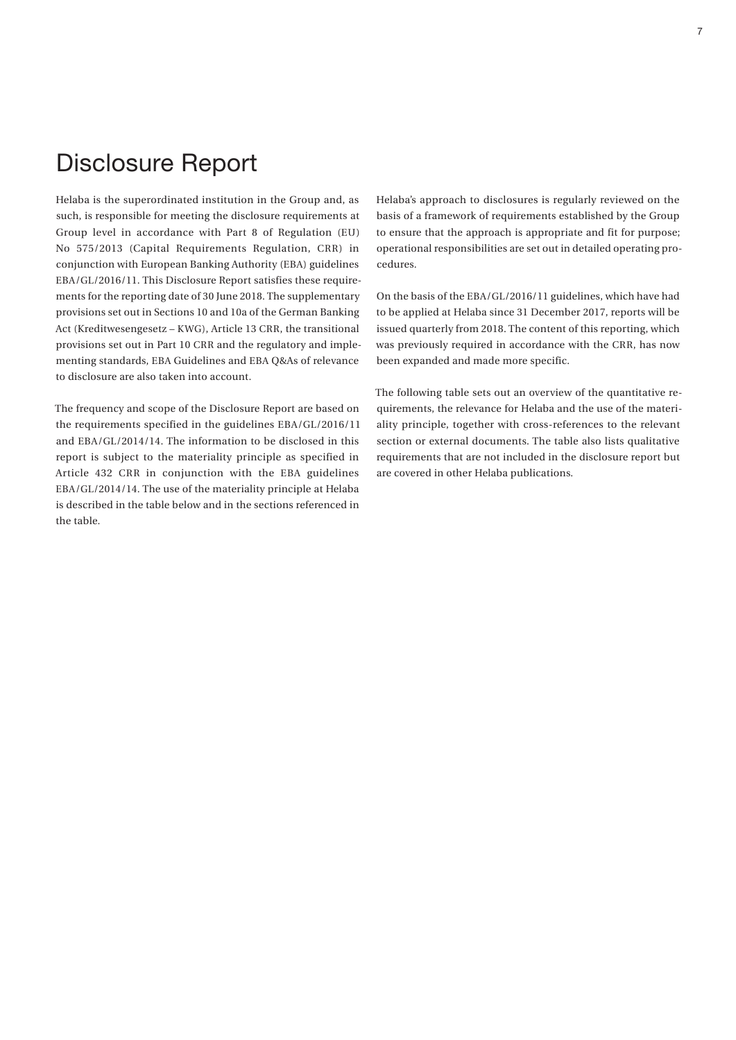# Disclosure Report

Helaba is the superordinated institution in the Group and, as such, is responsible for meeting the disclosure requirements at Group level in accordance with Part 8 of Regulation (EU) No 575/2013 (Capital Requirements Regulation, CRR) in conjunction with European Banking Authority (EBA) guidelines EBA/GL/2016/11. This Disclosure Report satisfies these requirements for the reporting date of 30 June 2018. The supplementary provisions set out in Sections 10 and 10a of the German Banking Act (Kreditwesengesetz – KWG), Article 13 CRR, the transitional provisions set out in Part 10 CRR and the regulatory and implementing standards, EBA Guidelines and EBA Q&As of relevance to disclosure are also taken into account.

The frequency and scope of the Disclosure Report are based on the requirements specified in the guidelines EBA/GL/2016/11 and EBA/GL/2014/14. The information to be disclosed in this report is subject to the materiality principle as specified in Article 432 CRR in conjunction with the EBA guidelines EBA/GL/2014/14. The use of the materiality principle at Helaba is described in the table below and in the sections referenced in the table.

Helaba's approach to disclosures is regularly reviewed on the basis of a framework of requirements established by the Group to ensure that the approach is appropriate and fit for purpose; operational responsibilities are set out in detailed operating procedures.

On the basis of the EBA/GL/2016/11 guidelines, which have had to be applied at Helaba since 31 December 2017, reports will be issued quarterly from 2018. The content of this reporting, which was previously required in accordance with the CRR, has now been expanded and made more specific.

The following table sets out an overview of the quantitative requirements, the relevance for Helaba and the use of the materiality principle, together with cross-references to the relevant section or external documents. The table also lists qualitative requirements that are not included in the disclosure report but are covered in other Helaba publications.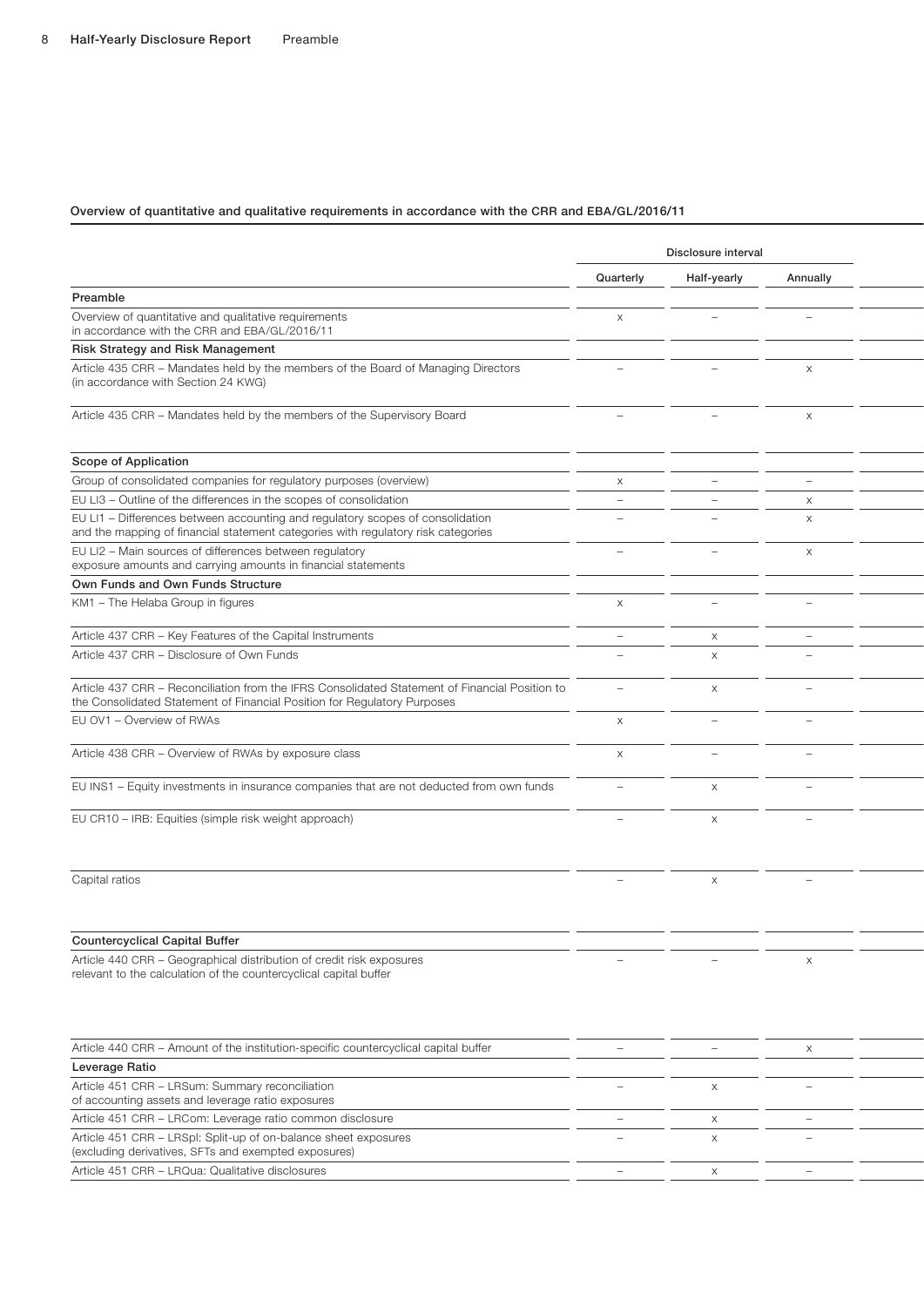## Overview of quantitative and qualitative requirements in accordance with the CRR and EBA/GL/2016/11

| | Disclosure interval | | | |
|---|---|---|---|---|
| | Quarterly | Half-yearly | Annually | |
| **Preamble** | | | | |
| Overview of quantitative and qualitative requirements in accordance with the CRR and EBA/GL/2016/11 | x | – | – | |
| **Risk Strategy and Risk Management** | | | | |
| Article 435 CRR – Mandates held by the members of the Board of Managing Directors (in accordance with Section 24 KWG) | – | – | x | |
| Article 435 CRR – Mandates held by the members of the Supervisory Board | – | – | x | |
| **Scope of Application** | | | | |
| Group of consolidated companies for regulatory purposes (overview) | x | – | – | |
| EU LI3 – Outline of the differences in the scopes of consolidation | – | – | x | |
| EU LI1 – Differences between accounting and regulatory scopes of consolidation and the mapping of financial statement categories with regulatory risk categories | – | – | x | |
| EU LI2 – Main sources of differences between regulatory exposure amounts and carrying amounts in financial statements | – | – | x | |
| **Own Funds and Own Funds Structure** | | | | |
| KM1 – The Helaba Group in figures | x | – | – | |
| Article 437 CRR – Key Features of the Capital Instruments | – | x | – | |
| Article 437 CRR – Disclosure of Own Funds | – | x | – | |
| Article 437 CRR – Reconciliation from the IFRS Consolidated Statement of Financial Position to the Consolidated Statement of Financial Position for Regulatory Purposes | – | x | – | |
| EU OV1 – Overview of RWAs | x | – | – | |
| Article 438 CRR – Overview of RWAs by exposure class | x | – | – | |
| EU INS1 – Equity investments in insurance companies that are not deducted from own funds | – | x | – | |
| EU CR10 – IRB: Equities (simple risk weight approach) | – | x | – | |
| Capital ratios | – | x | – | |
| **Countercyclical Capital Buffer** | | | | |
| Article 440 CRR – Geographical distribution of credit risk exposures relevant to the calculation of the countercyclical capital buffer | – | – | x | |
| Article 440 CRR – Amount of the institution-specific countercyclical capital buffer | – | – | x | |
| **Leverage Ratio** | | | | |
| Article 451 CRR – LRSum: Summary reconciliation of accounting assets and leverage ratio exposures | – | x | – | |
| Article 451 CRR – LRCom: Leverage ratio common disclosure | – | x | – | |
| Article 451 CRR – LRSpl: Split-up of on-balance sheet exposures (excluding derivatives, SFTs and exempted exposures) | – | x | – | |
| Article 451 CRR – LRQua: Qualitative disclosures | – | x | – | |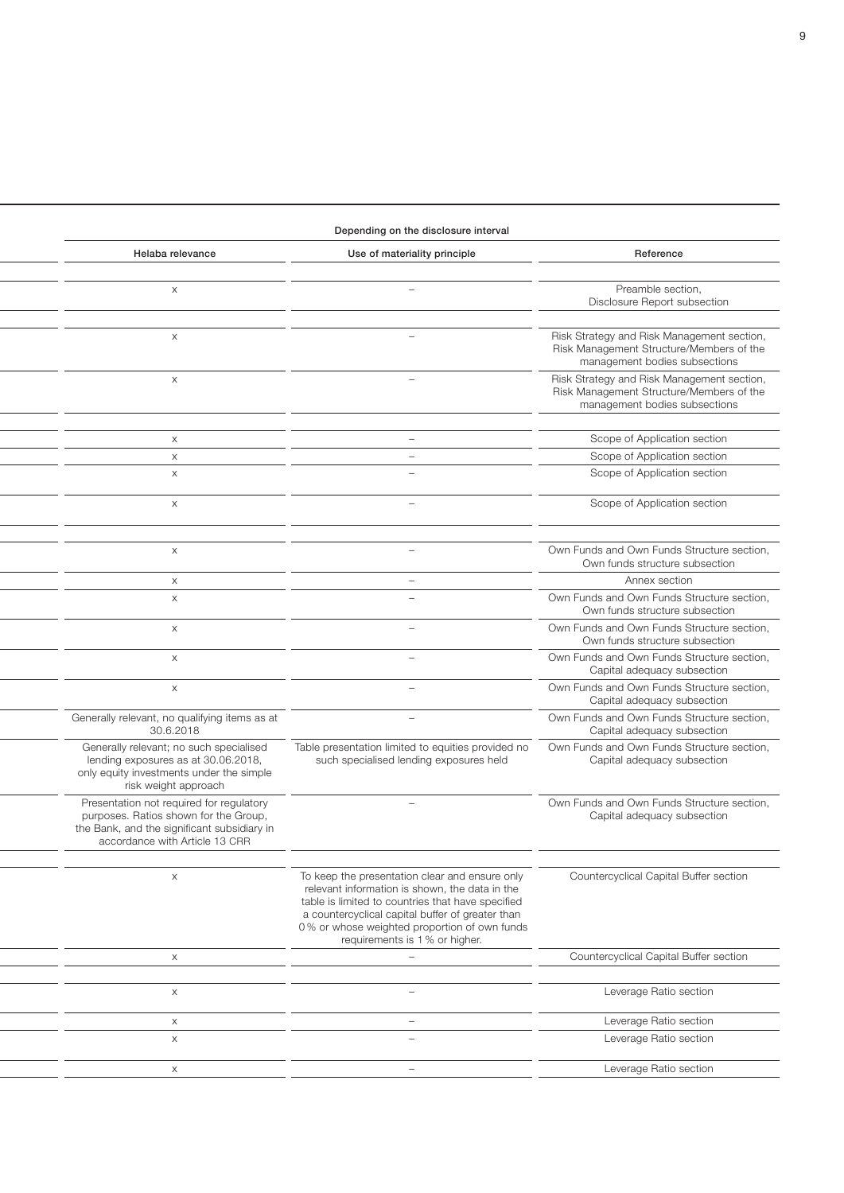| Depending on the disclosure interval | | |
|---|---|---|
| Helaba relevance | Use of materiality principle | Reference |
| | | |
| x | – | Preamble section, Disclosure Report subsection |
| | | |
| x | – | Risk Strategy and Risk Management section, Risk Management Structure/Members of the management bodies subsections |
| x | – | Risk Strategy and Risk Management section, Risk Management Structure/Members of the management bodies subsections |
| | | |
| x | – | Scope of Application section |
| x | – | Scope of Application section |
| x | – | Scope of Application section |
| x | – | Scope of Application section |
| | | |
| x | – | Own Funds and Own Funds Structure section, Own funds structure subsection |
| x | – | Annex section |
| x | – | Own Funds and Own Funds Structure section, Own funds structure subsection |
| x | – | Own Funds and Own Funds Structure section, Own funds structure subsection |
| x | – | Own Funds and Own Funds Structure section, Capital adequacy subsection |
| x | – | Own Funds and Own Funds Structure section, Capital adequacy subsection |
| Generally relevant, no qualifying items as at 30.6.2018 | – | Own Funds and Own Funds Structure section, Capital adequacy subsection |
| Generally relevant; no such specialised lending exposures as at 30.06.2018, only equity investments under the simple risk weight approach | Table presentation limited to equities provided no such specialised lending exposures held | Own Funds and Own Funds Structure section, Capital adequacy subsection |
| Presentation not required for regulatory purposes. Ratios shown for the Group, the Bank, and the significant subsidiary in accordance with Article 13 CRR | – | Own Funds and Own Funds Structure section, Capital adequacy subsection |
| | | |
| x | To keep the presentation clear and ensure only relevant information is shown, the data in the table is limited to countries that have specified a countercyclical capital buffer of greater than 0 % or whose weighted proportion of own funds requirements is 1 % or higher. | Countercyclical Capital Buffer section |
| x | – | Countercyclical Capital Buffer section |
| | | |
| x | – | Leverage Ratio section |
| x | – | Leverage Ratio section |
| x | – | Leverage Ratio section |
| x | – | Leverage Ratio section |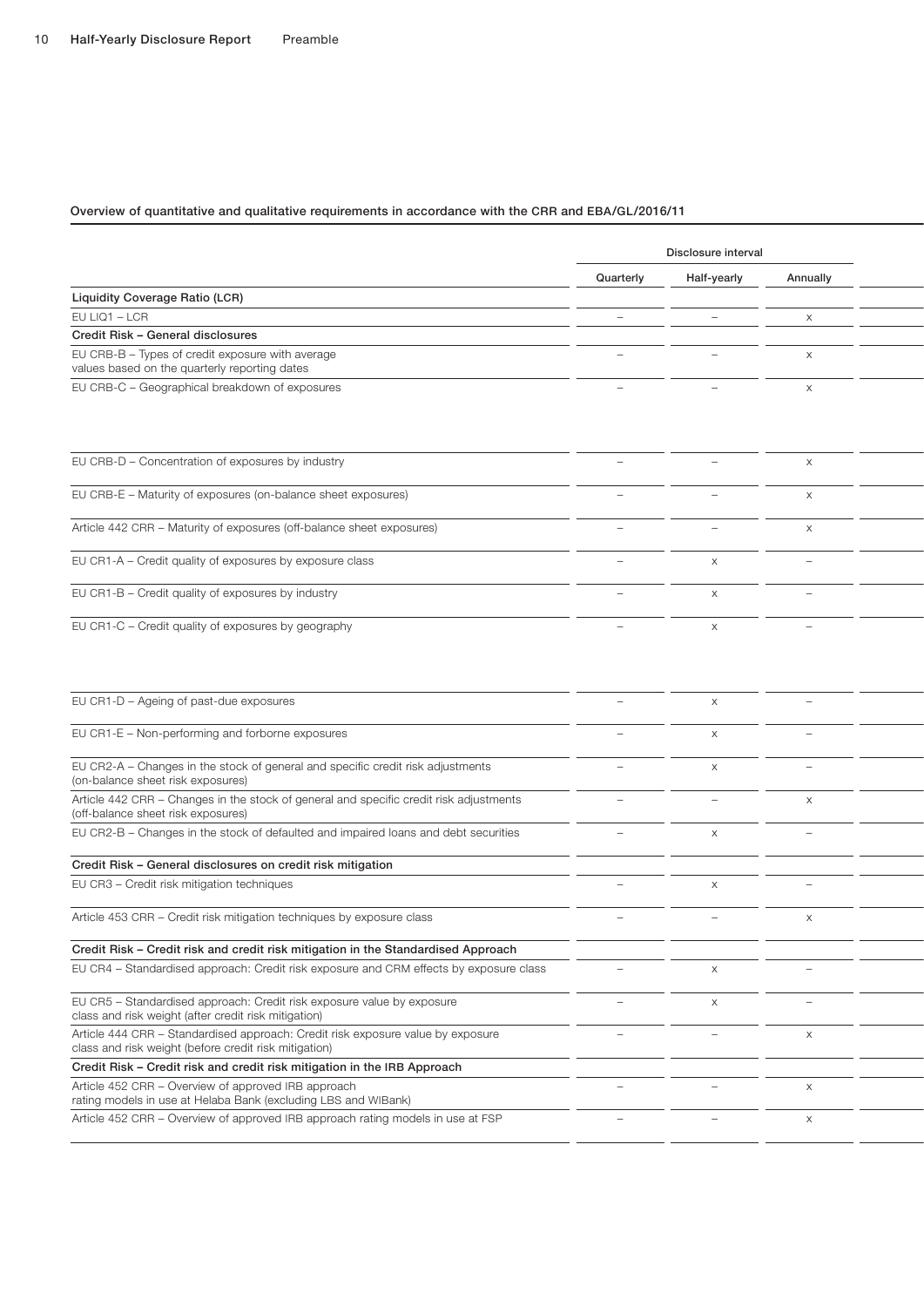### Overview of quantitative and qualitative requirements in accordance with the CRR and EBA/GL/2016/11

| | Disclosure interval | | | |
|---|---|---|---|---|
| | Quarterly | Half-yearly | Annually | |
| **Liquidity Coverage Ratio (LCR)** | | | | |
| EU LIQ1 – LCR | – | – | x | |
| **Credit Risk – General disclosures** | | | | |
| EU CRB-B – Types of credit exposure with average values based on the quarterly reporting dates | – | – | x | |
| EU CRB-C – Geographical breakdown of exposures | – | – | x | |
| EU CRB-D – Concentration of exposures by industry | – | – | x | |
| EU CRB-E – Maturity of exposures (on-balance sheet exposures) | – | – | x | |
| Article 442 CRR – Maturity of exposures (off-balance sheet exposures) | – | – | x | |
| EU CR1-A – Credit quality of exposures by exposure class | – | x | – | |
| EU CR1-B – Credit quality of exposures by industry | – | x | – | |
| EU CR1-C – Credit quality of exposures by geography | – | x | – | |
| EU CR1-D – Ageing of past-due exposures | – | x | – | |
| EU CR1-E – Non-performing and forborne exposures | – | x | – | |
| EU CR2-A – Changes in the stock of general and specific credit risk adjustments (on-balance sheet risk exposures) | – | x | – | |
| Article 442 CRR – Changes in the stock of general and specific credit risk adjustments (off-balance sheet risk exposures) | – | – | x | |
| EU CR2-B – Changes in the stock of defaulted and impaired loans and debt securities | – | x | – | |
| **Credit Risk – General disclosures on credit risk mitigation** | | | | |
| EU CR3 – Credit risk mitigation techniques | – | x | – | |
| Article 453 CRR – Credit risk mitigation techniques by exposure class | – | – | x | |
| **Credit Risk – Credit risk and credit risk mitigation in the Standardised Approach** | | | | |
| EU CR4 – Standardised approach: Credit risk exposure and CRM effects by exposure class | – | x | – | |
| EU CR5 – Standardised approach: Credit risk exposure value by exposure class and risk weight (after credit risk mitigation) | – | x | – | |
| Article 444 CRR – Standardised approach: Credit risk exposure value by exposure class and risk weight (before credit risk mitigation) | – | – | x | |
| **Credit Risk – Credit risk and credit risk mitigation in the IRB Approach** | | | | |
| Article 452 CRR – Overview of approved IRB approach rating models in use at Helaba Bank (excluding LBS and WIBank) | – | – | x | |
| Article 452 CRR – Overview of approved IRB approach rating models in use at FSP | – | – | x | |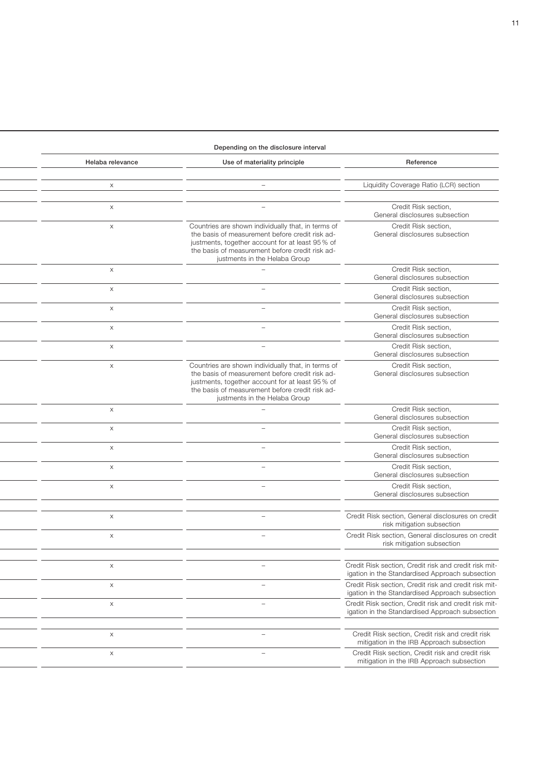| Depending on the disclosure interval | | |
|---|---|---|
| Helaba relevance | Use of materiality principle | Reference |
| | | |
| x | – | Liquidity Coverage Ratio (LCR) section |
| | | |
| x | – | Credit Risk section, General disclosures subsection |
| x | Countries are shown individually that, in terms of the basis of measurement before credit risk adjustments, together account for at least 95% of the basis of measurement before credit risk adjustments in the Helaba Group | Credit Risk section, General disclosures subsection |
| x | – | Credit Risk section, General disclosures subsection |
| x | – | Credit Risk section, General disclosures subsection |
| x | – | Credit Risk section, General disclosures subsection |
| x | – | Credit Risk section, General disclosures subsection |
| x | – | Credit Risk section, General disclosures subsection |
| x | Countries are shown individually that, in terms of the basis of measurement before credit risk adjustments, together account for at least 95% of the basis of measurement before credit risk adjustments in the Helaba Group | Credit Risk section, General disclosures subsection |
| x | – | Credit Risk section, General disclosures subsection |
| x | – | Credit Risk section, General disclosures subsection |
| x | – | Credit Risk section, General disclosures subsection |
| x | – | Credit Risk section, General disclosures subsection |
| x | – | Credit Risk section, General disclosures subsection |
| | | |
| x | – | Credit Risk section, General disclosures on credit risk mitigation subsection |
| x | – | Credit Risk section, General disclosures on credit risk mitigation subsection |
| | | |
| x | – | Credit Risk section, Credit risk and credit risk mitigation in the Standardised Approach subsection |
| x | – | Credit Risk section, Credit risk and credit risk mitigation in the Standardised Approach subsection |
| x | – | Credit Risk section, Credit risk and credit risk mitigation in the Standardised Approach subsection |
| | | |
| x | – | Credit Risk section, Credit risk and credit risk mitigation in the IRB Approach subsection |
| x | – | Credit Risk section, Credit risk and credit risk mitigation in the IRB Approach subsection |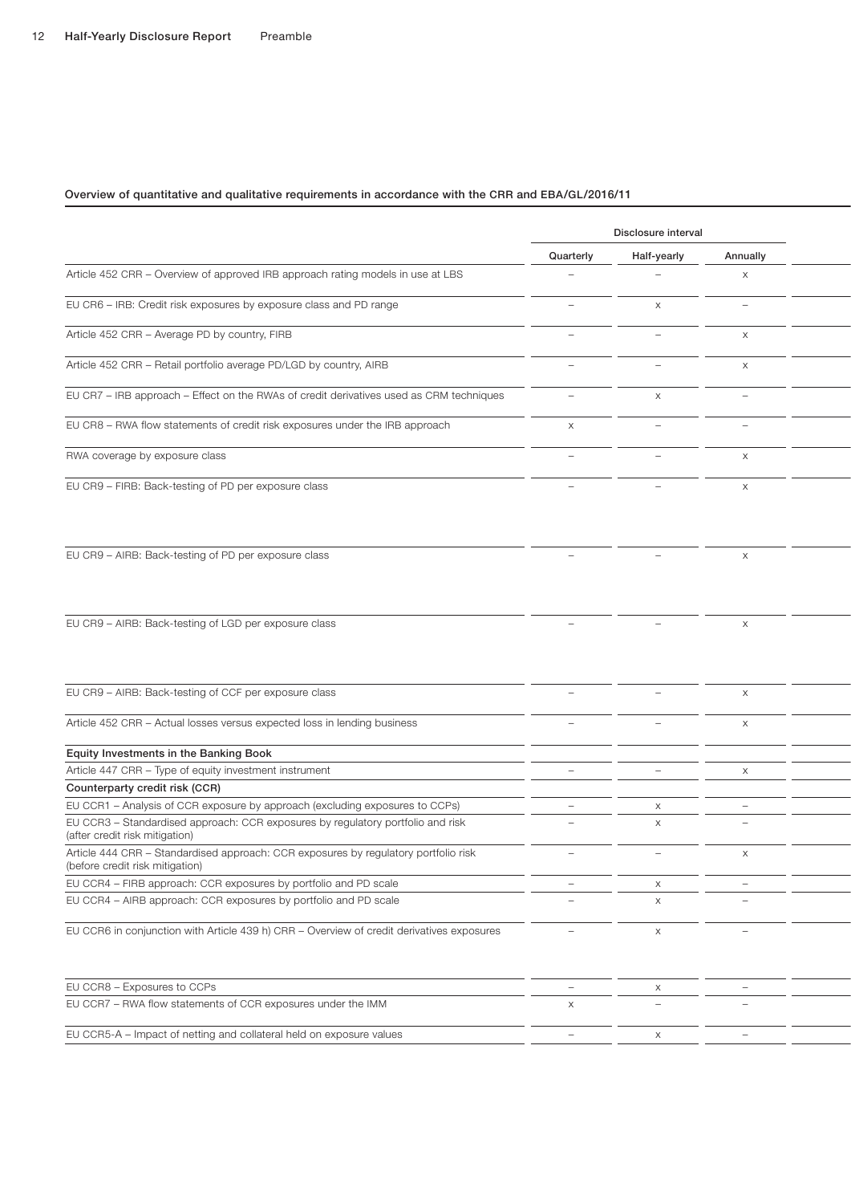**Overview of quantitative and qualitative requirements in accordance with the CRR and EBA/GL/2016/11**

| | Disclosure interval | | |
|---|---|---|---|
| | Quarterly | Half-yearly | Annually |
| Article 452 CRR – Overview of approved IRB approach rating models in use at LBS | – | – | x |
| EU CR6 – IRB: Credit risk exposures by exposure class and PD range | – | x | – |
| Article 452 CRR – Average PD by country, FIRB | – | – | x |
| Article 452 CRR – Retail portfolio average PD/LGD by country, AIRB | – | – | x |
| EU CR7 – IRB approach – Effect on the RWAs of credit derivatives used as CRM techniques | – | x | – |
| EU CR8 – RWA flow statements of credit risk exposures under the IRB approach | x | – | – |
| RWA coverage by exposure class | – | – | x |
| EU CR9 – FIRB: Back-testing of PD per exposure class | – | – | x |
| EU CR9 – AIRB: Back-testing of PD per exposure class | – | – | x |
| EU CR9 – AIRB: Back-testing of LGD per exposure class | – | – | x |
| EU CR9 – AIRB: Back-testing of CCF per exposure class | – | – | x |
| Article 452 CRR – Actual losses versus expected loss in lending business | – | – | x |
| **Equity Investments in the Banking Book** | | | |
| Article 447 CRR – Type of equity investment instrument | – | – | x |
| **Counterparty credit risk (CCR)** | | | |
| EU CCR1 – Analysis of CCR exposure by approach (excluding exposures to CCPs) | – | x | – |
| EU CCR3 – Standardised approach: CCR exposures by regulatory portfolio and risk (after credit risk mitigation) | – | x | – |
| Article 444 CRR – Standardised approach: CCR exposures by regulatory portfolio and risk (before credit risk mitigation) | – | – | x |
| EU CCR4 – FIRB approach: CCR exposures by portfolio and PD scale | – | x | – |
| EU CCR4 – AIRB approach: CCR exposures by portfolio and PD scale | – | x | – |
| EU CCR6 in conjunction with Article 439 h) CRR – Overview of credit derivatives exposures | – | x | – |
| EU CCR8 – Exposures to CCPs | – | x | – |
| EU CCR7 – RWA flow statements of CCR exposures under the IMM | x | – | – |
| EU CCR5-A – Impact of netting and collateral held on exposure values | – | x | – |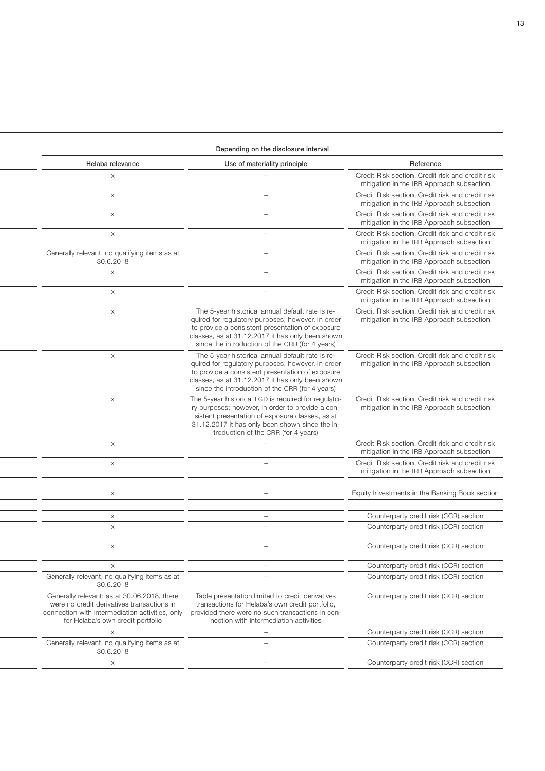| Depending on the disclosure interval | | |
|---|---|---|
| Helaba relevance | Use of materiality principle | Reference |
| x | – | Credit Risk section, Credit risk and credit risk mitigation in the IRB Approach subsection |
| x | – | Credit Risk section, Credit risk and credit risk mitigation in the IRB Approach subsection |
| x | – | Credit Risk section, Credit risk and credit risk mitigation in the IRB Approach subsection |
| x | – | Credit Risk section, Credit risk and credit risk mitigation in the IRB Approach subsection |
| Generally relevant, no qualifying items as at 30.6.2018 | – | Credit Risk section, Credit risk and credit risk mitigation in the IRB Approach subsection |
| x | – | Credit Risk section, Credit risk and credit risk mitigation in the IRB Approach subsection |
| x | – | Credit Risk section, Credit risk and credit risk mitigation in the IRB Approach subsection |
| x | The 5-year historical annual default rate is required for regulatory purposes; however, in order to provide a consistent presentation of exposure classes, as at 31.12.2017 it has only been shown since the introduction of the CRR (for 4 years) | Credit Risk section, Credit risk and credit risk mitigation in the IRB Approach subsection |
| x | The 5-year historical annual default rate is required for regulatory purposes; however, in order to provide a consistent presentation of exposure classes, as at 31.12.2017 it has only been shown since the introduction of the CRR (for 4 years) | Credit Risk section, Credit risk and credit risk mitigation in the IRB Approach subsection |
| x | The 5-year historical LGD is required for regulatory purposes; however, in order to provide a consistent presentation of exposure classes, as at 31.12.2017 it has only been shown since the introduction of the CRR (for 4 years) | Credit Risk section, Credit risk and credit risk mitigation in the IRB Approach subsection |
| x | – | Credit Risk section, Credit risk and credit risk mitigation in the IRB Approach subsection |
| x | – | Credit Risk section, Credit risk and credit risk mitigation in the IRB Approach subsection |
| | | |
| x | – | Equity Investments in the Banking Book section |
| | | |
| x | – | Counterparty credit risk (CCR) section |
| x | – | Counterparty credit risk (CCR) section |
| x | – | Counterparty credit risk (CCR) section |
| x | – | Counterparty credit risk (CCR) section |
| Generally relevant, no qualifying items as at 30.6.2018 | – | Counterparty credit risk (CCR) section |
| Generally relevant; as at 30.06.2018, there were no credit derivatives transactions in connection with intermediation activities, only for Helaba's own credit portfolio | Table presentation limited to credit derivatives transactions for Helaba's own credit portfolio, provided there were no such transactions in connection with intermediation activities | Counterparty credit risk (CCR) section |
| x | – | Counterparty credit risk (CCR) section |
| Generally relevant, no qualifying items as at 30.6.2018 | – | Counterparty credit risk (CCR) section |
| x | – | Counterparty credit risk (CCR) section |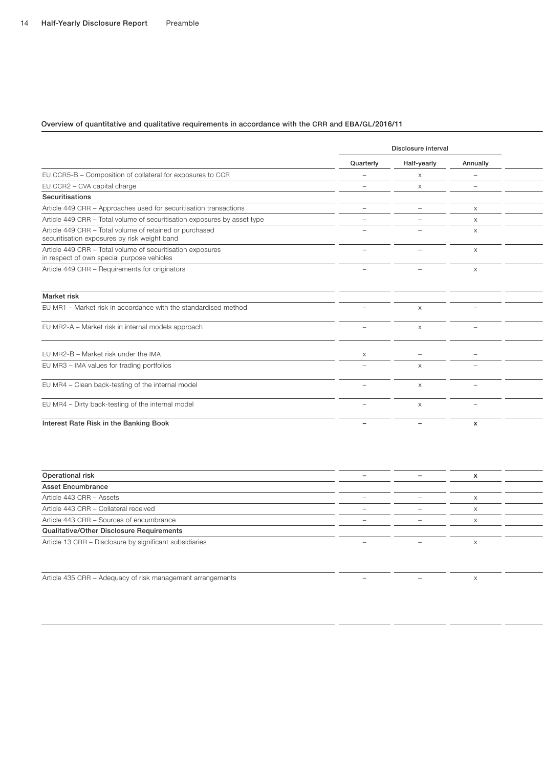### Overview of quantitative and qualitative requirements in accordance with the CRR and EBA/GL/2016/11

| | Disclosure interval | | | |
|---|---|---|---|---|
| | Quarterly | Half-yearly | Annually | |
| EU CCR5-B – Composition of collateral for exposures to CCR | – | x | – | |
| EU CCR2 – CVA capital charge | – | x | – | |
| **Securitisations** | | | | |
| Article 449 CRR – Approaches used for securitisation transactions | – | – | x | |
| Article 449 CRR – Total volume of securitisation exposures by asset type | – | – | x | |
| Article 449 CRR – Total volume of retained or purchased securitisation exposures by risk weight band | – | – | x | |
| Article 449 CRR – Total volume of securitisation exposures in respect of own special purpose vehicles | – | – | x | |
| Article 449 CRR – Requirements for originators | – | – | x | |
| **Market risk** | | | | |
| EU MR1 – Market risk in accordance with the standardised method | – | x | – | |
| EU MR2-A – Market risk in internal models approach | – | x | – | |
| EU MR2-B – Market risk under the IMA | x | – | – | |
| EU MR3 – IMA values for trading portfolios | – | x | – | |
| EU MR4 – Clean back-testing of the internal model | – | x | – | |
| EU MR4 – Dirty back-testing of the internal model | – | x | – | |
| **Interest Rate Risk in the Banking Book** | **–** | **–** | **x** | |
| **Operational risk** | **–** | **–** | **x** | |
| **Asset Encumbrance** | | | | |
| Article 443 CRR – Assets | – | – | x | |
| Article 443 CRR – Collateral received | – | – | x | |
| Article 443 CRR – Sources of encumbrance | – | – | x | |
| **Qualitative/Other Disclosure Requirements** | | | | |
| Article 13 CRR – Disclosure by significant subsidiaries | – | – | x | |
| Article 435 CRR – Adequacy of risk management arrangements | – | – | x | |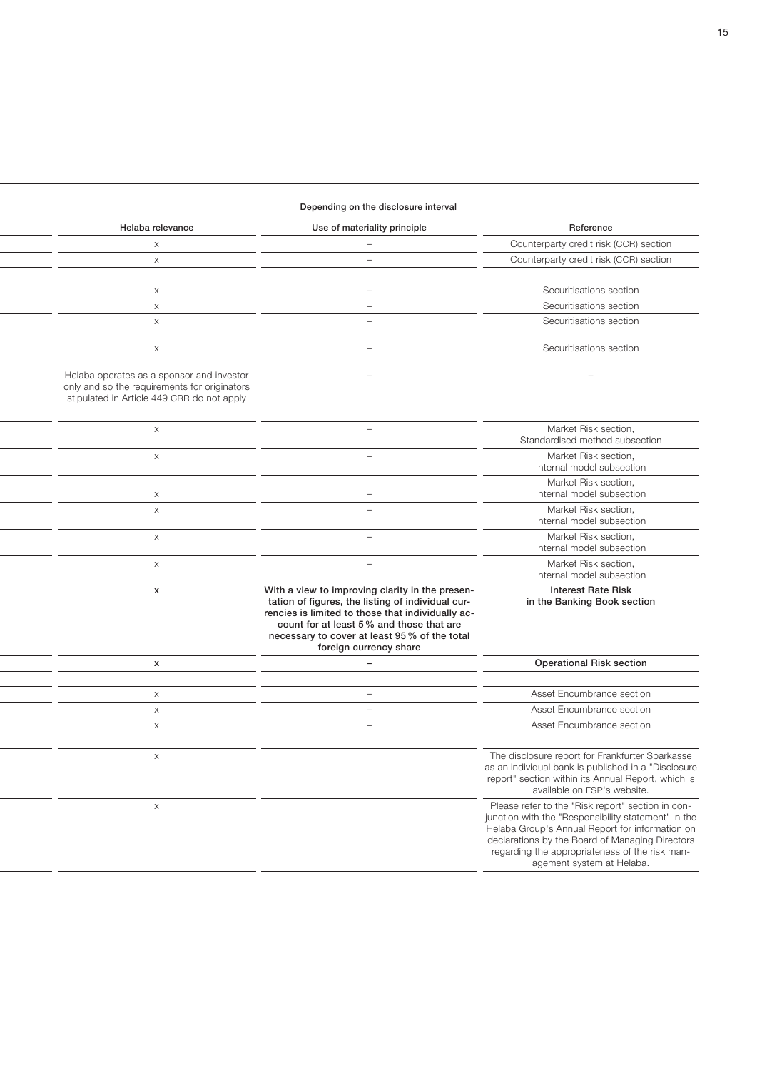| Depending on the disclosure interval | | |
|---|---|---|
| Helaba relevance | Use of materiality principle | Reference |
| x | – | Counterparty credit risk (CCR) section |
| x | – | Counterparty credit risk (CCR) section |
| | | |
| x | – | Securitisations section |
| x | – | Securitisations section |
| x | – | Securitisations section |
| x | – | Securitisations section |
| Helaba operates as a sponsor and investor only and so the requirements for originators stipulated in Article 449 CRR do not apply | – | – |
| | | |
| x | – | Market Risk section, Standardised method subsection |
| x | – | Market Risk section, Internal model subsection |
| x | – | Market Risk section, Internal model subsection |
| x | – | Market Risk section, Internal model subsection |
| x | – | Market Risk section, Internal model subsection |
| x | – | Market Risk section, Internal model subsection |
| **x** | **With a view to improving clarity in the presentation of figures, the listing of individual currencies is limited to those that individually account for at least 5 % and those that are necessary to cover at least 95 % of the total foreign currency share** | **Interest Rate Risk in the Banking Book section** |
| **x** | **–** | **Operational Risk section** |
| | | |
| x | – | Asset Encumbrance section |
| x | – | Asset Encumbrance section |
| x | – | Asset Encumbrance section |
| | | |
| x | | The disclosure report for Frankfurter Sparkasse as an individual bank is published in a "Disclosure report" section within its Annual Report, which is available on FSP's website. |
| x | | Please refer to the "Risk report" section in conjunction with the "Responsibility statement" in the Helaba Group's Annual Report for information on declarations by the Board of Managing Directors regarding the appropriateness of the risk management system at Helaba. |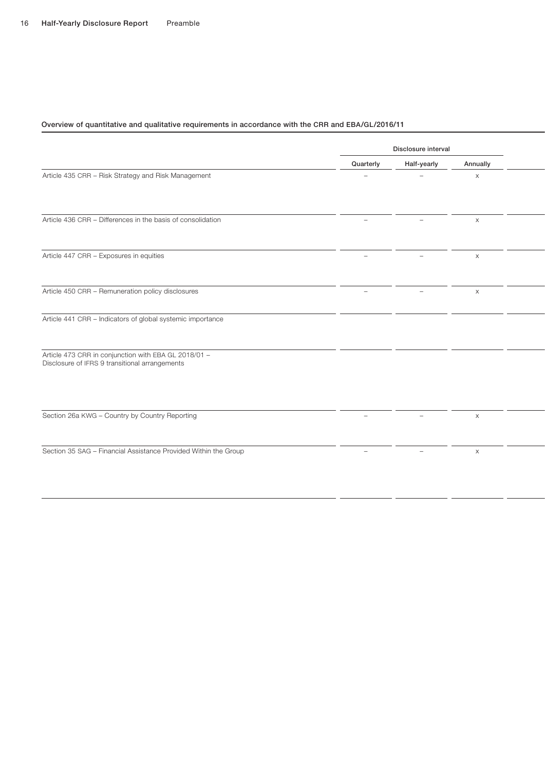**Overview of quantitative and qualitative requirements in accordance with the CRR and EBA/GL/2016/11**

| | Disclosure interval | | | |
|---|---|---|---|---|
| | Quarterly | Half-yearly | Annually | |
| Article 435 CRR – Risk Strategy and Risk Management | – | – | x | |
| Article 436 CRR – Differences in the basis of consolidation | – | – | x | |
| Article 447 CRR – Exposures in equities | – | – | x | |
| Article 450 CRR – Remuneration policy disclosures | – | – | x | |
| Article 441 CRR – Indicators of global systemic importance | | | | |
| Article 473 CRR in conjunction with EBA GL 2018/01 – Disclosure of IFRS 9 transitional arrangements | | | | |
| Section 26a KWG – Country by Country Reporting | – | – | x | |
| Section 35 SAG – Financial Assistance Provided Within the Group | – | – | x | |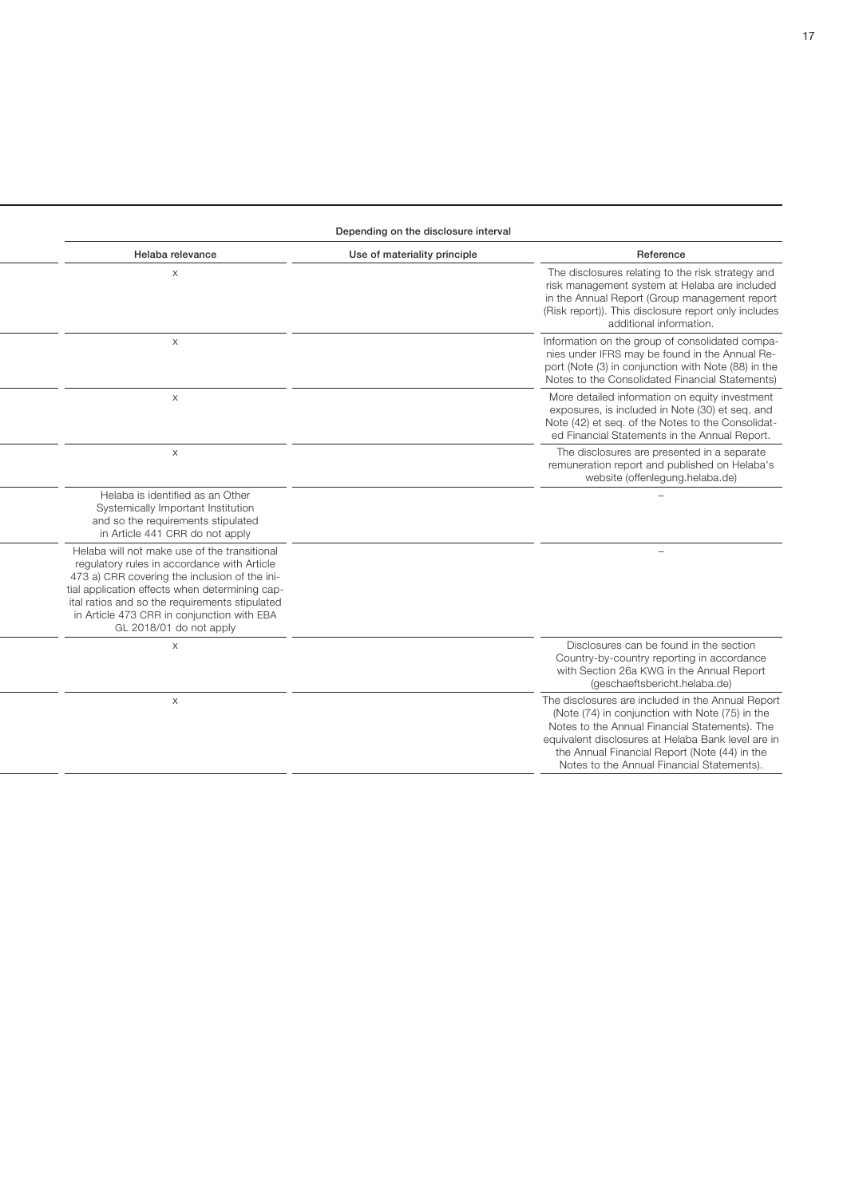| Depending on the disclosure interval | | |
|---|---|---|
| Helaba relevance | Use of materiality principle | Reference |
| x | | The disclosures relating to the risk strategy and risk management system at Helaba are included in the Annual Report (Group management report (Risk report)). This disclosure report only includes additional information. |
| x | | Information on the group of consolidated companies under IFRS may be found in the Annual Report (Note (3) in conjunction with Note (88) in the Notes to the Consolidated Financial Statements) |
| x | | More detailed information on equity investment exposures, is included in Note (30) et seq. and Note (42) et seq. of the Notes to the Consolidated Financial Statements in the Annual Report. |
| x | | The disclosures are presented in a separate remuneration report and published on Helaba's website (offenlegung.helaba.de) |
| Helaba is identified as an Other Systemically Important Institution and so the requirements stipulated in Article 441 CRR do not apply | | – |
| Helaba will not make use of the transitional regulatory rules in accordance with Article 473 a) CRR covering the inclusion of the initial application effects when determining capital ratios and so the requirements stipulated in Article 473 CRR in conjunction with EBA GL 2018/01 do not apply | | – |
| x | | Disclosures can be found in the section Country-by-country reporting in accordance with Section 26a KWG in the Annual Report (geschaeftsbericht.helaba.de) |
| x | | The disclosures are included in the Annual Report (Note (74) in conjunction with Note (75) in the Notes to the Annual Financial Statements). The equivalent disclosures at Helaba Bank level are in the Annual Financial Report (Note (44) in the Notes to the Annual Financial Statements). |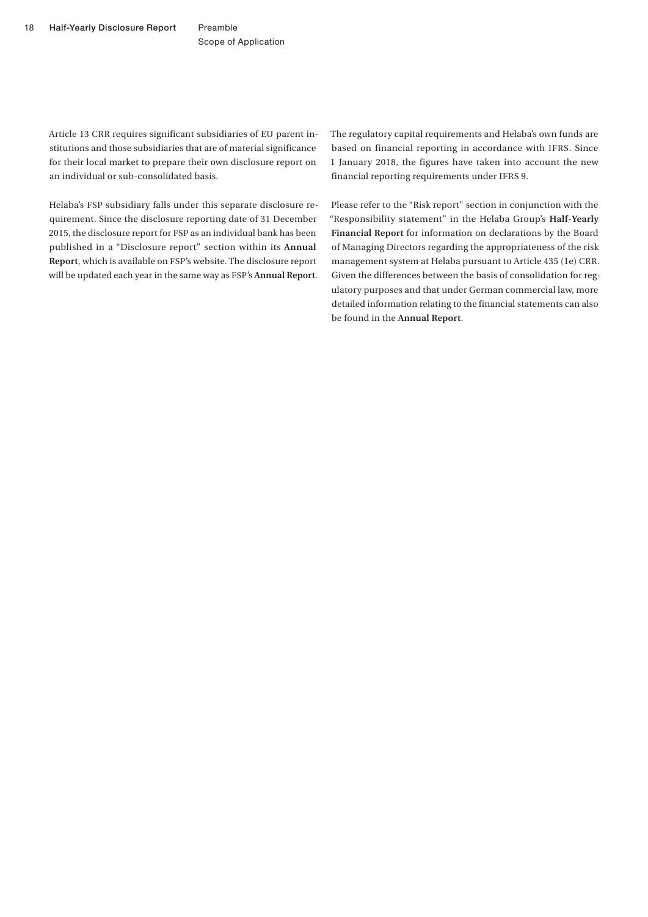Article 13 CRR requires significant subsidiaries of EU parent institutions and those subsidiaries that are of material significance for their local market to prepare their own disclosure report on an individual or sub-consolidated basis.

Helaba's FSP subsidiary falls under this separate disclosure requirement. Since the disclosure reporting date of 31 December 2015, the disclosure report for FSP as an individual bank has been published in a "Disclosure report" section within its **Annual Report**, which is available on FSP's website. The disclosure report will be updated each year in the same way as FSP's **Annual Report**.

The regulatory capital requirements and Helaba's own funds are based on financial reporting in accordance with IFRS. Since 1 January 2018, the figures have taken into account the new financial reporting requirements under IFRS 9.

Please refer to the "Risk report" section in conjunction with the "Responsibility statement" in the Helaba Group's **Half-Yearly Financial Report** for information on declarations by the Board of Managing Directors regarding the appropriateness of the risk management system at Helaba pursuant to Article 435 (1e) CRR. Given the differences between the basis of consolidation for regulatory purposes and that under German commercial law, more detailed information relating to the financial statements can also be found in the **Annual Report**.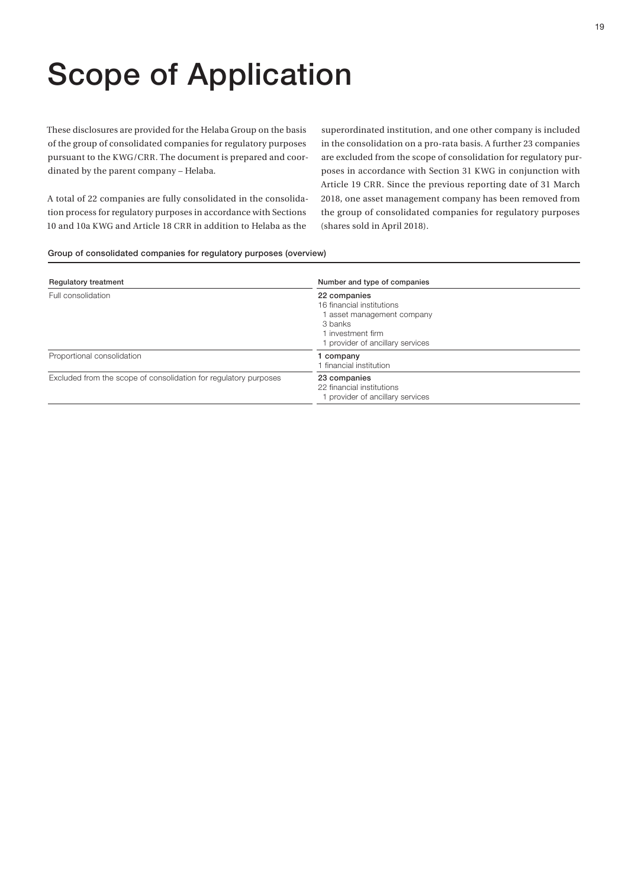# Scope of Application

These disclosures are provided for the Helaba Group on the basis of the group of consolidated companies for regulatory purposes pursuant to the KWG/CRR. The document is prepared and coordinated by the parent company – Helaba.

A total of 22 companies are fully consolidated in the consolidation process for regulatory purposes in accordance with Sections 10 and 10a KWG and Article 18 CRR in addition to Helaba as the superordinated institution, and one other company is included in the consolidation on a pro-rata basis. A further 23 companies are excluded from the scope of consolidation for regulatory purposes in accordance with Section 31 KWG in conjunction with Article 19 CRR. Since the previous reporting date of 31 March 2018, one asset management company has been removed from the group of consolidated companies for regulatory purposes (shares sold in April 2018).

**Group of consolidated companies for regulatory purposes (overview)**

| Regulatory treatment | Number and type of companies |
|---|---|
| Full consolidation | **22 companies**<br>16 financial institutions<br>1 asset management company<br>3 banks<br>1 investment firm<br>1 provider of ancillary services |
| Proportional consolidation | **1 company**<br>1 financial institution |
| Excluded from the scope of consolidation for regulatory purposes | **23 companies**<br>22 financial institutions<br>1 provider of ancillary services |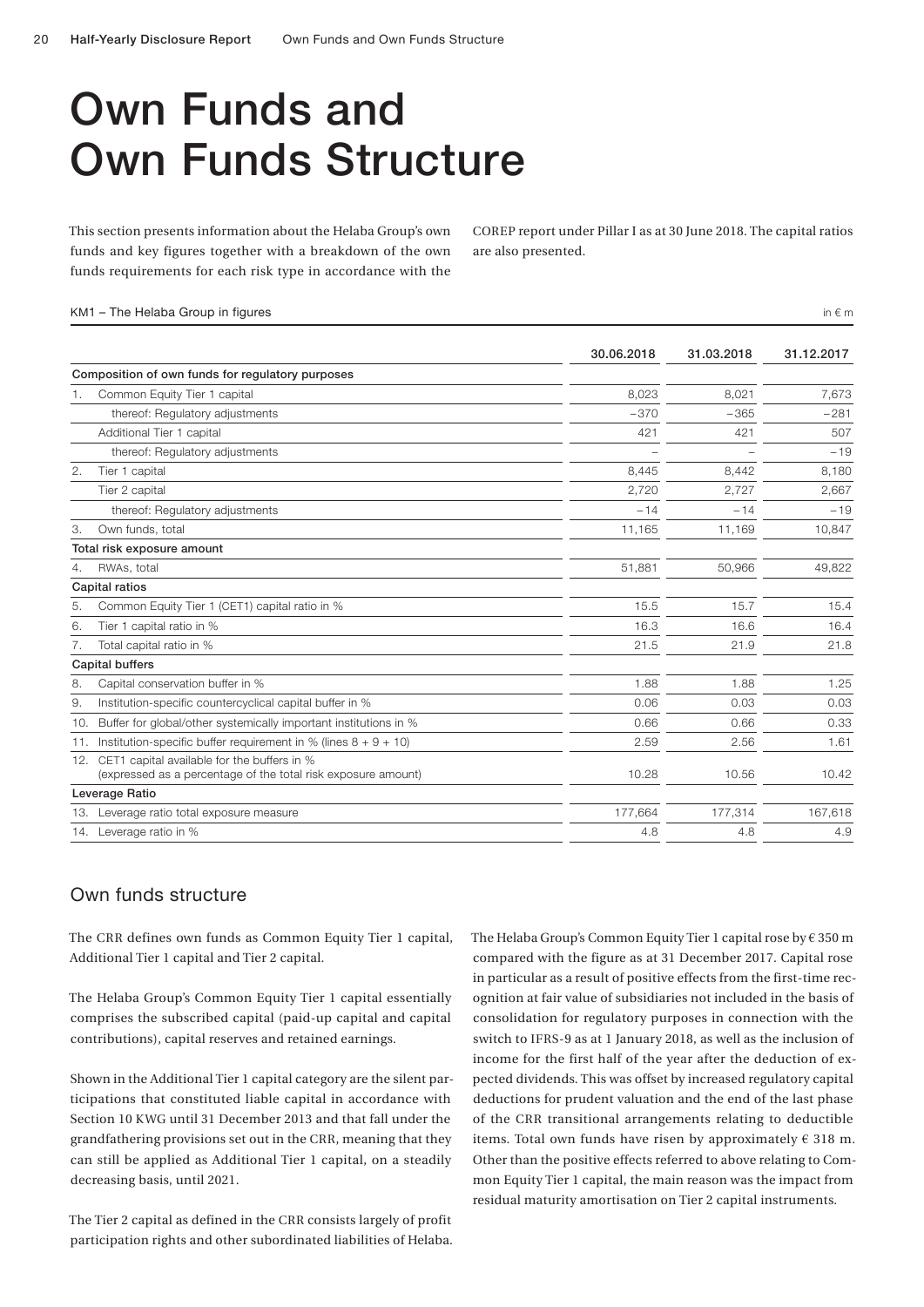# Own Funds and Own Funds Structure

This section presents information about the Helaba Group's own funds and key figures together with a breakdown of the own funds requirements for each risk type in accordance with the COREP report under Pillar I as at 30 June 2018. The capital ratios are also presented.

KM1 – The Helaba Group in figures

in € m

| | | 30.06.2018 | 31.03.2018 | 31.12.2017 |
|---|---|---|---|---|
| **Composition of own funds for regulatory purposes** | | | | |
| 1. | Common Equity Tier 1 capital | 8,023 | 8,021 | 7,673 |
| | thereof: Regulatory adjustments | −370 | −365 | −281 |
| | Additional Tier 1 capital | 421 | 421 | 507 |
| | thereof: Regulatory adjustments | – | – | −19 |
| 2. | Tier 1 capital | 8,445 | 8,442 | 8,180 |
| | Tier 2 capital | 2,720 | 2,727 | 2,667 |
| | thereof: Regulatory adjustments | −14 | −14 | −19 |
| 3. | Own funds, total | 11,165 | 11,169 | 10,847 |
| **Total risk exposure amount** | | | | |
| 4. | RWAs, total | 51,881 | 50,966 | 49,822 |
| **Capital ratios** | | | | |
| 5. | Common Equity Tier 1 (CET1) capital ratio in % | 15.5 | 15.7 | 15.4 |
| 6. | Tier 1 capital ratio in % | 16.3 | 16.6 | 16.4 |
| 7. | Total capital ratio in % | 21.5 | 21.9 | 21.8 |
| **Capital buffers** | | | | |
| 8. | Capital conservation buffer in % | 1.88 | 1.88 | 1.25 |
| 9. | Institution-specific countercyclical capital buffer in % | 0.06 | 0.03 | 0.03 |
| 10. | Buffer for global/other systemically important institutions in % | 0.66 | 0.66 | 0.33 |
| 11. | Institution-specific buffer requirement in % (lines 8 + 9 + 10) | 2.59 | 2.56 | 1.61 |
| 12. | CET1 capital available for the buffers in % (expressed as a percentage of the total risk exposure amount) | 10.28 | 10.56 | 10.42 |
| **Leverage Ratio** | | | | |
| 13. | Leverage ratio total exposure measure | 177,664 | 177,314 | 167,618 |
| 14. | Leverage ratio in % | 4.8 | 4.8 | 4.9 |

## Own funds structure

The CRR defines own funds as Common Equity Tier 1 capital, Additional Tier 1 capital and Tier 2 capital.

The Helaba Group's Common Equity Tier 1 capital essentially comprises the subscribed capital (paid-up capital and capital contributions), capital reserves and retained earnings.

Shown in the Additional Tier 1 capital category are the silent participations that constituted liable capital in accordance with Section 10 KWG until 31 December 2013 and that fall under the grandfathering provisions set out in the CRR, meaning that they can still be applied as Additional Tier 1 capital, on a steadily decreasing basis, until 2021.

The Tier 2 capital as defined in the CRR consists largely of profit participation rights and other subordinated liabilities of Helaba.

The Helaba Group's Common Equity Tier 1 capital rose by € 350 m compared with the figure as at 31 December 2017. Capital rose in particular as a result of positive effects from the first-time recognition at fair value of subsidiaries not included in the basis of consolidation for regulatory purposes in connection with the switch to IFRS-9 as at 1 January 2018, as well as the inclusion of income for the first half of the year after the deduction of expected dividends. This was offset by increased regulatory capital deductions for prudent valuation and the end of the last phase of the CRR transitional arrangements relating to deductible items. Total own funds have risen by approximately € 318 m. Other than the positive effects referred to above relating to Common Equity Tier 1 capital, the main reason was the impact from residual maturity amortisation on Tier 2 capital instruments.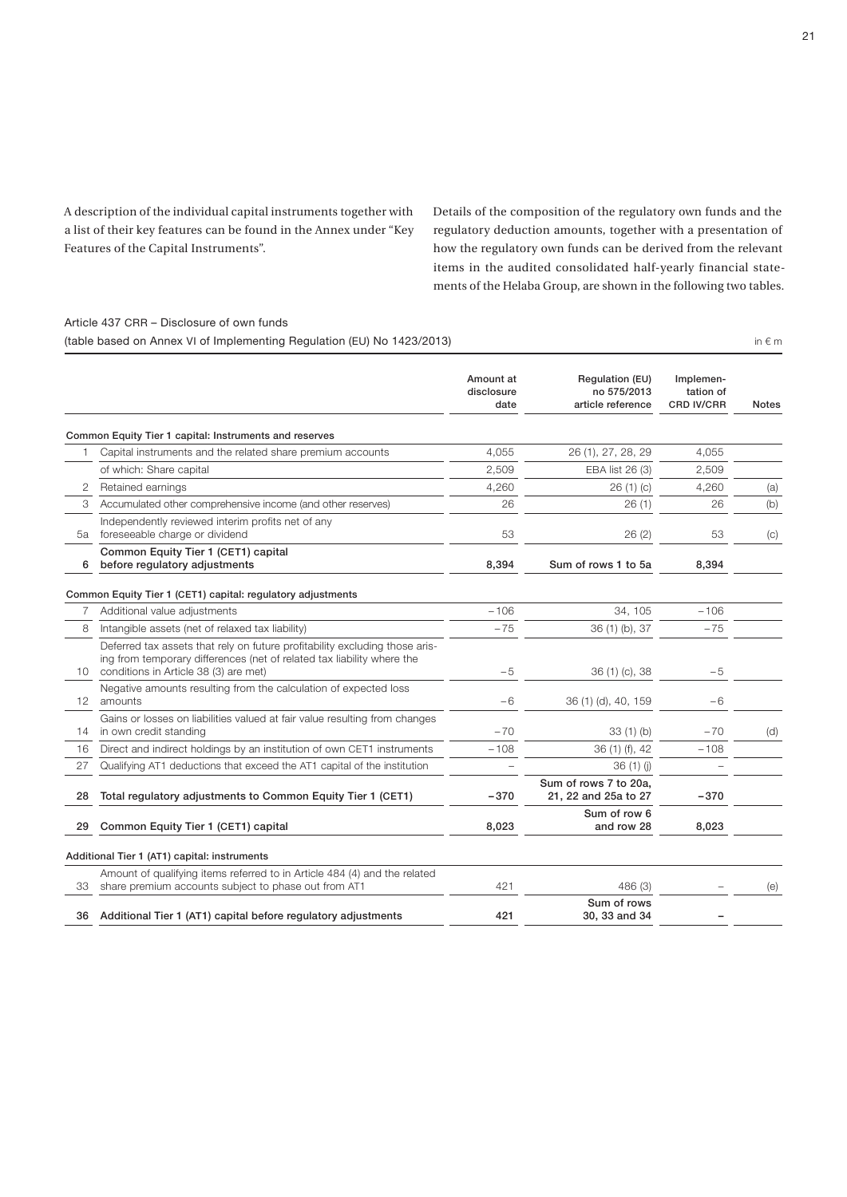A description of the individual capital instruments together with a list of their key features can be found in the Annex under "Key Features of the Capital Instruments".

Details of the composition of the regulatory own funds and the regulatory deduction amounts, together with a presentation of how the regulatory own funds can be derived from the relevant items in the audited consolidated half-yearly financial statements of the Helaba Group, are shown in the following two tables.

Article 437 CRR – Disclosure of own funds
(table based on Annex VI of Implementing Regulation (EU) No 1423/2013)

in € m

| | | Amount at disclosure date | Regulation (EU) no 575/2013 article reference | Implementation of CRD IV/CRR | Notes |
|---|---|---|---|---|---|
| | **Common Equity Tier 1 capital: Instruments and reserves** | | | | |
| 1 | Capital instruments and the related share premium accounts | 4,055 | 26 (1), 27, 28, 29 | 4,055 | |
| | of which: Share capital | 2,509 | EBA list 26 (3) | 2,509 | |
| 2 | Retained earnings | 4,260 | 26 (1) (c) | 4,260 | (a) |
| 3 | Accumulated other comprehensive income (and other reserves) | 26 | 26 (1) | 26 | (b) |
| 5a | Independently reviewed interim profits net of any foreseeable charge or dividend | 53 | 26 (2) | 53 | (c) |
| **6** | **Common Equity Tier 1 (CET1) capital before regulatory adjustments** | **8,394** | **Sum of rows 1 to 5a** | **8,394** | |
| | **Common Equity Tier 1 (CET1) capital: regulatory adjustments** | | | | |
| 7 | Additional value adjustments | −106 | 34, 105 | −106 | |
| 8 | Intangible assets (net of relaxed tax liability) | −75 | 36 (1) (b), 37 | −75 | |
| 10 | Deferred tax assets that rely on future profitability excluding those arising from temporary differences (net of related tax liability where the conditions in Article 38 (3) are met) | −5 | 36 (1) (c), 38 | −5 | |
| 12 | Negative amounts resulting from the calculation of expected loss amounts | −6 | 36 (1) (d), 40, 159 | −6 | |
| 14 | Gains or losses on liabilities valued at fair value resulting from changes in own credit standing | −70 | 33 (1) (b) | −70 | (d) |
| 16 | Direct and indirect holdings by an institution of own CET1 instruments | −108 | 36 (1) (f), 42 | −108 | |
| 27 | Qualifying AT1 deductions that exceed the AT1 capital of the institution | – | 36 (1) (j) | – | |
| **28** | **Total regulatory adjustments to Common Equity Tier 1 (CET1)** | **−370** | **Sum of rows 7 to 20a, 21, 22 and 25a to 27** | **−370** | |
| **29** | **Common Equity Tier 1 (CET1) capital** | **8,023** | **Sum of row 6 and row 28** | **8,023** | |
| | **Additional Tier 1 (AT1) capital: instruments** | | | | |
| 33 | Amount of qualifying items referred to in Article 484 (4) and the related share premium accounts subject to phase out from AT1 | 421 | 486 (3) | – | (e) |
| **36** | **Additional Tier 1 (AT1) capital before regulatory adjustments** | **421** | **Sum of rows 30, 33 and 34** | **–** | |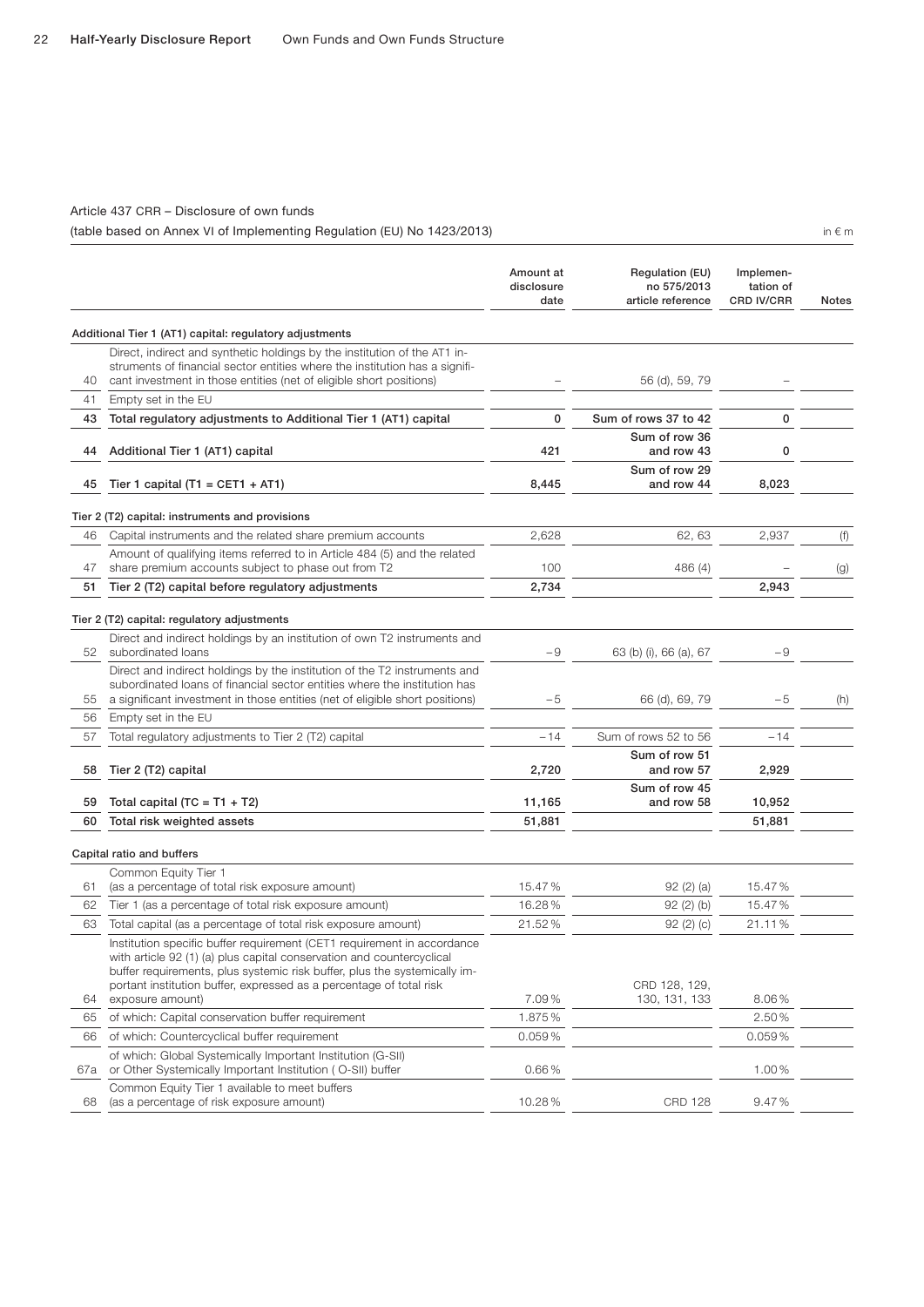Article 437 CRR – Disclosure of own funds

(table based on Annex VI of Implementing Regulation (EU) No 1423/2013)

in € m

| | | Amount at disclosure date | Regulation (EU) no 575/2013 article reference | Implementation of CRD IV/CRR | Notes |
|---|---|---|---|---|---|
| | **Additional Tier 1 (AT1) capital: regulatory adjustments** | | | | |
| 40 | Direct, indirect and synthetic holdings by the institution of the AT1 instruments of financial sector entities where the institution has a significant investment in those entities (net of eligible short positions) | – | 56 (d), 59, 79 | – | |
| 41 | Empty set in the EU | | | | |
| **43** | **Total regulatory adjustments to Additional Tier 1 (AT1) capital** | **0** | Sum of rows 37 to 42 | **0** | |
| **44** | **Additional Tier 1 (AT1) capital** | **421** | Sum of row 36 and row 43 | **0** | |
| **45** | **Tier 1 capital (T1 = CET1 + AT1)** | **8,445** | Sum of row 29 and row 44 | **8,023** | |
| | **Tier 2 (T2) capital: instruments and provisions** | | | | |
| 46 | Capital instruments and the related share premium accounts | 2,628 | 62, 63 | 2,937 | (f) |
| 47 | Amount of qualifying items referred to in Article 484 (5) and the related share premium accounts subject to phase out from T2 | 100 | 486 (4) | – | (g) |
| **51** | **Tier 2 (T2) capital before regulatory adjustments** | **2,734** | | **2,943** | |
| | **Tier 2 (T2) capital: regulatory adjustments** | | | | |
| 52 | Direct and indirect holdings by an institution of own T2 instruments and subordinated loans | −9 | 63 (b) (i), 66 (a), 67 | −9 | |
| 55 | Direct and indirect holdings by the institution of the T2 instruments and subordinated loans of financial sector entities where the institution has a significant investment in those entities (net of eligible short positions) | −5 | 66 (d), 69, 79 | −5 | (h) |
| 56 | Empty set in the EU | | | | |
| 57 | Total regulatory adjustments to Tier 2 (T2) capital | −14 | Sum of rows 52 to 56 | −14 | |
| **58** | **Tier 2 (T2) capital** | **2,720** | Sum of row 51 and row 57 | **2,929** | |
| **59** | **Total capital (TC = T1 + T2)** | **11,165** | Sum of row 45 and row 58 | **10,952** | |
| **60** | **Total risk weighted assets** | **51,881** | | **51,881** | |
| | **Capital ratio and buffers** | | | | |
| 61 | Common Equity Tier 1 (as a percentage of total risk exposure amount) | 15.47 % | 92 (2) (a) | 15.47 % | |
| 62 | Tier 1 (as a percentage of total risk exposure amount) | 16.28 % | 92 (2) (b) | 15.47 % | |
| 63 | Total capital (as a percentage of total risk exposure amount) | 21.52 % | 92 (2) (c) | 21.11 % | |
| 64 | Institution specific buffer requirement (CET1 requirement in accordance with article 92 (1) (a) plus capital conservation and countercyclical buffer requirements, plus systemic risk buffer, plus the systemically important institution buffer, expressed as a percentage of total risk exposure amount) | 7.09 % | CRD 128, 129, 130, 131, 133 | 8.06 % | |
| 65 | of which: Capital conservation buffer requirement | 1.875 % | | 2.50 % | |
| 66 | of which: Countercyclical buffer requirement | 0.059 % | | 0.059 % | |
| 67a | of which: Global Systemically Important Institution (G-SII) or Other Systemically Important Institution ( O-SII) buffer | 0.66 % | | 1.00 % | |
| 68 | Common Equity Tier 1 available to meet buffers (as a percentage of risk exposure amount) | 10.28 % | CRD 128 | 9.47 % | |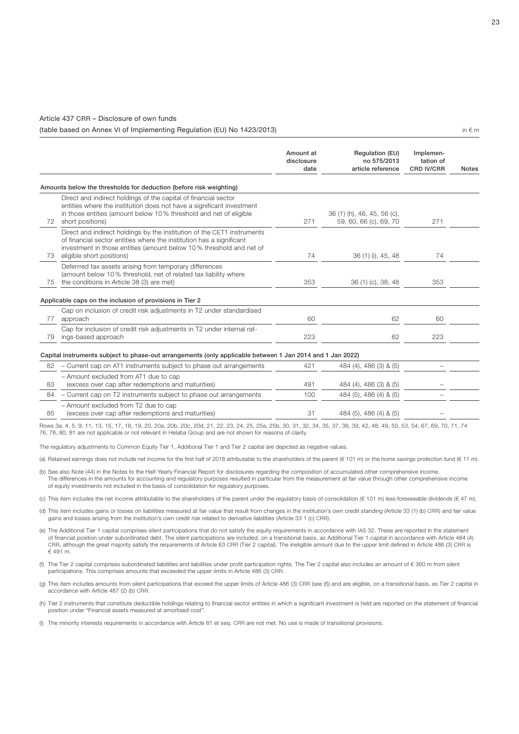Article 437 CRR – Disclosure of own funds

(table based on Annex VI of Implementing Regulation (EU) No 1423/2013)

in € m

| | | Amount at disclosure date | Regulation (EU) no 575/2013 article reference | Implementation of CRD IV/CRR | Notes |
|---|---|---|---|---|---|
| | **Amounts below the thresholds for deduction (before risk weighting)** | | | | |
| 72 | Direct and indirect holdings of the capital of financial sector entities where the institution does not have a significant investment in those entities (amount below 10% threshold and net of eligible short positions) | 271 | 36 (1) (h), 46, 45, 56 (c), 59, 60, 66 (c), 69, 70 | 271 | |
| 73 | Direct and indirect holdings by the institution of the CET1 instruments of financial sector entities where the institution has a significant investment in those entities (amount below 10% threshold and net of eligible short positions) | 74 | 36 (1) (i), 45, 48 | 74 | |
| 75 | Deferrred tax assets arising from temporary differences (amount below 10% threshold, net of related tax liability where the conditions in Article 38 (3) are met) | 353 | 36 (1) (c), 38, 48 | 353 | |
| | **Applicable caps on the inclusion of provisions in Tier 2** | | | | |
| 77 | Cap on inclusion of credit risk adjustments in T2 under standardised approach | 60 | 62 | 60 | |
| 79 | Cap for inclusion of credit risk adjustments in T2 under internal ratings-based approach | 223 | 62 | 223 | |
| | **Capital instruments subject to phase-out arrangements (only applicable between 1 Jan 2014 and 1 Jan 2022)** | | | | |
| 82 | – Current cap on AT1 instruments subject to phase out arrangements | 421 | 484 (4), 486 (3) & (5) | – | |
| 83 | – Amount excluded from AT1 due to cap (excess over cap after redemptions and maturities) | 491 | 484 (4), 486 (3) & (5) | – | |
| 84 | – Current cap on T2 instruments subject to phase out arrangements | 100 | 484 (5), 486 (4) & (5) | – | |
| 85 | – Amount excluded from T2 due to cap (excess over cap after redemptions and maturities) | 31 | 484 (5), 486 (4) & (5) | – | |

Rows 3a, 4, 5, 9, 11, 13, 15, 17, 18, 19, 20, 20a, 20b, 20c, 20d, 21, 22, 23, 24, 25, 25a, 25b, 30, 31, 32, 34, 35, 37, 38, 39, 42, 48, 49, 50, 53, 54, 67, 69, 70, 71, 74 76, 78, 80, 81 are not applicable or not relevant in Helaba Group and are not shown for reasons of clarity.

The regulatory adjustments to Common Equity Tier 1, Additional Tier 1 and Tier 2 capital are depicted as negative values.

(a) Retained earnings does not include net income for the first half of 2018 attributable to the shareholders of the parent (€ 101 m) or the home savings protection fund (€ 11 m).

(b) See also Note (44) in the Notes to the Half-Yearly Financial Report for disclosures regarding the composition of accumulated other comprehensive income. The differences in the amounts for accounting and regulatory purposes resulted in particular from the measurement at fair value through other comprehensive income of equity investments not included in the basis of consolidation for regulatory purposes.

(c) This item includes the net income attributable to the shareholders of the parent under the regulatory basis of consolidation (€ 101 m) less foreseeable dividends (€ 47 m).

(d) This item includes gains or losses on liabilities measured at fair value that result from changes in the institution's own credit standing (Article 33 (1) (b) CRR) and fair value gains and losses arising from the institution's own credit risk related to derivative liabilities (Article 33 1 (c) CRR).

(e) The Additional Tier 1 capital comprises silent participations that do not satisfy the equity requirements in accordance with IAS 32. These are reported in the statement of financial position under subordinated debt. The silent participations are included, on a transitional basis, as Additional Tier 1 capital in accordance with Article 484 (4) CRR, although the great majority satisfy the requirements of Article 63 CRR (Tier 2 capital). The ineligible amount due to the upper limit defined in Article 486 (3) CRR is € 491 m.

(f) The Tier 2 capital comprises subordinated liabilities and liabilities under profit participation rights. The Tier 2 capital also includes an amount of € 360 m from silent participations. This comprises amounts that exceeded the upper limits in Article 486 (3) CRR.

(g) This item includes amounts from silent participations that exceed the upper limits of Article 486 (3) CRR (see (f)) and are eligible, on a transitional basis, as Tier 2 capital in accordance with Article 487 (2) (b) CRR.

(h) Tier 2 instruments that constitute deductible holdings relating to financial sector entities in which a significant investment is held are reported on the statement of financial position under "Financial assets measured at amortised cost".

(i) The minority interests requirements in accordance with Article 81 et seq. CRR are not met. No use is made of transitional provisions.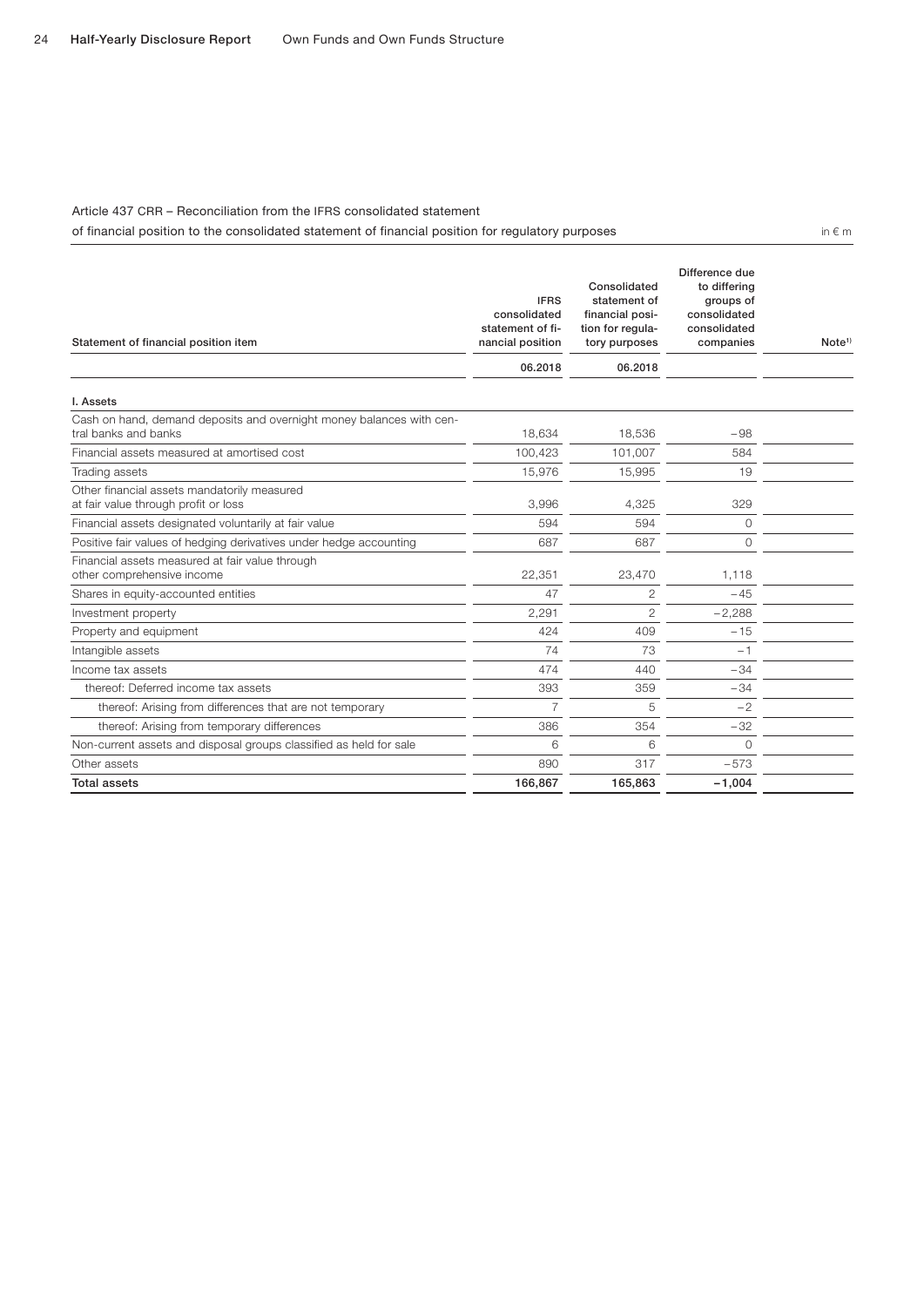Article 437 CRR – Reconciliation from the IFRS consolidated statement of financial position to the consolidated statement of financial position for regulatory purposes

in € m

| Statement of financial position item | IFRS consolidated statement of financial position | Consolidated statement of financial position for regulatory purposes | Difference due to differing groups of consolidated consolidated companies | Note[1] |
|---|---|---|---|---|
| | 06.2018 | 06.2018 | | |
| **I. Assets** | | | | |
| Cash on hand, demand deposits and overnight money balances with central banks and banks | 18,634 | 18,536 | −98 | |
| Financial assets measured at amortised cost | 100,423 | 101,007 | 584 | |
| Trading assets | 15,976 | 15,995 | 19 | |
| Other financial assets mandatorily measured at fair value through profit or loss | 3,996 | 4,325 | 329 | |
| Financial assets designated voluntarily at fair value | 594 | 594 | 0 | |
| Positive fair values of hedging derivatives under hedge accounting | 687 | 687 | 0 | |
| Financial assets measured at fair value through other comprehensive income | 22,351 | 23,470 | 1,118 | |
| Shares in equity-accounted entities | 47 | 2 | −45 | |
| Investment property | 2,291 | 2 | −2,288 | |
| Property and equipment | 424 | 409 | −15 | |
| Intangible assets | 74 | 73 | −1 | |
| Income tax assets | 474 | 440 | −34 | |
| thereof: Deferred income tax assets | 393 | 359 | −34 | |
| thereof: Arising from differences that are not temporary | 7 | 5 | −2 | |
| thereof: Arising from temporary differences | 386 | 354 | −32 | |
| Non-current assets and disposal groups classified as held for sale | 6 | 6 | 0 | |
| Other assets | 890 | 317 | −573 | |
| **Total assets** | **166,867** | **165,863** | **−1,004** | |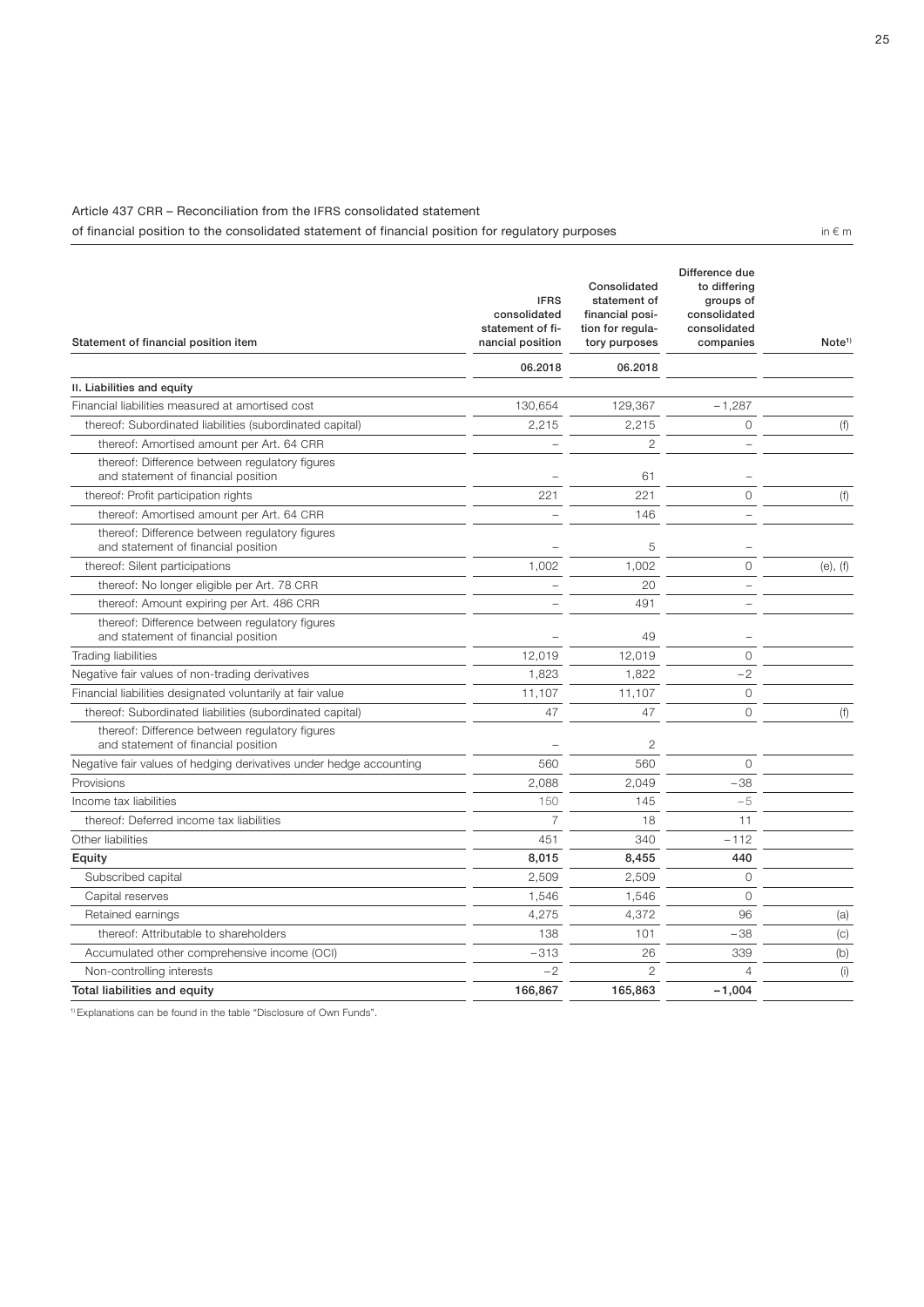Article 437 CRR – Reconciliation from the IFRS consolidated statement of financial position to the consolidated statement of financial position for regulatory purposes

in € m

| Statement of financial position item | IFRS consolidated statement of financial position | Consolidated statement of financial position for regulatory purposes | Difference due to differing groups of consolidated consolidated companies | Note[1] |
|---|---|---|---|---|
| | 06.2018 | 06.2018 | | |
| **II. Liabilities and equity** | | | | |
| Financial liabilities measured at amortised cost | 130,654 | 129,367 | −1,287 | |
| thereof: Subordinated liabilities (subordinated capital) | 2,215 | 2,215 | 0 | (f) |
| thereof: Amortised amount per Art. 64 CRR | – | 2 | – | |
| thereof: Difference between regulatory figures and statement of financial position | – | 61 | – | |
| thereof: Profit participation rights | 221 | 221 | 0 | (f) |
| thereof: Amortised amount per Art. 64 CRR | – | 146 | – | |
| thereof: Difference between regulatory figures and statement of financial position | – | 5 | – | |
| thereof: Silent participations | 1,002 | 1,002 | 0 | (e), (f) |
| thereof: No longer eligible per Art. 78 CRR | – | 20 | – | |
| thereof: Amount expiring per Art. 486 CRR | – | 491 | – | |
| thereof: Difference between regulatory figures and statement of financial position | – | 49 | – | |
| Trading liabilities | 12,019 | 12,019 | 0 | |
| Negative fair values of non-trading derivatives | 1,823 | 1,822 | −2 | |
| Financial liabilities designated voluntarily at fair value | 11,107 | 11,107 | 0 | |
| thereof: Subordinated liabilities (subordinated capital) | 47 | 47 | 0 | (f) |
| thereof: Difference between regulatory figures and statement of financial position | – | 2 | | |
| Negative fair values of hedging derivatives under hedge accounting | 560 | 560 | 0 | |
| Provisions | 2,088 | 2,049 | −38 | |
| Income tax liabilities | 150 | 145 | −5 | |
| thereof: Deferred income tax liabilities | 7 | 18 | 11 | |
| Other liabilities | 451 | 340 | −112 | |
| **Equity** | **8,015** | **8,455** | **440** | |
| Subscribed capital | 2,509 | 2,509 | 0 | |
| Capital reserves | 1,546 | 1,546 | 0 | |
| Retained earnings | 4,275 | 4,372 | 96 | (a) |
| thereof: Attributable to shareholders | 138 | 101 | −38 | (c) |
| Accumulated other comprehensive income (OCI) | −313 | 26 | 339 | (b) |
| Non-controlling interests | −2 | 2 | 4 | (i) |
| **Total liabilities and equity** | **166,867** | **165,863** | **−1,004** | |

[1] Explanations can be found in the table "Disclosure of Own Funds".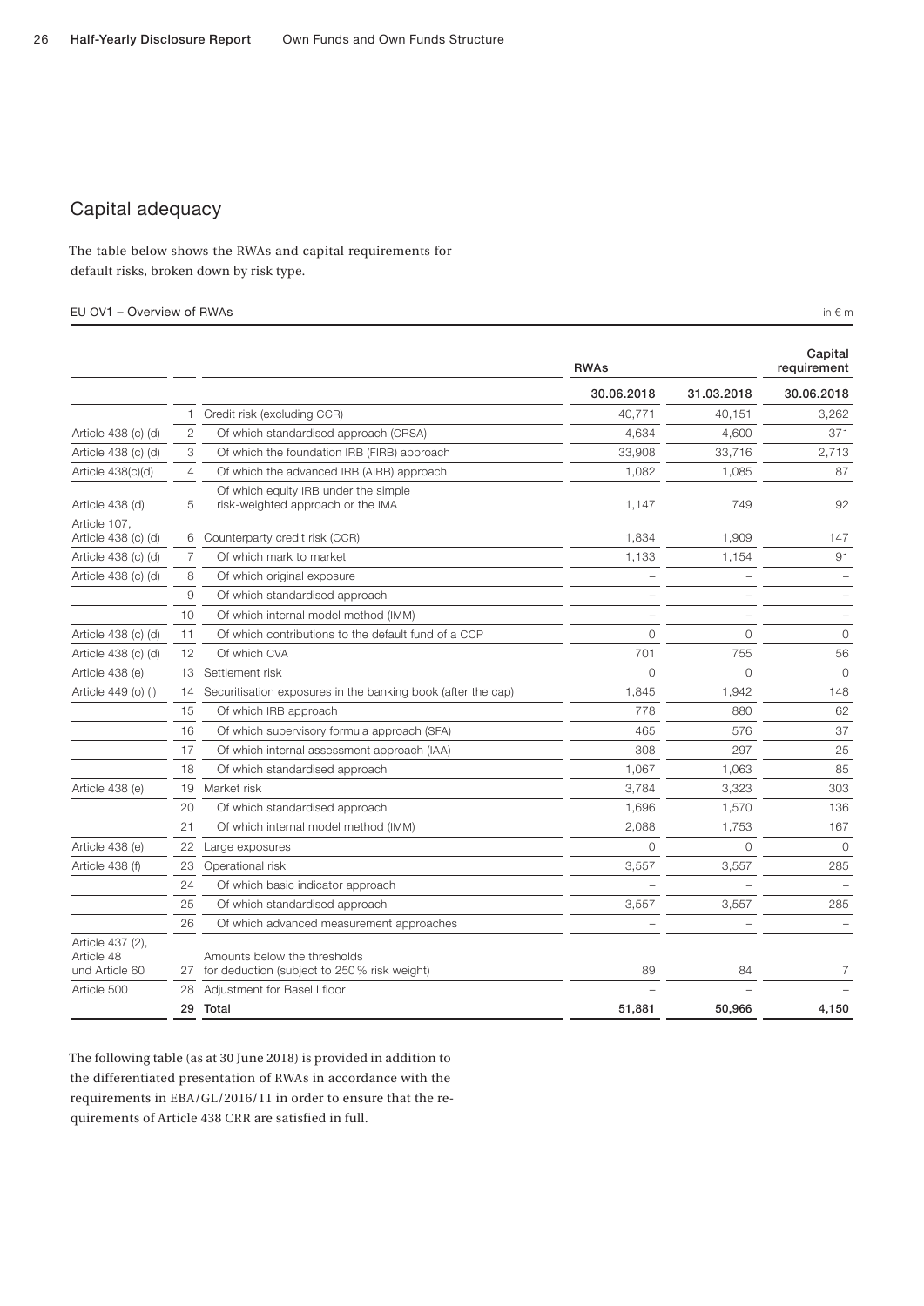## Capital adequacy

The table below shows the RWAs and capital requirements for default risks, broken down by risk type.

EU OV1 – Overview of RWAs

in € m

| | | | RWAs | | Capital requirement |
|---|---|---|---|---|---|
| | | | 30.06.2018 | 31.03.2018 | 30.06.2018 |
| | 1 | Credit risk (excluding CCR) | 40,771 | 40,151 | 3,262 |
| Article 438 (c) (d) | 2 | Of which standardised approach (CRSA) | 4,634 | 4,600 | 371 |
| Article 438 (c) (d) | 3 | Of which the foundation IRB (FIRB) approach | 33,908 | 33,716 | 2,713 |
| Article 438(c)(d) | 4 | Of which the advanced IRB (AIRB) approach | 1,082 | 1,085 | 87 |
| Article 438 (d) | 5 | Of which equity IRB under the simple risk-weighted approach or the IMA | 1,147 | 749 | 92 |
| Article 107, Article 438 (c) (d) | 6 | Counterparty credit risk (CCR) | 1,834 | 1,909 | 147 |
| Article 438 (c) (d) | 7 | Of which mark to market | 1,133 | 1,154 | 91 |
| Article 438 (c) (d) | 8 | Of which original exposure | – | – | – |
| | 9 | Of which standardised approach | – | – | – |
| | 10 | Of which internal model method (IMM) | – | – | – |
| Article 438 (c) (d) | 11 | Of which contributions to the default fund of a CCP | 0 | 0 | 0 |
| Article 438 (c) (d) | 12 | Of which CVA | 701 | 755 | 56 |
| Article 438 (e) | 13 | Settlement risk | 0 | 0 | 0 |
| Article 449 (o) (i) | 14 | Securitisation exposures in the banking book (after the cap) | 1,845 | 1,942 | 148 |
| | 15 | Of which IRB approach | 778 | 880 | 62 |
| | 16 | Of which supervisory formula approach (SFA) | 465 | 576 | 37 |
| | 17 | Of which internal assessment approach (IAA) | 308 | 297 | 25 |
| | 18 | Of which standardised approach | 1,067 | 1,063 | 85 |
| Article 438 (e) | 19 | Market risk | 3,784 | 3,323 | 303 |
| | 20 | Of which standardised approach | 1,696 | 1,570 | 136 |
| | 21 | Of which internal model method (IMM) | 2,088 | 1,753 | 167 |
| Article 438 (e) | 22 | Large exposures | 0 | 0 | 0 |
| Article 438 (f) | 23 | Operational risk | 3,557 | 3,557 | 285 |
| | 24 | Of which basic indicator approach | – | – | – |
| | 25 | Of which standardised approach | 3,557 | 3,557 | 285 |
| | 26 | Of which advanced measurement approaches | – | – | – |
| Article 437 (2), Article 48 und Article 60 | 27 | Amounts below the thresholds for deduction (subject to 250 % risk weight) | 89 | 84 | 7 |
| Article 500 | 28 | Adjustment for Basel I floor | – | – | – |
| | 29 | **Total** | **51,881** | **50,966** | **4,150** |

The following table (as at 30 June 2018) is provided in addition to the differentiated presentation of RWAs in accordance with the requirements in EBA/GL/2016/11 in order to ensure that the requirements of Article 438 CRR are satisfied in full.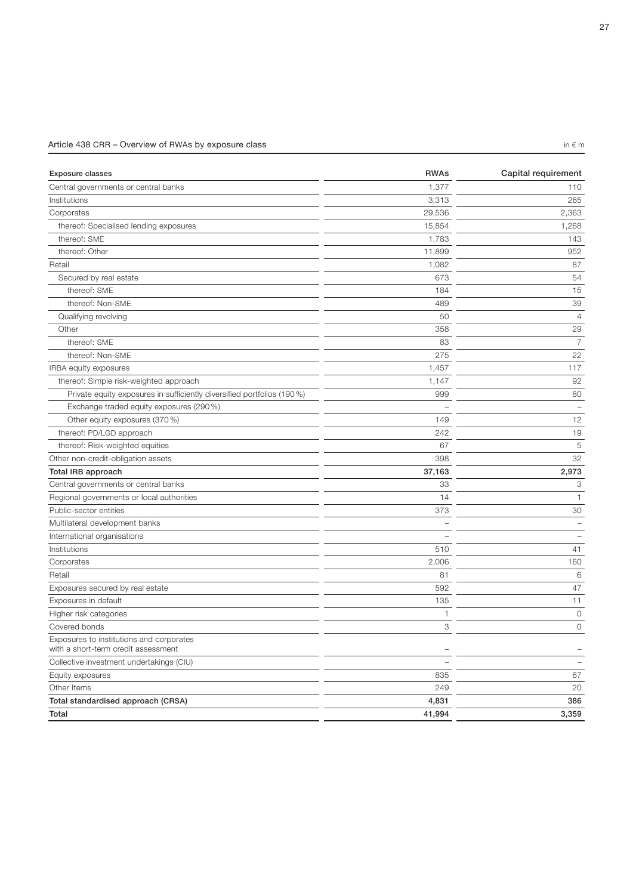Article 438 CRR – Overview of RWAs by exposure class

in € m

| Exposure classes | RWAs | Capital requirement |
|---|---|---|
| Central governments or central banks | 1,377 | 110 |
| Institutions | 3,313 | 265 |
| Corporates | 29,536 | 2,363 |
| thereof: Specialised lending exposures | 15,854 | 1,268 |
| thereof: SME | 1,783 | 143 |
| thereof: Other | 11,899 | 952 |
| Retail | 1,082 | 87 |
| Secured by real estate | 673 | 54 |
| thereof: SME | 184 | 15 |
| thereof: Non-SME | 489 | 39 |
| Qualifying revolving | 50 | 4 |
| Other | 358 | 29 |
| thereof: SME | 83 | 7 |
| thereof: Non-SME | 275 | 22 |
| IRBA equity exposures | 1,457 | 117 |
| thereof: Simple risk-weighted approach | 1,147 | 92 |
| Private equity exposures in sufficiently diversified portfolios (190 %) | 999 | 80 |
| Exchange traded equity exposures (290 %) | – | – |
| Other equity exposures (370 %) | 149 | 12 |
| thereof: PD/LGD approach | 242 | 19 |
| thereof: Risk-weighted equities | 67 | 5 |
| Other non-credit-obligation assets | 398 | 32 |
| **Total IRB approach** | **37,163** | **2,973** |
| Central governments or central banks | 33 | 3 |
| Regional governments or local authorities | 14 | 1 |
| Public-sector entities | 373 | 30 |
| Multilateral development banks | – | – |
| International organisations | – | – |
| Institutions | 510 | 41 |
| Corporates | 2,006 | 160 |
| Retail | 81 | 6 |
| Exposures secured by real estate | 592 | 47 |
| Exposures in default | 135 | 11 |
| Higher risk categories | 1 | 0 |
| Covered bonds | 3 | 0 |
| Exposures to institutions and corporates with a short-term credit assessment | – | – |
| Collective investment undertakings (CIU) | – | – |
| Equity exposures | 835 | 67 |
| Other Items | 249 | 20 |
| **Total standardised approach (CRSA)** | **4,831** | **386** |
| **Total** | **41,994** | **3,359** |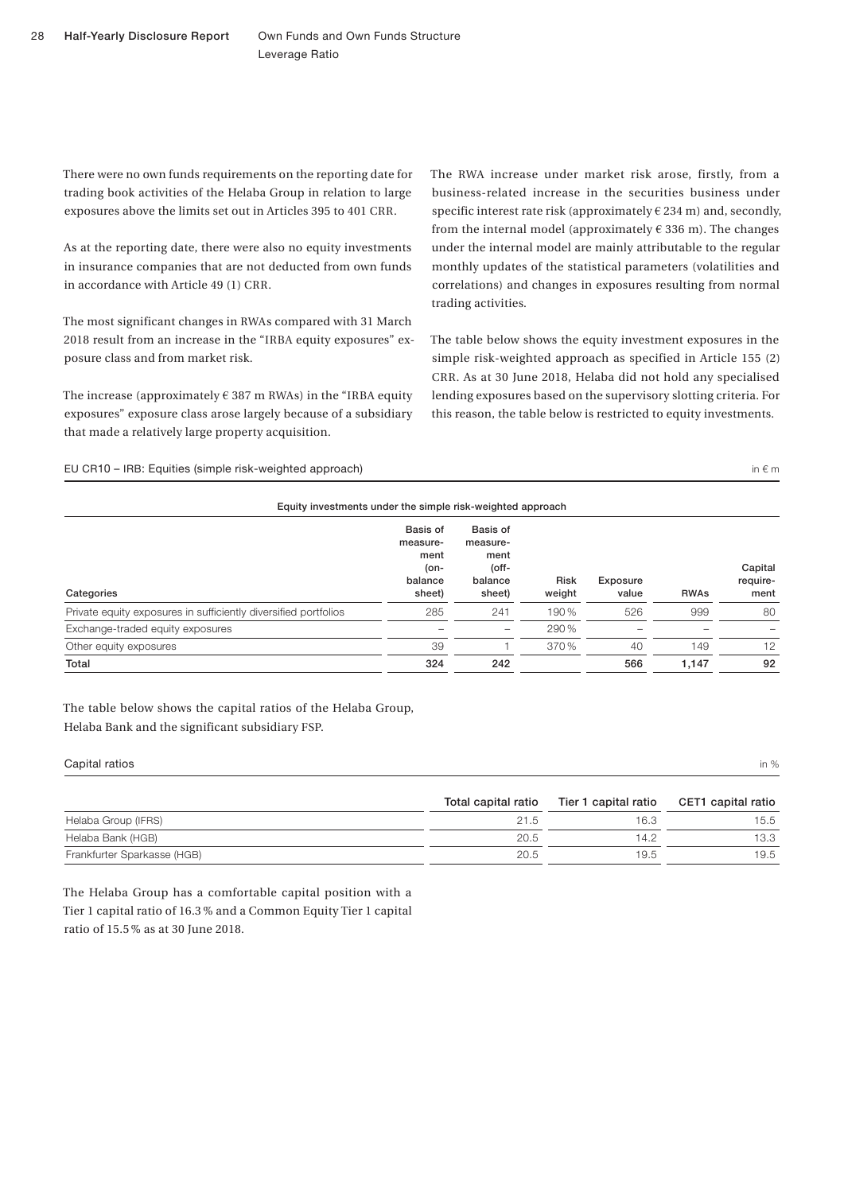There were no own funds requirements on the reporting date for trading book activities of the Helaba Group in relation to large exposures above the limits set out in Articles 395 to 401 CRR.

As at the reporting date, there were also no equity investments in insurance companies that are not deducted from own funds in accordance with Article 49 (1) CRR.

The most significant changes in RWAs compared with 31 March 2018 result from an increase in the "IRBA equity exposures" exposure class and from market risk.

The increase (approximately € 387 m RWAs) in the "IRBA equity exposures" exposure class arose largely because of a subsidiary that made a relatively large property acquisition.

The RWA increase under market risk arose, firstly, from a business-related increase in the securities business under specific interest rate risk (approximately € 234 m) and, secondly, from the internal model (approximately € 336 m). The changes under the internal model are mainly attributable to the regular monthly updates of the statistical parameters (volatilities and correlations) and changes in exposures resulting from normal trading activities.

The table below shows the equity investment exposures in the simple risk-weighted approach as specified in Article 155 (2) CRR. As at 30 June 2018, Helaba did not hold any specialised lending exposures based on the supervisory slotting criteria. For this reason, the table below is restricted to equity investments.

EU CR10 – IRB: Equities (simple risk-weighted approach)

in € m

| Equity investments under the simple risk-weighted approach | | | | | | |
|---|---|---|---|---|---|---|
| Categories | Basis of measurement (on-balance sheet) | Basis of measurement (off-balance sheet) | Risk weight | Exposure value | RWAs | Capital requirement |
| Private equity exposures in sufficiently diversified portfolios | 285 | 241 | 190 % | 526 | 999 | 80 |
| Exchange-traded equity exposures | – | – | 290 % | – | – | – |
| Other equity exposures | 39 | 1 | 370 % | 40 | 149 | 12 |
| **Total** | **324** | **242** | | **566** | **1,147** | **92** |

The table below shows the capital ratios of the Helaba Group, Helaba Bank and the significant subsidiary FSP.

Capital ratios

in %

| | Total capital ratio | Tier 1 capital ratio | CET1 capital ratio |
|---|---|---|---|
| Helaba Group (IFRS) | 21.5 | 16.3 | 15.5 |
| Helaba Bank (HGB) | 20.5 | 14.2 | 13.3 |
| Frankfurter Sparkasse (HGB) | 20.5 | 19.5 | 19.5 |

The Helaba Group has a comfortable capital position with a Tier 1 capital ratio of 16.3 % and a Common Equity Tier 1 capital ratio of 15.5 % as at 30 June 2018.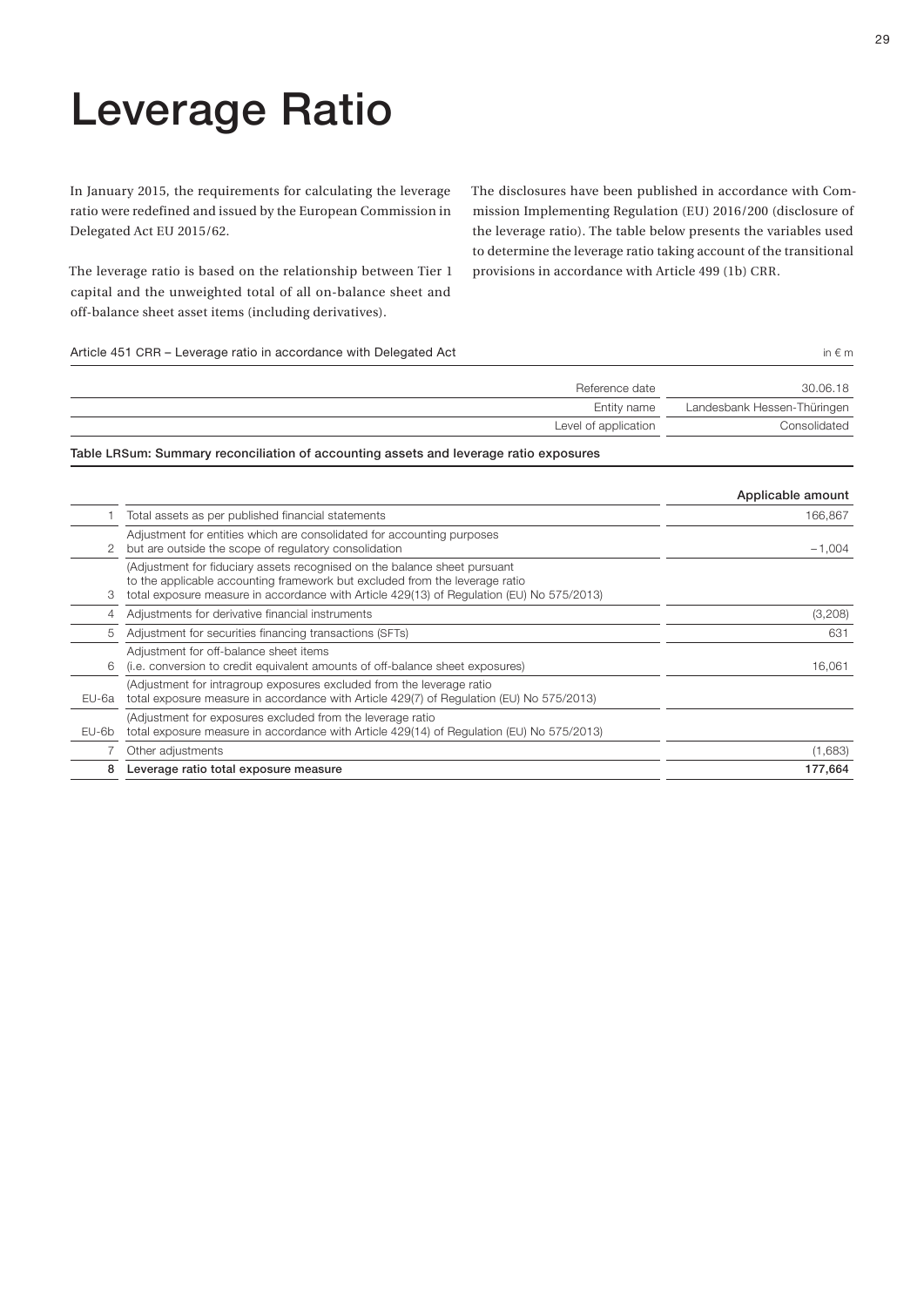# Leverage Ratio

In January 2015, the requirements for calculating the leverage ratio were redefined and issued by the European Commission in Delegated Act EU 2015/62.

The leverage ratio is based on the relationship between Tier 1 capital and the unweighted total of all on-balance sheet and off-balance sheet asset items (including derivatives).

The disclosures have been published in accordance with Commission Implementing Regulation (EU) 2016/200 (disclosure of the leverage ratio). The table below presents the variables used to determine the leverage ratio taking account of the transitional provisions in accordance with Article 499 (1b) CRR.

Article 451 CRR – Leverage ratio in accordance with Delegated Act

in € m

| | |
|---|---|
| Reference date | 30.06.18 |
| Entity name | Landesbank Hessen-Thüringen |
| Level of application | Consolidated |

**Table LRSum: Summary reconciliation of accounting assets and leverage ratio exposures**

| | | Applicable amount |
|---|---|---|
| 1 | Total assets as per published financial statements | 166,867 |
| 2 | Adjustment for entities which are consolidated for accounting purposes but are outside the scope of regulatory consolidation | –1,004 |
| 3 | (Adjustment for fiduciary assets recognised on the balance sheet pursuant to the applicable accounting framework but excluded from the leverage ratio total exposure measure in accordance with Article 429(13) of Regulation (EU) No 575/2013) | |
| 4 | Adjustments for derivative financial instruments | (3,208) |
| 5 | Adjustment for securities financing transactions (SFTs) | 631 |
| 6 | Adjustment for off-balance sheet items (i.e. conversion to credit equivalent amounts of off-balance sheet exposures) | 16,061 |
| EU-6a | (Adjustment for intragroup exposures excluded from the leverage ratio total exposure measure in accordance with Article 429(7) of Regulation (EU) No 575/2013) | |
| EU-6b | (Adjustment for exposures excluded from the leverage ratio total exposure measure in accordance with Article 429(14) of Regulation (EU) No 575/2013) | |
| 7 | Other adjustments | (1,683) |
| **8** | **Leverage ratio total exposure measure** | **177,664** |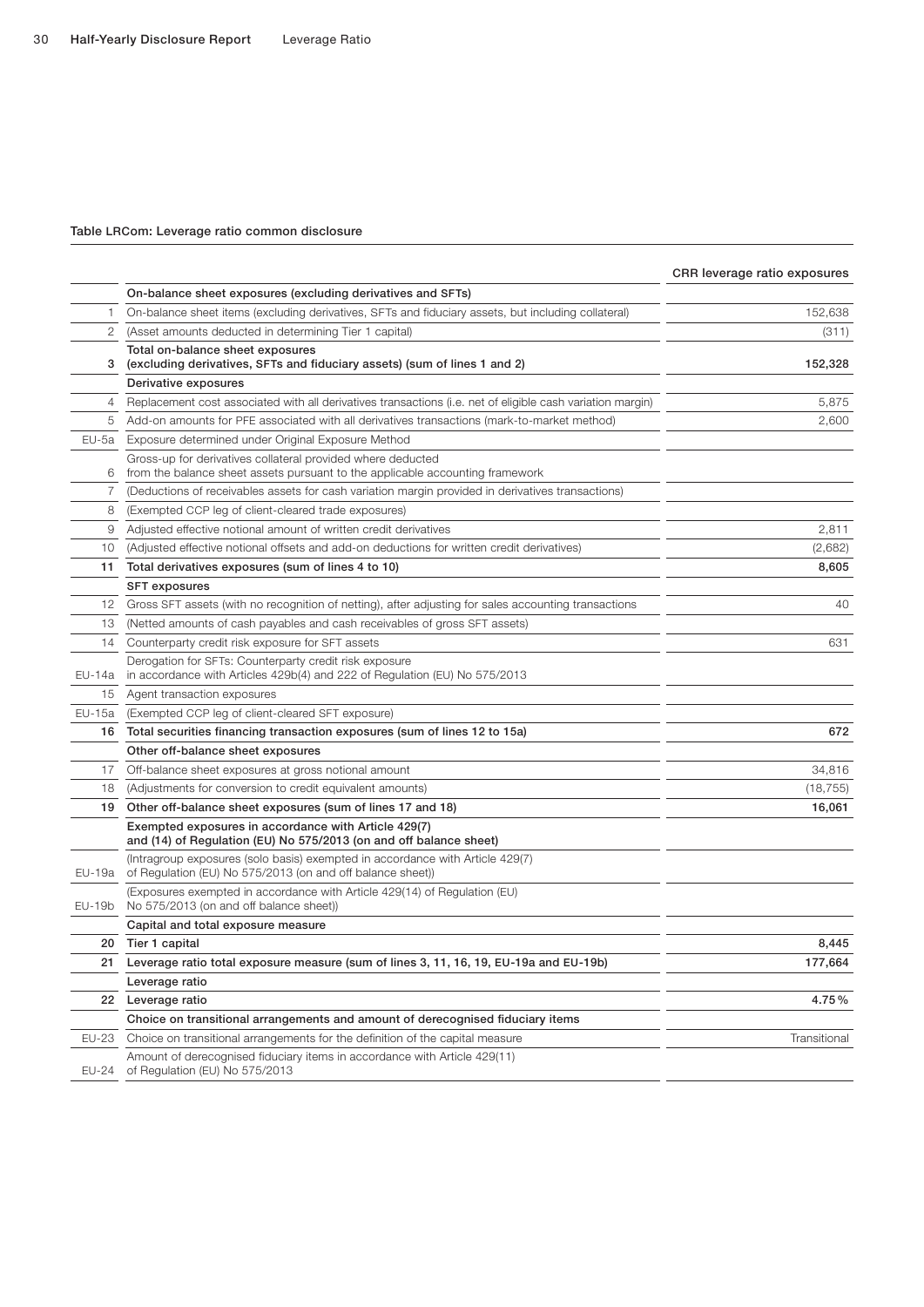Table LRCom: Leverage ratio common disclosure

| | | CRR leverage ratio exposures |
|---|---|---|
| | **On-balance sheet exposures (excluding derivatives and SFTs)** | |
| 1 | On-balance sheet items (excluding derivatives, SFTs and fiduciary assets, but including collateral) | 152,638 |
| 2 | (Asset amounts deducted in determining Tier 1 capital) | (311) |
| **3** | **Total on-balance sheet exposures (excluding derivatives, SFTs and fiduciary assets) (sum of lines 1 and 2)** | **152,328** |
| | **Derivative exposures** | |
| 4 | Replacement cost associated with all derivatives transactions (i.e. net of eligible cash variation margin) | 5,875 |
| 5 | Add-on amounts for PFE associated with all derivatives transactions (mark-to-market method) | 2,600 |
| EU-5a | Exposure determined under Original Exposure Method | |
| 6 | Gross-up for derivatives collateral provided where deducted from the balance sheet assets pursuant to the applicable accounting framework | |
| 7 | (Deductions of receivables assets for cash variation margin provided in derivatives transactions) | |
| 8 | (Exempted CCP leg of client-cleared trade exposures) | |
| 9 | Adjusted effective notional amount of written credit derivatives | 2,811 |
| 10 | (Adjusted effective notional offsets and add-on deductions for written credit derivatives) | (2,682) |
| **11** | **Total derivatives exposures (sum of lines 4 to 10)** | **8,605** |
| | **SFT exposures** | |
| 12 | Gross SFT assets (with no recognition of netting), after adjusting for sales accounting transactions | 40 |
| 13 | (Netted amounts of cash payables and cash receivables of gross SFT assets) | |
| 14 | Counterparty credit risk exposure for SFT assets | 631 |
| EU-14a | Derogation for SFTs: Counterparty credit risk exposure in accordance with Articles 429b(4) and 222 of Regulation (EU) No 575/2013 | |
| 15 | Agent transaction exposures | |
| EU-15a | (Exempted CCP leg of client-cleared SFT exposure) | |
| **16** | **Total securities financing transaction exposures (sum of lines 12 to 15a)** | **672** |
| | **Other off-balance sheet exposures** | |
| 17 | Off-balance sheet exposures at gross notional amount | 34,816 |
| 18 | (Adjustments for conversion to credit equivalent amounts) | (18,755) |
| **19** | **Other off-balance sheet exposures (sum of lines 17 and 18)** | **16,061** |
| | **Exempted exposures in accordance with Article 429(7) and (14) of Regulation (EU) No 575/2013 (on and off balance sheet)** | |
| EU-19a | (Intragroup exposures (solo basis) exempted in accordance with Article 429(7) of Regulation (EU) No 575/2013 (on and off balance sheet)) | |
| EU-19b | (Exposures exempted in accordance with Article 429(14) of Regulation (EU) No 575/2013 (on and off balance sheet)) | |
| | **Capital and total exposure measure** | |
| **20** | **Tier 1 capital** | **8,445** |
| **21** | **Leverage ratio total exposure measure (sum of lines 3, 11, 16, 19, EU-19a and EU-19b)** | **177,664** |
| | **Leverage ratio** | |
| **22** | **Leverage ratio** | **4.75 %** |
| | **Choice on transitional arrangements and amount of derecognised fiduciary items** | |
| EU-23 | Choice on transitional arrangements for the definition of the capital measure | Transitional |
| EU-24 | Amount of derecognised fiduciary items in accordance with Article 429(11) of Regulation (EU) No 575/2013 | |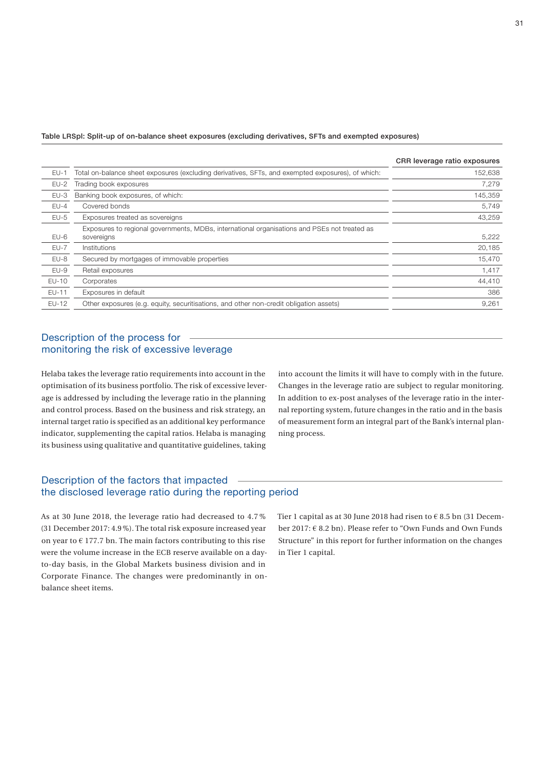Table LRSpl: Split-up of on-balance sheet exposures (excluding derivatives, SFTs and exempted exposures)

| | | CRR leverage ratio exposures |
|---|---|---|
| EU-1 | Total on-balance sheet exposures (excluding derivatives, SFTs, and exempted exposures), of which: | 152,638 |
| EU-2 | Trading book exposures | 7,279 |
| EU-3 | Banking book exposures, of which: | 145,359 |
| EU-4 | Covered bonds | 5,749 |
| EU-5 | Exposures treated as sovereigns | 43,259 |
| EU-6 | Exposures to regional governments, MDBs, international organisations and PSEs not treated as sovereigns | 5,222 |
| EU-7 | Institutions | 20,185 |
| EU-8 | Secured by mortgages of immovable properties | 15,470 |
| EU-9 | Retail exposures | 1,417 |
| EU-10 | Corporates | 44,410 |
| EU-11 | Exposures in default | 386 |
| EU-12 | Other exposures (e.g. equity, securitisations, and other non-credit obligation assets) | 9,261 |

## Description of the process for monitoring the risk of excessive leverage

Helaba takes the leverage ratio requirements into account in the optimisation of its business portfolio. The risk of excessive leverage is addressed by including the leverage ratio in the planning and control process. Based on the business and risk strategy, an internal target ratio is specified as an additional key performance indicator, supplementing the capital ratios. Helaba is managing its business using qualitative and quantitative guidelines, taking into account the limits it will have to comply with in the future. Changes in the leverage ratio are subject to regular monitoring. In addition to ex-post analyses of the leverage ratio in the internal reporting system, future changes in the ratio and in the basis of measurement form an integral part of the Bank's internal planning process.

## Description of the factors that impacted the disclosed leverage ratio during the reporting period

As at 30 June 2018, the leverage ratio had decreased to 4.7 % (31 December 2017: 4.9 %). The total risk exposure increased year on year to € 177.7 bn. The main factors contributing to this rise were the volume increase in the ECB reserve available on a day-to-day basis, in the Global Markets business division and in Corporate Finance. The changes were predominantly in on-balance sheet items.

Tier 1 capital as at 30 June 2018 had risen to € 8.5 bn (31 December 2017: € 8.2 bn). Please refer to "Own Funds and Own Funds Structure" in this report for further information on the changes in Tier 1 capital.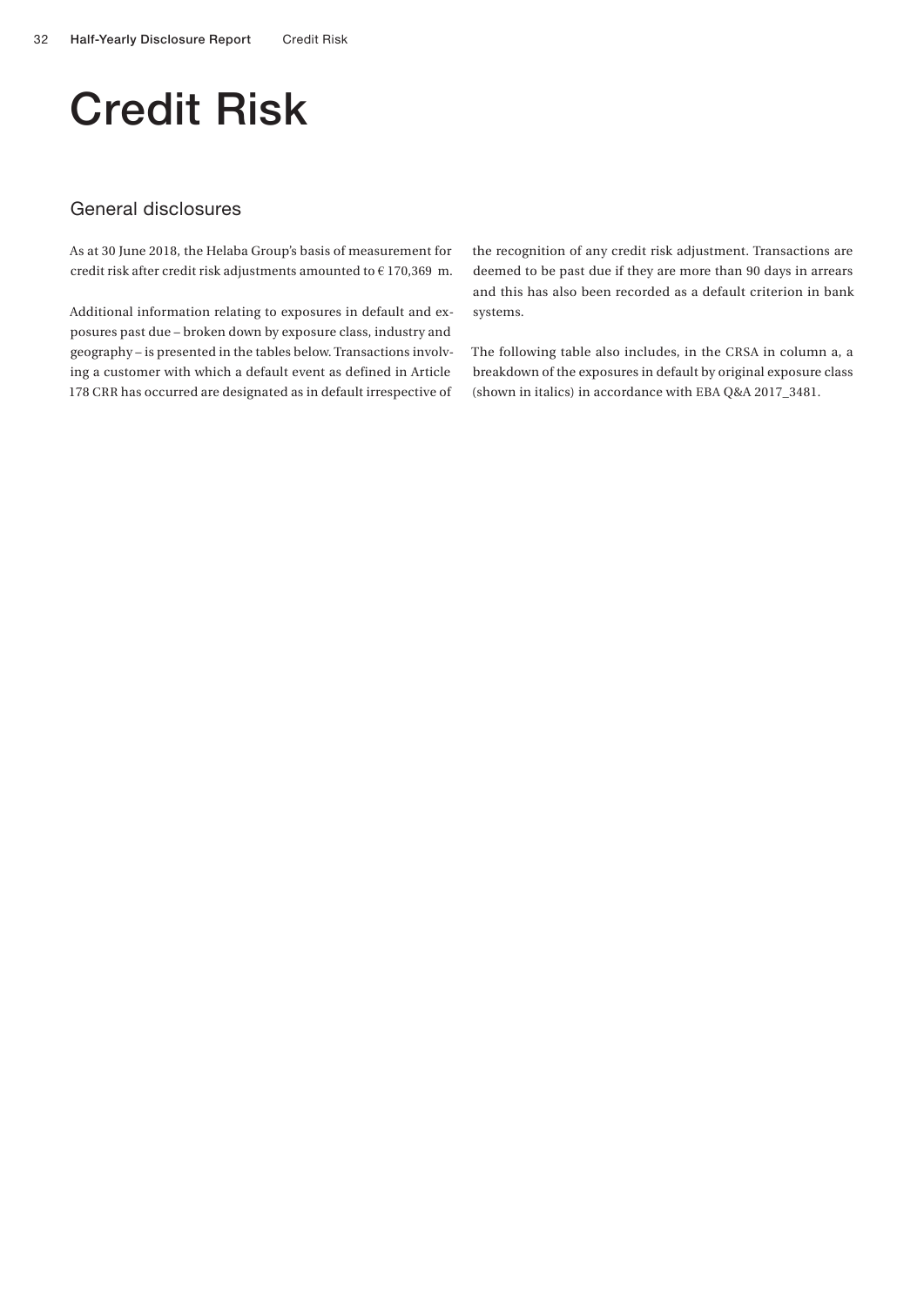# Credit Risk

## General disclosures

As at 30 June 2018, the Helaba Group's basis of measurement for credit risk after credit risk adjustments amounted to € 170,369 m.

Additional information relating to exposures in default and exposures past due – broken down by exposure class, industry and geography – is presented in the tables below. Transactions involving a customer with which a default event as defined in Article 178 CRR has occurred are designated as in default irrespective of the recognition of any credit risk adjustment. Transactions are deemed to be past due if they are more than 90 days in arrears and this has also been recorded as a default criterion in bank systems.

The following table also includes, in the CRSA in column a, a breakdown of the exposures in default by original exposure class (shown in italics) in accordance with EBA Q&A 2017_3481.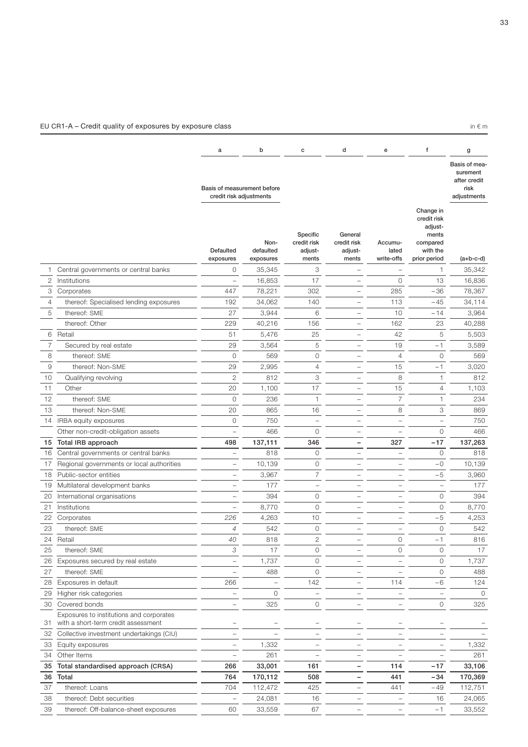## EU CR1-A – Credit quality of exposures by exposure class

in € m

| | | a | b | c | d | e | f | g |
|---|---|---|---|---|---|---|---|---|
| | | Basis of measurement before credit risk adjustments | | | | | | Basis of measurement after credit risk adjustments |
| | | Defaulted exposures | Non-defaulted exposures | Specific credit risk adjustments | General credit risk adjustments | Accumulated write-offs | Change in credit risk adjustments compared with the prior period | (a+b-c-d) |
| 1 | Central governments or central banks | 0 | 35,345 | 3 | – | – | 1 | 35,342 |
| 2 | Institutions | – | 16,853 | 17 | – | 0 | 13 | 16,836 |
| 3 | Corporates | 447 | 78,221 | 302 | – | 285 | –36 | 78,367 |
| 4 | thereof: Specialised lending exposures | 192 | 34,062 | 140 | – | 113 | –45 | 34,114 |
| 5 | thereof: SME | 27 | 3,944 | 6 | – | 10 | –14 | 3,964 |
| | thereof: Other | 229 | 40,216 | 156 | – | 162 | 23 | 40,288 |
| 6 | Retail | 51 | 5,476 | 25 | – | 42 | 5 | 5,503 |
| 7 | Secured by real estate | 29 | 3,564 | 5 | – | 19 | –1 | 3,589 |
| 8 | thereof: SME | 0 | 569 | 0 | – | 4 | 0 | 569 |
| 9 | thereof: Non-SME | 29 | 2,995 | 4 | – | 15 | –1 | 3,020 |
| 10 | Qualifying revolving | 2 | 812 | 3 | – | 8 | 1 | 812 |
| 11 | Other | 20 | 1,100 | 17 | – | 15 | 4 | 1,103 |
| 12 | thereof: SME | 0 | 236 | 1 | – | 7 | 1 | 234 |
| 13 | thereof: Non-SME | 20 | 865 | 16 | – | 8 | 3 | 869 |
| 14 | IRBA equity exposures | 0 | 750 | – | – | – | – | 750 |
| | Other non-credit-obligation assets | – | 466 | 0 | – | – | 0 | 466 |
| **15** | **Total IRB approach** | **498** | **137,111** | **346** | **–** | **327** | **–17** | **137,263** |
| 16 | Central governments or central banks | – | 818 | 0 | – | – | 0 | 818 |
| 17 | Regional governments or local authorities | – | 10,139 | 0 | – | – | –0 | 10,139 |
| 18 | Public-sector entities | – | 3,967 | 7 | – | – | –5 | 3,960 |
| 19 | Multilateral development banks | – | 177 | – | – | – | – | 177 |
| 20 | International organisations | – | 394 | 0 | – | – | 0 | 394 |
| 21 | Institutions | – | 8,770 | 0 | – | – | 0 | 8,770 |
| 22 | Corporates | *226* | 4,263 | 10 | – | – | –5 | 4,253 |
| 23 | thereof: SME | *4* | 542 | 0 | – | – | 0 | 542 |
| 24 | Retail | *40* | 818 | 2 | – | 0 | –1 | 816 |
| 25 | thereof: SME | *3* | 17 | 0 | – | 0 | 0 | 17 |
| 26 | Exposures secured by real estate | – | 1,737 | 0 | – | – | 0 | 1,737 |
| 27 | thereof: SME | – | 488 | 0 | – | – | 0 | 488 |
| 28 | Exposures in default | 266 | – | 142 | – | 114 | –6 | 124 |
| 29 | Higher risk categories | – | 0 | – | – | – | – | 0 |
| 30 | Covered bonds | – | 325 | 0 | – | – | 0 | 325 |
| 31 | Exposures to institutions and corporates with a short-term credit assessment | – | – | – | – | – | – | – |
| 32 | Collective investment undertakings (CIU) | – | – | – | – | – | – | – |
| 33 | Equity exposures | – | 1,332 | – | – | – | – | 1,332 |
| 34 | Other Items | – | 261 | – | – | – | – | 261 |
| **35** | **Total standardised approach (CRSA)** | **266** | **33,001** | **161** | **–** | **114** | **–17** | **33,106** |
| **36** | **Total** | **764** | **170,112** | **508** | **–** | **441** | **–34** | **170,369** |
| 37 | thereof: Loans | 704 | 112,472 | 425 | – | 441 | –49 | 112,751 |
| 38 | thereof: Debt securities | – | 24,081 | 16 | – | – | 16 | 24,065 |
| 39 | thereof: Off-balance-sheet exposures | 60 | 33,559 | 67 | – | – | –1 | 33,552 |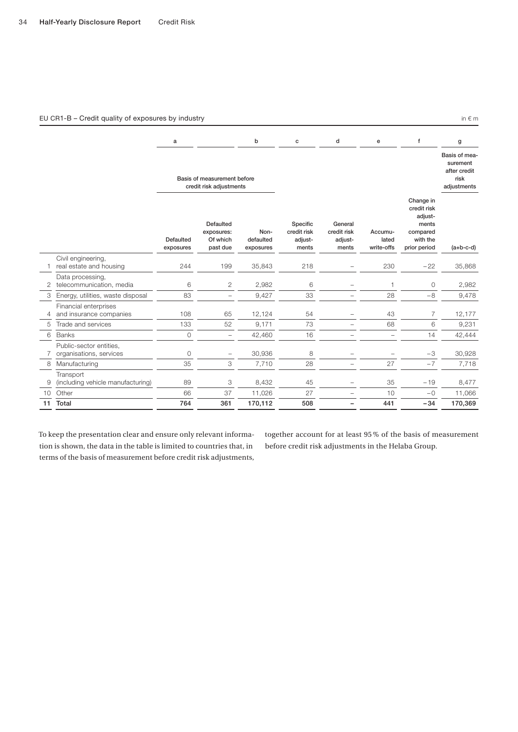EU CR1-B – Credit quality of exposures by industry

in € m

| | | a | | b | c | d | e | f | g |
|---|---|---|---|---|---|---|---|---|---|
| | | Basis of measurement before credit risk adjustments | | | | | | | Basis of measurement after credit risk adjustments |
| | | Defaulted exposures | Defaulted exposures: Of which past due | Non-defaulted exposures | Specific credit risk adjustments | General credit risk adjustments | Accumulated write-offs | Change in credit risk adjustments compared with the prior period | (a+b-c-d) |
| 1 | Civil engineering, real estate and housing | 244 | 199 | 35,843 | 218 | – | 230 | –22 | 35,868 |
| 2 | Data processing, telecommunication, media | 6 | 2 | 2,982 | 6 | – | 1 | 0 | 2,982 |
| 3 | Energy, utilities, waste disposal | 83 | – | 9,427 | 33 | – | 28 | –8 | 9,478 |
| 4 | Financial enterprises and insurance companies | 108 | 65 | 12,124 | 54 | – | 43 | 7 | 12,177 |
| 5 | Trade and services | 133 | 52 | 9,171 | 73 | – | 68 | 6 | 9,231 |
| 6 | Banks | 0 | – | 42,460 | 16 | – | – | 14 | 42,444 |
| 7 | Public-sector entities, organisations, services | 0 | – | 30,936 | 8 | – | – | –3 | 30,928 |
| 8 | Manufacturing | 35 | 3 | 7,710 | 28 | – | 27 | –7 | 7,718 |
| 9 | Transport (including vehicle manufacturing) | 89 | 3 | 8,432 | 45 | – | 35 | –19 | 8,477 |
| 10 | Other | 66 | 37 | 11,026 | 27 | – | 10 | –0 | 11,066 |
| **11** | **Total** | **764** | **361** | **170,112** | **508** | **–** | **441** | **–34** | **170,369** |

To keep the presentation clear and ensure only relevant information is shown, the data in the table is limited to countries that, in terms of the basis of measurement before credit risk adjustments, together account for at least 95 % of the basis of measurement before credit risk adjustments in the Helaba Group.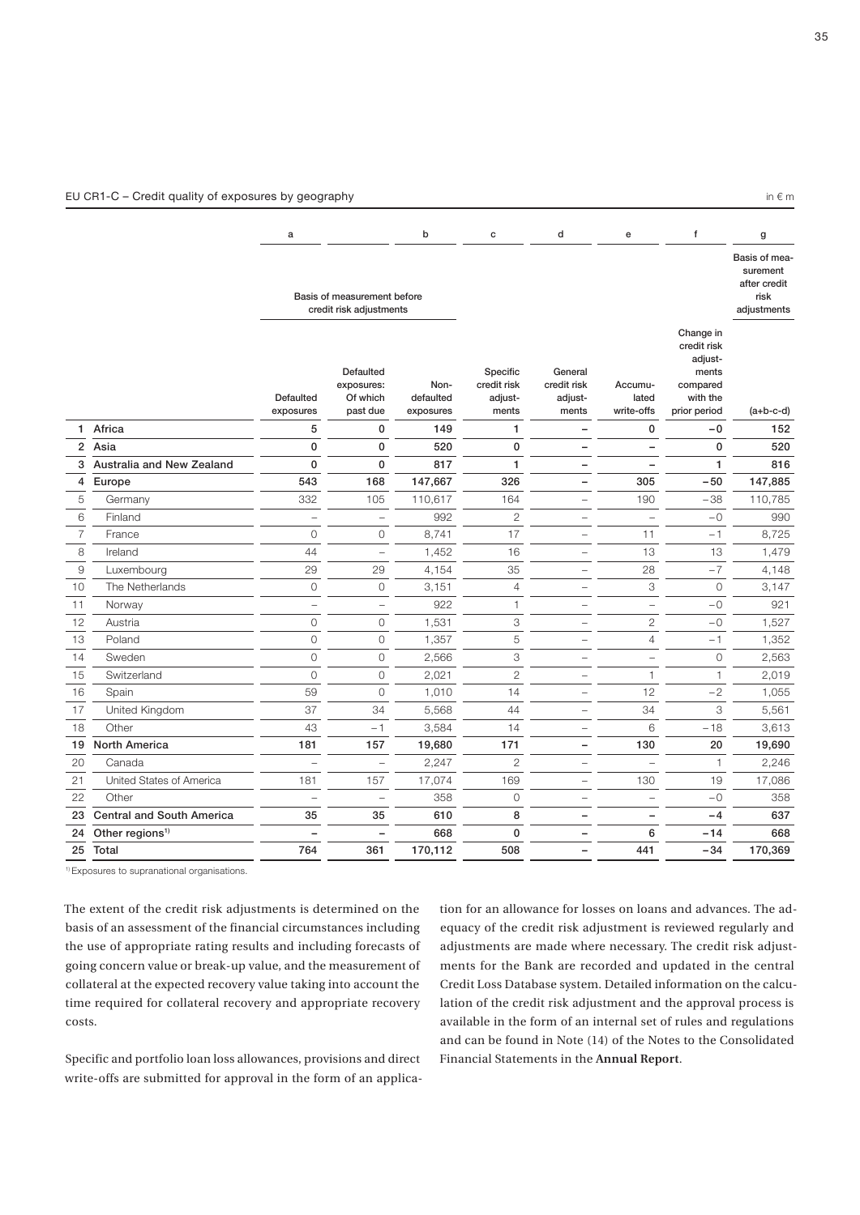EU CR1-C – Credit quality of exposures by geography

in € m

| | | a | | b | c | d | e | f | g |
|---|---|---|---|---|---|---|---|---|---|
| | | Basis of measurement before credit risk adjustments | | | | | | | Basis of measurement after credit risk adjustments |
| | | Defaulted exposures | Defaulted exposures: Of which past due | Non-defaulted exposures | Specific credit risk adjustments | General credit risk adjustments | Accumulated write-offs | Change in credit risk adjustments compared with the prior period | (a+b-c-d) |
| 1 | **Africa** | **5** | **0** | **149** | **1** | **–** | **0** | **–0** | **152** |
| 2 | **Asia** | **0** | **0** | **520** | **0** | **–** | **–** | **0** | **520** |
| 3 | **Australia and New Zealand** | **0** | **0** | **817** | **1** | **–** | **–** | **1** | **816** |
| 4 | **Europe** | **543** | **168** | **147,667** | **326** | **–** | **305** | **–50** | **147,885** |
| 5 | Germany | 332 | 105 | 110,617 | 164 | – | 190 | –38 | 110,785 |
| 6 | Finland | – | – | 992 | 2 | – | – | –0 | 990 |
| 7 | France | 0 | 0 | 8,741 | 17 | – | 11 | –1 | 8,725 |
| 8 | Ireland | 44 | – | 1,452 | 16 | – | 13 | 13 | 1,479 |
| 9 | Luxembourg | 29 | 29 | 4,154 | 35 | – | 28 | –7 | 4,148 |
| 10 | The Netherlands | 0 | 0 | 3,151 | 4 | – | 3 | 0 | 3,147 |
| 11 | Norway | – | – | 922 | 1 | – | – | –0 | 921 |
| 12 | Austria | 0 | 0 | 1,531 | 3 | – | 2 | –0 | 1,527 |
| 13 | Poland | 0 | 0 | 1,357 | 5 | – | 4 | –1 | 1,352 |
| 14 | Sweden | 0 | 0 | 2,566 | 3 | – | – | 0 | 2,563 |
| 15 | Switzerland | 0 | 0 | 2,021 | 2 | – | 1 | 1 | 2,019 |
| 16 | Spain | 59 | 0 | 1,010 | 14 | – | 12 | –2 | 1,055 |
| 17 | United Kingdom | 37 | 34 | 5,568 | 44 | – | 34 | 3 | 5,561 |
| 18 | Other | 43 | –1 | 3,584 | 14 | – | 6 | –18 | 3,613 |
| 19 | **North America** | **181** | **157** | **19,680** | **171** | **–** | **130** | **20** | **19,690** |
| 20 | Canada | – | – | 2,247 | 2 | – | – | 1 | 2,246 |
| 21 | United States of America | 181 | 157 | 17,074 | 169 | – | 130 | 19 | 17,086 |
| 22 | Other | – | – | 358 | 0 | – | – | –0 | 358 |
| 23 | **Central and South America** | **35** | **35** | **610** | **8** | **–** | **–** | **–4** | **637** |
| 24 | **Other regions[1)]** | **–** | **–** | **668** | **0** | **–** | **6** | **–14** | **668** |
| 25 | **Total** | **764** | **361** | **170,112** | **508** | **–** | **441** | **–34** | **170,369** |

[1)] Exposures to supranational organisations.

The extent of the credit risk adjustments is determined on the basis of an assessment of the financial circumstances including the use of appropriate rating results and including forecasts of going concern value or break-up value, and the measurement of collateral at the expected recovery value taking into account the time required for collateral recovery and appropriate recovery costs.

Specific and portfolio loan loss allowances, provisions and direct write-offs are submitted for approval in the form of an application for an allowance for losses on loans and advances. The adequacy of the credit risk adjustment is reviewed regularly and adjustments are made where necessary. The credit risk adjustments for the Bank are recorded and updated in the central Credit Loss Database system. Detailed information on the calculation of the credit risk adjustment and the approval process is available in the form of an internal set of rules and regulations and can be found in Note (14) of the Notes to the Consolidated Financial Statements in the **Annual Report**.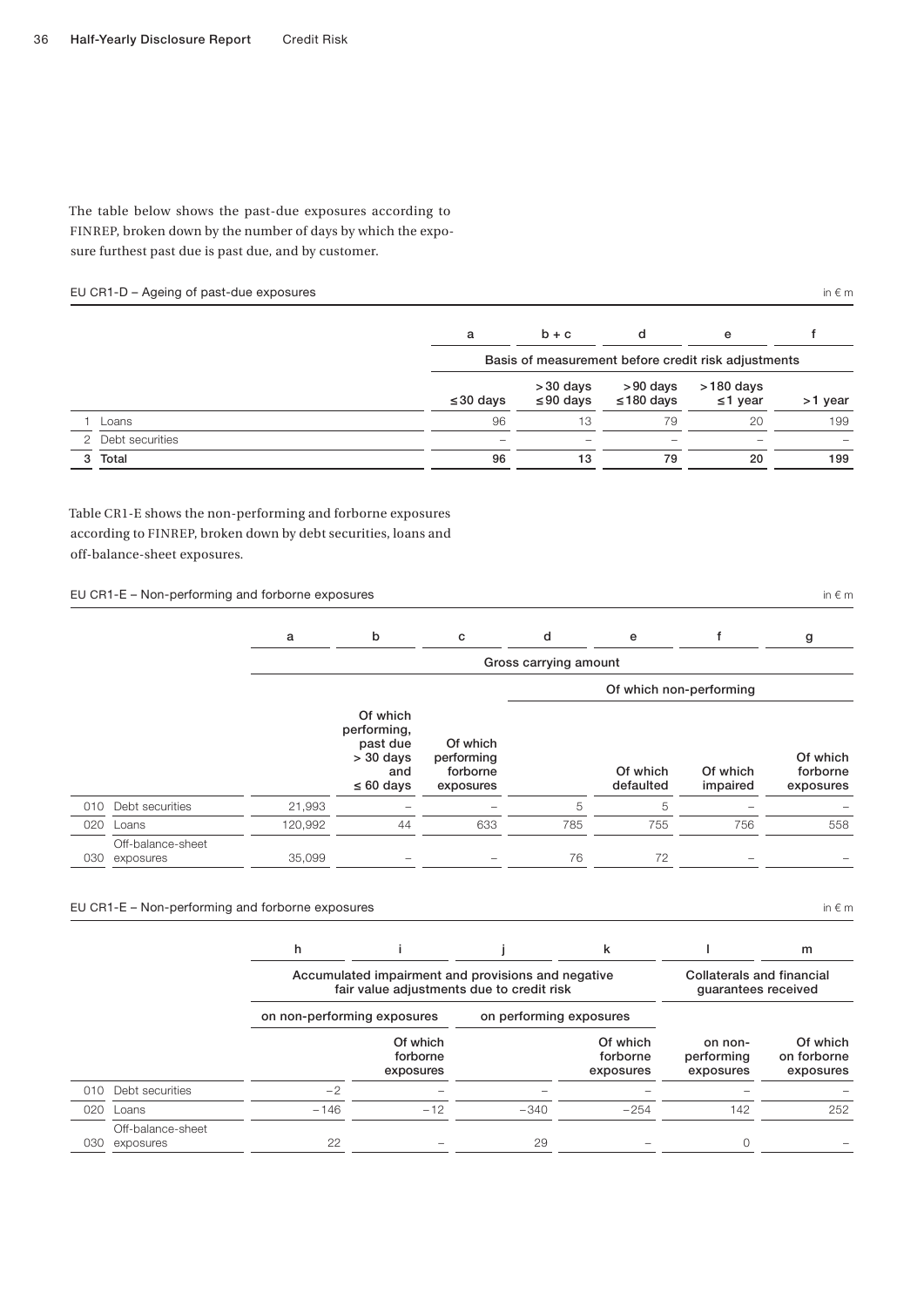The table below shows the past-due exposures according to FINREP, broken down by the number of days by which the exposure furthest past due is past due, and by customer.

EU CR1-D – Ageing of past-due exposures

in € m

| | | a | b + c | d | e | f |
|---|---|---|---|---|---|---|
| | | Basis of measurement before credit risk adjustments | | | | |
| | | ≤30 days | >30 days ≤90 days | >90 days ≤180 days | >180 days ≤1 year | >1 year |
| 1 | Loans | 96 | 13 | 79 | 20 | 199 |
| 2 | Debt securities | – | – | – | – | – |
| 3 | **Total** | **96** | **13** | **79** | **20** | **199** |

Table CR1-E shows the non-performing and forborne exposures according to FINREP, broken down by debt securities, loans and off-balance-sheet exposures.

EU CR1-E – Non-performing and forborne exposures

in € m

| | | a | b | c | d | e | f | g |
|---|---|---|---|---|---|---|---|---|
| | | Gross carrying amount | | | | | | |
| | | | | | Of which non-performing | | | |
| | | | Of which performing, past due > 30 days and ≤ 60 days | Of which performing forborne exposures | | Of which defaulted | Of which impaired | Of which forborne exposures |
| 010 | Debt securities | 21,993 | – | – | 5 | 5 | – | – |
| 020 | Loans | 120,992 | 44 | 633 | 785 | 755 | 756 | 558 |
| 030 | Off-balance-sheet exposures | 35,099 | – | – | 76 | 72 | – | – |

EU CR1-E – Non-performing and forborne exposures

in € m

| | | h | i | j | k | l | m |
|---|---|---|---|---|---|---|---|
| | | Accumulated impairment and provisions and negative fair value adjustments due to credit risk | | | | Collaterals and financial guarantees received | |
| | | on non-performing exposures | | on performing exposures | | | |
| | | | Of which forborne exposures | | Of which forborne exposures | on non-performing exposures | Of which on forborne exposures |
| 010 | Debt securities | −2 | – | – | – | – | – |
| 020 | Loans | −146 | −12 | −340 | −254 | 142 | 252 |
| 030 | Off-balance-sheet exposures | 22 | – | 29 | – | 0 | – |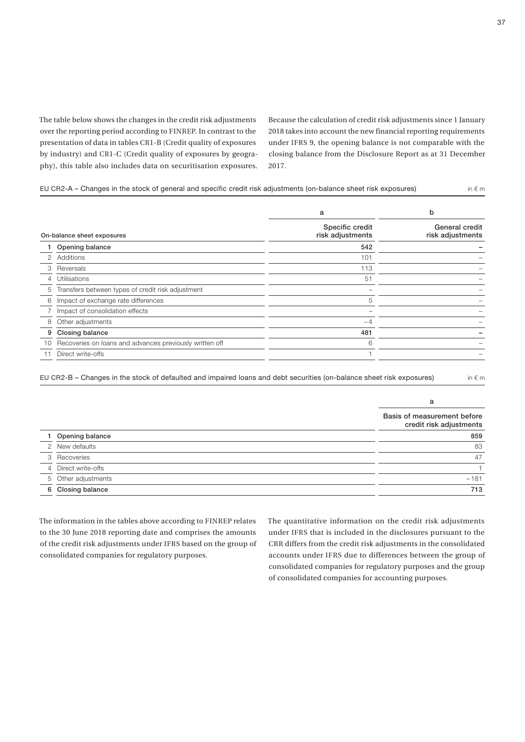The table below shows the changes in the credit risk adjustments over the reporting period according to FINREP. In contrast to the presentation of data in tables CR1-B (Credit quality of exposures by industry) and CR1-C (Credit quality of exposures by geography), this table also includes data on securitisation exposures.

Because the calculation of credit risk adjustments since 1 January 2018 takes into account the new financial reporting requirements under IFRS 9, the opening balance is not comparable with the closing balance from the Disclosure Report as at 31 December 2017.

EU CR2-A – Changes in the stock of general and specific credit risk adjustments (on-balance sheet risk exposures) in € m

| | | a | b |
|---|---|---|---|
| | On-balance sheet exposures | Specific credit risk adjustments | General credit risk adjustments |
| **1** | **Opening balance** | **542** | **–** |
| 2 | Additions | 101 | – |
| 3 | Reversals | 113 | – |
| 4 | Utilisations | 51 | – |
| 5 | Transfers between types of credit risk adjustment | – | – |
| 6 | Impact of exchange rate differences | 5 | – |
| 7 | Impact of consolidation effects | – | – |
| 8 | Other adjustments | –4 | – |
| **9** | **Closing balance** | **481** | **–** |
| 10 | Recoveries on loans and advances previously written off | 6 | – |
| 11 | Direct write-offs | 1 | – |

EU CR2-B – Changes in the stock of defaulted and impaired loans and debt securities (on-balance sheet risk exposures) in € m

| | | a |
|---|---|---|
| | | Basis of measurement before credit risk adjustments |
| **1** | **Opening balance** | **859** |
| 2 | New defaults | 83 |
| 3 | Recoveries | 47 |
| 4 | Direct write-offs | 1 |
| 5 | Other adjustments | –181 |
| **6** | **Closing balance** | **713** |

The information in the tables above according to FINREP relates to the 30 June 2018 reporting date and comprises the amounts of the credit risk adjustments under IFRS based on the group of consolidated companies for regulatory purposes.

The quantitative information on the credit risk adjustments under IFRS that is included in the disclosures pursuant to the CRR differs from the credit risk adjustments in the consolidated accounts under IFRS due to differences between the group of consolidated companies for regulatory purposes and the group of consolidated companies for accounting purposes.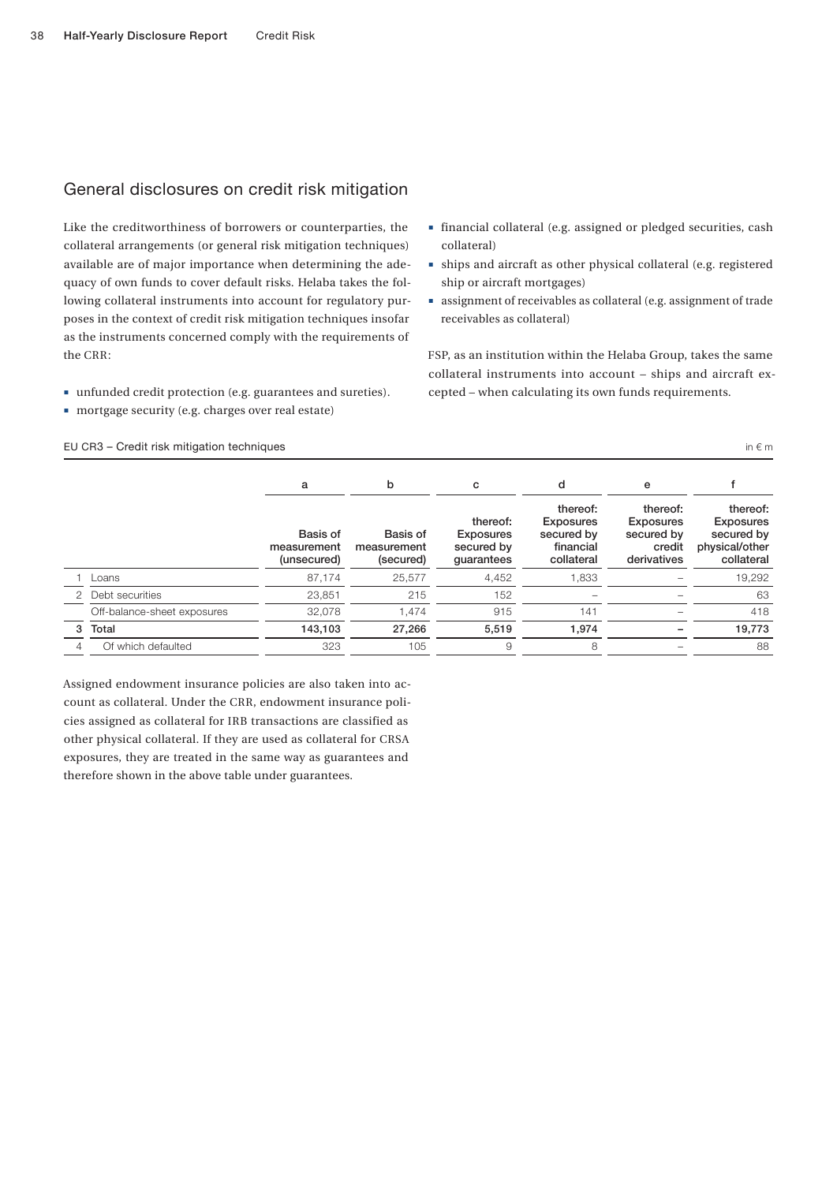## General disclosures on credit risk mitigation

Like the creditworthiness of borrowers or counterparties, the collateral arrangements (or general risk mitigation techniques) available are of major importance when determining the adequacy of own funds to cover default risks. Helaba takes the following collateral instruments into account for regulatory purposes in the context of credit risk mitigation techniques insofar as the instruments concerned comply with the requirements of the CRR:

- unfunded credit protection (e.g. guarantees and sureties).
- mortgage security (e.g. charges over real estate)
- financial collateral (e.g. assigned or pledged securities, cash collateral)
- ships and aircraft as other physical collateral (e.g. registered ship or aircraft mortgages)
- assignment of receivables as collateral (e.g. assignment of trade receivables as collateral)

FSP, as an institution within the Helaba Group, takes the same collateral instruments into account – ships and aircraft excepted – when calculating its own funds requirements.

EU CR3 – Credit risk mitigation techniques

in € m

| | | a | b | c | d | e | f |
|---|---|---|---|---|---|---|---|
| | | Basis of measurement (unsecured) | Basis of measurement (secured) | thereof: Exposures secured by guarantees | thereof: Exposures secured by financial collateral | thereof: Exposures secured by credit derivatives | thereof: Exposures secured by physical/other collateral |
| 1 | Loans | 87,174 | 25,577 | 4,452 | 1,833 | – | 19,292 |
| 2 | Debt securities | 23,851 | 215 | 152 | – | – | 63 |
| | Off-balance-sheet exposures | 32,078 | 1,474 | 915 | 141 | – | 418 |
| **3** | **Total** | **143,103** | **27,266** | **5,519** | **1,974** | **–** | **19,773** |
| 4 | Of which defaulted | 323 | 105 | 9 | 8 | – | 88 |

Assigned endowment insurance policies are also taken into account as collateral. Under the CRR, endowment insurance policies assigned as collateral for IRB transactions are classified as other physical collateral. If they are used as collateral for CRSA exposures, they are treated in the same way as guarantees and therefore shown in the above table under guarantees.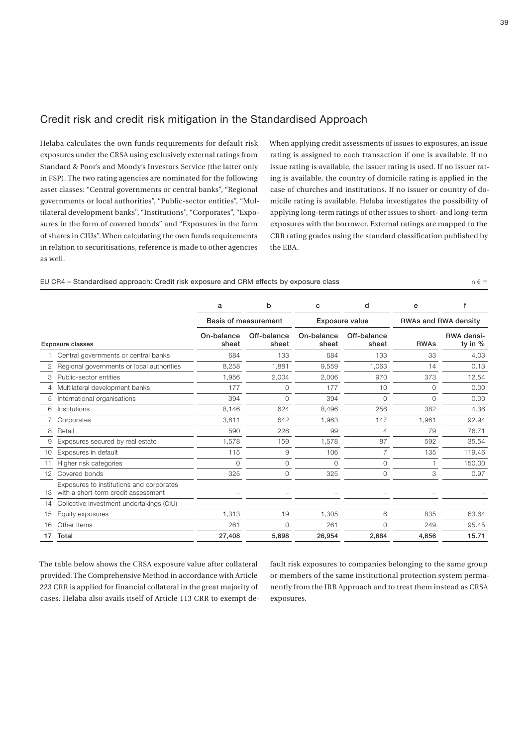## Credit risk and credit risk mitigation in the Standardised Approach

Helaba calculates the own funds requirements for default risk exposures under the CRSA using exclusively external ratings from Standard & Poor's and Moody's Investors Service (the latter only in FSP). The two rating agencies are nominated for the following asset classes: "Central governments or central banks", "Regional governments or local authorities", "Public-sector entities", "Multilateral development banks", "Institutions", "Corporates", "Exposures in the form of covered bonds" and "Exposures in the form of shares in CIUs". When calculating the own funds requirements in relation to securitisations, reference is made to other agencies as well.

When applying credit assessments of issues to exposures, an issue rating is assigned to each transaction if one is available. If no issue rating is available, the issuer rating is used. If no issuer rating is available, the country of domicile rating is applied in the case of churches and institutions. If no issuer or country of domicile rating is available, Helaba investigates the possibility of applying long-term ratings of other issues to short- and long-term exposures with the borrower. External ratings are mapped to the CRR rating grades using the standard classification published by the EBA.

EU CR4 – Standardised approach: Credit risk exposure and CRM effects by exposure class

in € m

| | | a | b | c | d | e | f |
|---|---|---|---|---|---|---|---|
| | | Basis of measurement | | Exposure value | | RWAs and RWA density | |
| | Exposure classes | On-balance sheet | Off-balance sheet | On-balance sheet | Off-balance sheet | RWAs | RWA density in % |
| 1 | Central governments or central banks | 684 | 133 | 684 | 133 | 33 | 4.03 |
| 2 | Regional governments or local authorities | 8,258 | 1,881 | 9,559 | 1,063 | 14 | 0.13 |
| 3 | Public-sector entities | 1,956 | 2,004 | 2,006 | 970 | 373 | 12.54 |
| 4 | Multilateral development banks | 177 | 0 | 177 | 10 | 0 | 0.00 |
| 5 | International organisations | 394 | 0 | 394 | 0 | 0 | 0.00 |
| 6 | Institutions | 8,146 | 624 | 8,496 | 256 | 382 | 4.36 |
| 7 | Corporates | 3,611 | 642 | 1,963 | 147 | 1,961 | 92.94 |
| 8 | Retail | 590 | 226 | 99 | 4 | 79 | 76.71 |
| 9 | Exposures secured by real estate | 1,578 | 159 | 1,578 | 87 | 592 | 35.54 |
| 10 | Exposures in default | 115 | 9 | 106 | 7 | 135 | 119.46 |
| 11 | Higher risk categories | 0 | 0 | 0 | 0 | 1 | 150.00 |
| 12 | Covered bonds | 325 | 0 | 325 | 0 | 3 | 0.97 |
| 13 | Exposures to institutions and corporates with a short-term credit assessment | – | – | – | – | – | – |
| 14 | Collective investment undertakings (CIU) | – | – | – | – | – | – |
| 15 | Equity exposures | 1,313 | 19 | 1,305 | 6 | 835 | 63.64 |
| 16 | Other Items | 261 | 0 | 261 | 0 | 249 | 95.45 |
| **17** | **Total** | **27,408** | **5,698** | **26,954** | **2,684** | **4,656** | **15.71** |

The table below shows the CRSA exposure value after collateral provided. The Comprehensive Method in accordance with Article 223 CRR is applied for financial collateral in the great majority of cases. Helaba also avails itself of Article 113 CRR to exempt default risk exposures to companies belonging to the same group or members of the same institutional protection system permanently from the IRB Approach and to treat them instead as CRSA exposures.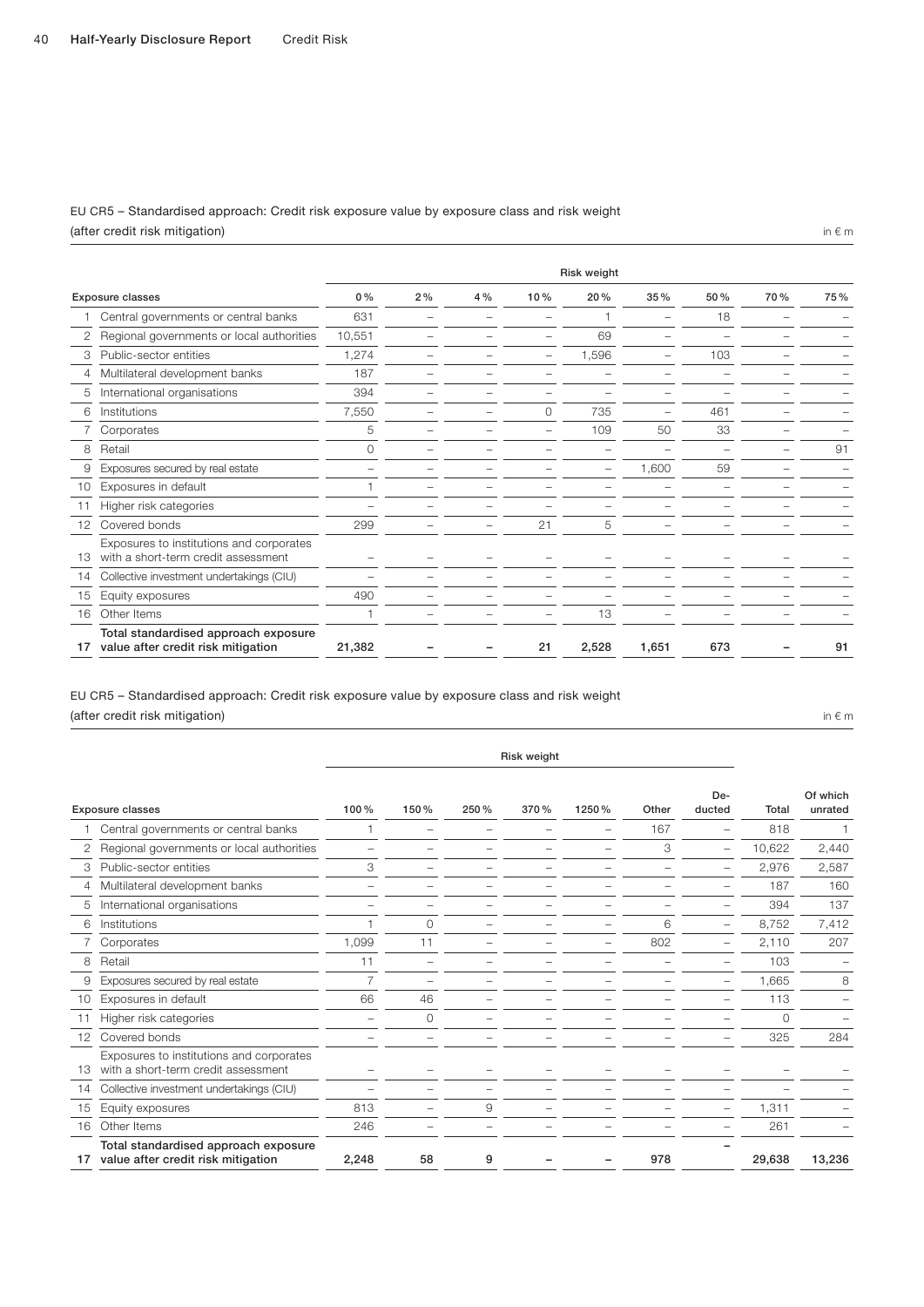EU CR5 – Standardised approach: Credit risk exposure value by exposure class and risk weight
(after credit risk mitigation)

in € m

| | Exposure classes | Risk weight | | | | | | | | |
|---|---|---|---|---|---|---|---|---|---|---|
| | | 0 % | 2 % | 4 % | 10 % | 20 % | 35 % | 50 % | 70 % | 75 % |
| 1 | Central governments or central banks | 631 | – | – | – | 1 | – | 18 | – | – |
| 2 | Regional governments or local authorities | 10,551 | – | – | – | 69 | – | – | – | – |
| 3 | Public-sector entities | 1,274 | – | – | – | 1,596 | – | 103 | – | – |
| 4 | Multilateral development banks | 187 | – | – | – | – | – | – | – | – |
| 5 | International organisations | 394 | – | – | – | – | – | – | – | – |
| 6 | Institutions | 7,550 | – | – | 0 | 735 | – | 461 | – | – |
| 7 | Corporates | 5 | – | – | – | 109 | 50 | 33 | – | – |
| 8 | Retail | 0 | – | – | – | – | – | – | – | 91 |
| 9 | Exposures secured by real estate | – | – | – | – | – | 1,600 | 59 | – | – |
| 10 | Exposures in default | 1 | – | – | – | – | – | – | – | – |
| 11 | Higher risk categories | – | – | – | – | – | – | – | – | – |
| 12 | Covered bonds | 299 | – | – | 21 | 5 | – | – | – | – |
| 13 | Exposures to institutions and corporates with a short-term credit assessment | – | – | – | – | – | – | – | – | – |
| 14 | Collective investment undertakings (CIU) | – | – | – | – | – | – | – | – | – |
| 15 | Equity exposures | 490 | – | – | – | – | – | – | – | – |
| 16 | Other Items | 1 | – | – | – | 13 | – | – | – | – |
| 17 | **Total standardised approach exposure value after credit risk mitigation** | **21,382** | **–** | **–** | **21** | **2,528** | **1,651** | **673** | **–** | **91** |

EU CR5 – Standardised approach: Credit risk exposure value by exposure class and risk weight
(after credit risk mitigation)

in € m

| | Exposure classes | Risk weight | | | | | | | | |
|---|---|---|---|---|---|---|---|---|---|---|
| | | 100 % | 150 % | 250 % | 370 % | 1250 % | Other | De-ducted | Total | Of which unrated |
| 1 | Central governments or central banks | 1 | – | – | – | – | 167 | – | 818 | 1 |
| 2 | Regional governments or local authorities | – | – | – | – | – | 3 | – | 10,622 | 2,440 |
| 3 | Public-sector entities | 3 | – | – | – | – | – | – | 2,976 | 2,587 |
| 4 | Multilateral development banks | – | – | – | – | – | – | – | 187 | 160 |
| 5 | International organisations | – | – | – | – | – | – | – | 394 | 137 |
| 6 | Institutions | 1 | 0 | – | – | – | 6 | – | 8,752 | 7,412 |
| 7 | Corporates | 1,099 | 11 | – | – | – | 802 | – | 2,110 | 207 |
| 8 | Retail | 11 | – | – | – | – | – | – | 103 | – |
| 9 | Exposures secured by real estate | 7 | – | – | – | – | – | – | 1,665 | 8 |
| 10 | Exposures in default | 66 | 46 | – | – | – | – | – | 113 | – |
| 11 | Higher risk categories | – | 0 | – | – | – | – | – | 0 | – |
| 12 | Covered bonds | – | – | – | – | – | – | – | 325 | 284 |
| 13 | Exposures to institutions and corporates with a short-term credit assessment | – | – | – | – | – | – | – | – | – |
| 14 | Collective investment undertakings (CIU) | – | – | – | – | – | – | – | – | – |
| 15 | Equity exposures | 813 | – | 9 | – | – | – | – | 1,311 | – |
| 16 | Other Items | 246 | – | – | – | – | – | – | 261 | – |
| 17 | **Total standardised approach exposure value after credit risk mitigation** | **2,248** | **58** | **9** | **–** | **–** | **978** | **–** | **29,638** | **13,236** |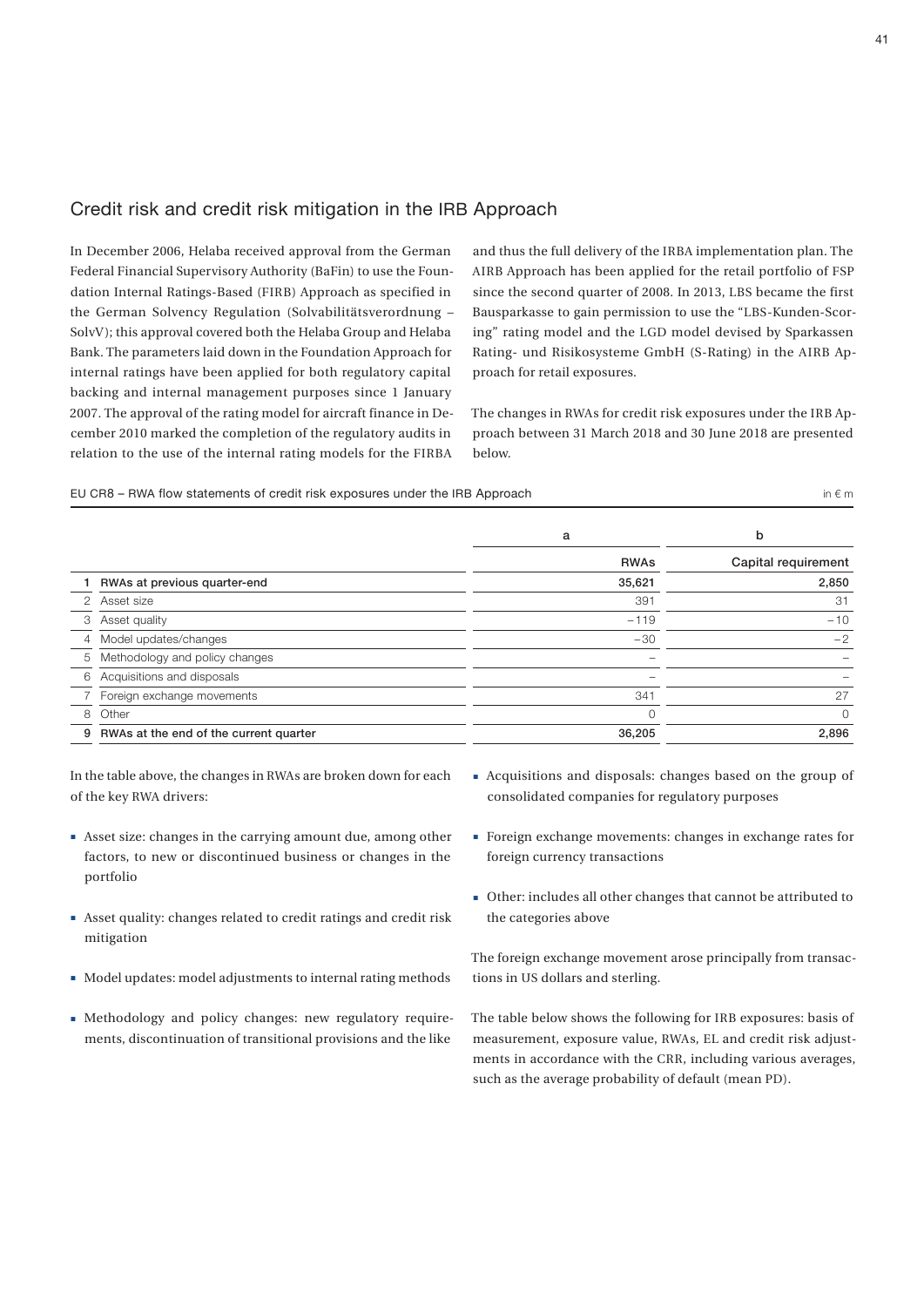## Credit risk and credit risk mitigation in the IRB Approach

In December 2006, Helaba received approval from the German Federal Financial Supervisory Authority (BaFin) to use the Foundation Internal Ratings-Based (FIRB) Approach as specified in the German Solvency Regulation (Solvabilitätsverordnung – SolvV); this approval covered both the Helaba Group and Helaba Bank. The parameters laid down in the Foundation Approach for internal ratings have been applied for both regulatory capital backing and internal management purposes since 1 January 2007. The approval of the rating model for aircraft finance in December 2010 marked the completion of the regulatory audits in relation to the use of the internal rating models for the FIRBA and thus the full delivery of the IRBA implementation plan. The AIRB Approach has been applied for the retail portfolio of FSP since the second quarter of 2008. In 2013, LBS became the first Bausparkasse to gain permission to use the "LBS-Kunden-Scoring" rating model and the LGD model devised by Sparkassen Rating- und Risikosysteme GmbH (S-Rating) in the AIRB Approach for retail exposures.

The changes in RWAs for credit risk exposures under the IRB Approach between 31 March 2018 and 30 June 2018 are presented below.

EU CR8 – RWA flow statements of credit risk exposures under the IRB Approach

in € m

| | | a | b |
|---|---|---|---|
| | | RWAs | Capital requirement |
| **1** | **RWAs at previous quarter-end** | **35,621** | **2,850** |
| 2 | Asset size | 391 | 31 |
| 3 | Asset quality | −119 | −10 |
| 4 | Model updates/changes | −30 | −2 |
| 5 | Methodology and policy changes | – | – |
| 6 | Acquisitions and disposals | – | – |
| 7 | Foreign exchange movements | 341 | 27 |
| 8 | Other | 0 | 0 |
| **9** | **RWAs at the end of the current quarter** | **36,205** | **2,896** |

In the table above, the changes in RWAs are broken down for each of the key RWA drivers:

- Asset size: changes in the carrying amount due, among other factors, to new or discontinued business or changes in the portfolio
- Asset quality: changes related to credit ratings and credit risk mitigation
- Model updates: model adjustments to internal rating methods
- Methodology and policy changes: new regulatory requirements, discontinuation of transitional provisions and the like
- Acquisitions and disposals: changes based on the group of consolidated companies for regulatory purposes
- Foreign exchange movements: changes in exchange rates for foreign currency transactions
- Other: includes all other changes that cannot be attributed to the categories above

The foreign exchange movement arose principally from transactions in US dollars and sterling.

The table below shows the following for IRB exposures: basis of measurement, exposure value, RWAs, EL and credit risk adjustments in accordance with the CRR, including various averages, such as the average probability of default (mean PD).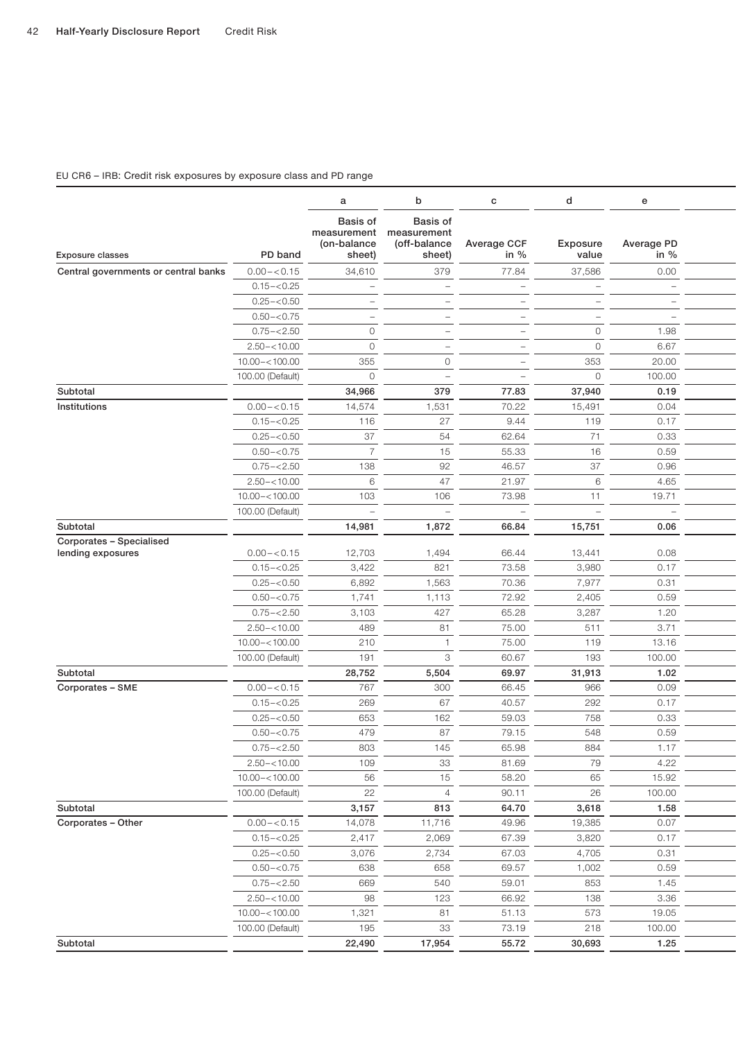EU CR6 – IRB: Credit risk exposures by exposure class and PD range

| | | a | b | c | d | e |
|---|---|---|---|---|---|---|
| Exposure classes | PD band | Basis of measurement (on-balance sheet) | Basis of measurement (off-balance sheet) | Average CCF in % | Exposure value | Average PD in % |
| Central governments or central banks | 0.00–<0.15 | 34,610 | 379 | 77.84 | 37,586 | 0.00 |
| | 0.15–<0.25 | – | – | – | – | – |
| | 0.25–<0.50 | – | – | – | – | – |
| | 0.50–<0.75 | – | – | – | – | – |
| | 0.75–<2.50 | 0 | – | – | 0 | 1.98 |
| | 2.50–<10.00 | 0 | – | – | 0 | 6.67 |
| | 10.00–<100.00 | 355 | 0 | – | 353 | 20.00 |
| | 100.00 (Default) | 0 | – | – | 0 | 100.00 |
| **Subtotal** | | **34,966** | **379** | **77.83** | **37,940** | **0.19** |
| **Institutions** | 0.00–<0.15 | 14,574 | 1,531 | 70.22 | 15,491 | 0.04 |
| | 0.15–<0.25 | 116 | 27 | 9.44 | 119 | 0.17 |
| | 0.25–<0.50 | 37 | 54 | 62.64 | 71 | 0.33 |
| | 0.50–<0.75 | 7 | 15 | 55.33 | 16 | 0.59 |
| | 0.75–<2.50 | 138 | 92 | 46.57 | 37 | 0.96 |
| | 2.50–<10.00 | 6 | 47 | 21.97 | 6 | 4.65 |
| | 10.00–<100.00 | 103 | 106 | 73.98 | 11 | 19.71 |
| | 100.00 (Default) | – | – | – | – | – |
| **Subtotal** | | **14,981** | **1,872** | **66.84** | **15,751** | **0.06** |
| **Corporates – Specialised lending exposures** | 0.00–<0.15 | 12,703 | 1,494 | 66.44 | 13,441 | 0.08 |
| | 0.15–<0.25 | 3,422 | 821 | 73.58 | 3,980 | 0.17 |
| | 0.25–<0.50 | 6,892 | 1,563 | 70.36 | 7,977 | 0.31 |
| | 0.50–<0.75 | 1,741 | 1,113 | 72.92 | 2,405 | 0.59 |
| | 0.75–<2.50 | 3,103 | 427 | 65.28 | 3,287 | 1.20 |
| | 2.50–<10.00 | 489 | 81 | 75.00 | 511 | 3.71 |
| | 10.00–<100.00 | 210 | 1 | 75.00 | 119 | 13.16 |
| | 100.00 (Default) | 191 | 3 | 60.67 | 193 | 100.00 |
| **Subtotal** | | **28,752** | **5,504** | **69.97** | **31,913** | **1.02** |
| **Corporates – SME** | 0.00–<0.15 | 767 | 300 | 66.45 | 966 | 0.09 |
| | 0.15–<0.25 | 269 | 67 | 40.57 | 292 | 0.17 |
| | 0.25–<0.50 | 653 | 162 | 59.03 | 758 | 0.33 |
| | 0.50–<0.75 | 479 | 87 | 79.15 | 548 | 0.59 |
| | 0.75–<2.50 | 803 | 145 | 65.98 | 884 | 1.17 |
| | 2.50–<10.00 | 109 | 33 | 81.69 | 79 | 4.22 |
| | 10.00–<100.00 | 56 | 15 | 58.20 | 65 | 15.92 |
| | 100.00 (Default) | 22 | 4 | 90.11 | 26 | 100.00 |
| **Subtotal** | | **3,157** | **813** | **64.70** | **3,618** | **1.58** |
| **Corporates – Other** | 0.00–<0.15 | 14,078 | 11,716 | 49.96 | 19,385 | 0.07 |
| | 0.15–<0.25 | 2,417 | 2,069 | 67.39 | 3,820 | 0.17 |
| | 0.25–<0.50 | 3,076 | 2,734 | 67.03 | 4,705 | 0.31 |
| | 0.50–<0.75 | 638 | 658 | 69.57 | 1,002 | 0.59 |
| | 0.75–<2.50 | 669 | 540 | 59.01 | 853 | 1.45 |
| | 2.50–<10.00 | 98 | 123 | 66.92 | 138 | 3.36 |
| | 10.00–<100.00 | 1,321 | 81 | 51.13 | 573 | 19.05 |
| | 100.00 (Default) | 195 | 33 | 73.19 | 218 | 100.00 |
| **Subtotal** | | **22,490** | **17,954** | **55.72** | **30,693** | **1.25** |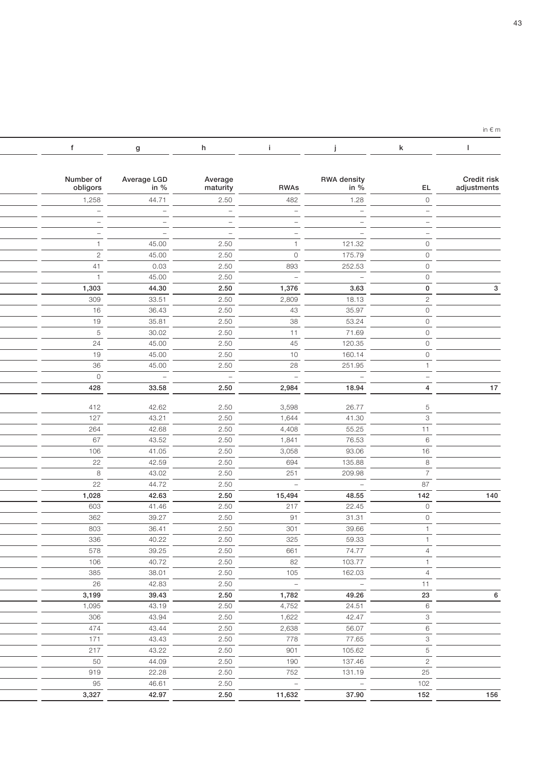in € m

| f | g | h | i | j | k | l |
|---|---|---|---|---|---|---|
| Number of obligors | Average LGD in % | Average maturity | RWAs | RWA density in % | EL | Credit risk adjustments |
| 1,258 | 44.71 | 2.50 | 482 | 1.28 | 0 | |
| – | – | – | – | – | – | |
| – | – | – | – | – | – | |
| – | – | – | – | – | – | |
| 1 | 45.00 | 2.50 | 1 | 121.32 | 0 | |
| 2 | 45.00 | 2.50 | 0 | 175.79 | 0 | |
| 41 | 0.03 | 2.50 | 893 | 252.53 | 0 | |
| 1 | 45.00 | 2.50 | – | – | 0 | |
| **1,303** | **44.30** | **2.50** | **1,376** | **3.63** | **0** | **3** |
| 309 | 33.51 | 2.50 | 2,809 | 18.13 | 2 | |
| 16 | 36.43 | 2.50 | 43 | 35.97 | 0 | |
| 19 | 35.81 | 2.50 | 38 | 53.24 | 0 | |
| 5 | 30.02 | 2.50 | 11 | 71.69 | 0 | |
| 24 | 45.00 | 2.50 | 45 | 120.35 | 0 | |
| 19 | 45.00 | 2.50 | 10 | 160.14 | 0 | |
| 36 | 45.00 | 2.50 | 28 | 251.95 | 1 | |
| 0 | – | – | – | – | – | |
| **428** | **33.58** | **2.50** | **2,984** | **18.94** | **4** | **17** |
| 412 | 42.62 | 2.50 | 3,598 | 26.77 | 5 | |
| 127 | 43.21 | 2.50 | 1,644 | 41.30 | 3 | |
| 264 | 42.68 | 2.50 | 4,408 | 55.25 | 11 | |
| 67 | 43.52 | 2.50 | 1,841 | 76.53 | 6 | |
| 106 | 41.05 | 2.50 | 3,058 | 93.06 | 16 | |
| 22 | 42.59 | 2.50 | 694 | 135.88 | 8 | |
| 8 | 43.02 | 2.50 | 251 | 209.98 | 7 | |
| 22 | 44.72 | 2.50 | – | – | 87 | |
| **1,028** | **42.63** | **2.50** | **15,494** | **48.55** | **142** | **140** |
| 603 | 41.46 | 2.50 | 217 | 22.45 | 0 | |
| 362 | 39.27 | 2.50 | 91 | 31.31 | 0 | |
| 803 | 36.41 | 2.50 | 301 | 39.66 | 1 | |
| 336 | 40.22 | 2.50 | 325 | 59.33 | 1 | |
| 578 | 39.25 | 2.50 | 661 | 74.77 | 4 | |
| 106 | 40.72 | 2.50 | 82 | 103.77 | 1 | |
| 385 | 38.01 | 2.50 | 105 | 162.03 | 4 | |
| 26 | 42.83 | 2.50 | – | – | 11 | |
| **3,199** | **39.43** | **2.50** | **1,782** | **49.26** | **23** | **6** |
| 1,095 | 43.19 | 2.50 | 4,752 | 24.51 | 6 | |
| 306 | 43.94 | 2.50 | 1,622 | 42.47 | 3 | |
| 474 | 43.44 | 2.50 | 2,638 | 56.07 | 6 | |
| 171 | 43.43 | 2.50 | 778 | 77.65 | 3 | |
| 217 | 43.22 | 2.50 | 901 | 105.62 | 5 | |
| 50 | 44.09 | 2.50 | 190 | 137.46 | 2 | |
| 919 | 22.28 | 2.50 | 752 | 131.19 | 25 | |
| 95 | 46.61 | 2.50 | – | – | 102 | |
| **3,327** | **42.97** | **2.50** | **11,632** | **37.90** | **152** | **156** |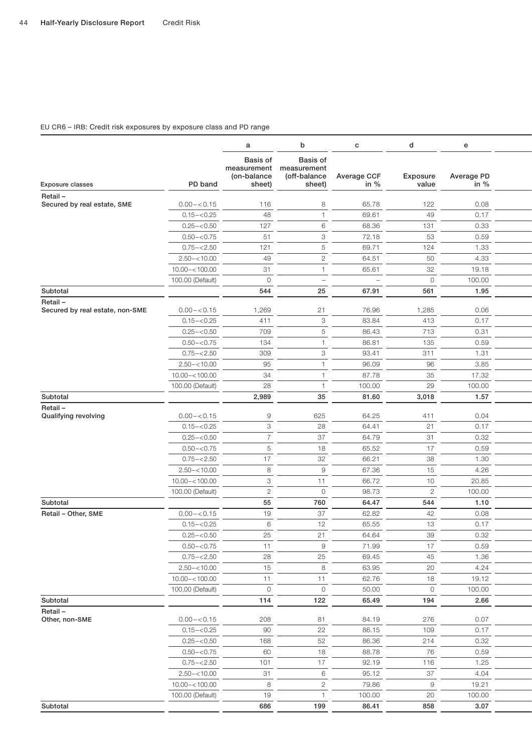EU CR6 – IRB: Credit risk exposures by exposure class and PD range

| | | a | b | c | d | e |
|---|---|---|---|---|---|---|
| Exposure classes | PD band | Basis of measurement (on-balance sheet) | Basis of measurement (off-balance sheet) | Average CCF in % | Exposure value | Average PD in % |
| Retail – Secured by real estate, SME | 0.00 – < 0.15 | 116 | 8 | 65.78 | 122 | 0.08 |
| | 0.15 – < 0.25 | 48 | 1 | 69.61 | 49 | 0.17 |
| | 0.25 – < 0.50 | 127 | 6 | 68.36 | 131 | 0.33 |
| | 0.50 – < 0.75 | 51 | 3 | 72.18 | 53 | 0.59 |
| | 0.75 – < 2.50 | 121 | 5 | 69.71 | 124 | 1.33 |
| | 2.50 – < 10.00 | 49 | 2 | 64.51 | 50 | 4.33 |
| | 10.00 – < 100.00 | 31 | 1 | 65.61 | 32 | 19.18 |
| | 100.00 (Default) | 0 | – | – | 0 | 100.00 |
| **Subtotal** | | **544** | **25** | **67.91** | **561** | **1.95** |
| Retail – Secured by real estate, non-SME | 0.00 – < 0.15 | 1,269 | 21 | 76.96 | 1,285 | 0.06 |
| | 0.15 – < 0.25 | 411 | 3 | 83.84 | 413 | 0.17 |
| | 0.25 – < 0.50 | 709 | 5 | 86.43 | 713 | 0.31 |
| | 0.50 – < 0.75 | 134 | 1 | 86.81 | 135 | 0.59 |
| | 0.75 – < 2.50 | 309 | 3 | 93.41 | 311 | 1.31 |
| | 2.50 – < 10.00 | 95 | 1 | 96.09 | 96 | 3.85 |
| | 10.00 – < 100.00 | 34 | 1 | 87.78 | 35 | 17.32 |
| | 100.00 (Default) | 28 | 1 | 100.00 | 29 | 100.00 |
| **Subtotal** | | **2,989** | **35** | **81.60** | **3,018** | **1.57** |
| Retail – Qualifying revolving | 0.00 – < 0.15 | 9 | 625 | 64.25 | 411 | 0.04 |
| | 0.15 – < 0.25 | 3 | 28 | 64.41 | 21 | 0.17 |
| | 0.25 – < 0.50 | 7 | 37 | 64.79 | 31 | 0.32 |
| | 0.50 – < 0.75 | 5 | 18 | 65.52 | 17 | 0.59 |
| | 0.75 – < 2.50 | 17 | 32 | 66.21 | 38 | 1.30 |
| | 2.50 – < 10.00 | 8 | 9 | 67.36 | 15 | 4.26 |
| | 10.00 – < 100.00 | 3 | 11 | 66.72 | 10 | 20.85 |
| | 100.00 (Default) | 2 | 0 | 98.73 | 2 | 100.00 |
| **Subtotal** | | **55** | **760** | **64.47** | **544** | **1.10** |
| Retail – Other, SME | 0.00 – < 0.15 | 19 | 37 | 62.82 | 42 | 0.08 |
| | 0.15 – < 0.25 | 6 | 12 | 65.55 | 13 | 0.17 |
| | 0.25 – < 0.50 | 25 | 21 | 64.64 | 39 | 0.32 |
| | 0.50 – < 0.75 | 11 | 9 | 71.99 | 17 | 0.59 |
| | 0.75 – < 2.50 | 28 | 25 | 69.45 | 45 | 1.36 |
| | 2.50 – < 10.00 | 15 | 8 | 63.95 | 20 | 4.24 |
| | 10.00 – < 100.00 | 11 | 11 | 62.76 | 18 | 19.12 |
| | 100.00 (Default) | 0 | 0 | 50.00 | 0 | 100.00 |
| **Subtotal** | | **114** | **122** | **65.49** | **194** | **2.66** |
| Retail – Other, non-SME | 0.00 – < 0.15 | 208 | 81 | 84.19 | 276 | 0.07 |
| | 0.15 – < 0.25 | 90 | 22 | 86.15 | 109 | 0.17 |
| | 0.25 – < 0.50 | 168 | 52 | 86.36 | 214 | 0.32 |
| | 0.50 – < 0.75 | 60 | 18 | 88.78 | 76 | 0.59 |
| | 0.75 – < 2.50 | 101 | 17 | 92.19 | 116 | 1.25 |
| | 2.50 – < 10.00 | 31 | 6 | 95.12 | 37 | 4.04 |
| | 10.00 – < 100.00 | 8 | 2 | 79.86 | 9 | 19.21 |
| | 100.00 (Default) | 19 | 1 | 100.00 | 20 | 100.00 |
| **Subtotal** | | **686** | **199** | **86.41** | **858** | **3.07** |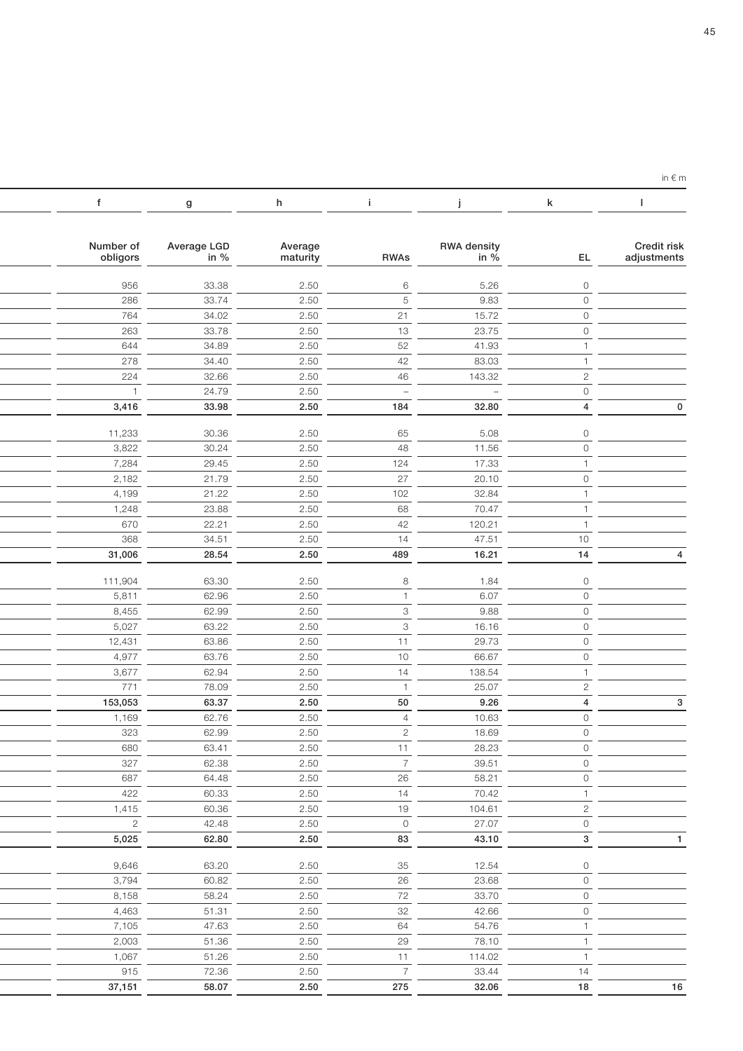in € m

| f | g | h | i | j | k | l |
|---|---|---|---|---|---|---|
| Number of obligors | Average LGD in % | Average maturity | RWAs | RWA density in % | EL | Credit risk adjustments |
| 956 | 33.38 | 2.50 | 6 | 5.26 | 0 | |
| 286 | 33.74 | 2.50 | 5 | 9.83 | 0 | |
| 764 | 34.02 | 2.50 | 21 | 15.72 | 0 | |
| 263 | 33.78 | 2.50 | 13 | 23.75 | 0 | |
| 644 | 34.89 | 2.50 | 52 | 41.93 | 1 | |
| 278 | 34.40 | 2.50 | 42 | 83.03 | 1 | |
| 224 | 32.66 | 2.50 | 46 | 143.32 | 2 | |
| 1 | 24.79 | 2.50 | – | – | 0 | |
| **3,416** | **33.98** | **2.50** | **184** | **32.80** | **4** | **0** |
| 11,233 | 30.36 | 2.50 | 65 | 5.08 | 0 | |
| 3,822 | 30.24 | 2.50 | 48 | 11.56 | 0 | |
| 7,284 | 29.45 | 2.50 | 124 | 17.33 | 1 | |
| 2,182 | 21.79 | 2.50 | 27 | 20.10 | 0 | |
| 4,199 | 21.22 | 2.50 | 102 | 32.84 | 1 | |
| 1,248 | 23.88 | 2.50 | 68 | 70.47 | 1 | |
| 670 | 22.21 | 2.50 | 42 | 120.21 | 1 | |
| 368 | 34.51 | 2.50 | 14 | 47.51 | 10 | |
| **31,006** | **28.54** | **2.50** | **489** | **16.21** | **14** | **4** |
| 111,904 | 63.30 | 2.50 | 8 | 1.84 | 0 | |
| 5,811 | 62.96 | 2.50 | 1 | 6.07 | 0 | |
| 8,455 | 62.99 | 2.50 | 3 | 9.88 | 0 | |
| 5,027 | 63.22 | 2.50 | 3 | 16.16 | 0 | |
| 12,431 | 63.86 | 2.50 | 11 | 29.73 | 0 | |
| 4,977 | 63.76 | 2.50 | 10 | 66.67 | 0 | |
| 3,677 | 62.94 | 2.50 | 14 | 138.54 | 1 | |
| 771 | 78.09 | 2.50 | 1 | 25.07 | 2 | |
| **153,053** | **63.37** | **2.50** | **50** | **9.26** | **4** | **3** |
| 1,169 | 62.76 | 2.50 | 4 | 10.63 | 0 | |
| 323 | 62.99 | 2.50 | 2 | 18.69 | 0 | |
| 680 | 63.41 | 2.50 | 11 | 28.23 | 0 | |
| 327 | 62.38 | 2.50 | 7 | 39.51 | 0 | |
| 687 | 64.48 | 2.50 | 26 | 58.21 | 0 | |
| 422 | 60.33 | 2.50 | 14 | 70.42 | 1 | |
| 1,415 | 60.36 | 2.50 | 19 | 104.61 | 2 | |
| 2 | 42.48 | 2.50 | 0 | 27.07 | 0 | |
| **5,025** | **62.80** | **2.50** | **83** | **43.10** | **3** | **1** |
| 9,646 | 63.20 | 2.50 | 35 | 12.54 | 0 | |
| 3,794 | 60.82 | 2.50 | 26 | 23.68 | 0 | |
| 8,158 | 58.24 | 2.50 | 72 | 33.70 | 0 | |
| 4,463 | 51.31 | 2.50 | 32 | 42.66 | 0 | |
| 7,105 | 47.63 | 2.50 | 64 | 54.76 | 1 | |
| 2,003 | 51.36 | 2.50 | 29 | 78.10 | 1 | |
| 1,067 | 51.26 | 2.50 | 11 | 114.02 | 1 | |
| 915 | 72.36 | 2.50 | 7 | 33.44 | 14 | |
| **37,151** | **58.07** | **2.50** | **275** | **32.06** | **18** | **16** |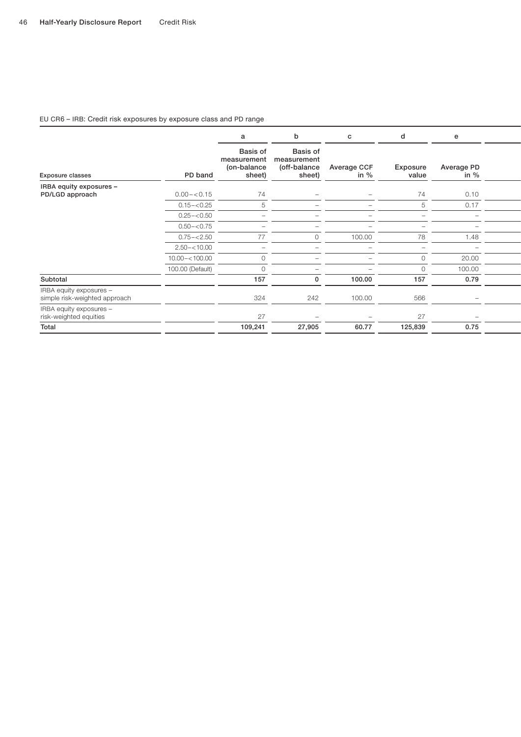EU CR6 – IRB: Credit risk exposures by exposure class and PD range

| | | a | b | c | d | e |
|---|---|---|---|---|---|---|
| **Exposure classes** | **PD band** | **Basis of measurement (on-balance sheet)** | **Basis of measurement (off-balance sheet)** | **Average CCF in %** | **Exposure value** | **Average PD in %** |
| **IRBA equity exposures – PD/LGD approach** | 0.00 – < 0.15 | 74 | – | – | 74 | 0.10 |
| | 0.15 – < 0.25 | 5 | – | – | 5 | 0.17 |
| | 0.25 – < 0.50 | – | – | – | – | – |
| | 0.50 – < 0.75 | – | – | – | – | – |
| | 0.75 – < 2.50 | 77 | 0 | 100.00 | 78 | 1.48 |
| | 2.50 – < 10.00 | – | – | – | – | – |
| | 10.00 – < 100.00 | 0 | – | – | 0 | 20.00 |
| | 100.00 (Default) | 0 | – | – | 0 | 100.00 |
| **Subtotal** | | **157** | **0** | **100.00** | **157** | **0.79** |
| IRBA equity exposures – simple risk-weighted approach | | 324 | 242 | 100.00 | 566 | – |
| IRBA equity exposures – risk-weighted equities | | 27 | – | – | 27 | – |
| **Total** | | **109,241** | **27,905** | **60.77** | **125,839** | **0.75** |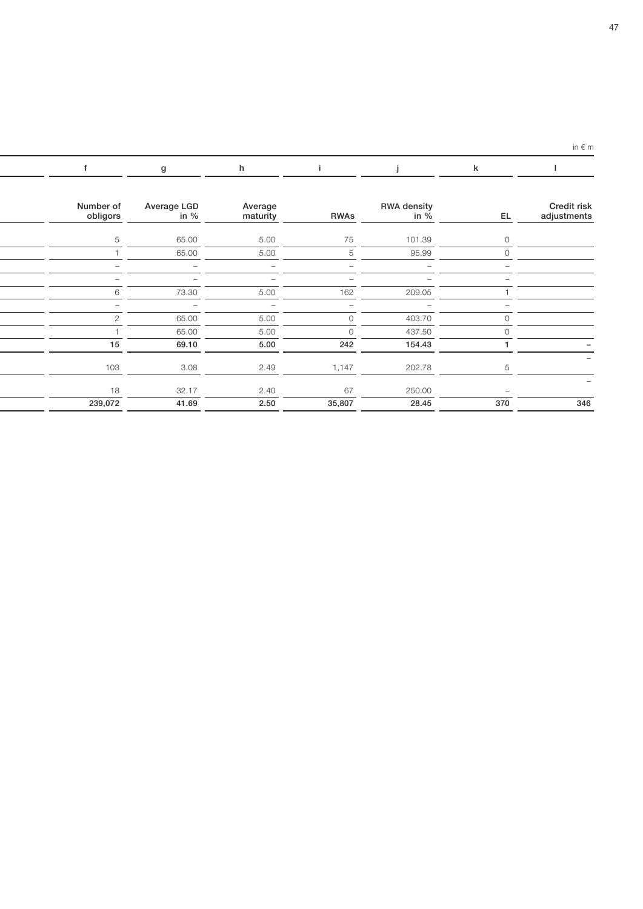in € m

| f | g | h | i | j | k | l |
|---|---|---|---|---|---|---|
| Number of obligors | Average LGD in % | Average maturity | RWAs | RWA density in % | EL | Credit risk adjustments |
| 5 | 65.00 | 5.00 | 75 | 101.39 | 0 | |
| 1 | 65.00 | 5.00 | 5 | 95.99 | 0 | |
| – | – | – | – | – | – | |
| – | – | – | – | – | – | |
| 6 | 73.30 | 5.00 | 162 | 209.05 | 1 | |
| – | – | – | – | – | – | |
| 2 | 65.00 | 5.00 | 0 | 403.70 | 0 | |
| 1 | 65.00 | 5.00 | 0 | 437.50 | 0 | |
| **15** | **69.10** | **5.00** | **242** | **154.43** | **1** | **–** |
| 103 | 3.08 | 2.49 | 1,147 | 202.78 | 5 | – |
| 18 | 32.17 | 2.40 | 67 | 250.00 | – | – |
| **239,072** | **41.69** | **2.50** | **35,807** | **28.45** | **370** | **346** |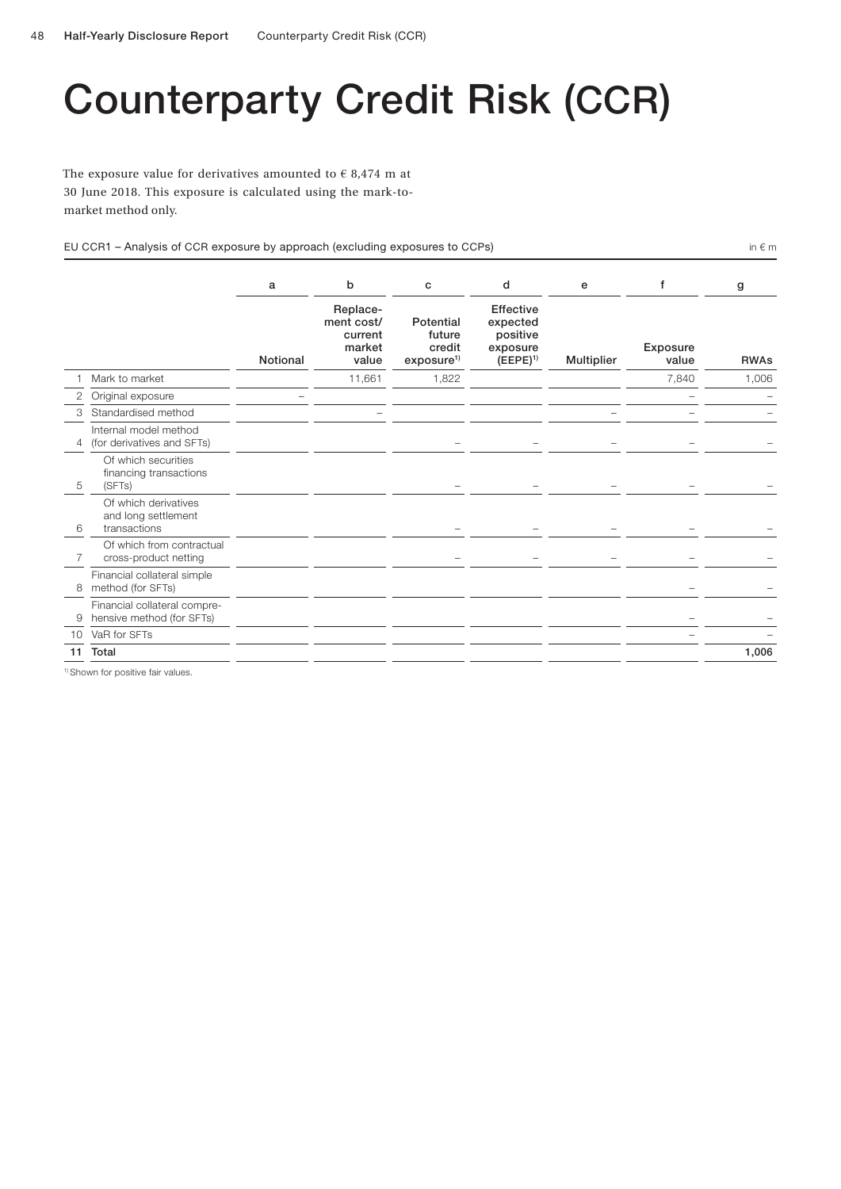# Counterparty Credit Risk (CCR)

The exposure value for derivatives amounted to € 8,474 m at 30 June 2018. This exposure is calculated using the mark-to-market method only.

EU CCR1 – Analysis of CCR exposure by approach (excluding exposures to CCPs)

in € m

| | | a | b | c | d | e | f | g |
|---|---|---|---|---|---|---|---|---|
| | | Notional | Replace-ment cost/ current market value | Potential future credit exposure[1] | Effective expected positive exposure (EEPE)[1] | Multiplier | Exposure value | RWAs |
| 1 | Mark to market | | 11,661 | 1,822 | | | 7,840 | 1,006 |
| 2 | Original exposure | – | | | | | – | – |
| 3 | Standardised method | | – | | | – | – | – |
| 4 | Internal model method (for derivatives and SFTs) | | | – | – | – | – | – |
| 5 | Of which securities financing transactions (SFTs) | | | – | – | – | – | – |
| 6 | Of which derivatives and long settlement transactions | | | – | – | – | – | – |
| 7 | Of which from contractual cross-product netting | | | – | – | – | – | – |
| 8 | Financial collateral simple method (for SFTs) | | | | | | – | – |
| 9 | Financial collateral compre-hensive method (for SFTs) | | | | | | – | – |
| 10 | VaR for SFTs | | | | | | – | – |
| **11** | **Total** | | | | | | | **1,006** |

[1] Shown for positive fair values.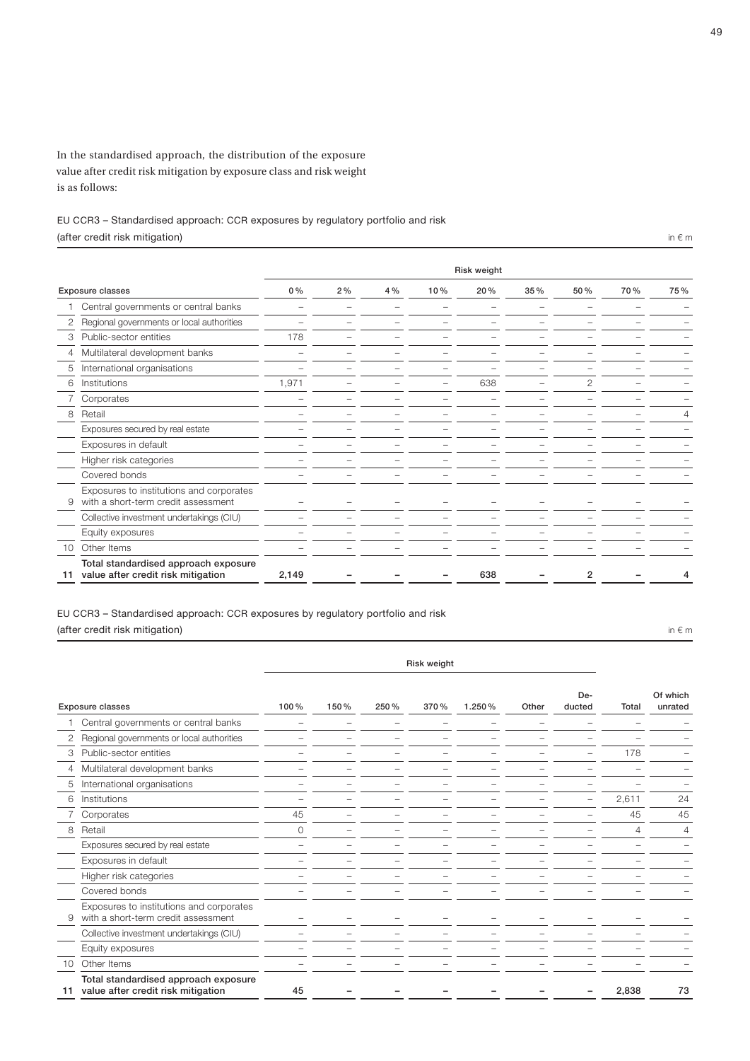In the standardised approach, the distribution of the exposure value after credit risk mitigation by exposure class and risk weight is as follows:

EU CCR3 – Standardised approach: CCR exposures by regulatory portfolio and risk (after credit risk mitigation)

in € m

| | Exposure classes | Risk weight | | | | | | | | |
|---|---|---|---|---|---|---|---|---|---|---|
| | | 0 % | 2 % | 4 % | 10 % | 20 % | 35 % | 50 % | 70 % | 75 % |
| 1 | Central governments or central banks | – | – | – | – | – | – | – | – | – |
| 2 | Regional governments or local authorities | – | – | – | – | – | – | – | – | – |
| 3 | Public-sector entities | 178 | – | – | – | – | – | – | – | – |
| 4 | Multilateral development banks | – | – | – | – | – | – | – | – | – |
| 5 | International organisations | – | – | – | – | – | – | – | – | – |
| 6 | Institutions | 1,971 | – | – | – | 638 | – | 2 | – | – |
| 7 | Corporates | – | – | – | – | – | – | – | – | – |
| 8 | Retail | – | – | – | – | – | – | – | – | 4 |
| | Exposures secured by real estate | – | – | – | – | – | – | – | – | – |
| | Exposures in default | – | – | – | – | – | – | – | – | – |
| | Higher risk categories | – | – | – | – | – | – | – | – | – |
| | Covered bonds | – | – | – | – | – | – | – | – | – |
| 9 | Exposures to institutions and corporates with a short-term credit assessment | – | – | – | – | – | – | – | – | – |
| | Collective investment undertakings (CIU) | – | – | – | – | – | – | – | – | – |
| | Equity exposures | – | – | – | – | – | – | – | – | – |
| 10 | Other Items | – | – | – | – | – | – | – | – | – |
| 11 | **Total standardised approach exposure value after credit risk mitigation** | **2,149** | **–** | **–** | **–** | **638** | **–** | **2** | **–** | **4** |

EU CCR3 – Standardised approach: CCR exposures by regulatory portfolio and risk (after credit risk mitigation)

in € m

| | Exposure classes | Risk weight | | | | | | | | |
|---|---|---|---|---|---|---|---|---|---|---|
| | | 100 % | 150 % | 250 % | 370 % | 1.250 % | Other | De-ducted | Total | Of which unrated |
| 1 | Central governments or central banks | – | – | – | – | – | – | – | – | – |
| 2 | Regional governments or local authorities | – | – | – | – | – | – | – | – | – |
| 3 | Public-sector entities | – | – | – | – | – | – | – | 178 | – |
| 4 | Multilateral development banks | – | – | – | – | – | – | – | – | – |
| 5 | International organisations | – | – | – | – | – | – | – | – | – |
| 6 | Institutions | – | – | – | – | – | – | – | 2,611 | 24 |
| 7 | Corporates | 45 | – | – | – | – | – | – | 45 | 45 |
| 8 | Retail | 0 | – | – | – | – | – | – | 4 | 4 |
| | Exposures secured by real estate | – | – | – | – | – | – | – | – | – |
| | Exposures in default | – | – | – | – | – | – | – | – | – |
| | Higher risk categories | – | – | – | – | – | – | – | – | – |
| | Covered bonds | – | – | – | – | – | – | – | – | – |
| 9 | Exposures to institutions and corporates with a short-term credit assessment | – | – | – | – | – | – | – | – | – |
| | Collective investment undertakings (CIU) | – | – | – | – | – | – | – | – | – |
| | Equity exposures | – | – | – | – | – | – | – | – | – |
| 10 | Other Items | – | – | – | – | – | – | – | – | – |
| 11 | **Total standardised approach exposure value after credit risk mitigation** | **45** | **–** | **–** | **–** | **–** | **–** | **–** | **2,838** | **73** |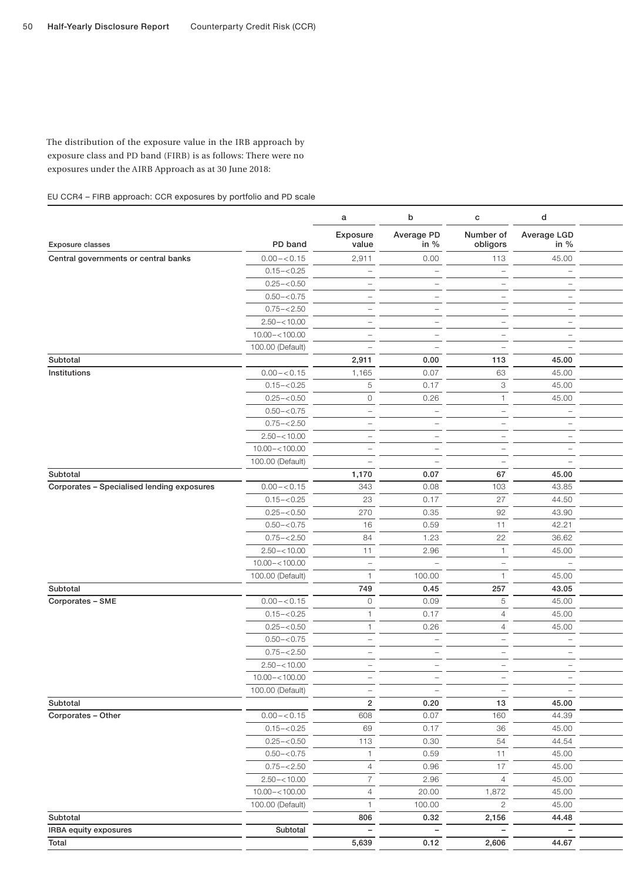The distribution of the exposure value in the IRB approach by exposure class and PD band (FIRB) is as follows: There were no exposures under the AIRB Approach as at 30 June 2018:

EU CCR4 – FIRB approach: CCR exposures by portfolio and PD scale

| | | a | b | c | d |
|---|---|---|---|---|---|
| **Exposure classes** | **PD band** | **Exposure value** | **Average PD in %** | **Number of obligors** | **Average LGD in %** |
| **Central governments or central banks** | 0.00 – < 0.15 | 2,911 | 0.00 | 113 | 45.00 |
| | 0.15 – < 0.25 | – | – | – | – |
| | 0.25 – < 0.50 | – | – | – | – |
| | 0.50 – < 0.75 | – | – | – | – |
| | 0.75 – < 2.50 | – | – | – | – |
| | 2.50 – < 10.00 | – | – | – | – |
| | 10.00 – < 100.00 | – | – | – | – |
| | 100.00 (Default) | – | – | – | – |
| **Subtotal** | | **2,911** | **0.00** | **113** | **45.00** |
| **Institutions** | 0.00 – < 0.15 | 1,165 | 0.07 | 63 | 45.00 |
| | 0.15 – < 0.25 | 5 | 0.17 | 3 | 45.00 |
| | 0.25 – < 0.50 | 0 | 0.26 | 1 | 45.00 |
| | 0.50 – < 0.75 | – | – | – | – |
| | 0.75 – < 2.50 | – | – | – | – |
| | 2.50 – < 10.00 | – | – | – | – |
| | 10.00 – < 100.00 | – | – | – | – |
| | 100.00 (Default) | – | – | – | – |
| **Subtotal** | | **1,170** | **0.07** | **67** | **45.00** |
| **Corporates – Specialised lending exposures** | 0.00 – < 0.15 | 343 | 0.08 | 103 | 43.85 |
| | 0.15 – < 0.25 | 23 | 0.17 | 27 | 44.50 |
| | 0.25 – < 0.50 | 270 | 0.35 | 92 | 43.90 |
| | 0.50 – < 0.75 | 16 | 0.59 | 11 | 42.21 |
| | 0.75 – < 2.50 | 84 | 1.23 | 22 | 36.62 |
| | 2.50 – < 10.00 | 11 | 2.96 | 1 | 45.00 |
| | 10.00 – < 100.00 | – | – | – | – |
| | 100.00 (Default) | 1 | 100.00 | 1 | 45.00 |
| **Subtotal** | | **749** | **0.45** | **257** | **43.05** |
| **Corporates – SME** | 0.00 – < 0.15 | 0 | 0.09 | 5 | 45.00 |
| | 0.15 – < 0.25 | 1 | 0.17 | 4 | 45.00 |
| | 0.25 – < 0.50 | 1 | 0.26 | 4 | 45.00 |
| | 0.50 – < 0.75 | – | – | – | – |
| | 0.75 – < 2.50 | – | – | – | – |
| | 2.50 – < 10.00 | – | – | – | – |
| | 10.00 – < 100.00 | – | – | – | – |
| | 100.00 (Default) | – | – | – | – |
| **Subtotal** | | **2** | **0.20** | **13** | **45.00** |
| **Corporates – Other** | 0.00 – < 0.15 | 608 | 0.07 | 160 | 44.39 |
| | 0.15 – < 0.25 | 69 | 0.17 | 36 | 45.00 |
| | 0.25 – < 0.50 | 113 | 0.30 | 54 | 44.54 |
| | 0.50 – < 0.75 | 1 | 0.59 | 11 | 45.00 |
| | 0.75 – < 2.50 | 4 | 0.96 | 17 | 45.00 |
| | 2.50 – < 10.00 | 7 | 2.96 | 4 | 45.00 |
| | 10.00 – < 100.00 | 4 | 20.00 | 1,872 | 45.00 |
| | 100.00 (Default) | 1 | 100.00 | 2 | 45.00 |
| **Subtotal** | | **806** | **0.32** | **2,156** | **44.48** |
| **IRBA equity exposures** | **Subtotal** | **–** | **–** | **–** | **–** |
| **Total** | | **5,639** | **0.12** | **2,606** | **44.67** |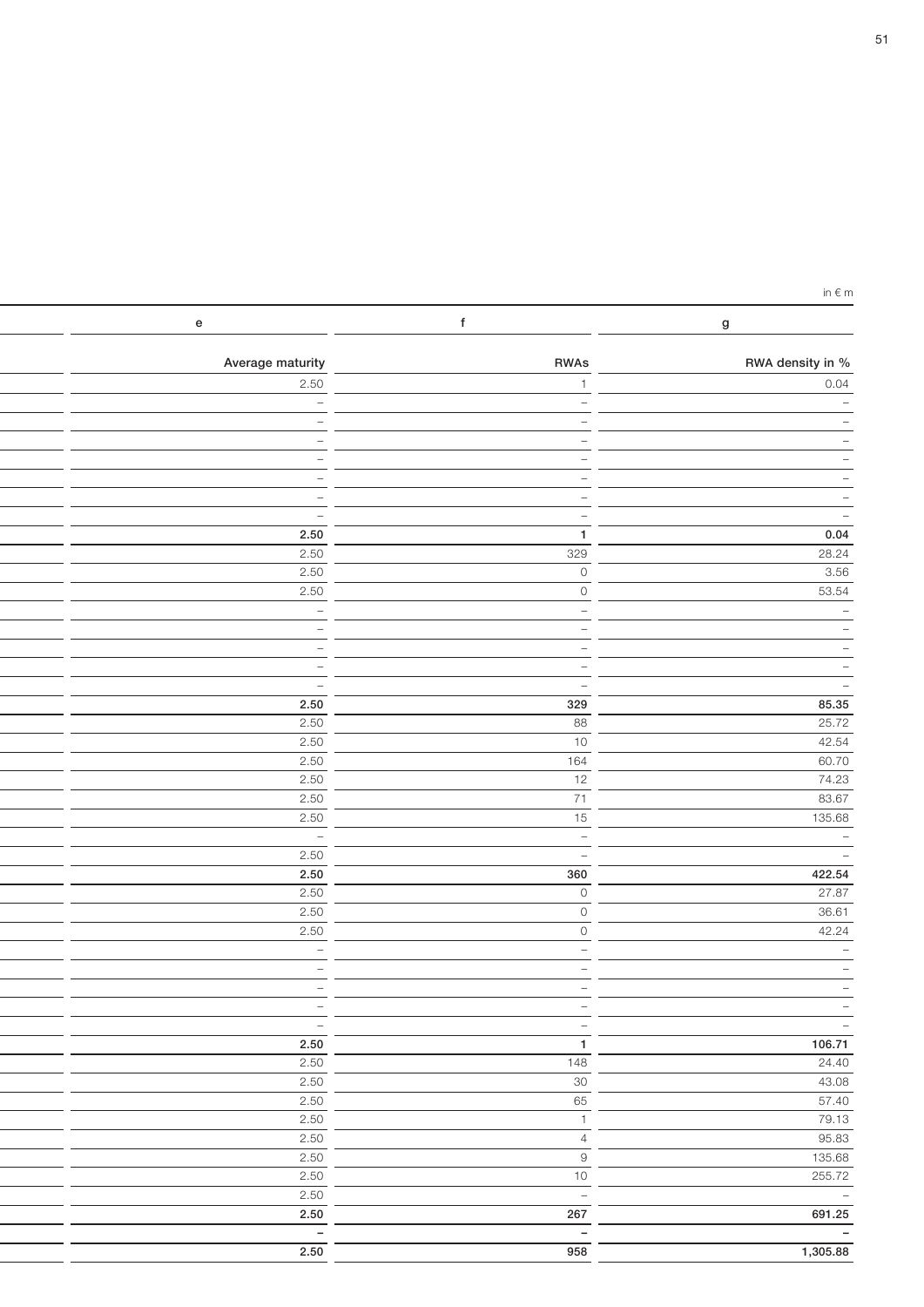in € m

| e | f | g |
|---|---|---|
| Average maturity | RWAs | RWA density in % |
| 2.50 | 1 | 0.04 |
| – | – | – |
| – | – | – |
| – | – | – |
| – | – | – |
| – | – | – |
| – | – | – |
| – | – | – |
| **2.50** | **1** | **0.04** |
| 2.50 | 329 | 28.24 |
| 2.50 | 0 | 3.56 |
| 2.50 | 0 | 53.54 |
| – | – | – |
| – | – | – |
| – | – | – |
| – | – | – |
| – | – | – |
| **2.50** | **329** | **85.35** |
| 2.50 | 88 | 25.72 |
| 2.50 | 10 | 42.54 |
| 2.50 | 164 | 60.70 |
| 2.50 | 12 | 74.23 |
| 2.50 | 71 | 83.67 |
| 2.50 | 15 | 135.68 |
| – | – | – |
| 2.50 | – | – |
| **2.50** | **360** | **422.54** |
| 2.50 | 0 | 27.87 |
| 2.50 | 0 | 36.61 |
| 2.50 | 0 | 42.24 |
| – | – | – |
| – | – | – |
| – | – | – |
| – | – | – |
| – | – | – |
| **2.50** | **1** | **106.71** |
| 2.50 | 148 | 24.40 |
| 2.50 | 30 | 43.08 |
| 2.50 | 65 | 57.40 |
| 2.50 | 1 | 79.13 |
| 2.50 | 4 | 95.83 |
| 2.50 | 9 | 135.68 |
| 2.50 | 10 | 255.72 |
| 2.50 | – | – |
| **2.50** | **267** | **691.25** |
| **–** | **–** | **–** |
| **2.50** | **958** | **1,305.88** |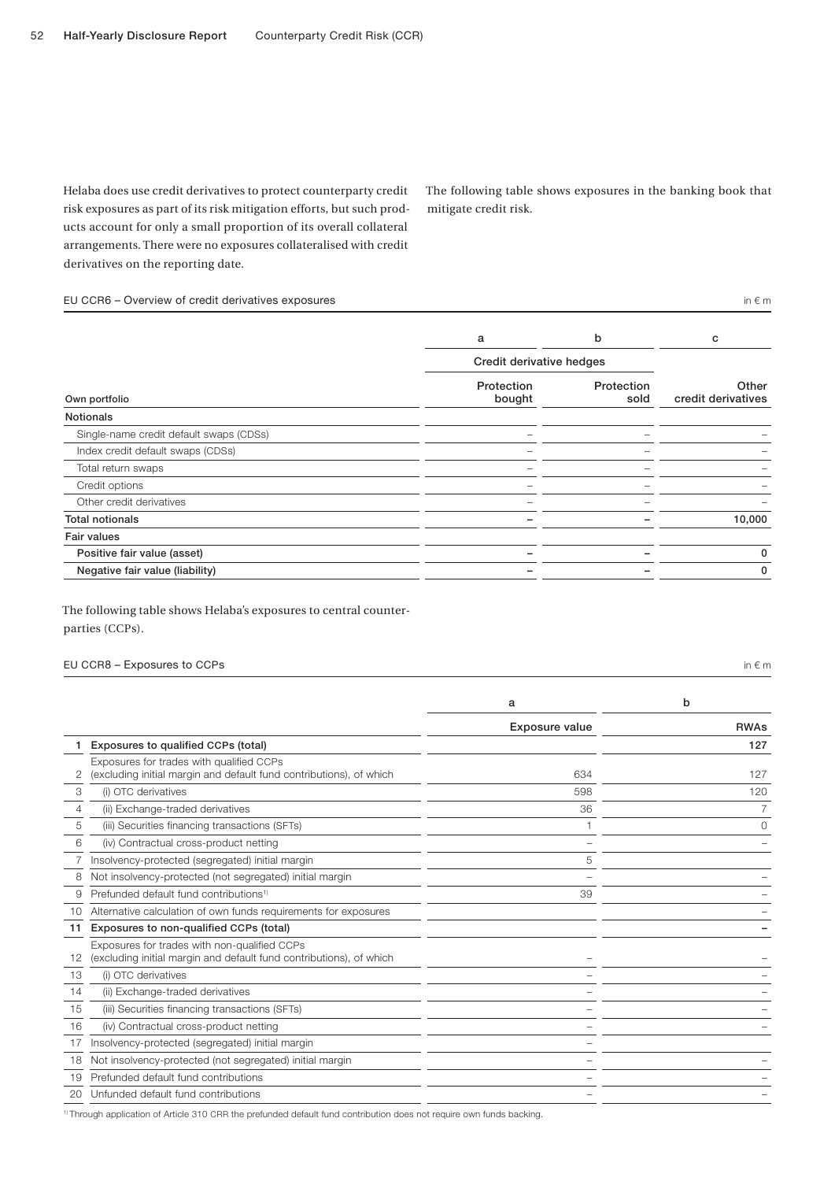Helaba does use credit derivatives to protect counterparty credit risk exposures as part of its risk mitigation efforts, but such products account for only a small proportion of its overall collateral arrangements. There were no exposures collateralised with credit derivatives on the reporting date.

The following table shows exposures in the banking book that mitigate credit risk.

EU CCR6 – Overview of credit derivatives exposures

in € m

| | a | b | c |
|---|---|---|---|
| | Credit derivative hedges | | |
| Own portfolio | Protection bought | Protection sold | Other credit derivatives |
| **Notionals** | | | |
| Single-name credit default swaps (CDSs) | – | – | – |
| Index credit default swaps (CDSs) | – | – | – |
| Total return swaps | – | – | – |
| Credit options | – | – | – |
| Other credit derivatives | – | – | – |
| **Total notionals** | **–** | **–** | **10,000** |
| **Fair values** | | | |
| **Positive fair value (asset)** | **–** | **–** | **0** |
| **Negative fair value (liability)** | **–** | **–** | **0** |

The following table shows Helaba's exposures to central counterparties (CCPs).

EU CCR8 – Exposures to CCPs

in € m

| | | a | b |
|---|---|---|---|
| | | Exposure value | RWAs |
| **1** | **Exposures to qualified CCPs (total)** | | **127** |
| 2 | Exposures for trades with qualified CCPs (excluding initial margin and default fund contributions), of which | 634 | 127 |
| 3 | (i) OTC derivatives | 598 | 120 |
| 4 | (ii) Exchange-traded derivatives | 36 | 7 |
| 5 | (iii) Securities financing transactions (SFTs) | 1 | 0 |
| 6 | (iv) Contractual cross-product netting | – | – |
| 7 | Insolvency-protected (segregated) initial margin | 5 | |
| 8 | Not insolvency-protected (not segregated) initial margin | – | – |
| 9 | Prefunded default fund contributions[1] | 39 | – |
| 10 | Alternative calculation of own funds requirements for exposures | | – |
| **11** | **Exposures to non-qualified CCPs (total)** | | **–** |
| 12 | Exposures for trades with non-qualified CCPs (excluding initial margin and default fund contributions), of which | – | – |
| 13 | (i) OTC derivatives | – | – |
| 14 | (ii) Exchange-traded derivatives | – | – |
| 15 | (iii) Securities financing transactions (SFTs) | – | – |
| 16 | (iv) Contractual cross-product netting | – | – |
| 17 | Insolvency-protected (segregated) initial margin | – | |
| 18 | Not insolvency-protected (not segregated) initial margin | – | – |
| 19 | Prefunded default fund contributions | – | – |
| 20 | Unfunded default fund contributions | – | – |

[1] Through application of Article 310 CRR the prefunded default fund contribution does not require own funds backing.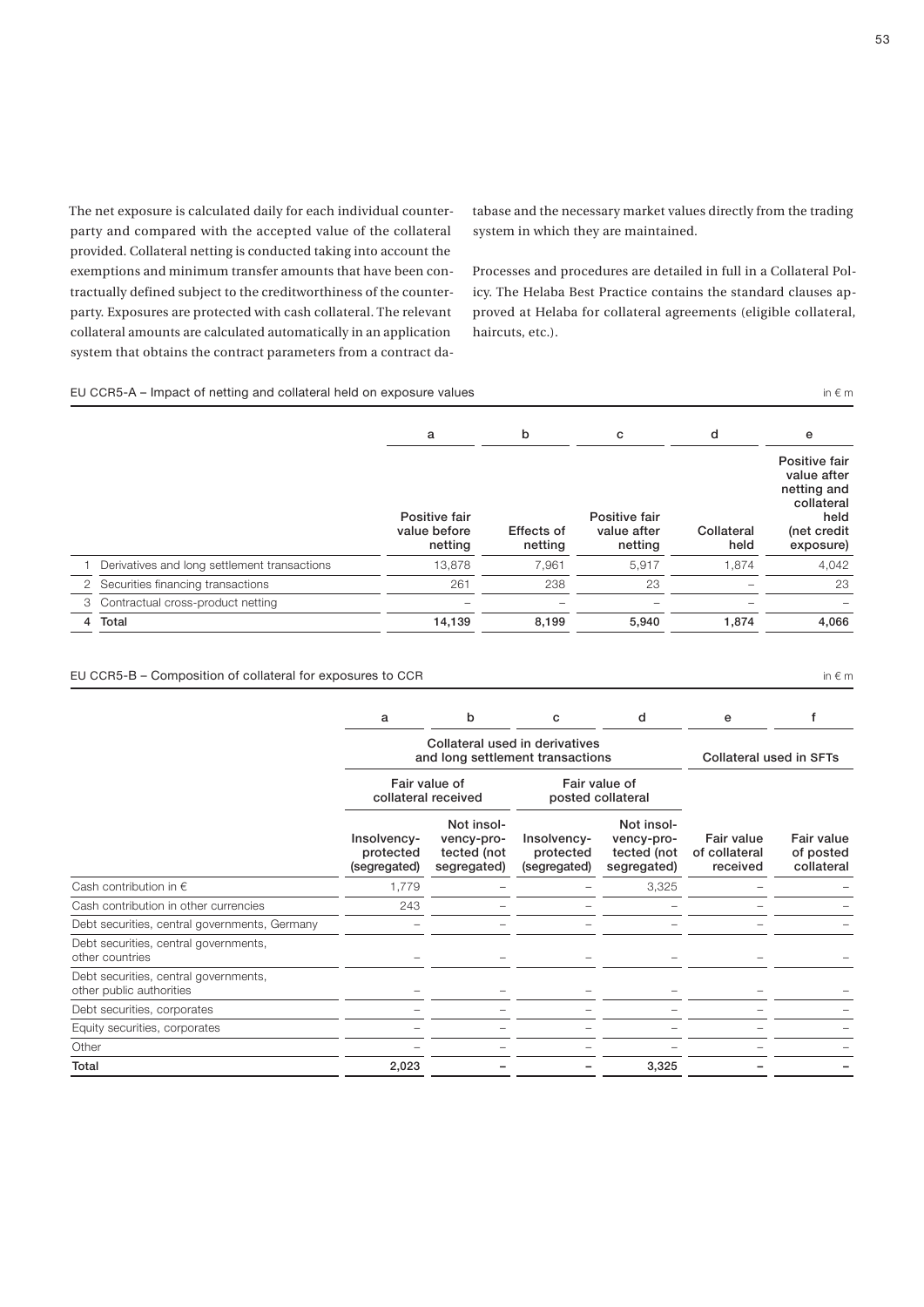The net exposure is calculated daily for each individual counterparty and compared with the accepted value of the collateral provided. Collateral netting is conducted taking into account the exemptions and minimum transfer amounts that have been contractually defined subject to the creditworthiness of the counterparty. Exposures are protected with cash collateral. The relevant collateral amounts are calculated automatically in an application system that obtains the contract parameters from a contract database and the necessary market values directly from the trading system in which they are maintained.

Processes and procedures are detailed in full in a Collateral Policy. The Helaba Best Practice contains the standard clauses approved at Helaba for collateral agreements (eligible collateral, haircuts, etc.).

EU CCR5-A – Impact of netting and collateral held on exposure values

in € m

| | | a | b | c | d | e |
|---|---|---|---|---|---|---|
| | | Positive fair value before netting | Effects of netting | Positive fair value after netting | Collateral held | Positive fair value after netting and collateral held (net credit exposure) |
| 1 | Derivatives and long settlement transactions | 13,878 | 7,961 | 5,917 | 1,874 | 4,042 |
| 2 | Securities financing transactions | 261 | 238 | 23 | – | 23 |
| 3 | Contractual cross-product netting | – | – | – | – | – |
| 4 | **Total** | **14,139** | **8,199** | **5,940** | **1,874** | **4,066** |

EU CCR5-B – Composition of collateral for exposures to CCR

in € m

| | a | b | c | d | e | f |
|---|---|---|---|---|---|---|
| | Collateral used in derivatives and long settlement transactions | | | | Collateral used in SFTs | |
| | Fair value of collateral received | | Fair value of posted collateral | | | |
| | Insolvency-protected (segregated) | Not insolvency-protected (not segregated) | Insolvency-protected (segregated) | Not insolvency-protected (not segregated) | Fair value of collateral received | Fair value of posted collateral |
| Cash contribution in € | 1,779 | – | – | 3,325 | – | – |
| Cash contribution in other currencies | 243 | – | – | – | – | – |
| Debt securities, central governments, Germany | – | – | – | – | – | – |
| Debt securities, central governments, other countries | – | – | – | – | – | – |
| Debt securities, central governments, other public authorities | – | – | – | – | – | – |
| Debt securities, corporates | – | – | – | – | – | – |
| Equity securities, corporates | – | – | – | – | – | – |
| Other | – | – | – | – | – | – |
| **Total** | **2,023** | **–** | **–** | **3,325** | **–** | **–** |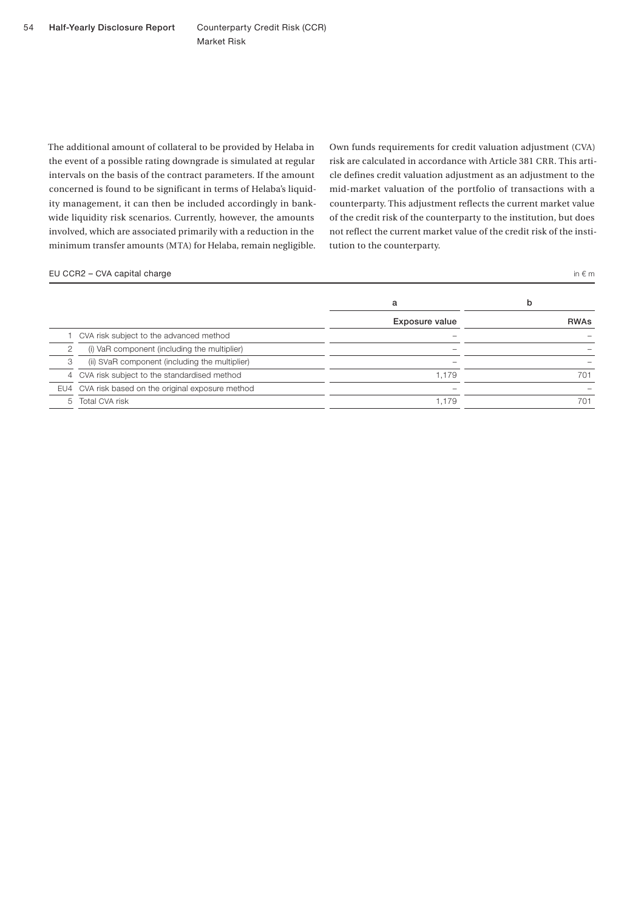The additional amount of collateral to be provided by Helaba in the event of a possible rating downgrade is simulated at regular intervals on the basis of the contract parameters. If the amount concerned is found to be significant in terms of Helaba's liquidity management, it can then be included accordingly in bank-wide liquidity risk scenarios. Currently, however, the amounts involved, which are associated primarily with a reduction in the minimum transfer amounts (MTA) for Helaba, remain negligible.

Own funds requirements for credit valuation adjustment (CVA) risk are calculated in accordance with Article 381 CRR. This article defines credit valuation adjustment as an adjustment to the mid-market valuation of the portfolio of transactions with a counterparty. This adjustment reflects the current market value of the credit risk of the counterparty to the institution, but does not reflect the current market value of the credit risk of the institution to the counterparty.

EU CCR2 – CVA capital charge

in € m

| | | a | b |
|---|---|---|---|
| | | Exposure value | RWAs |
| 1 | CVA risk subject to the advanced method | – | – |
| 2 | (i) VaR component (including the multiplier) | – | – |
| 3 | (ii) SVaR component (including the multiplier) | – | – |
| 4 | CVA risk subject to the standardised method | 1,179 | 701 |
| EU4 | CVA risk based on the original exposure method | – | – |
| 5 | Total CVA risk | 1,179 | 701 |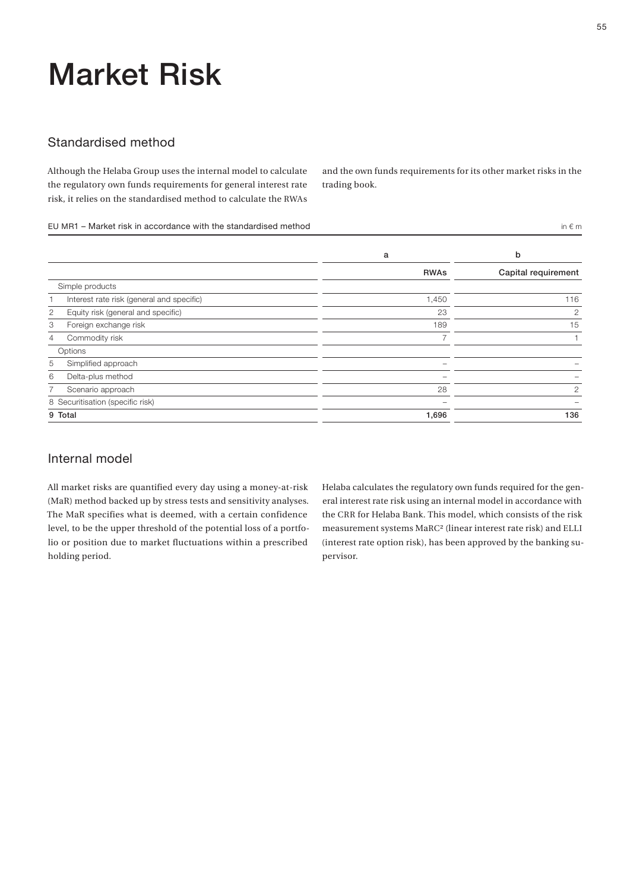# Market Risk

## Standardised method

Although the Helaba Group uses the internal model to calculate the regulatory own funds requirements for general interest rate risk, it relies on the standardised method to calculate the RWAs and the own funds requirements for its other market risks in the trading book.

EU MR1 – Market risk in accordance with the standardised method

in € m

| | | a | b |
|---|---|---|---|
| | | RWAs | Capital requirement |
| | Simple products | | |
| 1 | Interest rate risk (general and specific) | 1,450 | 116 |
| 2 | Equity risk (general and specific) | 23 | 2 |
| 3 | Foreign exchange risk | 189 | 15 |
| 4 | Commodity risk | 7 | 1 |
| | Options | | |
| 5 | Simplified approach | – | – |
| 6 | Delta-plus method | – | – |
| 7 | Scenario approach | 28 | 2 |
| 8 | Securitisation (specific risk) | – | – |
| **9** | **Total** | **1,696** | **136** |

## Internal model

All market risks are quantified every day using a money-at-risk (MaR) method backed up by stress tests and sensitivity analyses. The MaR specifies what is deemed, with a certain confidence level, to be the upper threshold of the potential loss of a portfolio or position due to market fluctuations within a prescribed holding period.

Helaba calculates the regulatory own funds required for the general interest rate risk using an internal model in accordance with the CRR for Helaba Bank. This model, which consists of the risk measurement systems $MaRC^2$ (linear interest rate risk) and ELLI (interest rate option risk), has been approved by the banking supervisor.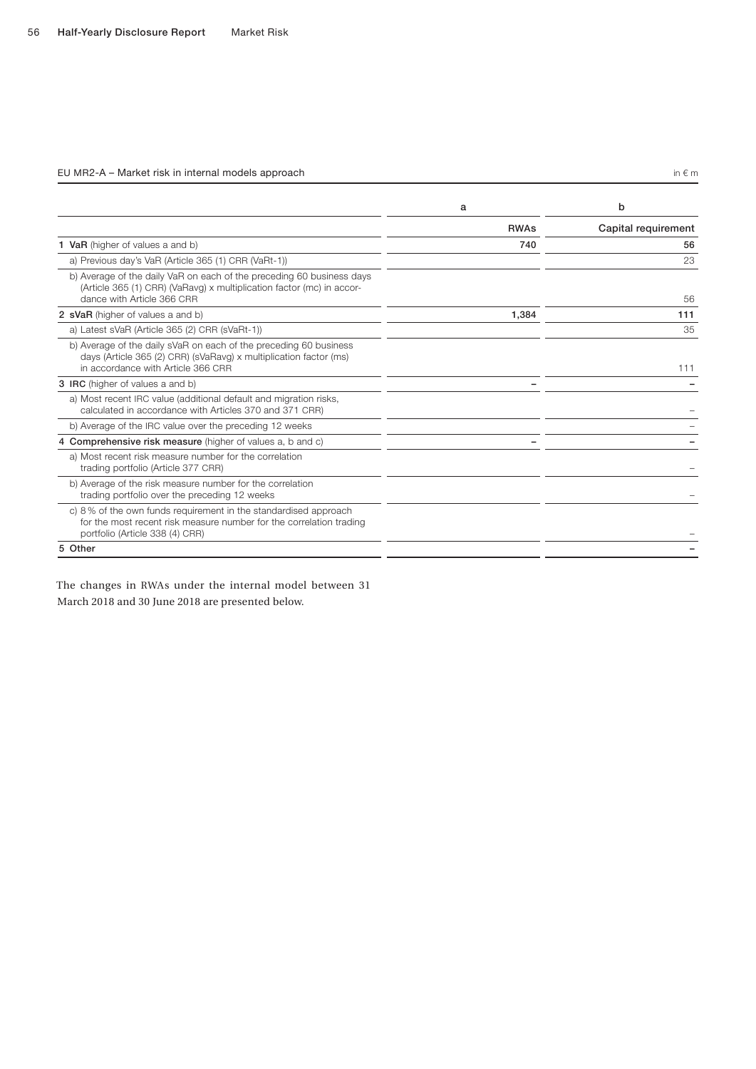EU MR2-A – Market risk in internal models approach

in € m

| | a | b |
|---|---|---|
| | RWAs | Capital requirement |
| 1 **VaR** (higher of values a and b) | 740 | 56 |
| a) Previous day's VaR (Article 365 (1) CRR (VaRt-1)) | | 23 |
| b) Average of the daily VaR on each of the preceding 60 business days (Article 365 (1) CRR) (VaRavg) x multiplication factor (mc) in accordance with Article 366 CRR | | 56 |
| 2 **sVaR** (higher of values a and b) | 1,384 | 111 |
| a) Latest sVaR (Article 365 (2) CRR (sVaRt-1)) | | 35 |
| b) Average of the daily sVaR on each of the preceding 60 business days (Article 365 (2) CRR) (sVaRavg) x multiplication factor (ms) in accordance with Article 366 CRR | | 111 |
| 3 **IRC** (higher of values a and b) | – | – |
| a) Most recent IRC value (additional default and migration risks, calculated in accordance with Articles 370 and 371 CRR) | | – |
| b) Average of the IRC value over the preceding 12 weeks | | – |
| 4 **Comprehensive risk measure** (higher of values a, b and c) | – | – |
| a) Most recent risk measure number for the correlation trading portfolio (Article 377 CRR) | | – |
| b) Average of the risk measure number for the correlation trading portfolio over the preceding 12 weeks | | – |
| c) 8 % of the own funds requirement in the standardised approach for the most recent risk measure number for the correlation trading portfolio (Article 338 (4) CRR) | | – |
| 5 **Other** | | – |

The changes in RWAs under the internal model between 31 March 2018 and 30 June 2018 are presented below.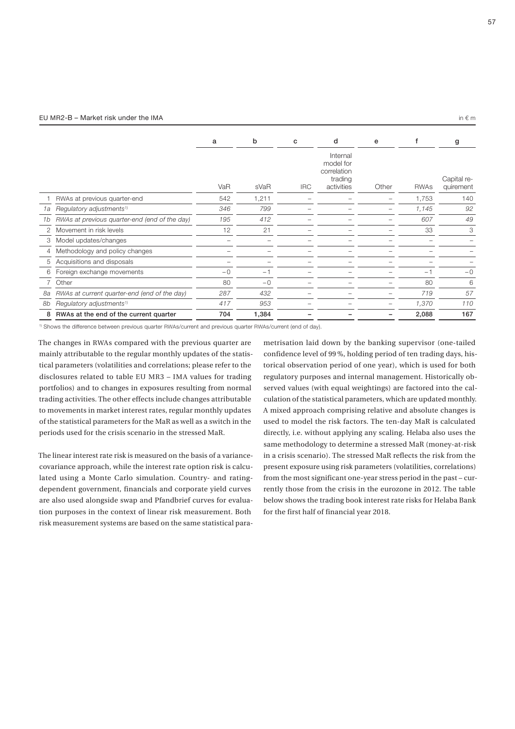EU MR2-B – Market risk under the IMA

in € m

| | | a | b | c | d | e | f | g |
|---|---|---|---|---|---|---|---|---|
| | | VaR | sVaR | IRC | Internal model for correlation trading activities | Other | RWAs | Capital requirement |
| 1 | RWAs at previous quarter-end | 542 | 1,211 | – | – | – | 1,753 | 140 |
| *1a* | *Regulatory adjustments[1)]* | *346* | *799* | – | – | – | *1,145* | *92* |
| *1b* | *RWAs at previous quarter-end (end of the day)* | *195* | *412* | – | – | – | *607* | *49* |
| 2 | Movement in risk levels | 12 | 21 | – | – | – | 33 | 3 |
| 3 | Model updates/changes | – | – | – | – | – | – | – |
| 4 | Methodology and policy changes | – | – | – | – | – | – | – |
| 5 | Acquisitions and disposals | – | – | – | – | – | – | – |
| 6 | Foreign exchange movements | –0 | –1 | – | – | – | –1 | –0 |
| 7 | Other | 80 | –0 | – | – | – | 80 | 6 |
| *8a* | *RWAs at current quarter-end (end of the day)* | *287* | *432* | – | – | – | *719* | *57* |
| *8b* | *Regulatory adjustments[1)]* | *417* | *953* | – | – | – | *1,370* | *110* |
| **8** | **RWAs at the end of the current quarter** | **704** | **1,384** | **–** | **–** | **–** | **2,088** | **167** |

[1)] Shows the difference between previous quarter RWAs/current and previous quarter RWAs/current (end of day).

The changes in RWAs compared with the previous quarter are mainly attributable to the regular monthly updates of the statistical parameters (volatilities and correlations; please refer to the disclosures related to table EU MR3 – IMA values for trading portfolios) and to changes in exposures resulting from normal trading activities. The other effects include changes attributable to movements in market interest rates, regular monthly updates of the statistical parameters for the MaR as well as a switch in the periods used for the crisis scenario in the stressed MaR.

The linear interest rate risk is measured on the basis of a variance-covariance approach, while the interest rate option risk is calculated using a Monte Carlo simulation. Country- and rating-dependent government, financials and corporate yield curves are also used alongside swap and Pfandbrief curves for evaluation purposes in the context of linear risk measurement. Both risk measurement systems are based on the same statistical parametrisation laid down by the banking supervisor (one-tailed confidence level of 99 %, holding period of ten trading days, historical observation period of one year), which is used for both regulatory purposes and internal management. Historically observed values (with equal weightings) are factored into the calculation of the statistical parameters, which are updated monthly. A mixed approach comprising relative and absolute changes is used to model the risk factors. The ten-day MaR is calculated directly, i.e. without applying any scaling. Helaba also uses the same methodology to determine a stressed MaR (money-at-risk in a crisis scenario). The stressed MaR reflects the risk from the present exposure using risk parameters (volatilities, correlations) from the most significant one-year stress period in the past – currently those from the crisis in the eurozone in 2012. The table below shows the trading book interest rate risks for Helaba Bank for the first half of financial year 2018.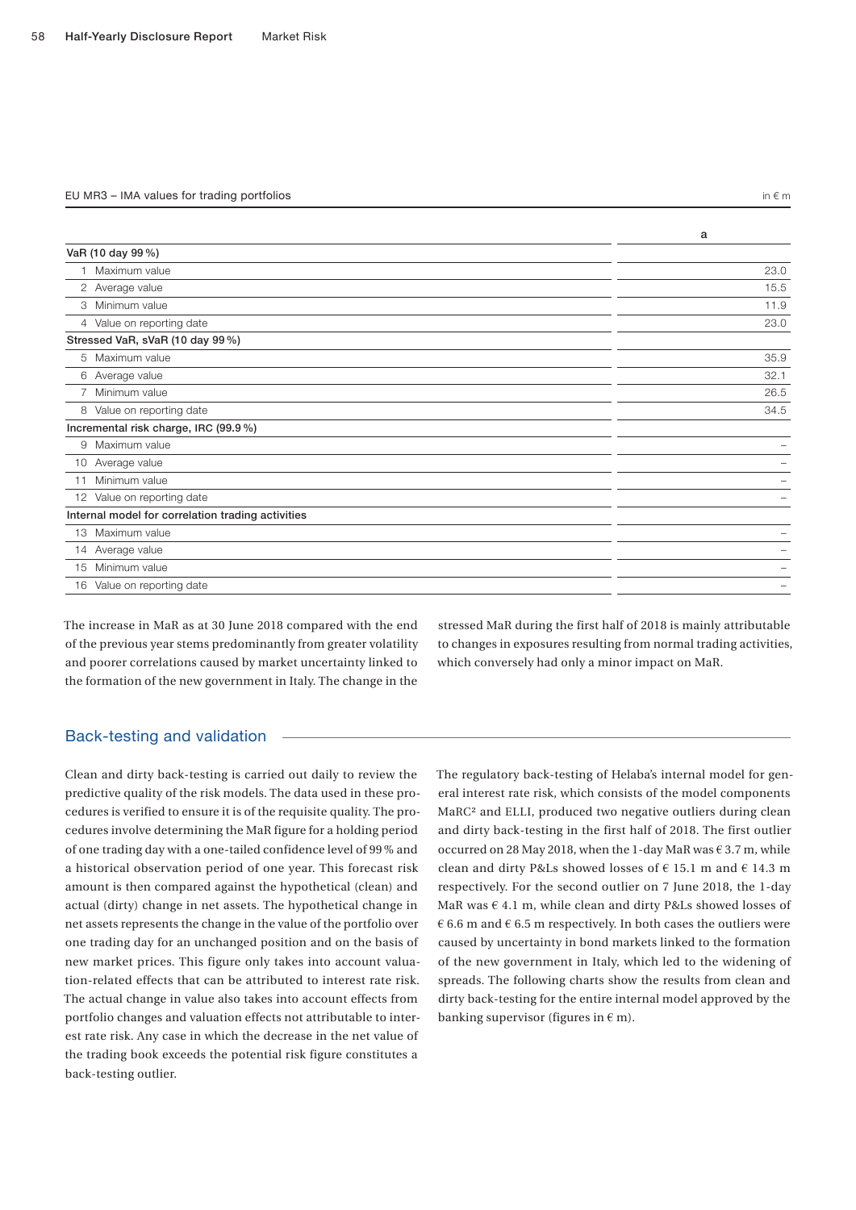EU MR3 – IMA values for trading portfolios

in € m

| | a |
|---|---|
| **VaR (10 day 99 %)** | |
| 1 Maximum value | 23.0 |
| 2 Average value | 15.5 |
| 3 Minimum value | 11.9 |
| 4 Value on reporting date | 23.0 |
| **Stressed VaR, sVaR (10 day 99 %)** | |
| 5 Maximum value | 35.9 |
| 6 Average value | 32.1 |
| 7 Minimum value | 26.5 |
| 8 Value on reporting date | 34.5 |
| **Incremental risk charge, IRC (99.9 %)** | |
| 9 Maximum value | – |
| 10 Average value | – |
| 11 Minimum value | – |
| 12 Value on reporting date | – |
| **Internal model for correlation trading activities** | |
| 13 Maximum value | – |
| 14 Average value | – |
| 15 Minimum value | – |
| 16 Value on reporting date | – |

The increase in MaR as at 30 June 2018 compared with the end of the previous year stems predominantly from greater volatility and poorer correlations caused by market uncertainty linked to the formation of the new government in Italy. The change in the stressed MaR during the first half of 2018 is mainly attributable to changes in exposures resulting from normal trading activities, which conversely had only a minor impact on MaR.

## Back-testing and validation

Clean and dirty back-testing is carried out daily to review the predictive quality of the risk models. The data used in these procedures is verified to ensure it is of the requisite quality. The procedures involve determining the MaR figure for a holding period of one trading day with a one-tailed confidence level of 99 % and a historical observation period of one year. This forecast risk amount is then compared against the hypothetical (clean) and actual (dirty) change in net assets. The hypothetical change in net assets represents the change in the value of the portfolio over one trading day for an unchanged position and on the basis of new market prices. This figure only takes into account valuation-related effects that can be attributed to interest rate risk. The actual change in value also takes into account effects from portfolio changes and valuation effects not attributable to interest rate risk. Any case in which the decrease in the net value of the trading book exceeds the potential risk figure constitutes a back-testing outlier.

The regulatory back-testing of Helaba's internal model for general interest rate risk, which consists of the model components MaRC² and ELLI, produced two negative outliers during clean and dirty back-testing in the first half of 2018. The first outlier occurred on 28 May 2018, when the 1-day MaR was € 3.7 m, while clean and dirty P&Ls showed losses of € 15.1 m and € 14.3 m respectively. For the second outlier on 7 June 2018, the 1-day MaR was € 4.1 m, while clean and dirty P&Ls showed losses of € 6.6 m and € 6.5 m respectively. In both cases the outliers were caused by uncertainty in bond markets linked to the formation of the new government in Italy, which led to the widening of spreads. The following charts show the results from clean and dirty back-testing for the entire internal model approved by the banking supervisor (figures in € m).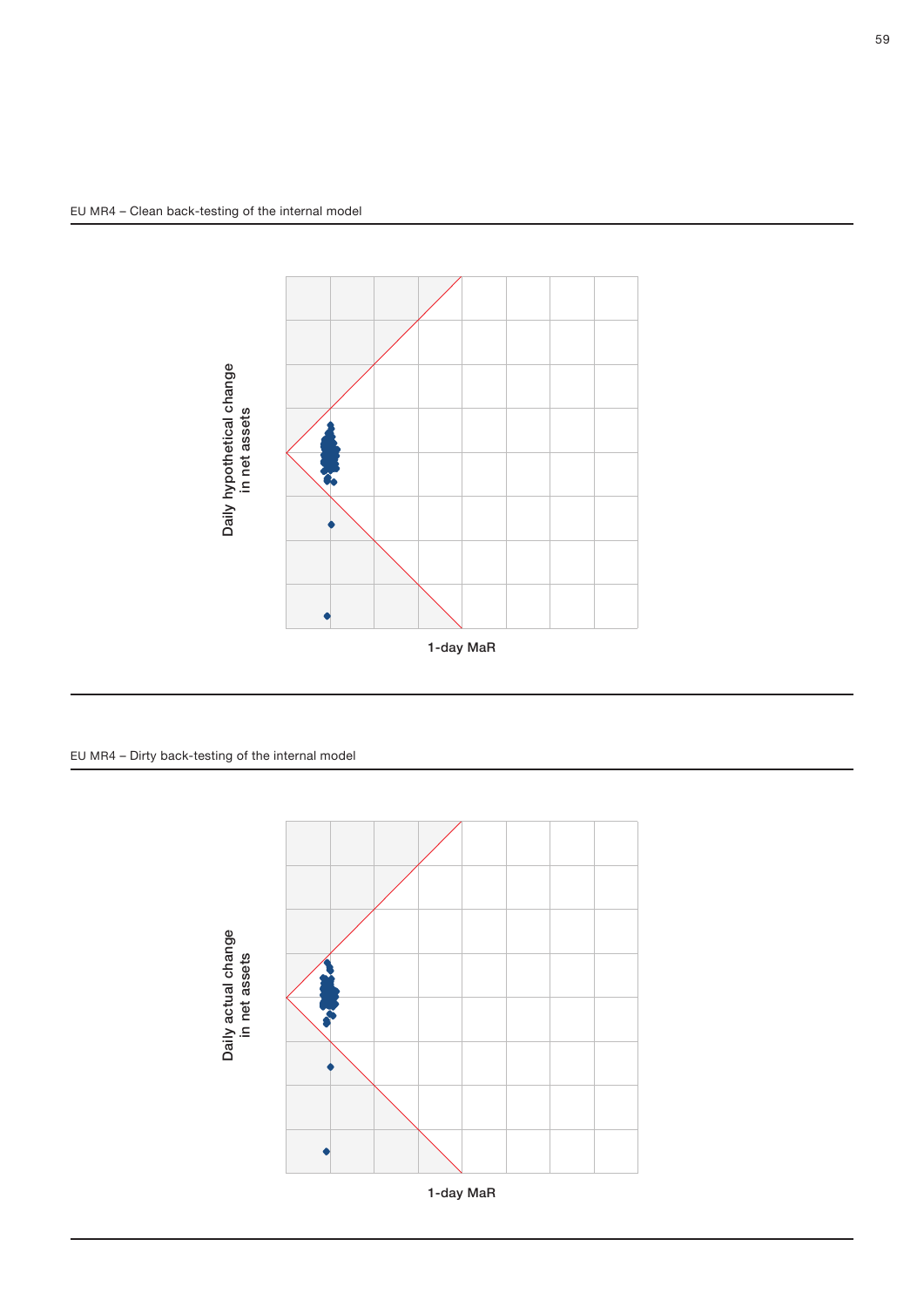EU MR4 – Clean back-testing of the internal model

Daily hypothetical change in net assets

1-day MaR

EU MR4 – Dirty back-testing of the internal model

Daily actual change in net assets

1-day MaR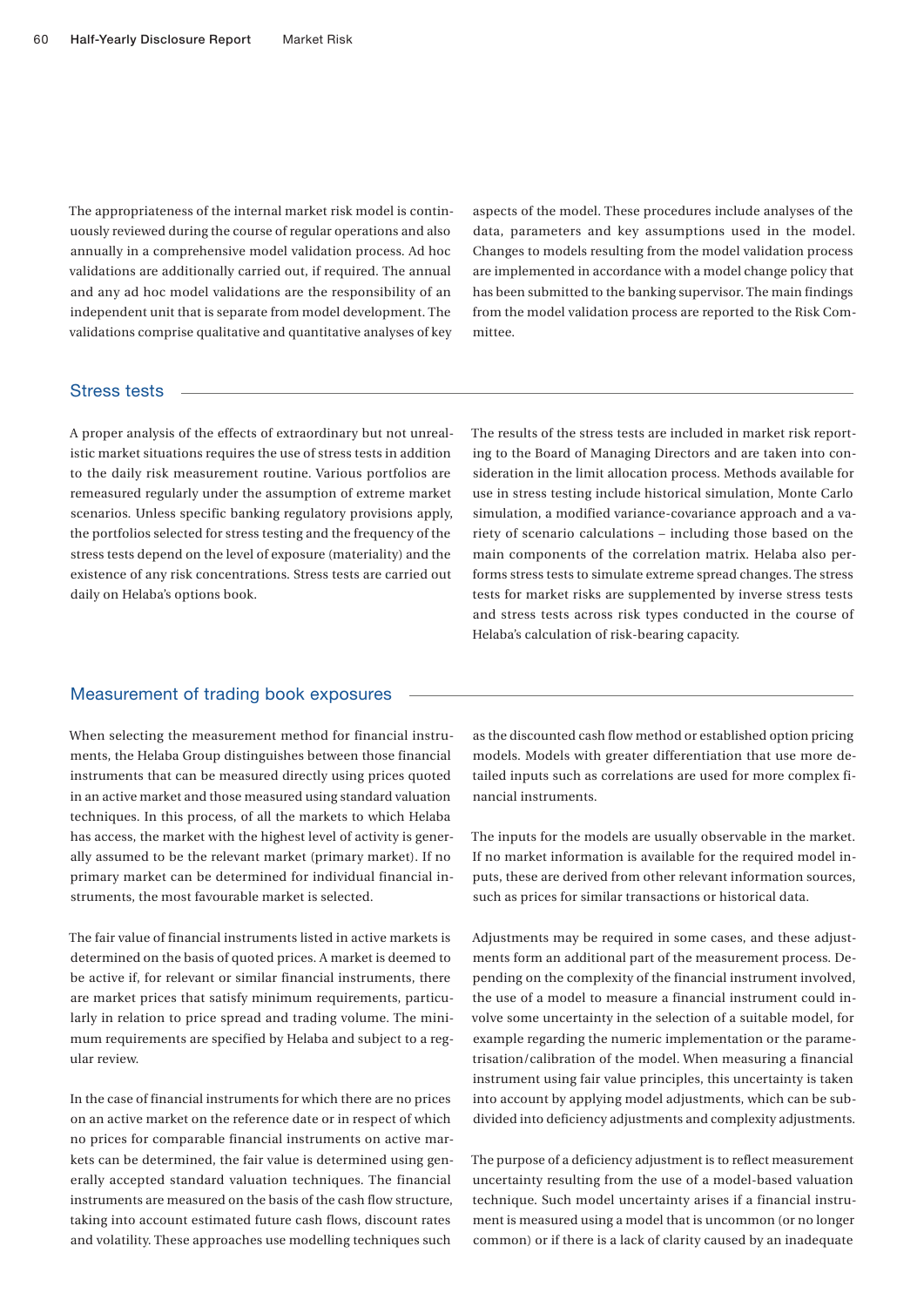The appropriateness of the internal market risk model is continuously reviewed during the course of regular operations and also annually in a comprehensive model validation process. Ad hoc validations are additionally carried out, if required. The annual and any ad hoc model validations are the responsibility of an independent unit that is separate from model development. The validations comprise qualitative and quantitative analyses of key aspects of the model. These procedures include analyses of the data, parameters and key assumptions used in the model. Changes to models resulting from the model validation process are implemented in accordance with a model change policy that has been submitted to the banking supervisor. The main findings from the model validation process are reported to the Risk Committee.

## Stress tests

A proper analysis of the effects of extraordinary but not unrealistic market situations requires the use of stress tests in addition to the daily risk measurement routine. Various portfolios are remeasured regularly under the assumption of extreme market scenarios. Unless specific banking regulatory provisions apply, the portfolios selected for stress testing and the frequency of the stress tests depend on the level of exposure (materiality) and the existence of any risk concentrations. Stress tests are carried out daily on Helaba's options book.

The results of the stress tests are included in market risk reporting to the Board of Managing Directors and are taken into consideration in the limit allocation process. Methods available for use in stress testing include historical simulation, Monte Carlo simulation, a modified variance-covariance approach and a variety of scenario calculations – including those based on the main components of the correlation matrix. Helaba also performs stress tests to simulate extreme spread changes. The stress tests for market risks are supplemented by inverse stress tests and stress tests across risk types conducted in the course of Helaba's calculation of risk-bearing capacity.

## Measurement of trading book exposures

When selecting the measurement method for financial instruments, the Helaba Group distinguishes between those financial instruments that can be measured directly using prices quoted in an active market and those measured using standard valuation techniques. In this process, of all the markets to which Helaba has access, the market with the highest level of activity is generally assumed to be the relevant market (primary market). If no primary market can be determined for individual financial instruments, the most favourable market is selected.

The fair value of financial instruments listed in active markets is determined on the basis of quoted prices. A market is deemed to be active if, for relevant or similar financial instruments, there are market prices that satisfy minimum requirements, particularly in relation to price spread and trading volume. The minimum requirements are specified by Helaba and subject to a regular review.

In the case of financial instruments for which there are no prices on an active market on the reference date or in respect of which no prices for comparable financial instruments on active markets can be determined, the fair value is determined using generally accepted standard valuation techniques. The financial instruments are measured on the basis of the cash flow structure, taking into account estimated future cash flows, discount rates and volatility. These approaches use modelling techniques such as the discounted cash flow method or established option pricing models. Models with greater differentiation that use more detailed inputs such as correlations are used for more complex financial instruments.

The inputs for the models are usually observable in the market. If no market information is available for the required model inputs, these are derived from other relevant information sources, such as prices for similar transactions or historical data.

Adjustments may be required in some cases, and these adjustments form an additional part of the measurement process. Depending on the complexity of the financial instrument involved, the use of a model to measure a financial instrument could involve some uncertainty in the selection of a suitable model, for example regarding the numeric implementation or the parametrisation/calibration of the model. When measuring a financial instrument using fair value principles, this uncertainty is taken into account by applying model adjustments, which can be subdivided into deficiency adjustments and complexity adjustments.

The purpose of a deficiency adjustment is to reflect measurement uncertainty resulting from the use of a model-based valuation technique. Such model uncertainty arises if a financial instrument is measured using a model that is uncommon (or no longer common) or if there is a lack of clarity caused by an inadequate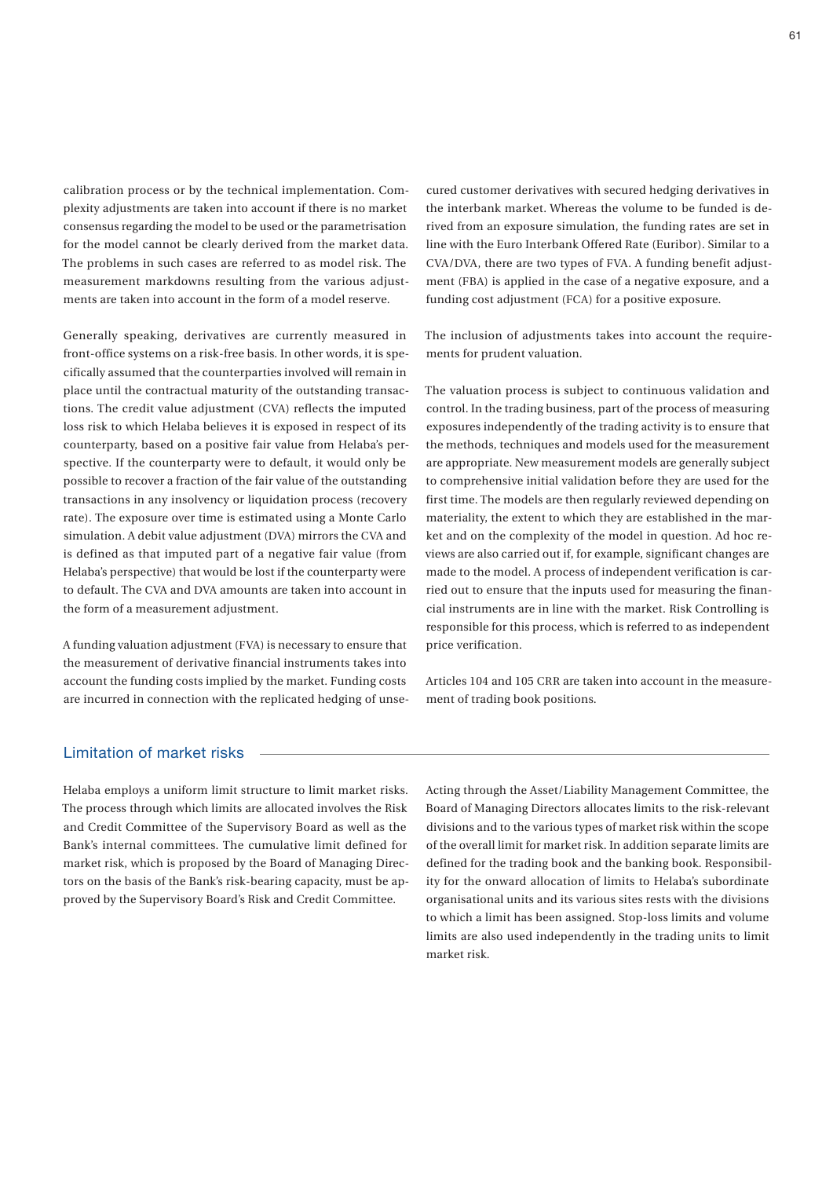calibration process or by the technical implementation. Complexity adjustments are taken into account if there is no market consensus regarding the model to be used or the parametrisation for the model cannot be clearly derived from the market data. The problems in such cases are referred to as model risk. The measurement markdowns resulting from the various adjustments are taken into account in the form of a model reserve.

Generally speaking, derivatives are currently measured in front-office systems on a risk-free basis. In other words, it is specifically assumed that the counterparties involved will remain in place until the contractual maturity of the outstanding transactions. The credit value adjustment (CVA) reflects the imputed loss risk to which Helaba believes it is exposed in respect of its counterparty, based on a positive fair value from Helaba's perspective. If the counterparty were to default, it would only be possible to recover a fraction of the fair value of the outstanding transactions in any insolvency or liquidation process (recovery rate). The exposure over time is estimated using a Monte Carlo simulation. A debit value adjustment (DVA) mirrors the CVA and is defined as that imputed part of a negative fair value (from Helaba's perspective) that would be lost if the counterparty were to default. The CVA and DVA amounts are taken into account in the form of a measurement adjustment.

A funding valuation adjustment (FVA) is necessary to ensure that the measurement of derivative financial instruments takes into account the funding costs implied by the market. Funding costs are incurred in connection with the replicated hedging of unsecured customer derivatives with secured hedging derivatives in the interbank market. Whereas the volume to be funded is derived from an exposure simulation, the funding rates are set in line with the Euro Interbank Offered Rate (Euribor). Similar to a CVA/DVA, there are two types of FVA. A funding benefit adjustment (FBA) is applied in the case of a negative exposure, and a funding cost adjustment (FCA) for a positive exposure.

The inclusion of adjustments takes into account the requirements for prudent valuation.

The valuation process is subject to continuous validation and control. In the trading business, part of the process of measuring exposures independently of the trading activity is to ensure that the methods, techniques and models used for the measurement are appropriate. New measurement models are generally subject to comprehensive initial validation before they are used for the first time. The models are then regularly reviewed depending on materiality, the extent to which they are established in the market and on the complexity of the model in question. Ad hoc reviews are also carried out if, for example, significant changes are made to the model. A process of independent verification is carried out to ensure that the inputs used for measuring the financial instruments are in line with the market. Risk Controlling is responsible for this process, which is referred to as independent price verification.

Articles 104 and 105 CRR are taken into account in the measurement of trading book positions.

## Limitation of market risks

Helaba employs a uniform limit structure to limit market risks. The process through which limits are allocated involves the Risk and Credit Committee of the Supervisory Board as well as the Bank's internal committees. The cumulative limit defined for market risk, which is proposed by the Board of Managing Directors on the basis of the Bank's risk-bearing capacity, must be approved by the Supervisory Board's Risk and Credit Committee.

Acting through the Asset/Liability Management Committee, the Board of Managing Directors allocates limits to the risk-relevant divisions and to the various types of market risk within the scope of the overall limit for market risk. In addition separate limits are defined for the trading book and the banking book. Responsibility for the onward allocation of limits to Helaba's subordinate organisational units and its various sites rests with the divisions to which a limit has been assigned. Stop-loss limits and volume limits are also used independently in the trading units to limit market risk.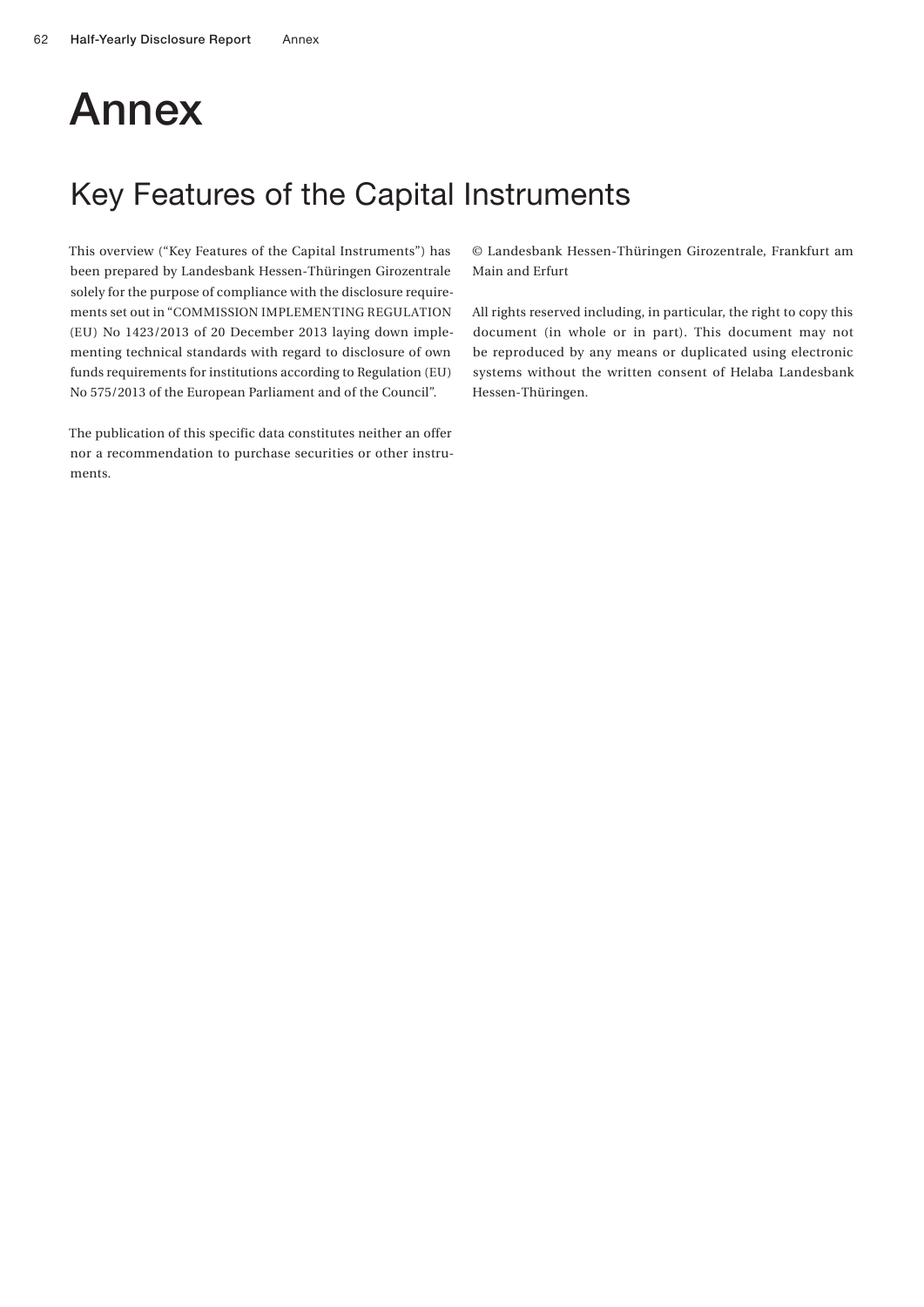# Annex

## Key Features of the Capital Instruments

This overview ("Key Features of the Capital Instruments") has been prepared by Landesbank Hessen-Thüringen Girozentrale solely for the purpose of compliance with the disclosure requirements set out in "COMMISSION IMPLEMENTING REGULATION (EU) No 1423/2013 of 20 December 2013 laying down implementing technical standards with regard to disclosure of own funds requirements for institutions according to Regulation (EU) No 575/2013 of the European Parliament and of the Council".

The publication of this specific data constitutes neither an offer nor a recommendation to purchase securities or other instruments.

© Landesbank Hessen-Thüringen Girozentrale, Frankfurt am Main and Erfurt

All rights reserved including, in particular, the right to copy this document (in whole or in part). This document may not be reproduced by any means or duplicated using electronic systems without the written consent of Helaba Landesbank Hessen-Thüringen.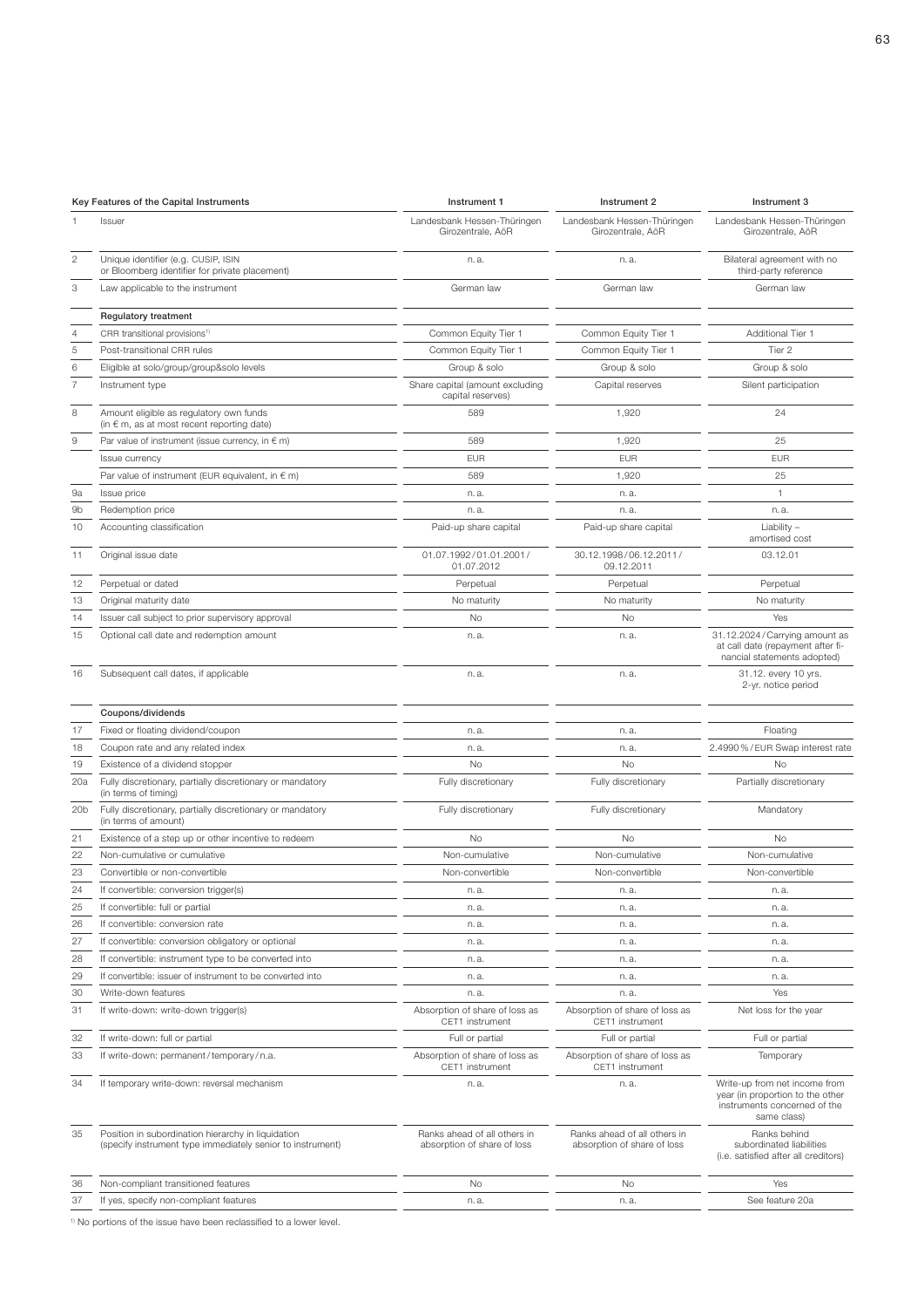| | Key Features of the Capital Instruments | Instrument 1 | Instrument 2 | Instrument 3 |
|---|---|---|---|---|
| 1 | Issuer | Landesbank Hessen-Thüringen Girozentrale, AöR | Landesbank Hessen-Thüringen Girozentrale, AöR | Landesbank Hessen-Thüringen Girozentrale, AöR |
| 2 | Unique identifier (e.g. CUSIP, ISIN or Bloomberg identifier for private placement) | n. a. | n. a. | Bilateral agreement with no third-party reference |
| 3 | Law applicable to the instrument | German law | German law | German law |
| | **Regulatory treatment** | | | |
| 4 | CRR transitional provisions[1] | Common Equity Tier 1 | Common Equity Tier 1 | Additional Tier 1 |
| 5 | Post-transitional CRR rules | Common Equity Tier 1 | Common Equity Tier 1 | Tier 2 |
| 6 | Eligible at solo/group/group&solo levels | Group & solo | Group & solo | Group & solo |
| 7 | Instrument type | Share capital (amount excluding capital reserves) | Capital reserves | Silent participation |
| 8 | Amount eligible as regulatory own funds (in € m, as at most recent reporting date) | 589 | 1,920 | 24 |
| 9 | Par value of instrument (issue currency, in € m) | 589 | 1,920 | 25 |
| | Issue currency | EUR | EUR | EUR |
| | Par value of instrument (EUR equivalent, in € m) | 589 | 1,920 | 25 |
| 9a | Issue price | n. a. | n. a. | 1 |
| 9b | Redemption price | n. a. | n. a. | n. a. |
| 10 | Accounting classification | Paid-up share capital | Paid-up share capital | Liability – amortised cost |
| 11 | Original issue date | 01.07.1992/01.01.2001/ 01.07.2012 | 30.12.1998/06.12.2011/ 09.12.2011 | 03.12.01 |
| 12 | Perpetual or dated | Perpetual | Perpetual | Perpetual |
| 13 | Original maturity date | No maturity | No maturity | No maturity |
| 14 | Issuer call subject to prior supervisory approval | No | No | Yes |
| 15 | Optional call date and redemption amount | n. a. | n. a. | 31.12.2024/Carrying amount as at call date (repayment after financial statements adopted) |
| 16 | Subsequent call dates, if applicable | n. a. | n. a. | 31.12. every 10 yrs. 2-yr. notice period |
| | **Coupons/dividends** | | | |
| 17 | Fixed or floating dividend/coupon | n. a. | n. a. | Floating |
| 18 | Coupon rate and any related index | n. a. | n. a. | 2.4990%/EUR Swap interest rate |
| 19 | Existence of a dividend stopper | No | No | No |
| 20a | Fully discretionary, partially discretionary or mandatory (in terms of timing) | Fully discretionary | Fully discretionary | Partially discretionary |
| 20b | Fully discretionary, partially discretionary or mandatory (in terms of amount) | Fully discretionary | Fully discretionary | Mandatory |
| 21 | Existence of a step up or other incentive to redeem | No | No | No |
| 22 | Non-cumulative or cumulative | Non-cumulative | Non-cumulative | Non-cumulative |
| 23 | Convertible or non-convertible | Non-convertible | Non-convertible | Non-convertible |
| 24 | If convertible: conversion trigger(s) | n. a. | n. a. | n. a. |
| 25 | If convertible: full or partial | n. a. | n. a. | n. a. |
| 26 | If convertible: conversion rate | n. a. | n. a. | n. a. |
| 27 | If convertible: conversion obligatory or optional | n. a. | n. a. | n. a. |
| 28 | If convertible: instrument type to be converted into | n. a. | n. a. | n. a. |
| 29 | If convertible: issuer of instrument to be converted into | n. a. | n. a. | n. a. |
| 30 | Write-down features | n. a. | n. a. | Yes |
| 31 | If write-down: write-down trigger(s) | Absorption of share of loss as CET1 instrument | Absorption of share of loss as CET1 instrument | Net loss for the year |
| 32 | If write-down: full or partial | Full or partial | Full or partial | Full or partial |
| 33 | If write-down: permanent/temporary/n.a. | Absorption of share of loss as CET1 instrument | Absorption of share of loss as CET1 instrument | Temporary |
| 34 | If temporary write-down: reversal mechanism | n. a. | n. a. | Write-up from net income from year (in proportion to the other instruments concerned of the same class) |
| 35 | Position in subordination hierarchy in liquidation (specify instrument type immediately senior to instrument) | Ranks ahead of all others in absorption of share of loss | Ranks ahead of all others in absorption of share of loss | Ranks behind subordinated liabilities (i.e. satisfied after all creditors) |
| 36 | Non-compliant transitioned features | No | No | Yes |
| 37 | If yes, specify non-compliant features | n. a. | n. a. | See feature 20a |

[1] No portions of the issue have been reclassified to a lower level.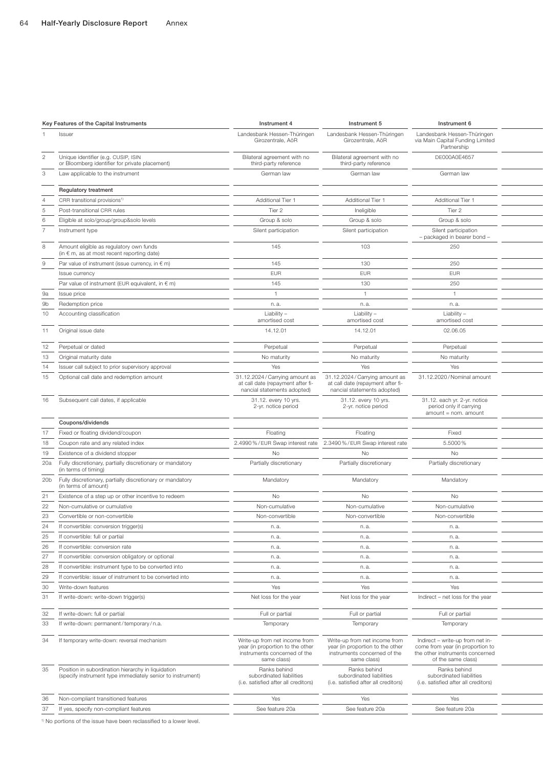| | Key Features of the Capital Instruments | Instrument 4 | Instrument 5 | Instrument 6 |
|---|---|---|---|---|
| 1 | Issuer | Landesbank Hessen-Thüringen Girozentrale, AöR | Landesbank Hessen-Thüringen Girozentrale, AöR | Landesbank Hessen-Thüringen via Main Capital Funding Limited Partnership |
| 2 | Unique identifier (e.g. CUSIP, ISIN or Bloomberg identifier for private placement) | Bilateral agreement with no third-party reference | Bilateral agreement with no third-party reference | DE000A0E4657 |
| 3 | Law applicable to the instrument | German law | German law | German law |
| | **Regulatory treatment** | | | |
| 4 | CRR transitional provisions[1] | Additional Tier 1 | Additional Tier 1 | Additional Tier 1 |
| 5 | Post-transitional CRR rules | Tier 2 | Ineligible | Tier 2 |
| 6 | Eligible at solo/group/group&solo levels | Group & solo | Group & solo | Group & solo |
| 7 | Instrument type | Silent participation | Silent participation | Silent participation – packaged in bearer bond – |
| 8 | Amount eligible as regulatory own funds (in € m, as at most recent reporting date) | 145 | 103 | 250 |
| 9 | Par value of instrument (issue currency, in € m) | 145 | 130 | 250 |
| | Issue currency | EUR | EUR | EUR |
| | Par value of instrument (EUR equivalent, in € m) | 145 | 130 | 250 |
| 9a | Issue price | 1 | 1 | 1 |
| 9b | Redemption price | n. a. | n. a. | n. a. |
| 10 | Accounting classification | Liability – amortised cost | Liability – amortised cost | Liability – amortised cost |
| 11 | Original issue date | 14.12.01 | 14.12.01 | 02.06.05 |
| 12 | Perpetual or dated | Perpetual | Perpetual | Perpetual |
| 13 | Original maturity date | No maturity | No maturity | No maturity |
| 14 | Issuer call subject to prior supervisory approval | Yes | Yes | Yes |
| 15 | Optional call date and redemption amount | 31.12.2024 / Carrying amount as at call date (repayment after financial statements adopted) | 31.12.2024 / Carrying amount as at call date (repayment after financial statements adopted) | 31.12.2020 / Nominal amount |
| 16 | Subsequent call dates, if applicable | 31.12. every 10 yrs. 2-yr. notice period | 31.12. every 10 yrs. 2-yr. notice period | 31.12. each yr. 2-yr. notice period only if carrying amount = nom. amount |
| | **Coupons/dividends** | | | |
| 17 | Fixed or floating dividend/coupon | Floating | Floating | Fixed |
| 18 | Coupon rate and any related index | 2.4990 % / EUR Swap interest rate | 2.3490 % / EUR Swap interest rate | 5.5000 % |
| 19 | Existence of a dividend stopper | No | No | No |
| 20a | Fully discretionary, partially discretionary or mandatory (in terms of timing) | Partially discretionary | Partially discretionary | Partially discretionary |
| 20b | Fully discretionary, partially discretionary or mandatory (in terms of amount) | Mandatory | Mandatory | Mandatory |
| 21 | Existence of a step up or other incentive to redeem | No | No | No |
| 22 | Non-cumulative or cumulative | Non-cumulative | Non-cumulative | Non-cumulative |
| 23 | Convertible or non-convertible | Non-convertible | Non-convertible | Non-convertible |
| 24 | If convertible: conversion trigger(s) | n. a. | n. a. | n. a. |
| 25 | If convertible: full or partial | n. a. | n. a. | n. a. |
| 26 | If convertible: conversion rate | n. a. | n. a. | n. a. |
| 27 | If convertible: conversion obligatory or optional | n. a. | n. a. | n. a. |
| 28 | If convertible: instrument type to be converted into | n. a. | n. a. | n. a. |
| 29 | If convertible: issuer of instrument to be converted into | n. a. | n. a. | n. a. |
| 30 | Write-down features | Yes | Yes | Yes |
| 31 | If write-down: write-down trigger(s) | Net loss for the year | Net loss for the year | Indirect – net loss for the year |
| 32 | If write-down: full or partial | Full or partial | Full or partial | Full or partial |
| 33 | If write-down: permanent / temporary / n.a. | Temporary | Temporary | Temporary |
| 34 | If temporary write-down: reversal mechanism | Write-up from net income from year (in proportion to the other instruments concerned of the same class) | Write-up from net income from year (in proportion to the other instruments concerned of the same class) | Indirect – write-up from net income from year (in proportion to the other instruments concerned of the same class) |
| 35 | Position in subordination hierarchy in liquidation (specify instrument type immediately senior to instrument) | Ranks behind subordinated liabilities (i.e. satisfied after all creditors) | Ranks behind subordinated liabilities (i.e. satisfied after all creditors) | Ranks behind subordinated liabilities (i.e. satisfied after all creditors) |
| 36 | Non-compliant transitioned features | Yes | Yes | Yes |
| 37 | If yes, specify non-compliant features | See feature 20a | See feature 20a | See feature 20a |

[1] No portions of the issue have been reclassified to a lower level.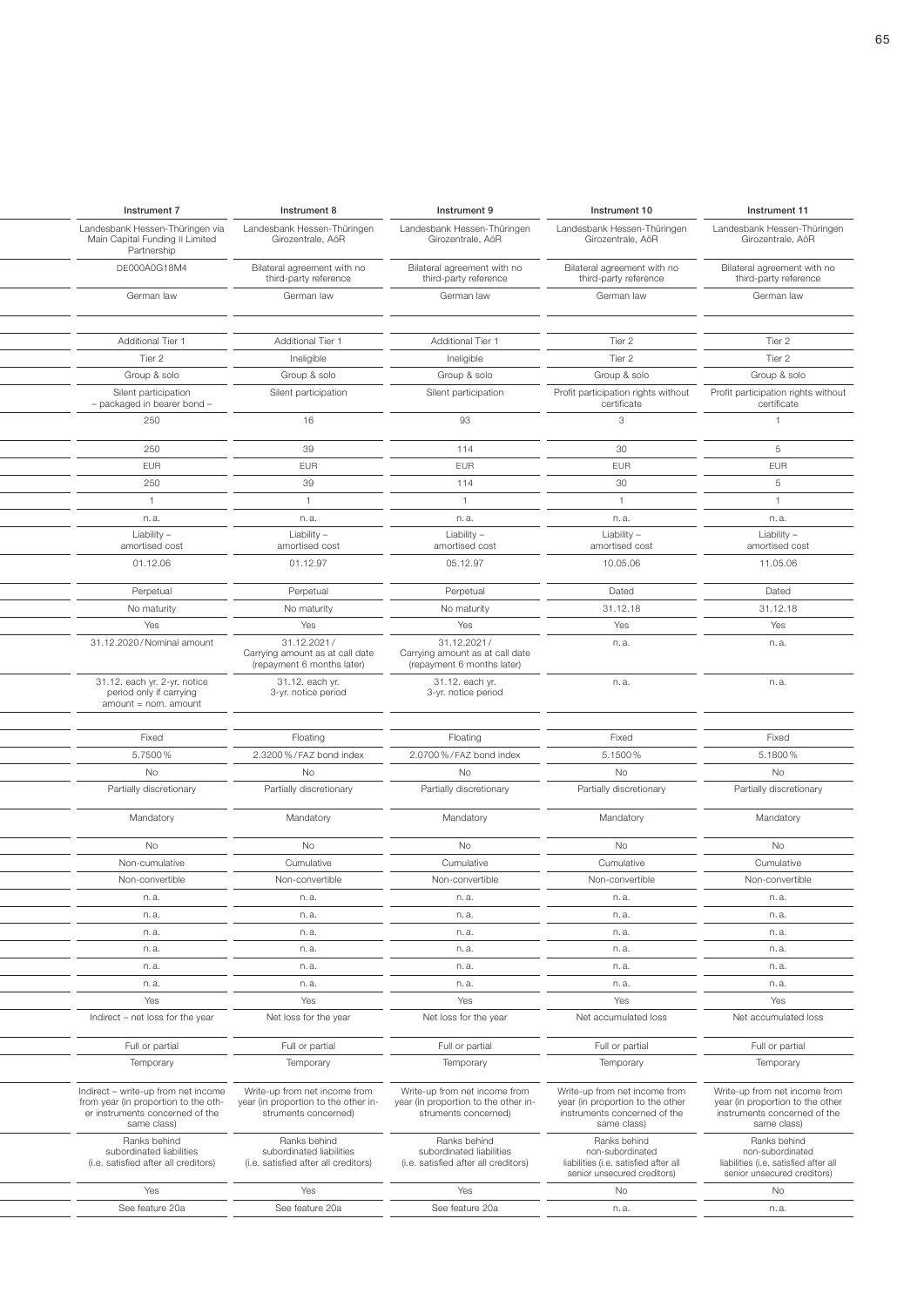| Instrument 7 | Instrument 8 | Instrument 9 | Instrument 10 | Instrument 11 |
|---|---|---|---|---|
| Landesbank Hessen-Thüringen via Main Capital Funding II Limited Partnership | Landesbank Hessen-Thüringen Girozentrale, AöR | Landesbank Hessen-Thüringen Girozentrale, AöR | Landesbank Hessen-Thüringen Girozentrale, AöR | Landesbank Hessen-Thüringen Girozentrale, AöR |
| DE000A0G18M4 | Bilateral agreement with no third-party reference | Bilateral agreement with no third-party reference | Bilateral agreement with no third-party reference | Bilateral agreement with no third-party reference |
| German law | German law | German law | German law | German law |
| | | | | |
| Additional Tier 1 | Additional Tier 1 | Additional Tier 1 | Tier 2 | Tier 2 |
| Tier 2 | Ineligible | Ineligible | Tier 2 | Tier 2 |
| Group & solo | Group & solo | Group & solo | Group & solo | Group & solo |
| Silent participation – packaged in bearer bond – | Silent participation | Silent participation | Profit participation rights without certificate | Profit participation rights without certificate |
| 250 | 16 | 93 | 3 | 1 |
| 250 | 39 | 114 | 30 | 5 |
| EUR | EUR | EUR | EUR | EUR |
| 250 | 39 | 114 | 30 | 5 |
| 1 | 1 | 1 | 1 | 1 |
| n. a. | n. a. | n. a. | n. a. | n. a. |
| Liability – amortised cost | Liability – amortised cost | Liability – amortised cost | Liability – amortised cost | Liability – amortised cost |
| 01.12.06 | 01.12.97 | 05.12.97 | 10.05.06 | 11.05.06 |
| Perpetual | Perpetual | Perpetual | Dated | Dated |
| No maturity | No maturity | No maturity | 31.12.18 | 31.12.18 |
| Yes | Yes | Yes | Yes | Yes |
| 31.12.2020/Nominal amount | 31.12.2021/ Carrying amount as at call date (repayment 6 months later) | 31.12.2021/ Carrying amount as at call date (repayment 6 months later) | n. a. | n. a. |
| 31.12. each yr. 2-yr. notice period only if carrying amount = nom. amount | 31.12. each yr. 3-yr. notice period | 31.12. each yr. 3-yr. notice period | n. a. | n. a. |
| | | | | |
| Fixed | Floating | Floating | Fixed | Fixed |
| 5.7500% | 2.3200%/FAZ bond index | 2.0700%/FAZ bond index | 5.1500% | 5.1800% |
| No | No | No | No | No |
| Partially discretionary | Partially discretionary | Partially discretionary | Partially discretionary | Partially discretionary |
| Mandatory | Mandatory | Mandatory | Mandatory | Mandatory |
| No | No | No | No | No |
| Non-cumulative | Cumulative | Cumulative | Cumulative | Cumulative |
| Non-convertible | Non-convertible | Non-convertible | Non-convertible | Non-convertible |
| n. a. | n. a. | n. a. | n. a. | n. a. |
| n. a. | n. a. | n. a. | n. a. | n. a. |
| n. a. | n. a. | n. a. | n. a. | n. a. |
| n. a. | n. a. | n. a. | n. a. | n. a. |
| n. a. | n. a. | n. a. | n. a. | n. a. |
| n. a. | n. a. | n. a. | n. a. | n. a. |
| Yes | Yes | Yes | Yes | Yes |
| Indirect – net loss for the year | Net loss for the year | Net loss for the year | Net accumulated loss | Net accumulated loss |
| Full or partial | Full or partial | Full or partial | Full or partial | Full or partial |
| Temporary | Temporary | Temporary | Temporary | Temporary |
| Indirect – write-up from net income from year (in proportion to the other instruments concerned of the same class) | Write-up from net income from year (in proportion to the other instruments concerned) | Write-up from net income from year (in proportion to the other instruments concerned) | Write-up from net income from year (in proportion to the other instruments concerned of the same class) | Write-up from net income from year (in proportion to the other instruments concerned of the same class) |
| Ranks behind subordinated liabilities (i.e. satisfied after all creditors) | Ranks behind subordinated liabilities (i.e. satisfied after all creditors) | Ranks behind subordinated liabilities (i.e. satisfied after all creditors) | Ranks behind non-subordinated liabilities (i.e. satisfied after all senior unsecured creditors) | Ranks behind non-subordinated liabilities (i.e. satisfied after all senior unsecured creditors) |
| Yes | Yes | Yes | No | No |
| See feature 20a | See feature 20a | See feature 20a | n. a. | n. a. |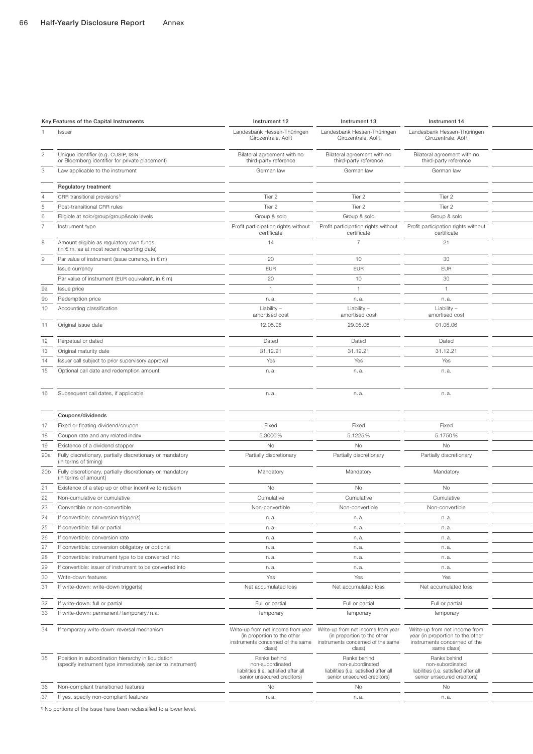| | Key Features of the Capital Instruments | Instrument 12 | Instrument 13 | Instrument 14 |
|---|---|---|---|---|
| 1 | Issuer | Landesbank Hessen-Thüringen Girozentrale, AöR | Landesbank Hessen-Thüringen Girozentrale, AöR | Landesbank Hessen-Thüringen Girozentrale, AöR |
| 2 | Unique identifier (e.g. CUSIP, ISIN or Bloomberg identifier for private placement) | Bilateral agreement with no third-party reference | Bilateral agreement with no third-party reference | Bilateral agreement with no third-party reference |
| 3 | Law applicable to the instrument | German law | German law | German law |
| | **Regulatory treatment** | | | |
| 4 | CRR transitional provisions[1] | Tier 2 | Tier 2 | Tier 2 |
| 5 | Post-transitional CRR rules | Tier 2 | Tier 2 | Tier 2 |
| 6 | Eligible at solo/group/group&solo levels | Group & solo | Group & solo | Group & solo |
| 7 | Instrument type | Profit participation rights without certificate | Profit participation rights without certificate | Profit participation rights without certificate |
| 8 | Amount eligible as regulatory own funds (in € m, as at most recent reporting date) | 14 | 7 | 21 |
| 9 | Par value of instrument (issue currency, in € m) | 20 | 10 | 30 |
| | Issue currency | EUR | EUR | EUR |
| | Par value of instrument (EUR equivalent, in € m) | 20 | 10 | 30 |
| 9a | Issue price | 1 | 1 | 1 |
| 9b | Redemption price | n. a. | n. a. | n. a. |
| 10 | Accounting classification | Liability – amortised cost | Liability – amortised cost | Liability – amortised cost |
| 11 | Original issue date | 12.05.06 | 29.05.06 | 01.06.06 |
| 12 | Perpetual or dated | Dated | Dated | Dated |
| 13 | Original maturity date | 31.12.21 | 31.12.21 | 31.12.21 |
| 14 | Issuer call subject to prior supervisory approval | Yes | Yes | Yes |
| 15 | Optional call date and redemption amount | n. a. | n. a. | n. a. |
| 16 | Subsequent call dates, if applicable | n. a. | n. a. | n. a. |
| | **Coupons/dividends** | | | |
| 17 | Fixed or floating dividend/coupon | Fixed | Fixed | Fixed |
| 18 | Coupon rate and any related index | 5.3000 % | 5.1225 % | 5.1750 % |
| 19 | Existence of a dividend stopper | No | No | No |
| 20a | Fully discretionary, partially discretionary or mandatory (in terms of timing) | Partially discretionary | Partially discretionary | Partially discretionary |
| 20b | Fully discretionary, partially discretionary or mandatory (in terms of amount) | Mandatory | Mandatory | Mandatory |
| 21 | Existence of a step up or other incentive to redeem | No | No | No |
| 22 | Non-cumulative or cumulative | Cumulative | Cumulative | Cumulative |
| 23 | Convertible or non-convertible | Non-convertible | Non-convertible | Non-convertible |
| 24 | If convertible: conversion trigger(s) | n. a. | n. a. | n. a. |
| 25 | If convertible: full or partial | n. a. | n. a. | n. a. |
| 26 | If convertible: conversion rate | n. a. | n. a. | n. a. |
| 27 | If convertible: conversion obligatory or optional | n. a. | n. a. | n. a. |
| 28 | If convertible: instrument type to be converted into | n. a. | n. a. | n. a. |
| 29 | If convertible: issuer of instrument to be converted into | n. a. | n. a. | n. a. |
| 30 | Write-down features | Yes | Yes | Yes |
| 31 | If write-down: write-down trigger(s) | Net accumulated loss | Net accumulated loss | Net accumulated loss |
| 32 | If write-down: full or partial | Full or partial | Full or partial | Full or partial |
| 33 | If write-down: permanent/temporary/n.a. | Temporary | Temporary | Temporary |
| 34 | If temporary write-down: reversal mechanism | Write-up from net income from year (in proportion to the other instruments concerned of the same class) | Write-up from net income from year (in proportion to the other instruments concerned of the same class) | Write-up from net income from year (in proportion to the other instruments concerned of the same class) |
| 35 | Position in subordination hierarchy in liquidation (specify instrument type immediately senior to instrument) | Ranks behind non-subordinated liabilities (i.e. satisfied after all senior unsecured creditors) | Ranks behind non-subordinated liabilities (i.e. satisfied after all senior unsecured creditors) | Ranks behind non-subordinated liabilities (i.e. satisfied after all senior unsecured creditors) |
| 36 | Non-compliant transitioned features | No | No | No |
| 37 | If yes, specify non-compliant features | n. a. | n. a. | n. a. |

[1] No portions of the issue have been reclassified to a lower level.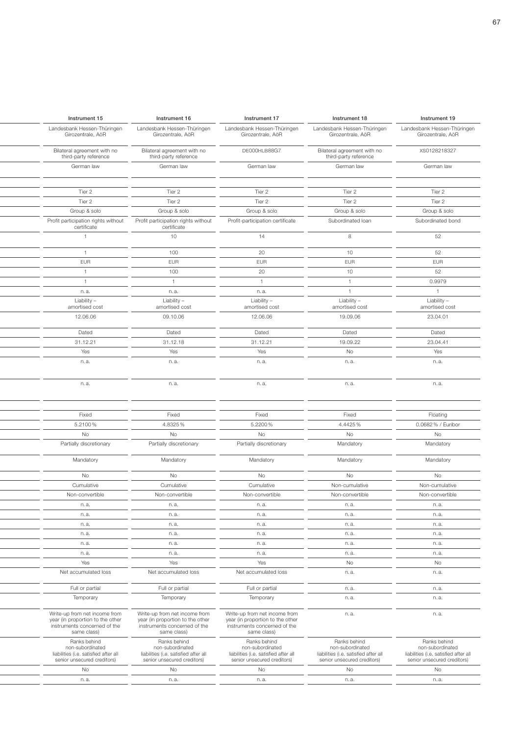| Instrument 15 | Instrument 16 | Instrument 17 | Instrument 18 | Instrument 19 |
|---|---|---|---|---|
| Landesbank Hessen-Thüringen Girozentrale, AöR | Landesbank Hessen-Thüringen Girozentrale, AöR | Landesbank Hessen-Thüringen Girozentrale, AöR | Landesbank Hessen-Thüringen Girozentrale, AöR | Landesbank Hessen-Thüringen Girozentrale, AöR |
| Bilateral agreement with no third-party reference | Bilateral agreement with no third-party reference | DE000HLB88G7 | Bilateral agreement with no third-party reference | XS0128218327 |
| German law | German law | German law | German law | German law |
| | | | | |
| Tier 2 | Tier 2 | Tier 2 | Tier 2 | Tier 2 |
| Tier 2 | Tier 2 | Tier 2 | Tier 2 | Tier 2 |
| Group & solo | Group & solo | Group & solo | Group & solo | Group & solo |
| Profit participation rights without certificate | Profit participation rights without certificate | Profit-participation certificate | Subordinated loan | Subordinated bond |
| 1 | 10 | 14 | 8 | 52 |
| 1 | 100 | 20 | 10 | 52 |
| EUR | EUR | EUR | EUR | EUR |
| 1 | 100 | 20 | 10 | 52 |
| 1 | 1 | 1 | 1 | 0.9979 |
| n. a. | n. a. | n. a. | 1 | 1 |
| Liability – amortised cost | Liability – amortised cost | Liability – amortised cost | Liability – amortised cost | Liability – amortised cost |
| 12.06.06 | 09.10.06 | 12.06.06 | 19.09.06 | 23.04.01 |
| Dated | Dated | Dated | Dated | Dated |
| 31.12.21 | 31.12.18 | 31.12.21 | 19.09.22 | 23.04.41 |
| Yes | Yes | Yes | No | Yes |
| n. a. | n. a. | n. a. | n. a. | n. a. |
| n. a. | n. a. | n. a. | n. a. | n. a. |
| | | | | |
| Fixed | Fixed | Fixed | Fixed | Floating |
| 5.2100 % | 4.8325 % | 5.2200 % | 4.4425 % | 0.0682 % / Euribor |
| No | No | No | No | No |
| Partially discretionary | Partially discretionary | Partially discretionary | Mandatory | Mandatory |
| Mandatory | Mandatory | Mandatory | Mandatory | Mandatory |
| No | No | No | No | No |
| Cumulative | Cumulative | Cumulative | Non-cumulative | Non-cumulative |
| Non-convertible | Non-convertible | Non-convertible | Non-convertible | Non-convertible |
| n. a. | n. a. | n. a. | n. a. | n. a. |
| n. a. | n. a. | n. a. | n. a. | n. a. |
| n. a. | n. a. | n. a. | n. a. | n. a. |
| n. a. | n. a. | n. a. | n. a. | n. a. |
| n. a. | n. a. | n. a. | n. a. | n. a. |
| n. a. | n. a. | n. a. | n. a. | n. a. |
| Yes | Yes | Yes | No | No |
| Net accumulated loss | Net accumulated loss | Net accumulated loss | n. a. | n. a. |
| Full or partial | Full or partial | Full or partial | n. a. | n. a. |
| Temporary | Temporary | Temporary | n. a. | n. a. |
| Write-up from net income from year (in proportion to the other instruments concerned of the same class) | Write-up from net income from year (in proportion to the other instruments concerned of the same class) | Write-up from net income from year (in proportion to the other instruments concerned of the same class) | n. a. | n. a. |
| Ranks behind non-subordinated liabilities (i.e. satisfied after all senior unsecured creditors) | Ranks behind non-subordinated liabilities (i.e. satisfied after all senior unsecured creditors) | Ranks behind non-subordinated liabilities (i.e. satisfied after all senior unsecured creditors) | Ranks behind non-subordinated liabilities (i.e. satisfied after all senior unsecured creditors) | Ranks behind non-subordinated liabilities (i.e. satisfied after all senior unsecured creditors) |
| No | No | No | No | No |
| n. a. | n. a. | n. a. | n. a. | n. a. |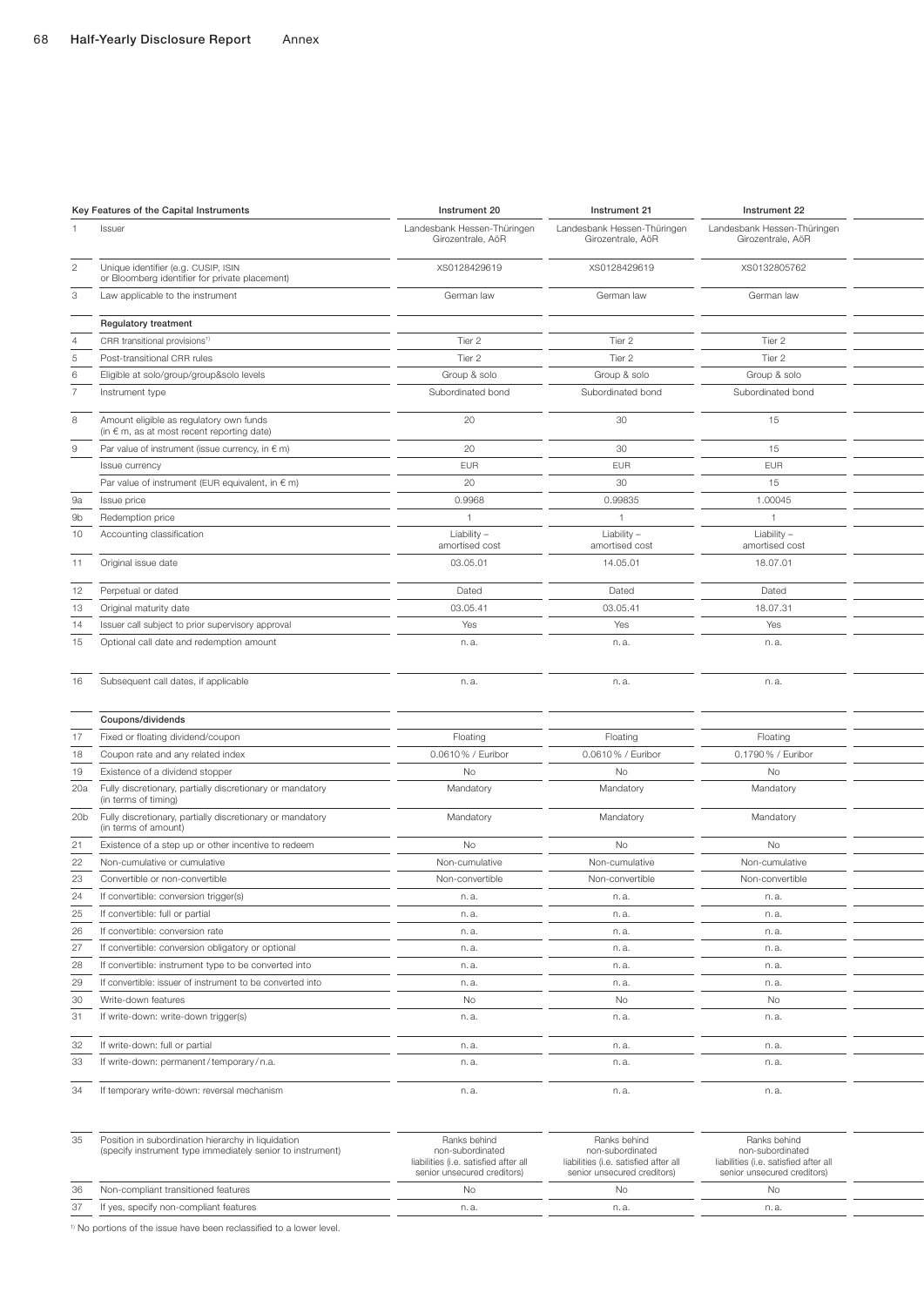| | Key Features of the Capital Instruments | Instrument 20 | Instrument 21 | Instrument 22 |
|---|---|---|---|---|
| 1 | Issuer | Landesbank Hessen-Thüringen Girozentrale, AöR | Landesbank Hessen-Thüringen Girozentrale, AöR | Landesbank Hessen-Thüringen Girozentrale, AöR |
| 2 | Unique identifier (e.g. CUSIP, ISIN or Bloomberg identifier for private placement) | XS0128429619 | XS0128429619 | XS0132805762 |
| 3 | Law applicable to the instrument | German law | German law | German law |
| | **Regulatory treatment** | | | |
| 4 | CRR transitional provisions[1] | Tier 2 | Tier 2 | Tier 2 |
| 5 | Post-transitional CRR rules | Tier 2 | Tier 2 | Tier 2 |
| 6 | Eligible at solo/group/group&solo levels | Group & solo | Group & solo | Group & solo |
| 7 | Instrument type | Subordinated bond | Subordinated bond | Subordinated bond |
| 8 | Amount eligible as regulatory own funds (in € m, as at most recent reporting date) | 20 | 30 | 15 |
| 9 | Par value of instrument (issue currency, in € m) | 20 | 30 | 15 |
| | Issue currency | EUR | EUR | EUR |
| | Par value of instrument (EUR equivalent, in € m) | 20 | 30 | 15 |
| 9a | Issue price | 0.9968 | 0.99835 | 1.00045 |
| 9b | Redemption price | 1 | 1 | 1 |
| 10 | Accounting classification | Liability – amortised cost | Liability – amortised cost | Liability – amortised cost |
| 11 | Original issue date | 03.05.01 | 14.05.01 | 18.07.01 |
| 12 | Perpetual or dated | Dated | Dated | Dated |
| 13 | Original maturity date | 03.05.41 | 03.05.41 | 18.07.31 |
| 14 | Issuer call subject to prior supervisory approval | Yes | Yes | Yes |
| 15 | Optional call date and redemption amount | n. a. | n. a. | n. a. |
| 16 | Subsequent call dates, if applicable | n. a. | n. a. | n. a. |
| | **Coupons/dividends** | | | |
| 17 | Fixed or floating dividend/coupon | Floating | Floating | Floating |
| 18 | Coupon rate and any related index | 0.0610 % / Euribor | 0.0610 % / Euribor | 0.1790 % / Euribor |
| 19 | Existence of a dividend stopper | No | No | No |
| 20a | Fully discretionary, partially discretionary or mandatory (in terms of timing) | Mandatory | Mandatory | Mandatory |
| 20b | Fully discretionary, partially discretionary or mandatory (in terms of amount) | Mandatory | Mandatory | Mandatory |
| 21 | Existence of a step up or other incentive to redeem | No | No | No |
| 22 | Non-cumulative or cumulative | Non-cumulative | Non-cumulative | Non-cumulative |
| 23 | Convertible or non-convertible | Non-convertible | Non-convertible | Non-convertible |
| 24 | If convertible: conversion trigger(s) | n. a. | n. a. | n. a. |
| 25 | If convertible: full or partial | n. a. | n. a. | n. a. |
| 26 | If convertible: conversion rate | n. a. | n. a. | n. a. |
| 27 | If convertible: conversion obligatory or optional | n. a. | n. a. | n. a. |
| 28 | If convertible: instrument type to be converted into | n. a. | n. a. | n. a. |
| 29 | If convertible: issuer of instrument to be converted into | n. a. | n. a. | n. a. |
| 30 | Write-down features | No | No | No |
| 31 | If write-down: write-down trigger(s) | n. a. | n. a. | n. a. |
| 32 | If write-down: full or partial | n. a. | n. a. | n. a. |
| 33 | If write-down: permanent / temporary / n.a. | n. a. | n. a. | n. a. |
| 34 | If temporary write-down: reversal mechanism | n. a. | n. a. | n. a. |
| 35 | Position in subordination hierarchy in liquidation (specify instrument type immediately senior to instrument) | Ranks behind non-subordinated liabilities (i.e. satisfied after all senior unsecured creditors) | Ranks behind non-subordinated liabilities (i.e. satisfied after all senior unsecured creditors) | Ranks behind non-subordinated liabilities (i.e. satisfied after all senior unsecured creditors) |
| 36 | Non-compliant transitioned features | No | No | No |
| 37 | If yes, specify non-compliant features | n. a. | n. a. | n. a. |

[1] No portions of the issue have been reclassified to a lower level.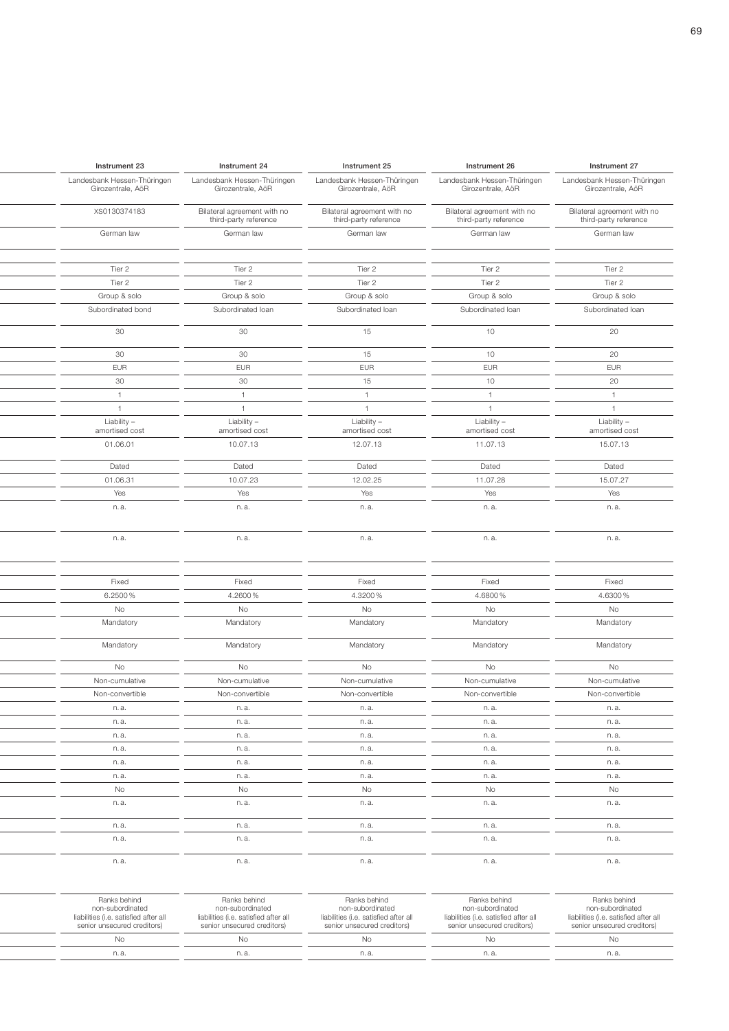| Instrument 23 | Instrument 24 | Instrument 25 | Instrument 26 | Instrument 27 |
|---|---|---|---|---|
| Landesbank Hessen-Thüringen Girozentrale, AöR | Landesbank Hessen-Thüringen Girozentrale, AöR | Landesbank Hessen-Thüringen Girozentrale, AöR | Landesbank Hessen-Thüringen Girozentrale, AöR | Landesbank Hessen-Thüringen Girozentrale, AöR |
| XS0130374183 | Bilateral agreement with no third-party reference | Bilateral agreement with no third-party reference | Bilateral agreement with no third-party reference | Bilateral agreement with no third-party reference |
| German law | German law | German law | German law | German law |
| | | | | |
| Tier 2 | Tier 2 | Tier 2 | Tier 2 | Tier 2 |
| Tier 2 | Tier 2 | Tier 2 | Tier 2 | Tier 2 |
| Group & solo | Group & solo | Group & solo | Group & solo | Group & solo |
| Subordinated bond | Subordinated loan | Subordinated loan | Subordinated loan | Subordinated loan |
| 30 | 30 | 15 | 10 | 20 |
| 30 | 30 | 15 | 10 | 20 |
| EUR | EUR | EUR | EUR | EUR |
| 30 | 30 | 15 | 10 | 20 |
| 1 | 1 | 1 | 1 | 1 |
| 1 | 1 | 1 | 1 | 1 |
| Liability – amortised cost | Liability – amortised cost | Liability – amortised cost | Liability – amortised cost | Liability – amortised cost |
| 01.06.01 | 10.07.13 | 12.07.13 | 11.07.13 | 15.07.13 |
| Dated | Dated | Dated | Dated | Dated |
| 01.06.31 | 10.07.23 | 12.02.25 | 11.07.28 | 15.07.27 |
| Yes | Yes | Yes | Yes | Yes |
| n. a. | n. a. | n. a. | n. a. | n. a. |
| n. a. | n. a. | n. a. | n. a. | n. a. |
| | | | | |
| Fixed | Fixed | Fixed | Fixed | Fixed |
| 6.2500 % | 4.2600 % | 4.3200 % | 4.6800 % | 4.6300 % |
| No | No | No | No | No |
| Mandatory | Mandatory | Mandatory | Mandatory | Mandatory |
| Mandatory | Mandatory | Mandatory | Mandatory | Mandatory |
| No | No | No | No | No |
| Non-cumulative | Non-cumulative | Non-cumulative | Non-cumulative | Non-cumulative |
| Non-convertible | Non-convertible | Non-convertible | Non-convertible | Non-convertible |
| n. a. | n. a. | n. a. | n. a. | n. a. |
| n. a. | n. a. | n. a. | n. a. | n. a. |
| n. a. | n. a. | n. a. | n. a. | n. a. |
| n. a. | n. a. | n. a. | n. a. | n. a. |
| n. a. | n. a. | n. a. | n. a. | n. a. |
| n. a. | n. a. | n. a. | n. a. | n. a. |
| No | No | No | No | No |
| n. a. | n. a. | n. a. | n. a. | n. a. |
| n. a. | n. a. | n. a. | n. a. | n. a. |
| n. a. | n. a. | n. a. | n. a. | n. a. |
| n. a. | n. a. | n. a. | n. a. | n. a. |
| Ranks behind non-subordinated liabilities (i.e. satisfied after all senior unsecured creditors) | Ranks behind non-subordinated liabilities (i.e. satisfied after all senior unsecured creditors) | Ranks behind non-subordinated liabilities (i.e. satisfied after all senior unsecured creditors) | Ranks behind non-subordinated liabilities (i.e. satisfied after all senior unsecured creditors) | Ranks behind non-subordinated liabilities (i.e. satisfied after all senior unsecured creditors) |
| No | No | No | No | No |
| n. a. | n. a. | n. a. | n. a. | n. a. |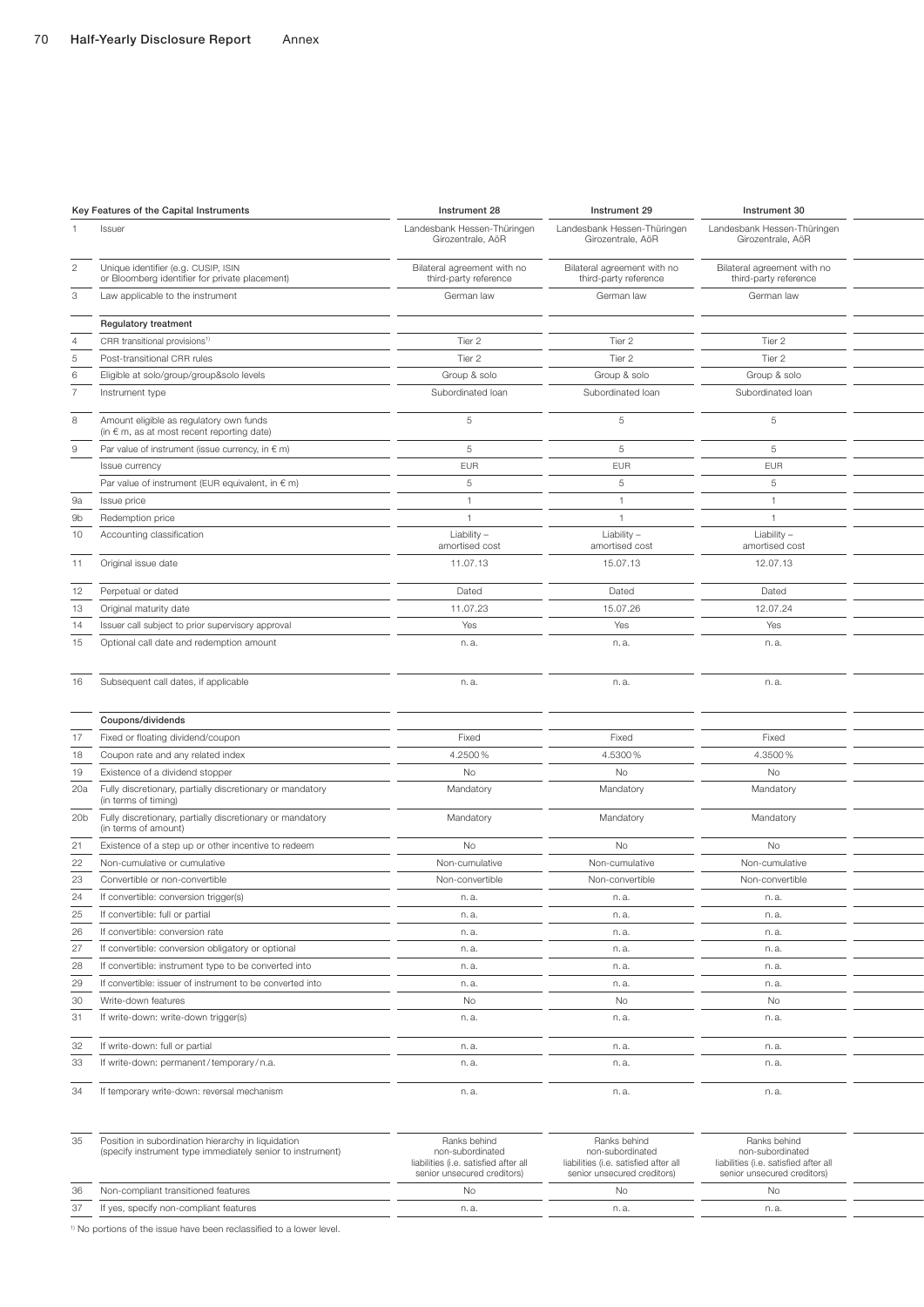| | Key Features of the Capital Instruments | Instrument 28 | Instrument 29 | Instrument 30 |
|---|---|---|---|---|
| 1 | Issuer | Landesbank Hessen-Thüringen Girozentrale, AöR | Landesbank Hessen-Thüringen Girozentrale, AöR | Landesbank Hessen-Thüringen Girozentrale, AöR |
| 2 | Unique identifier (e.g. CUSIP, ISIN or Bloomberg identifier for private placement) | Bilateral agreement with no third-party reference | Bilateral agreement with no third-party reference | Bilateral agreement with no third-party reference |
| 3 | Law applicable to the instrument | German law | German law | German law |
| | **Regulatory treatment** | | | |
| 4 | CRR transitional provisions[1] | Tier 2 | Tier 2 | Tier 2 |
| 5 | Post-transitional CRR rules | Tier 2 | Tier 2 | Tier 2 |
| 6 | Eligible at solo/group/group&solo levels | Group & solo | Group & solo | Group & solo |
| 7 | Instrument type | Subordinated loan | Subordinated loan | Subordinated loan |
| 8 | Amount eligible as regulatory own funds (in € m, as at most recent reporting date) | 5 | 5 | 5 |
| 9 | Par value of instrument (issue currency, in € m) | 5 | 5 | 5 |
| | Issue currency | EUR | EUR | EUR |
| | Par value of instrument (EUR equivalent, in € m) | 5 | 5 | 5 |
| 9a | Issue price | 1 | 1 | 1 |
| 9b | Redemption price | 1 | 1 | 1 |
| 10 | Accounting classification | Liability – amortised cost | Liability – amortised cost | Liability – amortised cost |
| 11 | Original issue date | 11.07.13 | 15.07.13 | 12.07.13 |
| 12 | Perpetual or dated | Dated | Dated | Dated |
| 13 | Original maturity date | 11.07.23 | 15.07.26 | 12.07.24 |
| 14 | Issuer call subject to prior supervisory approval | Yes | Yes | Yes |
| 15 | Optional call date and redemption amount | n. a. | n. a. | n. a. |
| 16 | Subsequent call dates, if applicable | n. a. | n. a. | n. a. |
| | **Coupons/dividends** | | | |
| 17 | Fixed or floating dividend/coupon | Fixed | Fixed | Fixed |
| 18 | Coupon rate and any related index | 4.2500 % | 4.5300 % | 4.3500 % |
| 19 | Existence of a dividend stopper | No | No | No |
| 20a | Fully discretionary, partially discretionary or mandatory (in terms of timing) | Mandatory | Mandatory | Mandatory |
| 20b | Fully discretionary, partially discretionary or mandatory (in terms of amount) | Mandatory | Mandatory | Mandatory |
| 21 | Existence of a step up or other incentive to redeem | No | No | No |
| 22 | Non-cumulative or cumulative | Non-cumulative | Non-cumulative | Non-cumulative |
| 23 | Convertible or non-convertible | Non-convertible | Non-convertible | Non-convertible |
| 24 | If convertible: conversion trigger(s) | n. a. | n. a. | n. a. |
| 25 | If convertible: full or partial | n. a. | n. a. | n. a. |
| 26 | If convertible: conversion rate | n. a. | n. a. | n. a. |
| 27 | If convertible: conversion obligatory or optional | n. a. | n. a. | n. a. |
| 28 | If convertible: instrument type to be converted into | n. a. | n. a. | n. a. |
| 29 | If convertible: issuer of instrument to be converted into | n. a. | n. a. | n. a. |
| 30 | Write-down features | No | No | No |
| 31 | If write-down: write-down trigger(s) | n. a. | n. a. | n. a. |
| 32 | If write-down: full or partial | n. a. | n. a. | n. a. |
| 33 | If write-down: permanent / temporary / n.a. | n. a. | n. a. | n. a. |
| 34 | If temporary write-down: reversal mechanism | n. a. | n. a. | n. a. |
| 35 | Position in subordination hierarchy in liquidation (specify instrument type immediately senior to instrument) | Ranks behind non-subordinated liabilities (i.e. satisfied after all senior unsecured creditors) | Ranks behind non-subordinated liabilities (i.e. satisfied after all senior unsecured creditors) | Ranks behind non-subordinated liabilities (i.e. satisfied after all senior unsecured creditors) |
| 36 | Non-compliant transitioned features | No | No | No |
| 37 | If yes, specify non-compliant features | n. a. | n. a. | n. a. |

[1] No portions of the issue have been reclassified to a lower level.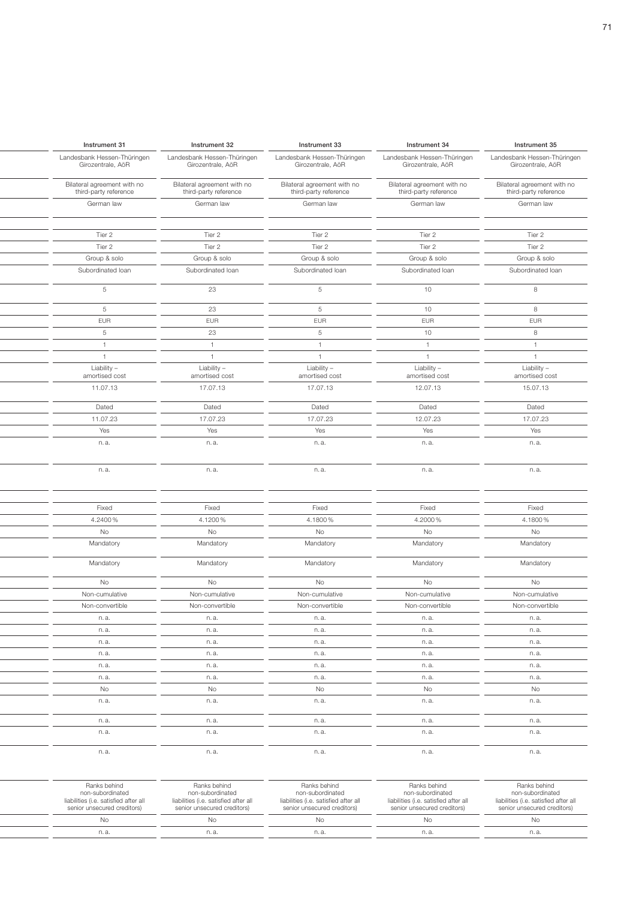| | Instrument 31 | Instrument 32 | Instrument 33 | Instrument 34 | Instrument 35 |
|---|---|---|---|---|---|
| | Landesbank Hessen-Thüringen Girozentrale, AöR | Landesbank Hessen-Thüringen Girozentrale, AöR | Landesbank Hessen-Thüringen Girozentrale, AöR | Landesbank Hessen-Thüringen Girozentrale, AöR | Landesbank Hessen-Thüringen Girozentrale, AöR |
| | Bilateral agreement with no third-party reference | Bilateral agreement with no third-party reference | Bilateral agreement with no third-party reference | Bilateral agreement with no third-party reference | Bilateral agreement with no third-party reference |
| | German law | German law | German law | German law | German law |
| | | | | | |
| | Tier 2 | Tier 2 | Tier 2 | Tier 2 | Tier 2 |
| | Tier 2 | Tier 2 | Tier 2 | Tier 2 | Tier 2 |
| | Group & solo | Group & solo | Group & solo | Group & solo | Group & solo |
| | Subordinated loan | Subordinated loan | Subordinated loan | Subordinated loan | Subordinated loan |
| | 5 | 23 | 5 | 10 | 8 |
| | 5 | 23 | 5 | 10 | 8 |
| | EUR | EUR | EUR | EUR | EUR |
| | 5 | 23 | 5 | 10 | 8 |
| | 1 | 1 | 1 | 1 | 1 |
| | 1 | 1 | 1 | 1 | 1 |
| | Liability – amortised cost | Liability – amortised cost | Liability – amortised cost | Liability – amortised cost | Liability – amortised cost |
| | 11.07.13 | 17.07.13 | 17.07.13 | 12.07.13 | 15.07.13 |
| | Dated | Dated | Dated | Dated | Dated |
| | 11.07.23 | 17.07.23 | 17.07.23 | 12.07.23 | 17.07.23 |
| | Yes | Yes | Yes | Yes | Yes |
| | n. a. | n. a. | n. a. | n. a. | n. a. |
| | n. a. | n. a. | n. a. | n. a. | n. a. |
| | | | | | |
| | Fixed | Fixed | Fixed | Fixed | Fixed |
| | 4.2400 % | 4.1200 % | 4.1800 % | 4.2000 % | 4.1800 % |
| | No | No | No | No | No |
| | Mandatory | Mandatory | Mandatory | Mandatory | Mandatory |
| | Mandatory | Mandatory | Mandatory | Mandatory | Mandatory |
| | No | No | No | No | No |
| | Non-cumulative | Non-cumulative | Non-cumulative | Non-cumulative | Non-cumulative |
| | Non-convertible | Non-convertible | Non-convertible | Non-convertible | Non-convertible |
| | n. a. | n. a. | n. a. | n. a. | n. a. |
| | n. a. | n. a. | n. a. | n. a. | n. a. |
| | n. a. | n. a. | n. a. | n. a. | n. a. |
| | n. a. | n. a. | n. a. | n. a. | n. a. |
| | n. a. | n. a. | n. a. | n. a. | n. a. |
| | n. a. | n. a. | n. a. | n. a. | n. a. |
| | No | No | No | No | No |
| | n. a. | n. a. | n. a. | n. a. | n. a. |
| | n. a. | n. a. | n. a. | n. a. | n. a. |
| | n. a. | n. a. | n. a. | n. a. | n. a. |
| | n. a. | n. a. | n. a. | n. a. | n. a. |
| | Ranks behind non-subordinated liabilities (i.e. satisfied after all senior unsecured creditors) | Ranks behind non-subordinated liabilities (i.e. satisfied after all senior unsecured creditors) | Ranks behind non-subordinated liabilities (i.e. satisfied after all senior unsecured creditors) | Ranks behind non-subordinated liabilities (i.e. satisfied after all senior unsecured creditors) | Ranks behind non-subordinated liabilities (i.e. satisfied after all senior unsecured creditors) |
| | No | No | No | No | No |
| | n. a. | n. a. | n. a. | n. a. | n. a. |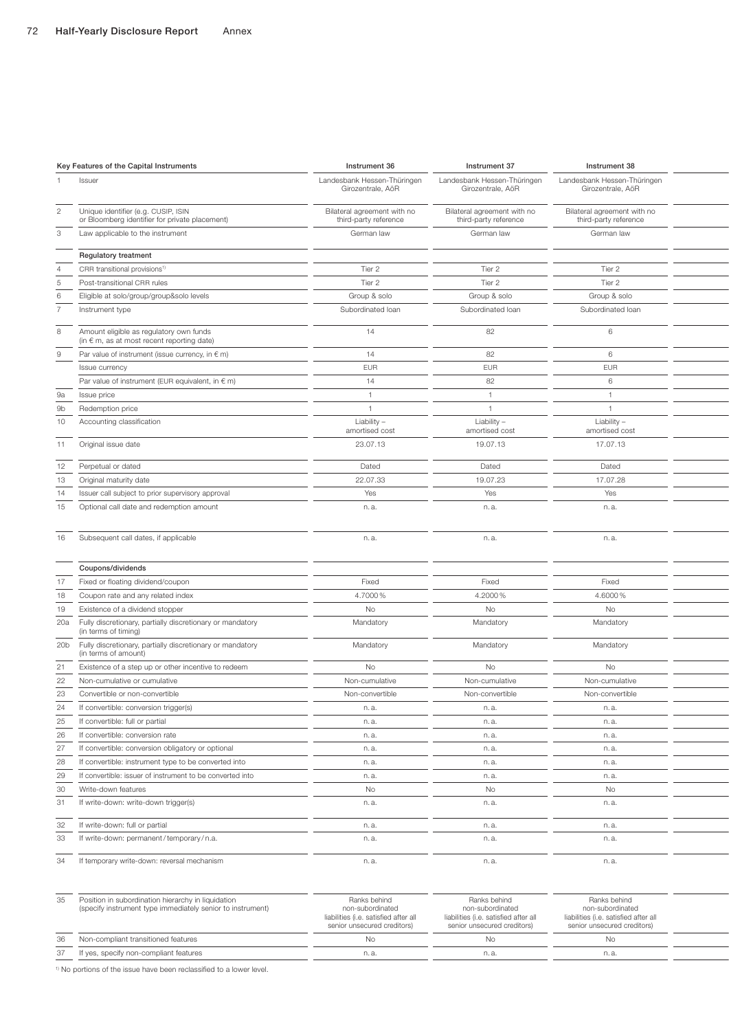| | Key Features of the Capital Instruments | Instrument 36 | Instrument 37 | Instrument 38 |
|---|---|---|---|---|
| 1 | Issuer | Landesbank Hessen-Thüringen Girozentrale, AöR | Landesbank Hessen-Thüringen Girozentrale, AöR | Landesbank Hessen-Thüringen Girozentrale, AöR |
| 2 | Unique identifier (e.g. CUSIP, ISIN or Bloomberg identifier for private placement) | Bilateral agreement with no third-party reference | Bilateral agreement with no third-party reference | Bilateral agreement with no third-party reference |
| 3 | Law applicable to the instrument | German law | German law | German law |
| | **Regulatory treatment** | | | |
| 4 | CRR transitional provisions[1] | Tier 2 | Tier 2 | Tier 2 |
| 5 | Post-transitional CRR rules | Tier 2 | Tier 2 | Tier 2 |
| 6 | Eligible at solo/group/group&solo levels | Group & solo | Group & solo | Group & solo |
| 7 | Instrument type | Subordinated loan | Subordinated loan | Subordinated loan |
| 8 | Amount eligible as regulatory own funds (in € m, as at most recent reporting date) | 14 | 82 | 6 |
| 9 | Par value of instrument (issue currency, in € m) | 14 | 82 | 6 |
| | Issue currency | EUR | EUR | EUR |
| | Par value of instrument (EUR equivalent, in € m) | 14 | 82 | 6 |
| 9a | Issue price | 1 | 1 | 1 |
| 9b | Redemption price | 1 | 1 | 1 |
| 10 | Accounting classification | Liability – amortised cost | Liability – amortised cost | Liability – amortised cost |
| 11 | Original issue date | 23.07.13 | 19.07.13 | 17.07.13 |
| 12 | Perpetual or dated | Dated | Dated | Dated |
| 13 | Original maturity date | 22.07.33 | 19.07.23 | 17.07.28 |
| 14 | Issuer call subject to prior supervisory approval | Yes | Yes | Yes |
| 15 | Optional call date and redemption amount | n. a. | n. a. | n. a. |
| 16 | Subsequent call dates, if applicable | n. a. | n. a. | n. a. |
| | **Coupons/dividends** | | | |
| 17 | Fixed or floating dividend/coupon | Fixed | Fixed | Fixed |
| 18 | Coupon rate and any related index | 4.7000 % | 4.2000 % | 4.6000 % |
| 19 | Existence of a dividend stopper | No | No | No |
| 20a | Fully discretionary, partially discretionary or mandatory (in terms of timing) | Mandatory | Mandatory | Mandatory |
| 20b | Fully discretionary, partially discretionary or mandatory (in terms of amount) | Mandatory | Mandatory | Mandatory |
| 21 | Existence of a step up or other incentive to redeem | No | No | No |
| 22 | Non-cumulative or cumulative | Non-cumulative | Non-cumulative | Non-cumulative |
| 23 | Convertible or non-convertible | Non-convertible | Non-convertible | Non-convertible |
| 24 | If convertible: conversion trigger(s) | n. a. | n. a. | n. a. |
| 25 | If convertible: full or partial | n. a. | n. a. | n. a. |
| 26 | If convertible: conversion rate | n. a. | n. a. | n. a. |
| 27 | If convertible: conversion obligatory or optional | n. a. | n. a. | n. a. |
| 28 | If convertible: instrument type to be converted into | n. a. | n. a. | n. a. |
| 29 | If convertible: issuer of instrument to be converted into | n. a. | n. a. | n. a. |
| 30 | Write-down features | No | No | No |
| 31 | If write-down: write-down trigger(s) | n. a. | n. a. | n. a. |
| 32 | If write-down: full or partial | n. a. | n. a. | n. a. |
| 33 | If write-down: permanent / temporary / n.a. | n. a. | n. a. | n. a. |
| 34 | If temporary write-down: reversal mechanism | n. a. | n. a. | n. a. |
| 35 | Position in subordination hierarchy in liquidation (specify instrument type immediately senior to instrument) | Ranks behind non-subordinated liabilities (i.e. satisfied after all senior unsecured creditors) | Ranks behind non-subordinated liabilities (i.e. satisfied after all senior unsecured creditors) | Ranks behind non-subordinated liabilities (i.e. satisfied after all senior unsecured creditors) |
| 36 | Non-compliant transitioned features | No | No | No |
| 37 | If yes, specify non-compliant features | n. a. | n. a. | n. a. |

[1] No portions of the issue have been reclassified to a lower level.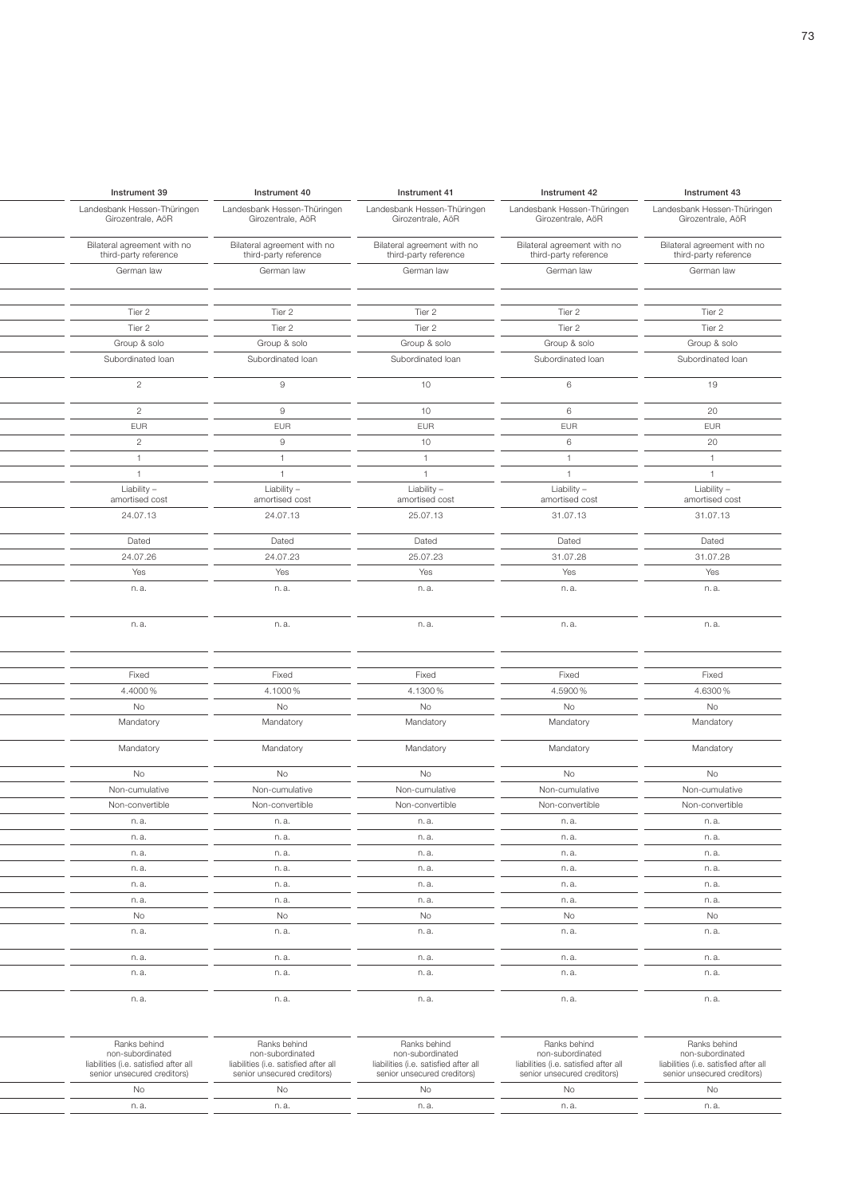| Instrument 39 | Instrument 40 | Instrument 41 | Instrument 42 | Instrument 43 |
|---|---|---|---|---|
| Landesbank Hessen-Thüringen Girozentrale, AöR | Landesbank Hessen-Thüringen Girozentrale, AöR | Landesbank Hessen-Thüringen Girozentrale, AöR | Landesbank Hessen-Thüringen Girozentrale, AöR | Landesbank Hessen-Thüringen Girozentrale, AöR |
| Bilateral agreement with no third-party reference | Bilateral agreement with no third-party reference | Bilateral agreement with no third-party reference | Bilateral agreement with no third-party reference | Bilateral agreement with no third-party reference |
| German law | German law | German law | German law | German law |
| | | | | |
| Tier 2 | Tier 2 | Tier 2 | Tier 2 | Tier 2 |
| Tier 2 | Tier 2 | Tier 2 | Tier 2 | Tier 2 |
| Group & solo | Group & solo | Group & solo | Group & solo | Group & solo |
| Subordinated loan | Subordinated loan | Subordinated loan | Subordinated loan | Subordinated loan |
| 2 | 9 | 10 | 6 | 19 |
| 2 | 9 | 10 | 6 | 20 |
| EUR | EUR | EUR | EUR | EUR |
| 2 | 9 | 10 | 6 | 20 |
| 1 | 1 | 1 | 1 | 1 |
| 1 | 1 | 1 | 1 | 1 |
| Liability – amortised cost | Liability – amortised cost | Liability – amortised cost | Liability – amortised cost | Liability – amortised cost |
| 24.07.13 | 24.07.13 | 25.07.13 | 31.07.13 | 31.07.13 |
| Dated | Dated | Dated | Dated | Dated |
| 24.07.26 | 24.07.23 | 25.07.23 | 31.07.28 | 31.07.28 |
| Yes | Yes | Yes | Yes | Yes |
| n. a. | n. a. | n. a. | n. a. | n. a. |
| n. a. | n. a. | n. a. | n. a. | n. a. |
| | | | | |
| Fixed | Fixed | Fixed | Fixed | Fixed |
| 4.4000 % | 4.1000 % | 4.1300 % | 4.5900 % | 4.6300 % |
| No | No | No | No | No |
| Mandatory | Mandatory | Mandatory | Mandatory | Mandatory |
| Mandatory | Mandatory | Mandatory | Mandatory | Mandatory |
| No | No | No | No | No |
| Non-cumulative | Non-cumulative | Non-cumulative | Non-cumulative | Non-cumulative |
| Non-convertible | Non-convertible | Non-convertible | Non-convertible | Non-convertible |
| n. a. | n. a. | n. a. | n. a. | n. a. |
| n. a. | n. a. | n. a. | n. a. | n. a. |
| n. a. | n. a. | n. a. | n. a. | n. a. |
| n. a. | n. a. | n. a. | n. a. | n. a. |
| n. a. | n. a. | n. a. | n. a. | n. a. |
| n. a. | n. a. | n. a. | n. a. | n. a. |
| No | No | No | No | No |
| n. a. | n. a. | n. a. | n. a. | n. a. |
| n. a. | n. a. | n. a. | n. a. | n. a. |
| n. a. | n. a. | n. a. | n. a. | n. a. |
| n. a. | n. a. | n. a. | n. a. | n. a. |
| Ranks behind non-subordinated liabilities (i.e. satisfied after all senior unsecured creditors) | Ranks behind non-subordinated liabilities (i.e. satisfied after all senior unsecured creditors) | Ranks behind non-subordinated liabilities (i.e. satisfied after all senior unsecured creditors) | Ranks behind non-subordinated liabilities (i.e. satisfied after all senior unsecured creditors) | Ranks behind non-subordinated liabilities (i.e. satisfied after all senior unsecured creditors) |
| No | No | No | No | No |
| n. a. | n. a. | n. a. | n. a. | n. a. |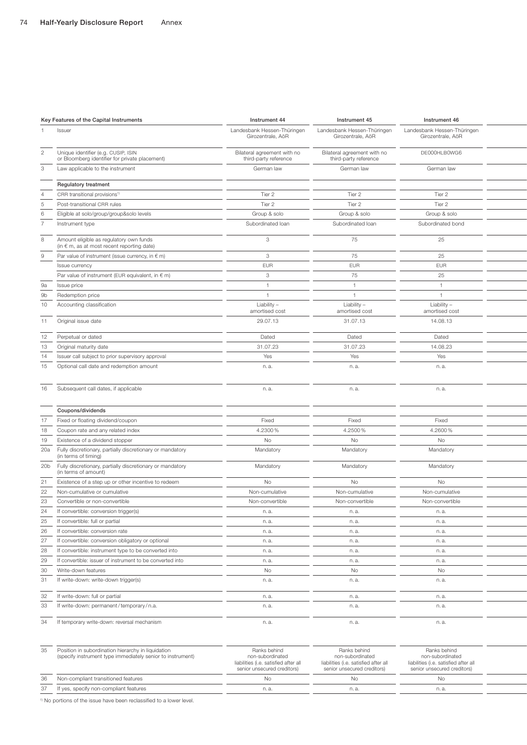| | Key Features of the Capital Instruments | Instrument 44 | Instrument 45 | Instrument 46 |
|---|---|---|---|---|
| 1 | Issuer | Landesbank Hessen-Thüringen Girozentrale, AöR | Landesbank Hessen-Thüringen Girozentrale, AöR | Landesbank Hessen-Thüringen Girozentrale, AöR |
| 2 | Unique identifier (e.g. CUSIP, ISIN or Bloomberg identifier for private placement) | Bilateral agreement with no third-party reference | Bilateral agreement with no third-party reference | DE000HLB0WG6 |
| 3 | Law applicable to the instrument | German law | German law | German law |
| | **Regulatory treatment** | | | |
| 4 | CRR transitional provisions[1] | Tier 2 | Tier 2 | Tier 2 |
| 5 | Post-transitional CRR rules | Tier 2 | Tier 2 | Tier 2 |
| 6 | Eligible at solo/group/group&solo levels | Group & solo | Group & solo | Group & solo |
| 7 | Instrument type | Subordinated loan | Subordinated loan | Subordinated bond |
| 8 | Amount eligible as regulatory own funds (in € m, as at most recent reporting date) | 3 | 75 | 25 |
| 9 | Par value of instrument (issue currency, in € m) | 3 | 75 | 25 |
| | Issue currency | EUR | EUR | EUR |
| | Par value of instrument (EUR equivalent, in € m) | 3 | 75 | 25 |
| 9a | Issue price | 1 | 1 | 1 |
| 9b | Redemption price | 1 | 1 | 1 |
| 10 | Accounting classification | Liability – amortised cost | Liability – amortised cost | Liability – amortised cost |
| 11 | Original issue date | 29.07.13 | 31.07.13 | 14.08.13 |
| 12 | Perpetual or dated | Dated | Dated | Dated |
| 13 | Original maturity date | 31.07.23 | 31.07.23 | 14.08.23 |
| 14 | Issuer call subject to prior supervisory approval | Yes | Yes | Yes |
| 15 | Optional call date and redemption amount | n. a. | n. a. | n. a. |
| 16 | Subsequent call dates, if applicable | n. a. | n. a. | n. a. |
| | **Coupons/dividends** | | | |
| 17 | Fixed or floating dividend/coupon | Fixed | Fixed | Fixed |
| 18 | Coupon rate and any related index | 4.2300 % | 4.2500 % | 4.2600 % |
| 19 | Existence of a dividend stopper | No | No | No |
| 20a | Fully discretionary, partially discretionary or mandatory (in terms of timing) | Mandatory | Mandatory | Mandatory |
| 20b | Fully discretionary, partially discretionary or mandatory (in terms of amount) | Mandatory | Mandatory | Mandatory |
| 21 | Existence of a step up or other incentive to redeem | No | No | No |
| 22 | Non-cumulative or cumulative | Non-cumulative | Non-cumulative | Non-cumulative |
| 23 | Convertible or non-convertible | Non-convertible | Non-convertible | Non-convertible |
| 24 | If convertible: conversion trigger(s) | n. a. | n. a. | n. a. |
| 25 | If convertible: full or partial | n. a. | n. a. | n. a. |
| 26 | If convertible: conversion rate | n. a. | n. a. | n. a. |
| 27 | If convertible: conversion obligatory or optional | n. a. | n. a. | n. a. |
| 28 | If convertible: instrument type to be converted into | n. a. | n. a. | n. a. |
| 29 | If convertible: issuer of instrument to be converted into | n. a. | n. a. | n. a. |
| 30 | Write-down features | No | No | No |
| 31 | If write-down: write-down trigger(s) | n. a. | n. a. | n. a. |
| 32 | If write-down: full or partial | n. a. | n. a. | n. a. |
| 33 | If write-down: permanent / temporary / n.a. | n. a. | n. a. | n. a. |
| 34 | If temporary write-down: reversal mechanism | n. a. | n. a. | n. a. |
| 35 | Position in subordination hierarchy in liquidation (specify instrument type immediately senior to instrument) | Ranks behind non-subordinated liabilities (i.e. satisfied after all senior unsecured creditors) | Ranks behind non-subordinated liabilities (i.e. satisfied after all senior unsecured creditors) | Ranks behind non-subordinated liabilities (i.e. satisfied after all senior unsecured creditors) |
| 36 | Non-compliant transitioned features | No | No | No |
| 37 | If yes, specify non-compliant features | n. a. | n. a. | n. a. |

[1] No portions of the issue have been reclassified to a lower level.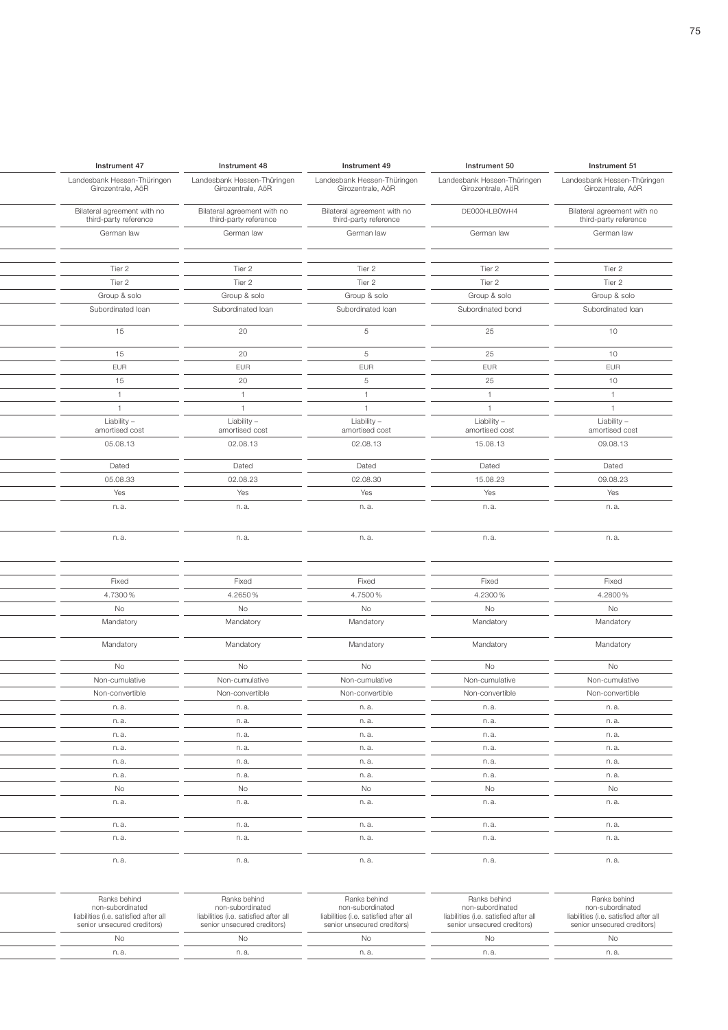| Instrument 47 | Instrument 48 | Instrument 49 | Instrument 50 | Instrument 51 |
|---|---|---|---|---|
| Landesbank Hessen-Thüringen Girozentrale, AöR | Landesbank Hessen-Thüringen Girozentrale, AöR | Landesbank Hessen-Thüringen Girozentrale, AöR | Landesbank Hessen-Thüringen Girozentrale, AöR | Landesbank Hessen-Thüringen Girozentrale, AöR |
| Bilateral agreement with no third-party reference | Bilateral agreement with no third-party reference | Bilateral agreement with no third-party reference | DE000HLB0WH4 | Bilateral agreement with no third-party reference |
| German law | German law | German law | German law | German law |
| | | | | |
| Tier 2 | Tier 2 | Tier 2 | Tier 2 | Tier 2 |
| Tier 2 | Tier 2 | Tier 2 | Tier 2 | Tier 2 |
| Group & solo | Group & solo | Group & solo | Group & solo | Group & solo |
| Subordinated loan | Subordinated loan | Subordinated loan | Subordinated bond | Subordinated loan |
| 15 | 20 | 5 | 25 | 10 |
| 15 | 20 | 5 | 25 | 10 |
| EUR | EUR | EUR | EUR | EUR |
| 15 | 20 | 5 | 25 | 10 |
| 1 | 1 | 1 | 1 | 1 |
| 1 | 1 | 1 | 1 | 1 |
| Liability – amortised cost | Liability – amortised cost | Liability – amortised cost | Liability – amortised cost | Liability – amortised cost |
| 05.08.13 | 02.08.13 | 02.08.13 | 15.08.13 | 09.08.13 |
| Dated | Dated | Dated | Dated | Dated |
| 05.08.33 | 02.08.23 | 02.08.30 | 15.08.23 | 09.08.23 |
| Yes | Yes | Yes | Yes | Yes |
| n. a. | n. a. | n. a. | n. a. | n. a. |
| n. a. | n. a. | n. a. | n. a. | n. a. |
| | | | | |
| Fixed | Fixed | Fixed | Fixed | Fixed |
| 4.7300 % | 4.2650 % | 4.7500 % | 4.2300 % | 4.2800 % |
| No | No | No | No | No |
| Mandatory | Mandatory | Mandatory | Mandatory | Mandatory |
| Mandatory | Mandatory | Mandatory | Mandatory | Mandatory |
| No | No | No | No | No |
| Non-cumulative | Non-cumulative | Non-cumulative | Non-cumulative | Non-cumulative |
| Non-convertible | Non-convertible | Non-convertible | Non-convertible | Non-convertible |
| n. a. | n. a. | n. a. | n. a. | n. a. |
| n. a. | n. a. | n. a. | n. a. | n. a. |
| n. a. | n. a. | n. a. | n. a. | n. a. |
| n. a. | n. a. | n. a. | n. a. | n. a. |
| n. a. | n. a. | n. a. | n. a. | n. a. |
| n. a. | n. a. | n. a. | n. a. | n. a. |
| No | No | No | No | No |
| n. a. | n. a. | n. a. | n. a. | n. a. |
| n. a. | n. a. | n. a. | n. a. | n. a. |
| n. a. | n. a. | n. a. | n. a. | n. a. |
| n. a. | n. a. | n. a. | n. a. | n. a. |
| Ranks behind non-subordinated liabilities (i.e. satisfied after all senior unsecured creditors) | Ranks behind non-subordinated liabilities (i.e. satisfied after all senior unsecured creditors) | Ranks behind non-subordinated liabilities (i.e. satisfied after all senior unsecured creditors) | Ranks behind non-subordinated liabilities (i.e. satisfied after all senior unsecured creditors) | Ranks behind non-subordinated liabilities (i.e. satisfied after all senior unsecured creditors) |
| No | No | No | No | No |
| n. a. | n. a. | n. a. | n. a. | n. a. |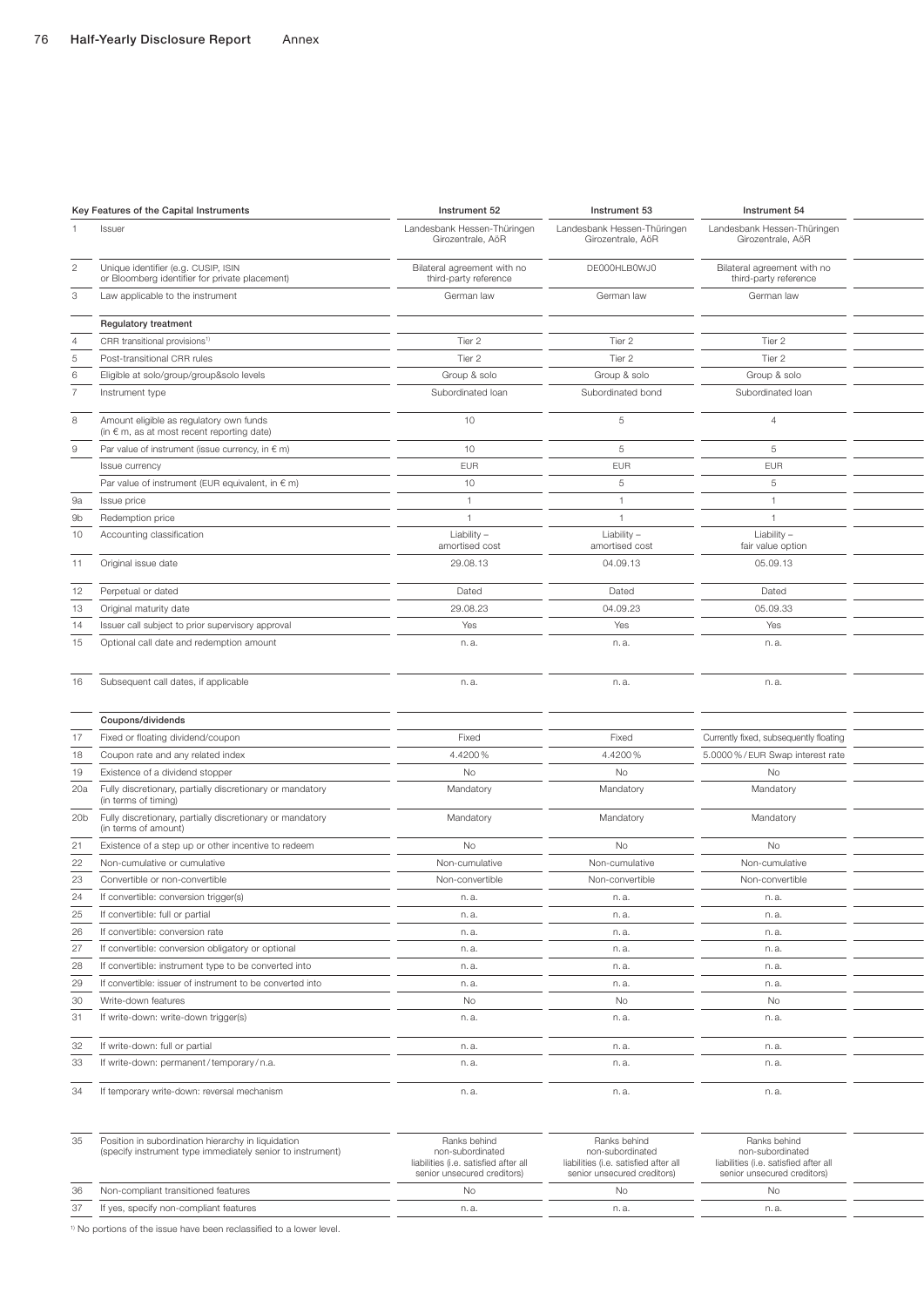| | Key Features of the Capital Instruments | Instrument 52 | Instrument 53 | Instrument 54 |
|---|---|---|---|---|
| 1 | Issuer | Landesbank Hessen-Thüringen Girozentrale, AöR | Landesbank Hessen-Thüringen Girozentrale, AöR | Landesbank Hessen-Thüringen Girozentrale, AöR |
| 2 | Unique identifier (e.g. CUSIP, ISIN or Bloomberg identifier for private placement) | Bilateral agreement with no third-party reference | DE000HLB0WJ0 | Bilateral agreement with no third-party reference |
| 3 | Law applicable to the instrument | German law | German law | German law |
| | **Regulatory treatment** | | | |
| 4 | CRR transitional provisions[1] | Tier 2 | Tier 2 | Tier 2 |
| 5 | Post-transitional CRR rules | Tier 2 | Tier 2 | Tier 2 |
| 6 | Eligible at solo/group/group&solo levels | Group & solo | Group & solo | Group & solo |
| 7 | Instrument type | Subordinated loan | Subordinated bond | Subordinated loan |
| 8 | Amount eligible as regulatory own funds (in € m, as at most recent reporting date) | 10 | 5 | 4 |
| 9 | Par value of instrument (issue currency, in € m) | 10 | 5 | 5 |
| | Issue currency | EUR | EUR | EUR |
| | Par value of instrument (EUR equivalent, in € m) | 10 | 5 | 5 |
| 9a | Issue price | 1 | 1 | 1 |
| 9b | Redemption price | 1 | 1 | 1 |
| 10 | Accounting classification | Liability – amortised cost | Liability – amortised cost | Liability – fair value option |
| 11 | Original issue date | 29.08.13 | 04.09.13 | 05.09.13 |
| 12 | Perpetual or dated | Dated | Dated | Dated |
| 13 | Original maturity date | 29.08.23 | 04.09.23 | 05.09.33 |
| 14 | Issuer call subject to prior supervisory approval | Yes | Yes | Yes |
| 15 | Optional call date and redemption amount | n. a. | n. a. | n. a. |
| 16 | Subsequent call dates, if applicable | n. a. | n. a. | n. a. |
| | **Coupons/dividends** | | | |
| 17 | Fixed or floating dividend/coupon | Fixed | Fixed | Currently fixed, subsequently floating |
| 18 | Coupon rate and any related index | 4.4200 % | 4.4200 % | 5.0000 % / EUR Swap interest rate |
| 19 | Existence of a dividend stopper | No | No | No |
| 20a | Fully discretionary, partially discretionary or mandatory (in terms of timing) | Mandatory | Mandatory | Mandatory |
| 20b | Fully discretionary, partially discretionary or mandatory (in terms of amount) | Mandatory | Mandatory | Mandatory |
| 21 | Existence of a step up or other incentive to redeem | No | No | No |
| 22 | Non-cumulative or cumulative | Non-cumulative | Non-cumulative | Non-cumulative |
| 23 | Convertible or non-convertible | Non-convertible | Non-convertible | Non-convertible |
| 24 | If convertible: conversion trigger(s) | n. a. | n. a. | n. a. |
| 25 | If convertible: full or partial | n. a. | n. a. | n. a. |
| 26 | If convertible: conversion rate | n. a. | n. a. | n. a. |
| 27 | If convertible: conversion obligatory or optional | n. a. | n. a. | n. a. |
| 28 | If convertible: instrument type to be converted into | n. a. | n. a. | n. a. |
| 29 | If convertible: issuer of instrument to be converted into | n. a. | n. a. | n. a. |
| 30 | Write-down features | No | No | No |
| 31 | If write-down: write-down trigger(s) | n. a. | n. a. | n. a. |
| 32 | If write-down: full or partial | n. a. | n. a. | n. a. |
| 33 | If write-down: permanent / temporary / n.a. | n. a. | n. a. | n. a. |
| 34 | If temporary write-down: reversal mechanism | n. a. | n. a. | n. a. |
| 35 | Position in subordination hierarchy in liquidation (specify instrument type immediately senior to instrument) | Ranks behind non-subordinated liabilities (i.e. satisfied after all senior unsecured creditors) | Ranks behind non-subordinated liabilities (i.e. satisfied after all senior unsecured creditors) | Ranks behind non-subordinated liabilities (i.e. satisfied after all senior unsecured creditors) |
| 36 | Non-compliant transitioned features | No | No | No |
| 37 | If yes, specify non-compliant features | n. a. | n. a. | n. a. |

[1] No portions of the issue have been reclassified to a lower level.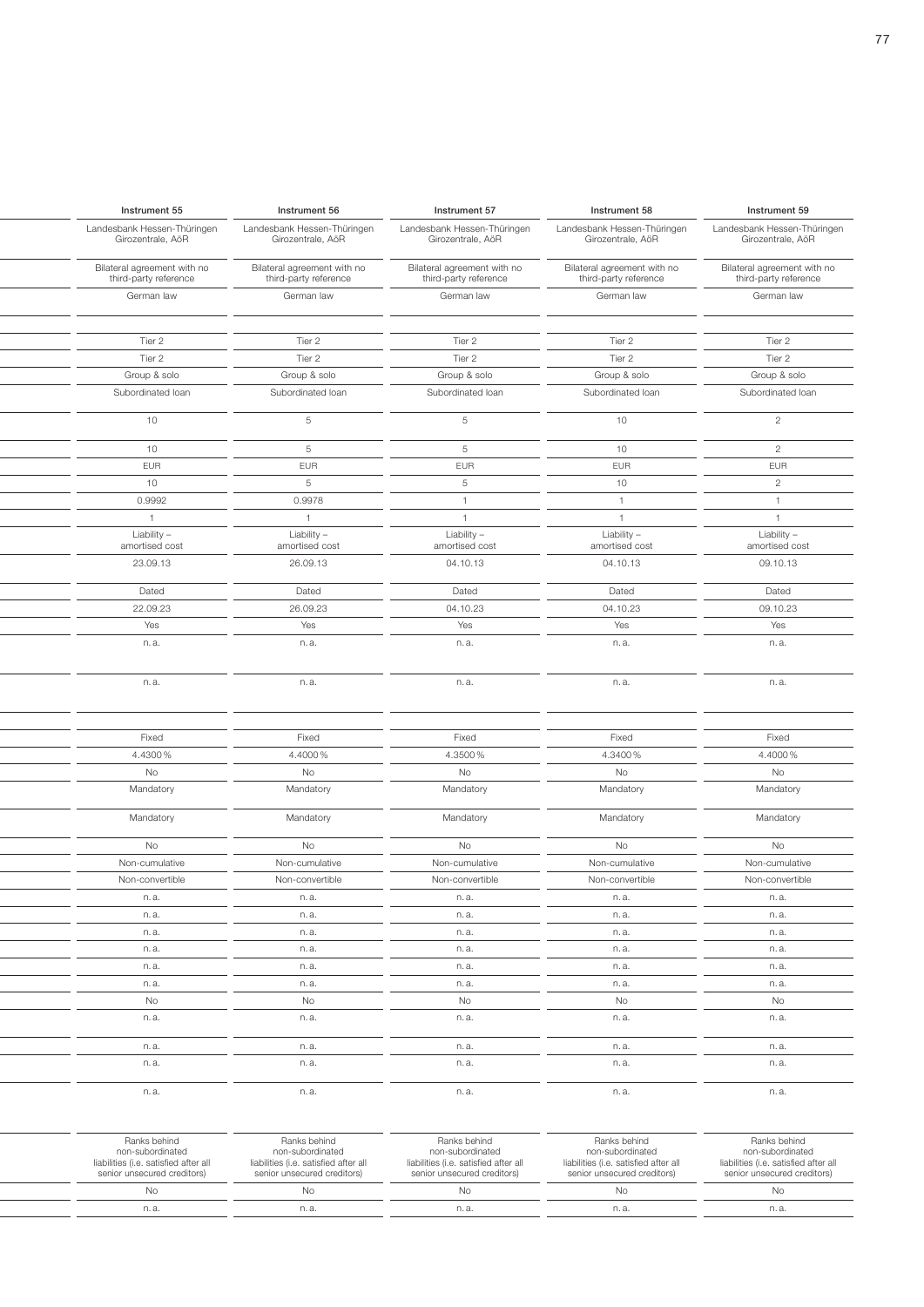| Instrument 55 | Instrument 56 | Instrument 57 | Instrument 58 | Instrument 59 |
|---|---|---|---|---|
| Landesbank Hessen-Thüringen Girozentrale, AöR | Landesbank Hessen-Thüringen Girozentrale, AöR | Landesbank Hessen-Thüringen Girozentrale, AöR | Landesbank Hessen-Thüringen Girozentrale, AöR | Landesbank Hessen-Thüringen Girozentrale, AöR |
| Bilateral agreement with no third-party reference | Bilateral agreement with no third-party reference | Bilateral agreement with no third-party reference | Bilateral agreement with no third-party reference | Bilateral agreement with no third-party reference |
| German law | German law | German law | German law | German law |
| | | | | |
| Tier 2 | Tier 2 | Tier 2 | Tier 2 | Tier 2 |
| Tier 2 | Tier 2 | Tier 2 | Tier 2 | Tier 2 |
| Group & solo | Group & solo | Group & solo | Group & solo | Group & solo |
| Subordinated loan | Subordinated loan | Subordinated loan | Subordinated loan | Subordinated loan |
| 10 | 5 | 5 | 10 | 2 |
| 10 | 5 | 5 | 10 | 2 |
| EUR | EUR | EUR | EUR | EUR |
| 10 | 5 | 5 | 10 | 2 |
| 0.9992 | 0.9978 | 1 | 1 | 1 |
| 1 | 1 | 1 | 1 | 1 |
| Liability – amortised cost | Liability – amortised cost | Liability – amortised cost | Liability – amortised cost | Liability – amortised cost |
| 23.09.13 | 26.09.13 | 04.10.13 | 04.10.13 | 09.10.13 |
| Dated | Dated | Dated | Dated | Dated |
| 22.09.23 | 26.09.23 | 04.10.23 | 04.10.23 | 09.10.23 |
| Yes | Yes | Yes | Yes | Yes |
| n. a. | n. a. | n. a. | n. a. | n. a. |
| n. a. | n. a. | n. a. | n. a. | n. a. |
| | | | | |
| Fixed | Fixed | Fixed | Fixed | Fixed |
| 4.4300 % | 4.4000 % | 4.3500 % | 4.3400 % | 4.4000 % |
| No | No | No | No | No |
| Mandatory | Mandatory | Mandatory | Mandatory | Mandatory |
| Mandatory | Mandatory | Mandatory | Mandatory | Mandatory |
| No | No | No | No | No |
| Non-cumulative | Non-cumulative | Non-cumulative | Non-cumulative | Non-cumulative |
| Non-convertible | Non-convertible | Non-convertible | Non-convertible | Non-convertible |
| n. a. | n. a. | n. a. | n. a. | n. a. |
| n. a. | n. a. | n. a. | n. a. | n. a. |
| n. a. | n. a. | n. a. | n. a. | n. a. |
| n. a. | n. a. | n. a. | n. a. | n. a. |
| n. a. | n. a. | n. a. | n. a. | n. a. |
| n. a. | n. a. | n. a. | n. a. | n. a. |
| No | No | No | No | No |
| n. a. | n. a. | n. a. | n. a. | n. a. |
| n. a. | n. a. | n. a. | n. a. | n. a. |
| n. a. | n. a. | n. a. | n. a. | n. a. |
| n. a. | n. a. | n. a. | n. a. | n. a. |
| Ranks behind non-subordinated liabilities (i.e. satisfied after all senior unsecured creditors) | Ranks behind non-subordinated liabilities (i.e. satisfied after all senior unsecured creditors) | Ranks behind non-subordinated liabilities (i.e. satisfied after all senior unsecured creditors) | Ranks behind non-subordinated liabilities (i.e. satisfied after all senior unsecured creditors) | Ranks behind non-subordinated liabilities (i.e. satisfied after all senior unsecured creditors) |
| No | No | No | No | No |
| n. a. | n. a. | n. a. | n. a. | n. a. |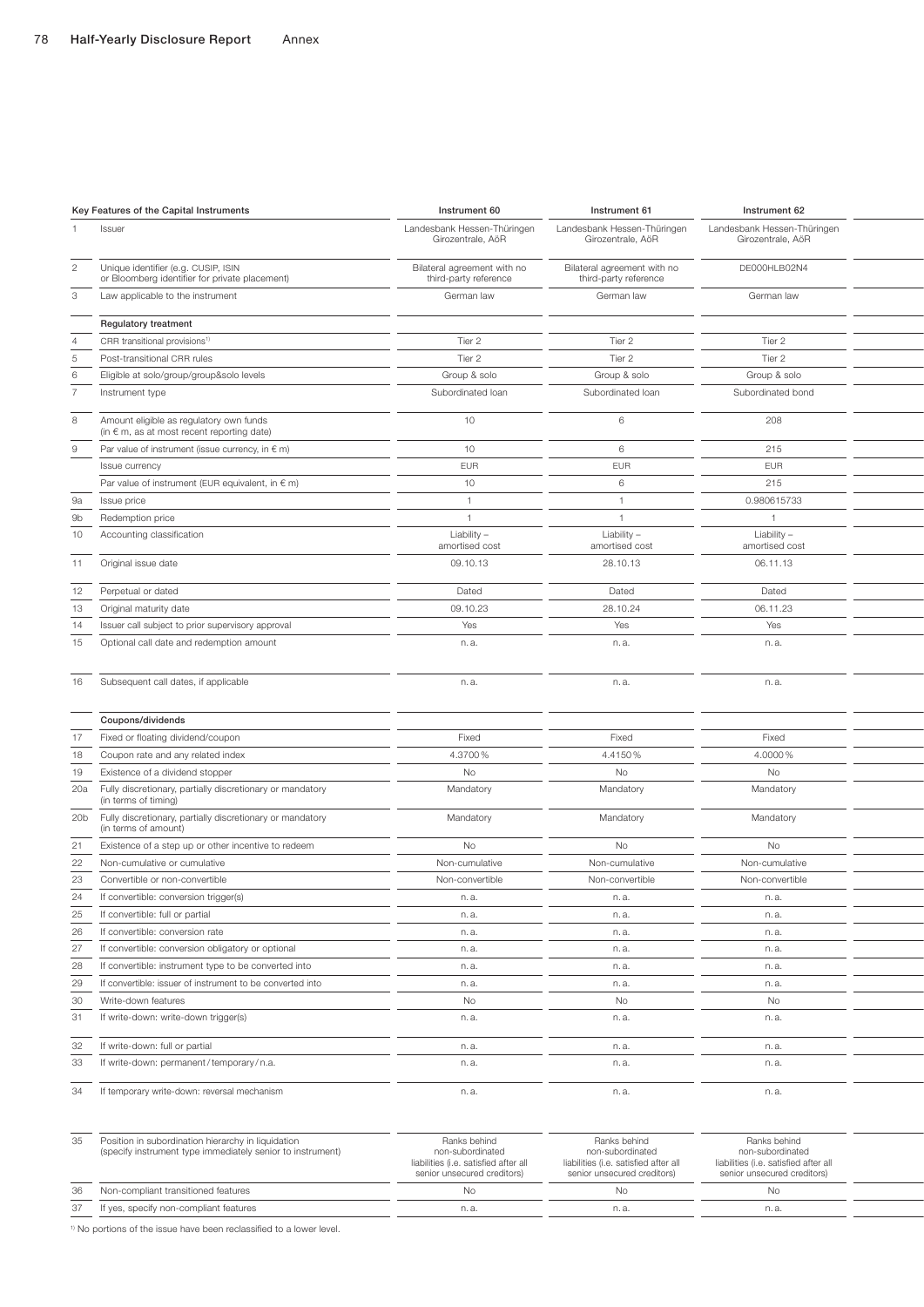| | Key Features of the Capital Instruments | Instrument 60 | Instrument 61 | Instrument 62 |
|---|---|---|---|---|
| 1 | Issuer | Landesbank Hessen-Thüringen Girozentrale, AöR | Landesbank Hessen-Thüringen Girozentrale, AöR | Landesbank Hessen-Thüringen Girozentrale, AöR |
| 2 | Unique identifier (e.g. CUSIP, ISIN or Bloomberg identifier for private placement) | Bilateral agreement with no third-party reference | Bilateral agreement with no third-party reference | DE000HLB02N4 |
| 3 | Law applicable to the instrument | German law | German law | German law |
| | **Regulatory treatment** | | | |
| 4 | CRR transitional provisions[1] | Tier 2 | Tier 2 | Tier 2 |
| 5 | Post-transitional CRR rules | Tier 2 | Tier 2 | Tier 2 |
| 6 | Eligible at solo/group/group&solo levels | Group & solo | Group & solo | Group & solo |
| 7 | Instrument type | Subordinated loan | Subordinated loan | Subordinated bond |
| 8 | Amount eligible as regulatory own funds (in € m, as at most recent reporting date) | 10 | 6 | 208 |
| 9 | Par value of instrument (issue currency, in € m) | 10 | 6 | 215 |
| | Issue currency | EUR | EUR | EUR |
| | Par value of instrument (EUR equivalent, in € m) | 10 | 6 | 215 |
| 9a | Issue price | 1 | 1 | 0.980615733 |
| 9b | Redemption price | 1 | 1 | 1 |
| 10 | Accounting classification | Liability – amortised cost | Liability – amortised cost | Liability – amortised cost |
| 11 | Original issue date | 09.10.13 | 28.10.13 | 06.11.13 |
| 12 | Perpetual or dated | Dated | Dated | Dated |
| 13 | Original maturity date | 09.10.23 | 28.10.24 | 06.11.23 |
| 14 | Issuer call subject to prior supervisory approval | Yes | Yes | Yes |
| 15 | Optional call date and redemption amount | n. a. | n. a. | n. a. |
| 16 | Subsequent call dates, if applicable | n. a. | n. a. | n. a. |
| | **Coupons/dividends** | | | |
| 17 | Fixed or floating dividend/coupon | Fixed | Fixed | Fixed |
| 18 | Coupon rate and any related index | 4.3700 % | 4.4150 % | 4.0000 % |
| 19 | Existence of a dividend stopper | No | No | No |
| 20a | Fully discretionary, partially discretionary or mandatory (in terms of timing) | Mandatory | Mandatory | Mandatory |
| 20b | Fully discretionary, partially discretionary or mandatory (in terms of amount) | Mandatory | Mandatory | Mandatory |
| 21 | Existence of a step up or other incentive to redeem | No | No | No |
| 22 | Non-cumulative or cumulative | Non-cumulative | Non-cumulative | Non-cumulative |
| 23 | Convertible or non-convertible | Non-convertible | Non-convertible | Non-convertible |
| 24 | If convertible: conversion trigger(s) | n. a. | n. a. | n. a. |
| 25 | If convertible: full or partial | n. a. | n. a. | n. a. |
| 26 | If convertible: conversion rate | n. a. | n. a. | n. a. |
| 27 | If convertible: conversion obligatory or optional | n. a. | n. a. | n. a. |
| 28 | If convertible: instrument type to be converted into | n. a. | n. a. | n. a. |
| 29 | If convertible: issuer of instrument to be converted into | n. a. | n. a. | n. a. |
| 30 | Write-down features | No | No | No |
| 31 | If write-down: write-down trigger(s) | n. a. | n. a. | n. a. |
| 32 | If write-down: full or partial | n. a. | n. a. | n. a. |
| 33 | If write-down: permanent/temporary/n.a. | n. a. | n. a. | n. a. |
| 34 | If temporary write-down: reversal mechanism | n. a. | n. a. | n. a. |
| 35 | Position in subordination hierarchy in liquidation (specify instrument type immediately senior to instrument) | Ranks behind non-subordinated liabilities (i.e. satisfied after all senior unsecured creditors) | Ranks behind non-subordinated liabilities (i.e. satisfied after all senior unsecured creditors) | Ranks behind non-subordinated liabilities (i.e. satisfied after all senior unsecured creditors) |
| 36 | Non-compliant transitioned features | No | No | No |
| 37 | If yes, specify non-compliant features | n. a. | n. a. | n. a. |

[1] No portions of the issue have been reclassified to a lower level.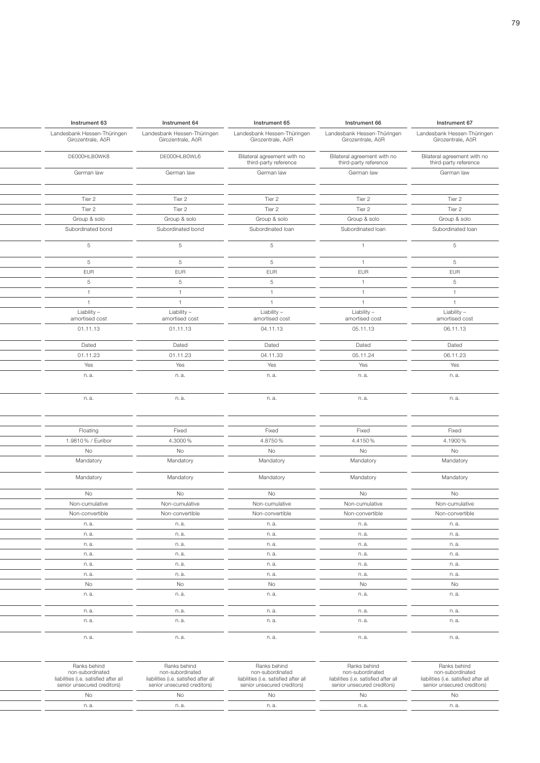| Instrument 63 | Instrument 64 | Instrument 65 | Instrument 66 | Instrument 67 |
|---|---|---|---|---|
| Landesbank Hessen-Thüringen Girozentrale, AöR | Landesbank Hessen-Thüringen Girozentrale, AöR | Landesbank Hessen-Thüringen Girozentrale, AöR | Landesbank Hessen-Thüringen Girozentrale, AöR | Landesbank Hessen-Thüringen Girozentrale, AöR |
| DE000HLB0WK8 | DE000HLB0WL6 | Bilateral agreement with no third-party reference | Bilateral agreement with no third-party reference | Bilateral agreement with no third-party reference |
| German law | German law | German law | German law | German law |
| | | | | |
| Tier 2 | Tier 2 | Tier 2 | Tier 2 | Tier 2 |
| Tier 2 | Tier 2 | Tier 2 | Tier 2 | Tier 2 |
| Group & solo | Group & solo | Group & solo | Group & solo | Group & solo |
| Subordinated bond | Subordinated bond | Subordinated loan | Subordinated loan | Subordinated loan |
| 5 | 5 | 5 | 1 | 5 |
| 5 | 5 | 5 | 1 | 5 |
| EUR | EUR | EUR | EUR | EUR |
| 5 | 5 | 5 | 1 | 5 |
| 1 | 1 | 1 | 1 | 1 |
| 1 | 1 | 1 | 1 | 1 |
| Liability – amortised cost | Liability – amortised cost | Liability – amortised cost | Liability – amortised cost | Liability – amortised cost |
| 01.11.13 | 01.11.13 | 04.11.13 | 05.11.13 | 06.11.13 |
| Dated | Dated | Dated | Dated | Dated |
| 01.11.23 | 01.11.23 | 04.11.33 | 05.11.24 | 06.11.23 |
| Yes | Yes | Yes | Yes | Yes |
| n. a. | n. a. | n. a. | n. a. | n. a. |
| n. a. | n. a. | n. a. | n. a. | n. a. |
| | | | | |
| Floating | Fixed | Fixed | Fixed | Fixed |
| 1.9810 % / Euribor | 4.3000 % | 4.8750 % | 4.4150 % | 4.1900 % |
| No | No | No | No | No |
| Mandatory | Mandatory | Mandatory | Mandatory | Mandatory |
| Mandatory | Mandatory | Mandatory | Mandatory | Mandatory |
| No | No | No | No | No |
| Non-cumulative | Non-cumulative | Non-cumulative | Non-cumulative | Non-cumulative |
| Non-convertible | Non-convertible | Non-convertible | Non-convertible | Non-convertible |
| n. a. | n. a. | n. a. | n. a. | n. a. |
| n. a. | n. a. | n. a. | n. a. | n. a. |
| n. a. | n. a. | n. a. | n. a. | n. a. |
| n. a. | n. a. | n. a. | n. a. | n. a. |
| n. a. | n. a. | n. a. | n. a. | n. a. |
| n. a. | n. a. | n. a. | n. a. | n. a. |
| No | No | No | No | No |
| n. a. | n. a. | n. a. | n. a. | n. a. |
| n. a. | n. a. | n. a. | n. a. | n. a. |
| n. a. | n. a. | n. a. | n. a. | n. a. |
| n. a. | n. a. | n. a. | n. a. | n. a. |
| Ranks behind non-subordinated liabilities (i.e. satisfied after all senior unsecured creditors) | Ranks behind non-subordinated liabilities (i.e. satisfied after all senior unsecured creditors) | Ranks behind non-subordinated liabilities (i.e. satisfied after all senior unsecured creditors) | Ranks behind non-subordinated liabilities (i.e. satisfied after all senior unsecured creditors) | Ranks behind non-subordinated liabilities (i.e. satisfied after all senior unsecured creditors) |
| No | No | No | No | No |
| n. a. | n. a. | n. a. | n. a. | n. a. |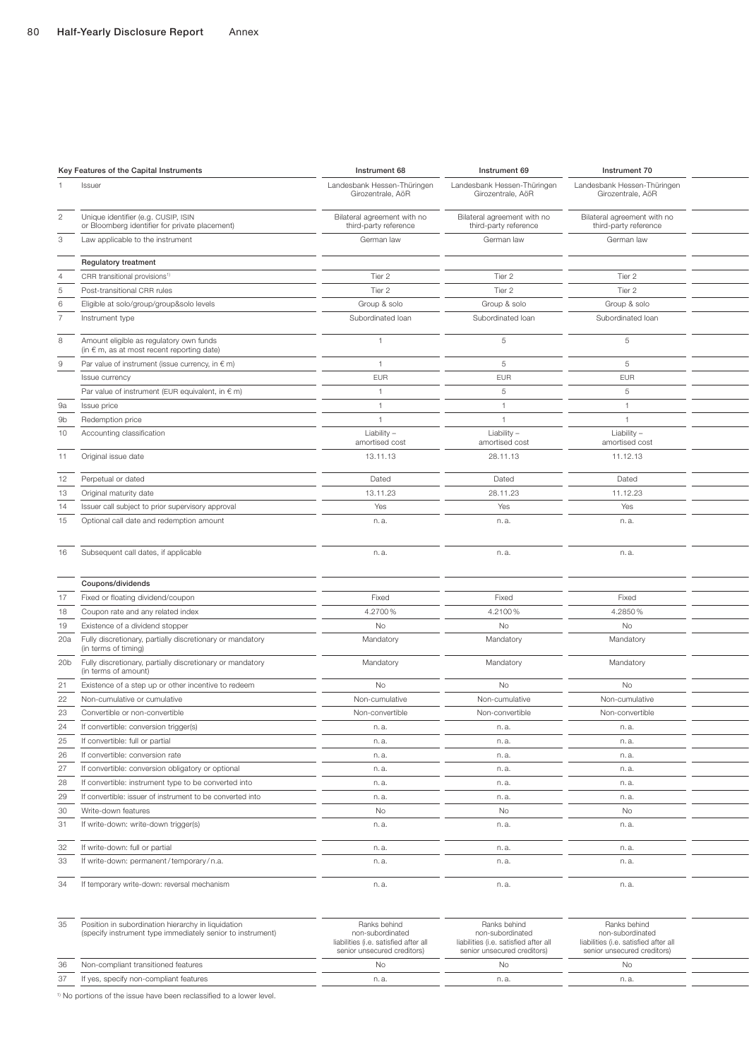| | Key Features of the Capital Instruments | Instrument 68 | Instrument 69 | Instrument 70 |
|---|---|---|---|---|
| 1 | Issuer | Landesbank Hessen-Thüringen Girozentrale, AöR | Landesbank Hessen-Thüringen Girozentrale, AöR | Landesbank Hessen-Thüringen Girozentrale, AöR |
| 2 | Unique identifier (e.g. CUSIP, ISIN or Bloomberg identifier for private placement) | Bilateral agreement with no third-party reference | Bilateral agreement with no third-party reference | Bilateral agreement with no third-party reference |
| 3 | Law applicable to the instrument | German law | German law | German law |
| | **Regulatory treatment** | | | |
| 4 | CRR transitional provisions[1] | Tier 2 | Tier 2 | Tier 2 |
| 5 | Post-transitional CRR rules | Tier 2 | Tier 2 | Tier 2 |
| 6 | Eligible at solo/group/group&solo levels | Group & solo | Group & solo | Group & solo |
| 7 | Instrument type | Subordinated loan | Subordinated loan | Subordinated loan |
| 8 | Amount eligible as regulatory own funds (in € m, as at most recent reporting date) | 1 | 5 | 5 |
| 9 | Par value of instrument (issue currency, in € m) | 1 | 5 | 5 |
| | Issue currency | EUR | EUR | EUR |
| | Par value of instrument (EUR equivalent, in € m) | 1 | 5 | 5 |
| 9a | Issue price | 1 | 1 | 1 |
| 9b | Redemption price | 1 | 1 | 1 |
| 10 | Accounting classification | Liability – amortised cost | Liability – amortised cost | Liability – amortised cost |
| 11 | Original issue date | 13.11.13 | 28.11.13 | 11.12.13 |
| 12 | Perpetual or dated | Dated | Dated | Dated |
| 13 | Original maturity date | 13.11.23 | 28.11.23 | 11.12.23 |
| 14 | Issuer call subject to prior supervisory approval | Yes | Yes | Yes |
| 15 | Optional call date and redemption amount | n. a. | n. a. | n. a. |
| 16 | Subsequent call dates, if applicable | n. a. | n. a. | n. a. |
| | **Coupons/dividends** | | | |
| 17 | Fixed or floating dividend/coupon | Fixed | Fixed | Fixed |
| 18 | Coupon rate and any related index | 4.2700 % | 4.2100 % | 4.2850 % |
| 19 | Existence of a dividend stopper | No | No | No |
| 20a | Fully discretionary, partially discretionary or mandatory (in terms of timing) | Mandatory | Mandatory | Mandatory |
| 20b | Fully discretionary, partially discretionary or mandatory (in terms of amount) | Mandatory | Mandatory | Mandatory |
| 21 | Existence of a step up or other incentive to redeem | No | No | No |
| 22 | Non-cumulative or cumulative | Non-cumulative | Non-cumulative | Non-cumulative |
| 23 | Convertible or non-convertible | Non-convertible | Non-convertible | Non-convertible |
| 24 | If convertible: conversion trigger(s) | n. a. | n. a. | n. a. |
| 25 | If convertible: full or partial | n. a. | n. a. | n. a. |
| 26 | If convertible: conversion rate | n. a. | n. a. | n. a. |
| 27 | If convertible: conversion obligatory or optional | n. a. | n. a. | n. a. |
| 28 | If convertible: instrument type to be converted into | n. a. | n. a. | n. a. |
| 29 | If convertible: issuer of instrument to be converted into | n. a. | n. a. | n. a. |
| 30 | Write-down features | No | No | No |
| 31 | If write-down: write-down trigger(s) | n. a. | n. a. | n. a. |
| 32 | If write-down: full or partial | n. a. | n. a. | n. a. |
| 33 | If write-down: permanent / temporary / n.a. | n. a. | n. a. | n. a. |
| 34 | If temporary write-down: reversal mechanism | n. a. | n. a. | n. a. |
| 35 | Position in subordination hierarchy in liquidation (specify instrument type immediately senior to instrument) | Ranks behind non-subordinated liabilities (i.e. satisfied after all senior unsecured creditors) | Ranks behind non-subordinated liabilities (i.e. satisfied after all senior unsecured creditors) | Ranks behind non-subordinated liabilities (i.e. satisfied after all senior unsecured creditors) |
| 36 | Non-compliant transitioned features | No | No | No |
| 37 | If yes, specify non-compliant features | n. a. | n. a. | n. a. |

[1] No portions of the issue have been reclassified to a lower level.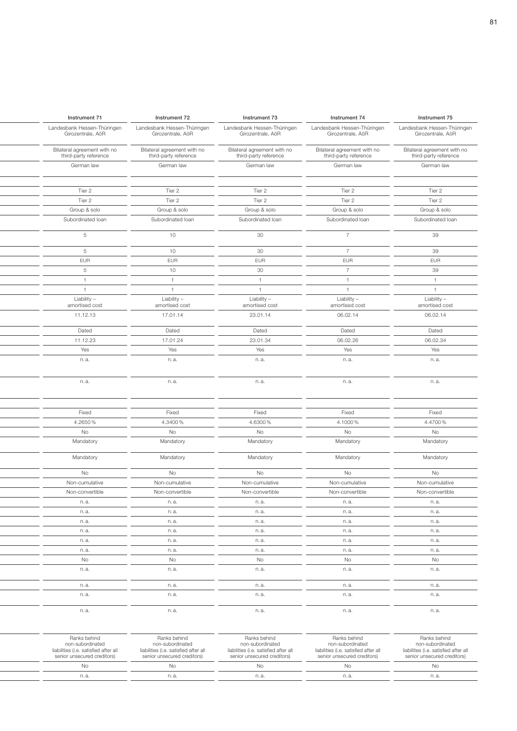| Instrument 71 | Instrument 72 | Instrument 73 | Instrument 74 | Instrument 75 |
|---|---|---|---|---|
| Landesbank Hessen-Thüringen Girozentrale, AöR | Landesbank Hessen-Thüringen Girozentrale, AöR | Landesbank Hessen-Thüringen Girozentrale, AöR | Landesbank Hessen-Thüringen Girozentrale, AöR | Landesbank Hessen-Thüringen Girozentrale, AöR |
| Bilateral agreement with no third-party reference | Bilateral agreement with no third-party reference | Bilateral agreement with no third-party reference | Bilateral agreement with no third-party reference | Bilateral agreement with no third-party reference |
| German law | German law | German law | German law | German law |
| | | | | |
| Tier 2 | Tier 2 | Tier 2 | Tier 2 | Tier 2 |
| Tier 2 | Tier 2 | Tier 2 | Tier 2 | Tier 2 |
| Group & solo | Group & solo | Group & solo | Group & solo | Group & solo |
| Subordinated loan | Subordinated loan | Subordinated loan | Subordinated loan | Subordinated loan |
| 5 | 10 | 30 | 7 | 39 |
| 5 | 10 | 30 | 7 | 39 |
| EUR | EUR | EUR | EUR | EUR |
| 5 | 10 | 30 | 7 | 39 |
| 1 | 1 | 1 | 1 | 1 |
| 1 | 1 | 1 | 1 | 1 |
| Liability – amortised cost | Liability – amortised cost | Liability – amortised cost | Liability – amortised cost | Liability – amortised cost |
| 11.12.13 | 17.01.14 | 23.01.14 | 06.02.14 | 06.02.14 |
| Dated | Dated | Dated | Dated | Dated |
| 11.12.23 | 17.01.24 | 23.01.34 | 06.02.26 | 06.02.34 |
| Yes | Yes | Yes | Yes | Yes |
| n. a. | n. a. | n. a. | n. a. | n. a. |
| n. a. | n. a. | n. a. | n. a. | n. a. |
| | | | | |
| Fixed | Fixed | Fixed | Fixed | Fixed |
| 4.2650% | 4.3400% | 4.6300% | 4.1000% | 4.4700% |
| No | No | No | No | No |
| Mandatory | Mandatory | Mandatory | Mandatory | Mandatory |
| Mandatory | Mandatory | Mandatory | Mandatory | Mandatory |
| No | No | No | No | No |
| Non-cumulative | Non-cumulative | Non-cumulative | Non-cumulative | Non-cumulative |
| Non-convertible | Non-convertible | Non-convertible | Non-convertible | Non-convertible |
| n. a. | n. a. | n. a. | n. a. | n. a. |
| n. a. | n. a. | n. a. | n. a. | n. a. |
| n. a. | n. a. | n. a. | n. a. | n. a. |
| n. a. | n. a. | n. a. | n. a. | n. a. |
| n. a. | n. a. | n. a. | n. a. | n. a. |
| n. a. | n. a. | n. a. | n. a. | n. a. |
| No | No | No | No | No |
| n. a. | n. a. | n. a. | n. a. | n. a. |
| n. a. | n. a. | n. a. | n. a. | n. a. |
| n. a. | n. a. | n. a. | n. a. | n. a. |
| n. a. | n. a. | n. a. | n. a. | n. a. |
| Ranks behind non-subordinated liabilities (i.e. satisfied after all senior unsecured creditors) | Ranks behind non-subordinated liabilities (i.e. satisfied after all senior unsecured creditors) | Ranks behind non-subordinated liabilities (i.e. satisfied after all senior unsecured creditors) | Ranks behind non-subordinated liabilities (i.e. satisfied after all senior unsecured creditors) | Ranks behind non-subordinated liabilities (i.e. satisfied after all senior unsecured creditors) |
| No | No | No | No | No |
| n. a. | n. a. | n. a. | n. a. | n. a. |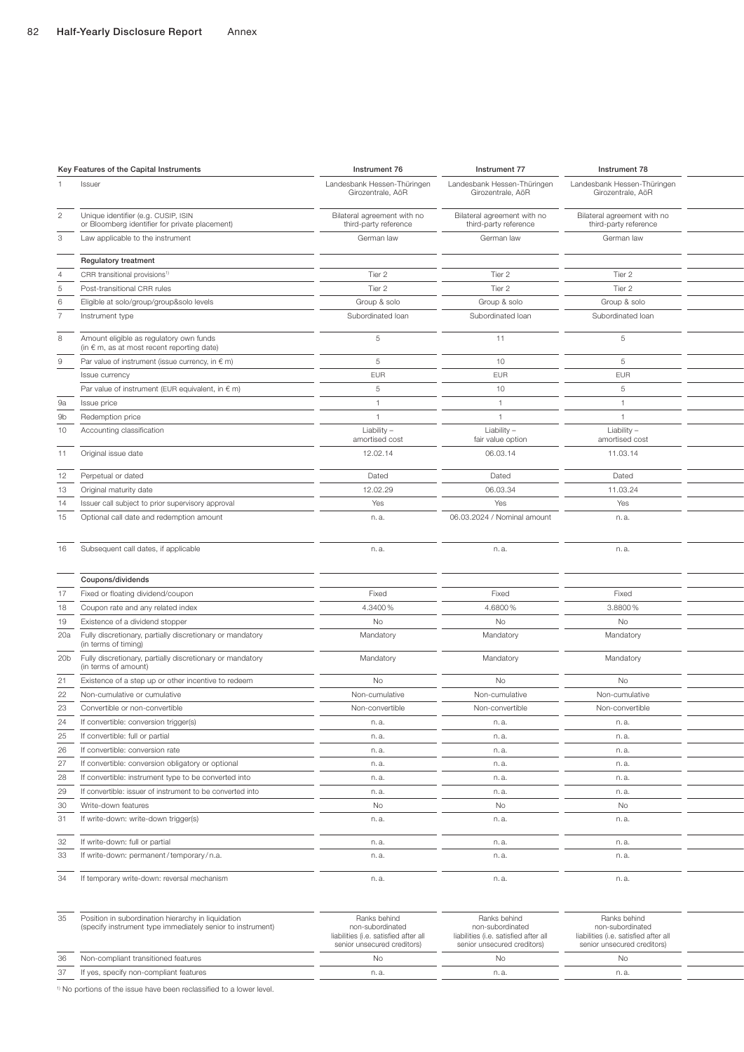| | Key Features of the Capital Instruments | Instrument 76 | Instrument 77 | Instrument 78 |
|---|---|---|---|---|
| 1 | Issuer | Landesbank Hessen-Thüringen Girozentrale, AöR | Landesbank Hessen-Thüringen Girozentrale, AöR | Landesbank Hessen-Thüringen Girozentrale, AöR |
| 2 | Unique identifier (e.g. CUSIP, ISIN or Bloomberg identifier for private placement) | Bilateral agreement with no third-party reference | Bilateral agreement with no third-party reference | Bilateral agreement with no third-party reference |
| 3 | Law applicable to the instrument | German law | German law | German law |
| | **Regulatory treatment** | | | |
| 4 | CRR transitional provisions[1] | Tier 2 | Tier 2 | Tier 2 |
| 5 | Post-transitional CRR rules | Tier 2 | Tier 2 | Tier 2 |
| 6 | Eligible at solo/group/group&solo levels | Group & solo | Group & solo | Group & solo |
| 7 | Instrument type | Subordinated loan | Subordinated loan | Subordinated loan |
| 8 | Amount eligible as regulatory own funds (in € m, as at most recent reporting date) | 5 | 11 | 5 |
| 9 | Par value of instrument (issue currency, in € m) | 5 | 10 | 5 |
| | Issue currency | EUR | EUR | EUR |
| | Par value of instrument (EUR equivalent, in € m) | 5 | 10 | 5 |
| 9a | Issue price | 1 | 1 | 1 |
| 9b | Redemption price | 1 | 1 | 1 |
| 10 | Accounting classification | Liability – amortised cost | Liability – fair value option | Liability – amortised cost |
| 11 | Original issue date | 12.02.14 | 06.03.14 | 11.03.14 |
| 12 | Perpetual or dated | Dated | Dated | Dated |
| 13 | Original maturity date | 12.02.29 | 06.03.34 | 11.03.24 |
| 14 | Issuer call subject to prior supervisory approval | Yes | Yes | Yes |
| 15 | Optional call date and redemption amount | n. a. | 06.03.2024 / Nominal amount | n. a. |
| 16 | Subsequent call dates, if applicable | n. a. | n. a. | n. a. |
| | **Coupons/dividends** | | | |
| 17 | Fixed or floating dividend/coupon | Fixed | Fixed | Fixed |
| 18 | Coupon rate and any related index | 4.3400 % | 4.6800 % | 3.8800 % |
| 19 | Existence of a dividend stopper | No | No | No |
| 20a | Fully discretionary, partially discretionary or mandatory (in terms of timing) | Mandatory | Mandatory | Mandatory |
| 20b | Fully discretionary, partially discretionary or mandatory (in terms of amount) | Mandatory | Mandatory | Mandatory |
| 21 | Existence of a step up or other incentive to redeem | No | No | No |
| 22 | Non-cumulative or cumulative | Non-cumulative | Non-cumulative | Non-cumulative |
| 23 | Convertible or non-convertible | Non-convertible | Non-convertible | Non-convertible |
| 24 | If convertible: conversion trigger(s) | n. a. | n. a. | n. a. |
| 25 | If convertible: full or partial | n. a. | n. a. | n. a. |
| 26 | If convertible: conversion rate | n. a. | n. a. | n. a. |
| 27 | If convertible: conversion obligatory or optional | n. a. | n. a. | n. a. |
| 28 | If convertible: instrument type to be converted into | n. a. | n. a. | n. a. |
| 29 | If convertible: issuer of instrument to be converted into | n. a. | n. a. | n. a. |
| 30 | Write-down features | No | No | No |
| 31 | If write-down: write-down trigger(s) | n. a. | n. a. | n. a. |
| 32 | If write-down: full or partial | n. a. | n. a. | n. a. |
| 33 | If write-down: permanent / temporary / n.a. | n. a. | n. a. | n. a. |
| 34 | If temporary write-down: reversal mechanism | n. a. | n. a. | n. a. |
| 35 | Position in subordination hierarchy in liquidation (specify instrument type immediately senior to instrument) | Ranks behind non-subordinated liabilities (i.e. satisfied after all senior unsecured creditors) | Ranks behind non-subordinated liabilities (i.e. satisfied after all senior unsecured creditors) | Ranks behind non-subordinated liabilities (i.e. satisfied after all senior unsecured creditors) |
| 36 | Non-compliant transitioned features | No | No | No |
| 37 | If yes, specify non-compliant features | n. a. | n. a. | n. a. |

[1] No portions of the issue have been reclassified to a lower level.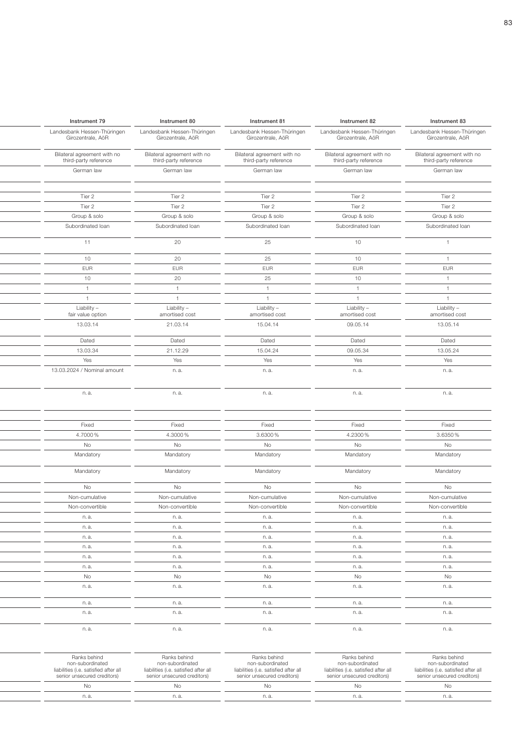| Instrument 79 | Instrument 80 | Instrument 81 | Instrument 82 | Instrument 83 |
|---|---|---|---|---|
| Landesbank Hessen-Thüringen Girozentrale, AöR | Landesbank Hessen-Thüringen Girozentrale, AöR | Landesbank Hessen-Thüringen Girozentrale, AöR | Landesbank Hessen-Thüringen Girozentrale, AöR | Landesbank Hessen-Thüringen Girozentrale, AöR |
| Bilateral agreement with no third-party reference | Bilateral agreement with no third-party reference | Bilateral agreement with no third-party reference | Bilateral agreement with no third-party reference | Bilateral agreement with no third-party reference |
| German law | German law | German law | German law | German law |
| | | | | |
| Tier 2 | Tier 2 | Tier 2 | Tier 2 | Tier 2 |
| Tier 2 | Tier 2 | Tier 2 | Tier 2 | Tier 2 |
| Group & solo | Group & solo | Group & solo | Group & solo | Group & solo |
| Subordinated loan | Subordinated loan | Subordinated loan | Subordinated loan | Subordinated loan |
| 11 | 20 | 25 | 10 | 1 |
| 10 | 20 | 25 | 10 | 1 |
| EUR | EUR | EUR | EUR | EUR |
| 10 | 20 | 25 | 10 | 1 |
| 1 | 1 | 1 | 1 | 1 |
| 1 | 1 | 1 | 1 | 1 |
| Liability – fair value option | Liability – amortised cost | Liability – amortised cost | Liability – amortised cost | Liability – amortised cost |
| 13.03.14 | 21.03.14 | 15.04.14 | 09.05.14 | 13.05.14 |
| Dated | Dated | Dated | Dated | Dated |
| 13.03.34 | 21.12.29 | 15.04.24 | 09.05.34 | 13.05.24 |
| Yes | Yes | Yes | Yes | Yes |
| 13.03.2024 / Nominal amount | n. a. | n. a. | n. a. | n. a. |
| n. a. | n. a. | n. a. | n. a. | n. a. |
| | | | | |
| Fixed | Fixed | Fixed | Fixed | Fixed |
| 4.7000 % | 4.3000 % | 3.6300 % | 4.2300 % | 3.6350 % |
| No | No | No | No | No |
| Mandatory | Mandatory | Mandatory | Mandatory | Mandatory |
| Mandatory | Mandatory | Mandatory | Mandatory | Mandatory |
| No | No | No | No | No |
| Non-cumulative | Non-cumulative | Non-cumulative | Non-cumulative | Non-cumulative |
| Non-convertible | Non-convertible | Non-convertible | Non-convertible | Non-convertible |
| n. a. | n. a. | n. a. | n. a. | n. a. |
| n. a. | n. a. | n. a. | n. a. | n. a. |
| n. a. | n. a. | n. a. | n. a. | n. a. |
| n. a. | n. a. | n. a. | n. a. | n. a. |
| n. a. | n. a. | n. a. | n. a. | n. a. |
| n. a. | n. a. | n. a. | n. a. | n. a. |
| No | No | No | No | No |
| n. a. | n. a. | n. a. | n. a. | n. a. |
| n. a. | n. a. | n. a. | n. a. | n. a. |
| n. a. | n. a. | n. a. | n. a. | n. a. |
| n. a. | n. a. | n. a. | n. a. | n. a. |
| Ranks behind non-subordinated liabilities (i.e. satisfied after all senior unsecured creditors) | Ranks behind non-subordinated liabilities (i.e. satisfied after all senior unsecured creditors) | Ranks behind non-subordinated liabilities (i.e. satisfied after all senior unsecured creditors) | Ranks behind non-subordinated liabilities (i.e. satisfied after all senior unsecured creditors) | Ranks behind non-subordinated liabilities (i.e. satisfied after all senior unsecured creditors) |
| No | No | No | No | No |
| n. a. | n. a. | n. a. | n. a. | n. a. |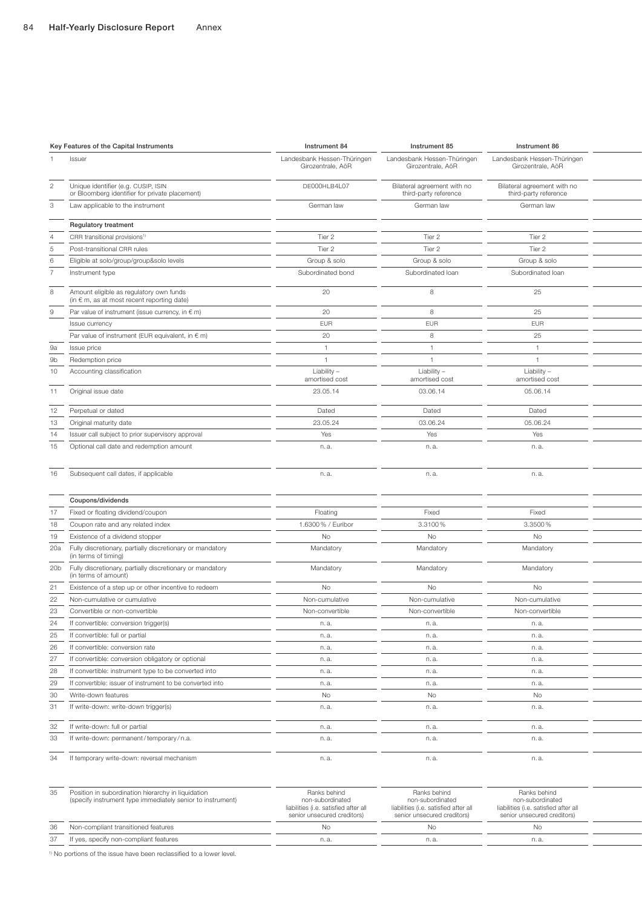| | Key Features of the Capital Instruments | Instrument 84 | Instrument 85 | Instrument 86 |
|---|---|---|---|---|
| 1 | Issuer | Landesbank Hessen-Thüringen Girozentrale, AöR | Landesbank Hessen-Thüringen Girozentrale, AöR | Landesbank Hessen-Thüringen Girozentrale, AöR |
| 2 | Unique identifier (e.g. CUSIP, ISIN or Bloomberg identifier for private placement) | DE000HLB4L07 | Bilateral agreement with no third-party reference | Bilateral agreement with no third-party reference |
| 3 | Law applicable to the instrument | German law | German law | German law |
| | **Regulatory treatment** | | | |
| 4 | CRR transitional provisions[1] | Tier 2 | Tier 2 | Tier 2 |
| 5 | Post-transitional CRR rules | Tier 2 | Tier 2 | Tier 2 |
| 6 | Eligible at solo/group/group&solo levels | Group & solo | Group & solo | Group & solo |
| 7 | Instrument type | Subordinated bond | Subordinated loan | Subordinated loan |
| 8 | Amount eligible as regulatory own funds (in € m, as at most recent reporting date) | 20 | 8 | 25 |
| 9 | Par value of instrument (issue currency, in € m) | 20 | 8 | 25 |
| | Issue currency | EUR | EUR | EUR |
| | Par value of instrument (EUR equivalent, in € m) | 20 | 8 | 25 |
| 9a | Issue price | 1 | 1 | 1 |
| 9b | Redemption price | 1 | 1 | 1 |
| 10 | Accounting classification | Liability – amortised cost | Liability – amortised cost | Liability – amortised cost |
| 11 | Original issue date | 23.05.14 | 03.06.14 | 05.06.14 |
| 12 | Perpetual or dated | Dated | Dated | Dated |
| 13 | Original maturity date | 23.05.24 | 03.06.24 | 05.06.24 |
| 14 | Issuer call subject to prior supervisory approval | Yes | Yes | Yes |
| 15 | Optional call date and redemption amount | n. a. | n. a. | n. a. |
| 16 | Subsequent call dates, if applicable | n. a. | n. a. | n. a. |
| | **Coupons/dividends** | | | |
| 17 | Fixed or floating dividend/coupon | Floating | Fixed | Fixed |
| 18 | Coupon rate and any related index | 1.6300 % / Euribor | 3.3100 % | 3.3500 % |
| 19 | Existence of a dividend stopper | No | No | No |
| 20a | Fully discretionary, partially discretionary or mandatory (in terms of timing) | Mandatory | Mandatory | Mandatory |
| 20b | Fully discretionary, partially discretionary or mandatory (in terms of amount) | Mandatory | Mandatory | Mandatory |
| 21 | Existence of a step up or other incentive to redeem | No | No | No |
| 22 | Non-cumulative or cumulative | Non-cumulative | Non-cumulative | Non-cumulative |
| 23 | Convertible or non-convertible | Non-convertible | Non-convertible | Non-convertible |
| 24 | If convertible: conversion trigger(s) | n. a. | n. a. | n. a. |
| 25 | If convertible: full or partial | n. a. | n. a. | n. a. |
| 26 | If convertible: conversion rate | n. a. | n. a. | n. a. |
| 27 | If convertible: conversion obligatory or optional | n. a. | n. a. | n. a. |
| 28 | If convertible: instrument type to be converted into | n. a. | n. a. | n. a. |
| 29 | If convertible: issuer of instrument to be converted into | n. a. | n. a. | n. a. |
| 30 | Write-down features | No | No | No |
| 31 | If write-down: write-down trigger(s) | n. a. | n. a. | n. a. |
| 32 | If write-down: full or partial | n. a. | n. a. | n. a. |
| 33 | If write-down: permanent / temporary / n.a. | n. a. | n. a. | n. a. |
| 34 | If temporary write-down: reversal mechanism | n. a. | n. a. | n. a. |
| 35 | Position in subordination hierarchy in liquidation (specify instrument type immediately senior to instrument) | Ranks behind non-subordinated liabilities (i.e. satisfied after all senior unsecured creditors) | Ranks behind non-subordinated liabilities (i.e. satisfied after all senior unsecured creditors) | Ranks behind non-subordinated liabilities (i.e. satisfied after all senior unsecured creditors) |
| 36 | Non-compliant transitioned features | No | No | No |
| 37 | If yes, specify non-compliant features | n. a. | n. a. | n. a. |

[1] No portions of the issue have been reclassified to a lower level.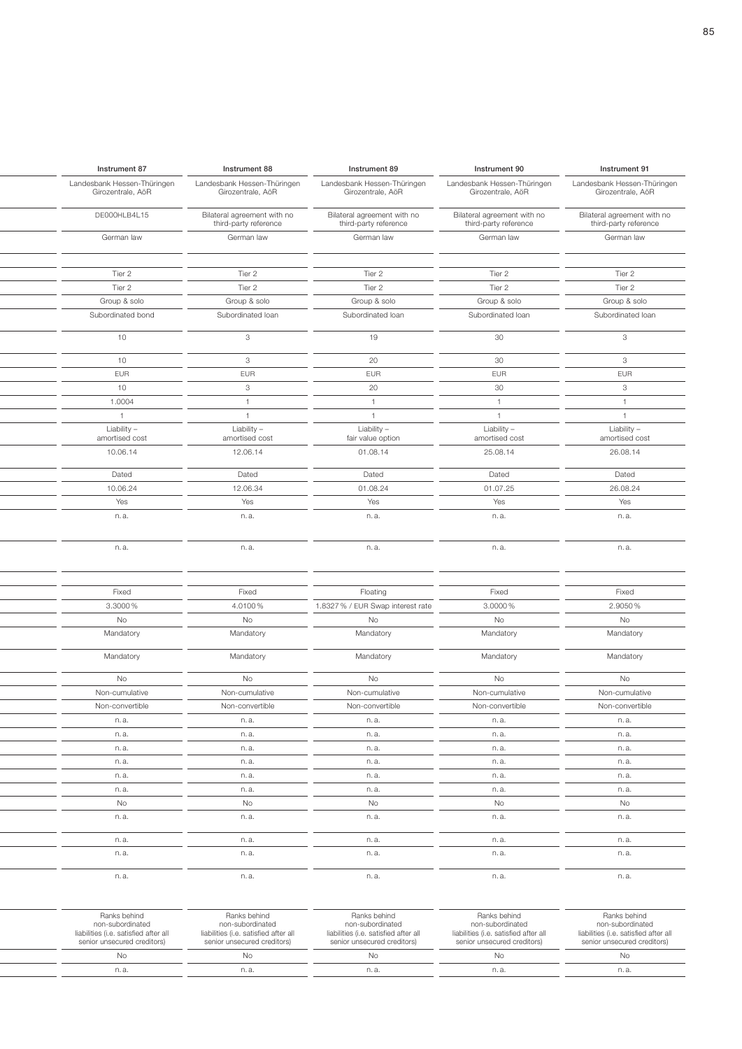| Instrument 87 | Instrument 88 | Instrument 89 | Instrument 90 | Instrument 91 |
|---|---|---|---|---|
| Landesbank Hessen-Thüringen Girozentrale, AöR | Landesbank Hessen-Thüringen Girozentrale, AöR | Landesbank Hessen-Thüringen Girozentrale, AöR | Landesbank Hessen-Thüringen Girozentrale, AöR | Landesbank Hessen-Thüringen Girozentrale, AöR |
| DE000HLB4L15 | Bilateral agreement with no third-party reference | Bilateral agreement with no third-party reference | Bilateral agreement with no third-party reference | Bilateral agreement with no third-party reference |
| German law | German law | German law | German law | German law |
| | | | | |
| Tier 2 | Tier 2 | Tier 2 | Tier 2 | Tier 2 |
| Tier 2 | Tier 2 | Tier 2 | Tier 2 | Tier 2 |
| Group & solo | Group & solo | Group & solo | Group & solo | Group & solo |
| Subordinated bond | Subordinated loan | Subordinated loan | Subordinated loan | Subordinated loan |
| 10 | 3 | 19 | 30 | 3 |
| 10 | 3 | 20 | 30 | 3 |
| EUR | EUR | EUR | EUR | EUR |
| 10 | 3 | 20 | 30 | 3 |
| 1.0004 | 1 | 1 | 1 | 1 |
| 1 | 1 | 1 | 1 | 1 |
| Liability – amortised cost | Liability – amortised cost | Liability – fair value option | Liability – amortised cost | Liability – amortised cost |
| 10.06.14 | 12.06.14 | 01.08.14 | 25.08.14 | 26.08.14 |
| Dated | Dated | Dated | Dated | Dated |
| 10.06.24 | 12.06.34 | 01.08.24 | 01.07.25 | 26.08.24 |
| Yes | Yes | Yes | Yes | Yes |
| n. a. | n. a. | n. a. | n. a. | n. a. |
| n. a. | n. a. | n. a. | n. a. | n. a. |
| | | | | |
| Fixed | Fixed | Floating | Fixed | Fixed |
| 3.3000 % | 4.0100 % | 1.8327 % / EUR Swap interest rate | 3.0000 % | 2.9050 % |
| No | No | No | No | No |
| Mandatory | Mandatory | Mandatory | Mandatory | Mandatory |
| Mandatory | Mandatory | Mandatory | Mandatory | Mandatory |
| No | No | No | No | No |
| Non-cumulative | Non-cumulative | Non-cumulative | Non-cumulative | Non-cumulative |
| Non-convertible | Non-convertible | Non-convertible | Non-convertible | Non-convertible |
| n. a. | n. a. | n. a. | n. a. | n. a. |
| n. a. | n. a. | n. a. | n. a. | n. a. |
| n. a. | n. a. | n. a. | n. a. | n. a. |
| n. a. | n. a. | n. a. | n. a. | n. a. |
| n. a. | n. a. | n. a. | n. a. | n. a. |
| n. a. | n. a. | n. a. | n. a. | n. a. |
| No | No | No | No | No |
| n. a. | n. a. | n. a. | n. a. | n. a. |
| n. a. | n. a. | n. a. | n. a. | n. a. |
| n. a. | n. a. | n. a. | n. a. | n. a. |
| n. a. | n. a. | n. a. | n. a. | n. a. |
| Ranks behind non-subordinated liabilities (i.e. satisfied after all senior unsecured creditors) | Ranks behind non-subordinated liabilities (i.e. satisfied after all senior unsecured creditors) | Ranks behind non-subordinated liabilities (i.e. satisfied after all senior unsecured creditors) | Ranks behind non-subordinated liabilities (i.e. satisfied after all senior unsecured creditors) | Ranks behind non-subordinated liabilities (i.e. satisfied after all senior unsecured creditors) |
| No | No | No | No | No |
| n. a. | n. a. | n. a. | n. a. | n. a. |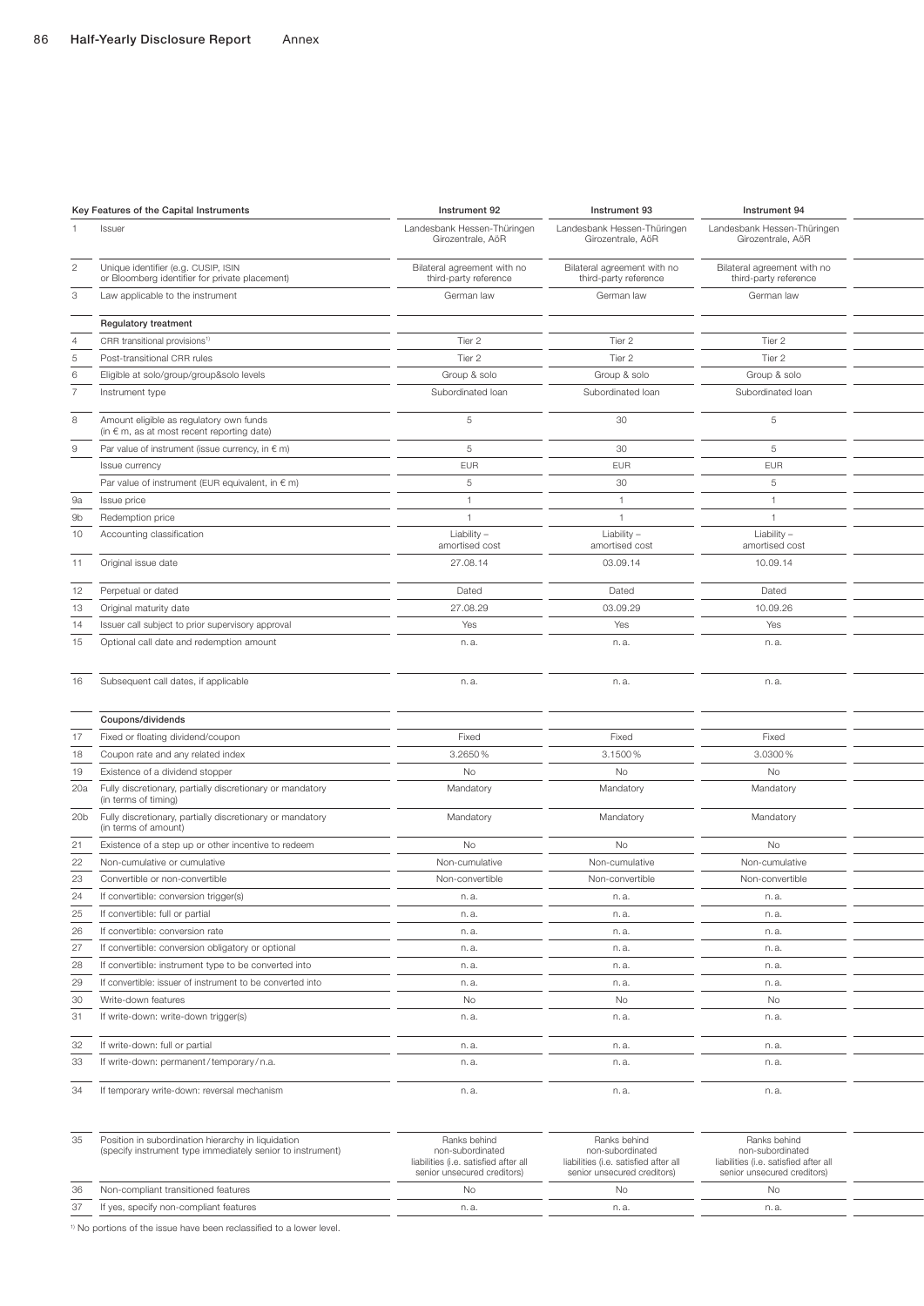| | Key Features of the Capital Instruments | Instrument 92 | Instrument 93 | Instrument 94 |
|---|---|---|---|---|
| 1 | Issuer | Landesbank Hessen-Thüringen Girozentrale, AöR | Landesbank Hessen-Thüringen Girozentrale, AöR | Landesbank Hessen-Thüringen Girozentrale, AöR |
| 2 | Unique identifier (e.g. CUSIP, ISIN or Bloomberg identifier for private placement) | Bilateral agreement with no third-party reference | Bilateral agreement with no third-party reference | Bilateral agreement with no third-party reference |
| 3 | Law applicable to the instrument | German law | German law | German law |
| | **Regulatory treatment** | | | |
| 4 | CRR transitional provisions[1] | Tier 2 | Tier 2 | Tier 2 |
| 5 | Post-transitional CRR rules | Tier 2 | Tier 2 | Tier 2 |
| 6 | Eligible at solo/group/group&solo levels | Group & solo | Group & solo | Group & solo |
| 7 | Instrument type | Subordinated loan | Subordinated loan | Subordinated loan |
| 8 | Amount eligible as regulatory own funds (in € m, as at most recent reporting date) | 5 | 30 | 5 |
| 9 | Par value of instrument (issue currency, in € m) | 5 | 30 | 5 |
| | Issue currency | EUR | EUR | EUR |
| | Par value of instrument (EUR equivalent, in € m) | 5 | 30 | 5 |
| 9a | Issue price | 1 | 1 | 1 |
| 9b | Redemption price | 1 | 1 | 1 |
| 10 | Accounting classification | Liability – amortised cost | Liability – amortised cost | Liability – amortised cost |
| 11 | Original issue date | 27.08.14 | 03.09.14 | 10.09.14 |
| 12 | Perpetual or dated | Dated | Dated | Dated |
| 13 | Original maturity date | 27.08.29 | 03.09.29 | 10.09.26 |
| 14 | Issuer call subject to prior supervisory approval | Yes | Yes | Yes |
| 15 | Optional call date and redemption amount | n. a. | n. a. | n. a. |
| 16 | Subsequent call dates, if applicable | n. a. | n. a. | n. a. |
| | **Coupons/dividends** | | | |
| 17 | Fixed or floating dividend/coupon | Fixed | Fixed | Fixed |
| 18 | Coupon rate and any related index | 3.2650 % | 3.1500 % | 3.0300 % |
| 19 | Existence of a dividend stopper | No | No | No |
| 20a | Fully discretionary, partially discretionary or mandatory (in terms of timing) | Mandatory | Mandatory | Mandatory |
| 20b | Fully discretionary, partially discretionary or mandatory (in terms of amount) | Mandatory | Mandatory | Mandatory |
| 21 | Existence of a step up or other incentive to redeem | No | No | No |
| 22 | Non-cumulative or cumulative | Non-cumulative | Non-cumulative | Non-cumulative |
| 23 | Convertible or non-convertible | Non-convertible | Non-convertible | Non-convertible |
| 24 | If convertible: conversion trigger(s) | n. a. | n. a. | n. a. |
| 25 | If convertible: full or partial | n. a. | n. a. | n. a. |
| 26 | If convertible: conversion rate | n. a. | n. a. | n. a. |
| 27 | If convertible: conversion obligatory or optional | n. a. | n. a. | n. a. |
| 28 | If convertible: instrument type to be converted into | n. a. | n. a. | n. a. |
| 29 | If convertible: issuer of instrument to be converted into | n. a. | n. a. | n. a. |
| 30 | Write-down features | No | No | No |
| 31 | If write-down: write-down trigger(s) | n. a. | n. a. | n. a. |
| 32 | If write-down: full or partial | n. a. | n. a. | n. a. |
| 33 | If write-down: permanent / temporary / n.a. | n. a. | n. a. | n. a. |
| 34 | If temporary write-down: reversal mechanism | n. a. | n. a. | n. a. |
| 35 | Position in subordination hierarchy in liquidation (specify instrument type immediately senior to instrument) | Ranks behind non-subordinated liabilities (i.e. satisfied after all senior unsecured creditors) | Ranks behind non-subordinated liabilities (i.e. satisfied after all senior unsecured creditors) | Ranks behind non-subordinated liabilities (i.e. satisfied after all senior unsecured creditors) |
| 36 | Non-compliant transitioned features | No | No | No |
| 37 | If yes, specify non-compliant features | n. a. | n. a. | n. a. |

[1] No portions of the issue have been reclassified to a lower level.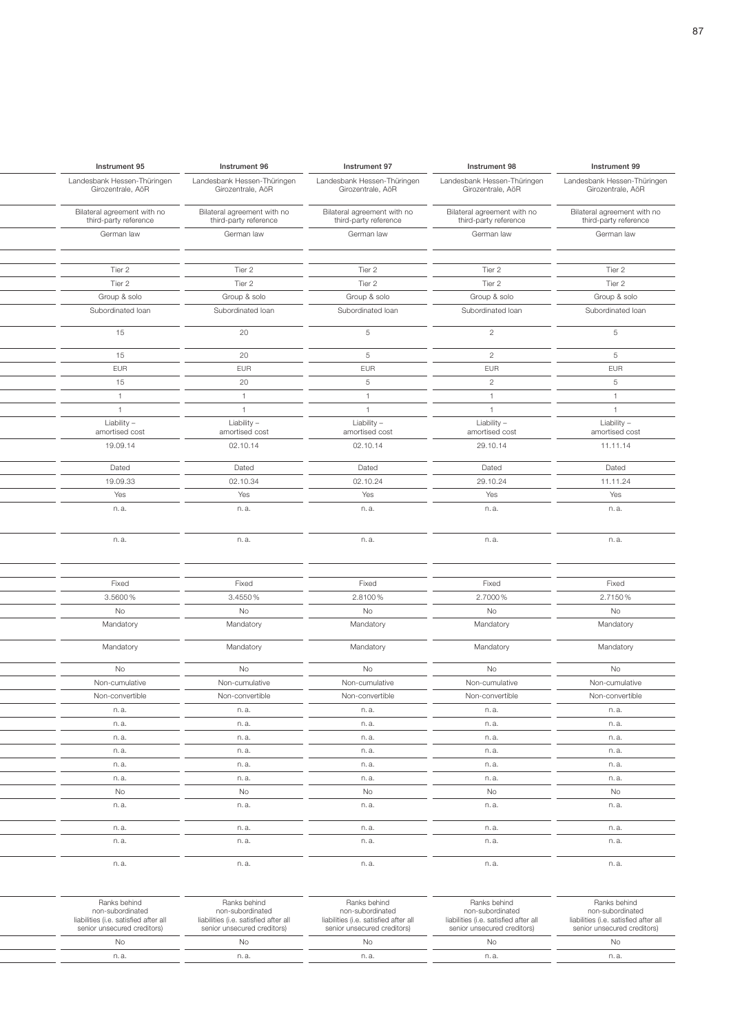| Instrument 95 | Instrument 96 | Instrument 97 | Instrument 98 | Instrument 99 |
|---|---|---|---|---|
| Landesbank Hessen-Thüringen Girozentrale, AöR | Landesbank Hessen-Thüringen Girozentrale, AöR | Landesbank Hessen-Thüringen Girozentrale, AöR | Landesbank Hessen-Thüringen Girozentrale, AöR | Landesbank Hessen-Thüringen Girozentrale, AöR |
| Bilateral agreement with no third-party reference | Bilateral agreement with no third-party reference | Bilateral agreement with no third-party reference | Bilateral agreement with no third-party reference | Bilateral agreement with no third-party reference |
| German law | German law | German law | German law | German law |
| | | | | |
| Tier 2 | Tier 2 | Tier 2 | Tier 2 | Tier 2 |
| Tier 2 | Tier 2 | Tier 2 | Tier 2 | Tier 2 |
| Group & solo | Group & solo | Group & solo | Group & solo | Group & solo |
| Subordinated loan | Subordinated loan | Subordinated loan | Subordinated loan | Subordinated loan |
| 15 | 20 | 5 | 2 | 5 |
| 15 | 20 | 5 | 2 | 5 |
| EUR | EUR | EUR | EUR | EUR |
| 15 | 20 | 5 | 2 | 5 |
| 1 | 1 | 1 | 1 | 1 |
| 1 | 1 | 1 | 1 | 1 |
| Liability – amortised cost | Liability – amortised cost | Liability – amortised cost | Liability – amortised cost | Liability – amortised cost |
| 19.09.14 | 02.10.14 | 02.10.14 | 29.10.14 | 11.11.14 |
| Dated | Dated | Dated | Dated | Dated |
| 19.09.33 | 02.10.34 | 02.10.24 | 29.10.24 | 11.11.24 |
| Yes | Yes | Yes | Yes | Yes |
| n. a. | n. a. | n. a. | n. a. | n. a. |
| n. a. | n. a. | n. a. | n. a. | n. a. |
| | | | | |
| Fixed | Fixed | Fixed | Fixed | Fixed |
| 3.5600 % | 3.4550 % | 2.8100 % | 2.7000 % | 2.7150 % |
| No | No | No | No | No |
| Mandatory | Mandatory | Mandatory | Mandatory | Mandatory |
| Mandatory | Mandatory | Mandatory | Mandatory | Mandatory |
| No | No | No | No | No |
| Non-cumulative | Non-cumulative | Non-cumulative | Non-cumulative | Non-cumulative |
| Non-convertible | Non-convertible | Non-convertible | Non-convertible | Non-convertible |
| n. a. | n. a. | n. a. | n. a. | n. a. |
| n. a. | n. a. | n. a. | n. a. | n. a. |
| n. a. | n. a. | n. a. | n. a. | n. a. |
| n. a. | n. a. | n. a. | n. a. | n. a. |
| n. a. | n. a. | n. a. | n. a. | n. a. |
| n. a. | n. a. | n. a. | n. a. | n. a. |
| No | No | No | No | No |
| n. a. | n. a. | n. a. | n. a. | n. a. |
| n. a. | n. a. | n. a. | n. a. | n. a. |
| n. a. | n. a. | n. a. | n. a. | n. a. |
| n. a. | n. a. | n. a. | n. a. | n. a. |
| Ranks behind non-subordinated liabilities (i.e. satisfied after all senior unsecured creditors) | Ranks behind non-subordinated liabilities (i.e. satisfied after all senior unsecured creditors) | Ranks behind non-subordinated liabilities (i.e. satisfied after all senior unsecured creditors) | Ranks behind non-subordinated liabilities (i.e. satisfied after all senior unsecured creditors) | Ranks behind non-subordinated liabilities (i.e. satisfied after all senior unsecured creditors) |
| No | No | No | No | No |
| n. a. | n. a. | n. a. | n. a. | n. a. |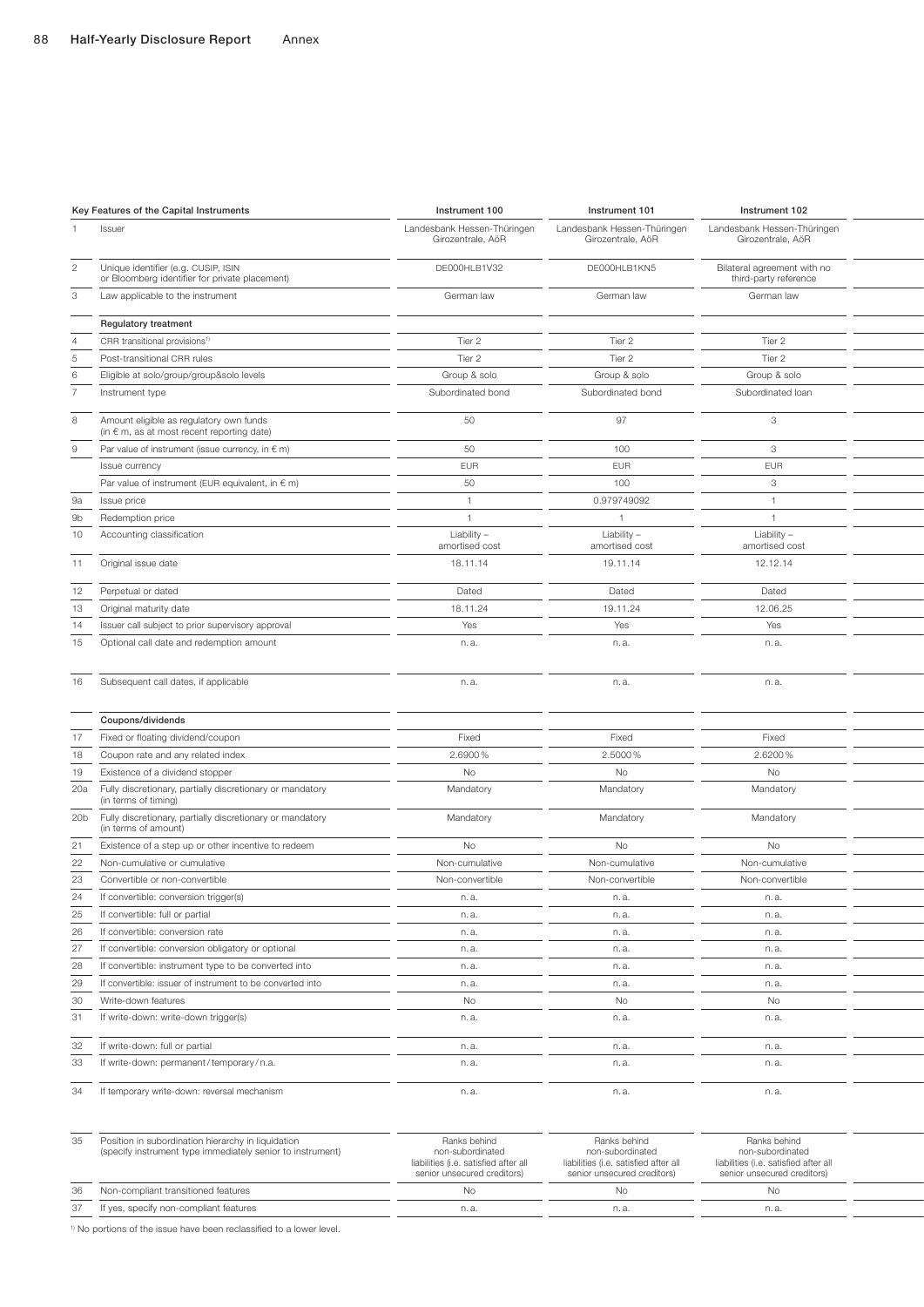| | Key Features of the Capital Instruments | Instrument 100 | Instrument 101 | Instrument 102 |
|---|---|---|---|---|
| 1 | Issuer | Landesbank Hessen-Thüringen Girozentrale, AöR | Landesbank Hessen-Thüringen Girozentrale, AöR | Landesbank Hessen-Thüringen Girozentrale, AöR |
| 2 | Unique identifier (e.g. CUSIP, ISIN or Bloomberg identifier for private placement) | DE000HLB1V32 | DE000HLB1KN5 | Bilateral agreement with no third-party reference |
| 3 | Law applicable to the instrument | German law | German law | German law |
| | **Regulatory treatment** | | | |
| 4 | CRR transitional provisions[1] | Tier 2 | Tier 2 | Tier 2 |
| 5 | Post-transitional CRR rules | Tier 2 | Tier 2 | Tier 2 |
| 6 | Eligible at solo/group/group&solo levels | Group & solo | Group & solo | Group & solo |
| 7 | Instrument type | Subordinated bond | Subordinated bond | Subordinated loan |
| 8 | Amount eligible as regulatory own funds (in € m, as at most recent reporting date) | 50 | 97 | 3 |
| 9 | Par value of instrument (issue currency, in € m) | 50 | 100 | 3 |
| | Issue currency | EUR | EUR | EUR |
| | Par value of instrument (EUR equivalent, in € m) | 50 | 100 | 3 |
| 9a | Issue price | 1 | 0.979749092 | 1 |
| 9b | Redemption price | 1 | 1 | 1 |
| 10 | Accounting classification | Liability – amortised cost | Liability – amortised cost | Liability – amortised cost |
| 11 | Original issue date | 18.11.14 | 19.11.14 | 12.12.14 |
| 12 | Perpetual or dated | Dated | Dated | Dated |
| 13 | Original maturity date | 18.11.24 | 19.11.24 | 12.06.25 |
| 14 | Issuer call subject to prior supervisory approval | Yes | Yes | Yes |
| 15 | Optional call date and redemption amount | n. a. | n. a. | n. a. |
| 16 | Subsequent call dates, if applicable | n. a. | n. a. | n. a. |
| | **Coupons/dividends** | | | |
| 17 | Fixed or floating dividend/coupon | Fixed | Fixed | Fixed |
| 18 | Coupon rate and any related index | 2.6900 % | 2.5000 % | 2.6200 % |
| 19 | Existence of a dividend stopper | No | No | No |
| 20a | Fully discretionary, partially discretionary or mandatory (in terms of timing) | Mandatory | Mandatory | Mandatory |
| 20b | Fully discretionary, partially discretionary or mandatory (in terms of amount) | Mandatory | Mandatory | Mandatory |
| 21 | Existence of a step up or other incentive to redeem | No | No | No |
| 22 | Non-cumulative or cumulative | Non-cumulative | Non-cumulative | Non-cumulative |
| 23 | Convertible or non-convertible | Non-convertible | Non-convertible | Non-convertible |
| 24 | If convertible: conversion trigger(s) | n. a. | n. a. | n. a. |
| 25 | If convertible: full or partial | n. a. | n. a. | n. a. |
| 26 | If convertible: conversion rate | n. a. | n. a. | n. a. |
| 27 | If convertible: conversion obligatory or optional | n. a. | n. a. | n. a. |
| 28 | If convertible: instrument type to be converted into | n. a. | n. a. | n. a. |
| 29 | If convertible: issuer of instrument to be converted into | n. a. | n. a. | n. a. |
| 30 | Write-down features | No | No | No |
| 31 | If write-down: write-down trigger(s) | n. a. | n. a. | n. a. |
| 32 | If write-down: full or partial | n. a. | n. a. | n. a. |
| 33 | If write-down: permanent / temporary / n.a. | n. a. | n. a. | n. a. |
| 34 | If temporary write-down: reversal mechanism | n. a. | n. a. | n. a. |
| 35 | Position in subordination hierarchy in liquidation (specify instrument type immediately senior to instrument) | Ranks behind non-subordinated liabilities (i.e. satisfied after all senior unsecured creditors) | Ranks behind non-subordinated liabilities (i.e. satisfied after all senior unsecured creditors) | Ranks behind non-subordinated liabilities (i.e. satisfied after all senior unsecured creditors) |
| 36 | Non-compliant transitioned features | No | No | No |
| 37 | If yes, specify non-compliant features | n. a. | n. a. | n. a. |

[1] No portions of the issue have been reclassified to a lower level.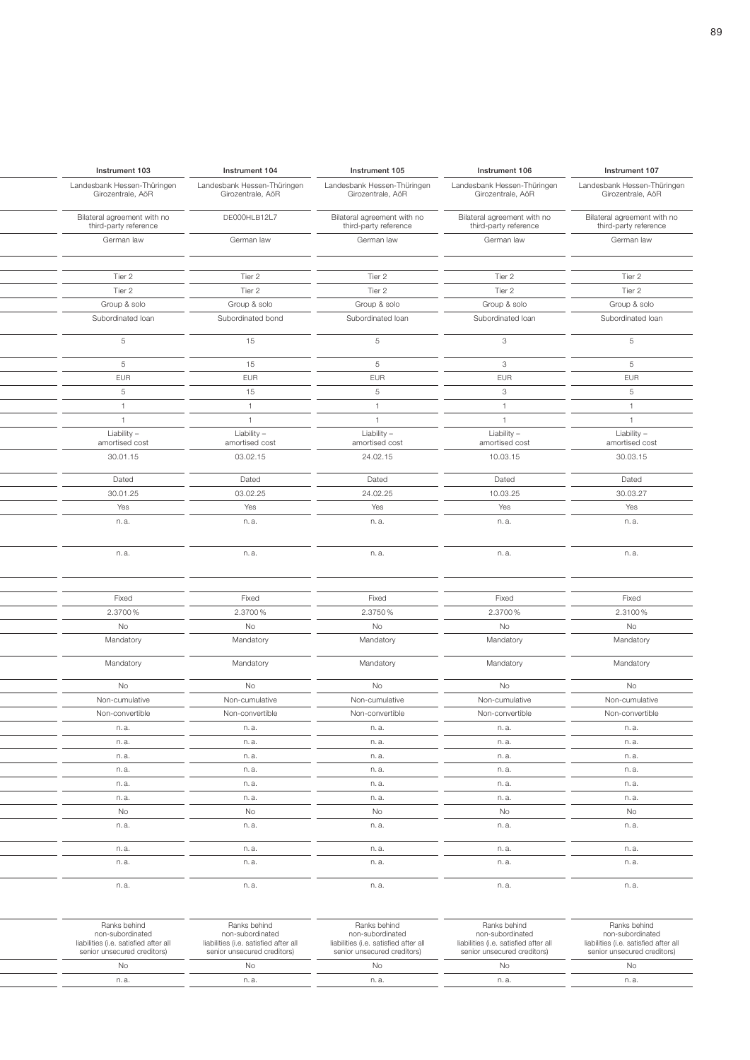| | Instrument 103 | Instrument 104 | Instrument 105 | Instrument 106 | Instrument 107 |
|---|---|---|---|---|---|
| | Landesbank Hessen-Thüringen Girozentrale, AöR | Landesbank Hessen-Thüringen Girozentrale, AöR | Landesbank Hessen-Thüringen Girozentrale, AöR | Landesbank Hessen-Thüringen Girozentrale, AöR | Landesbank Hessen-Thüringen Girozentrale, AöR |
| | Bilateral agreement with no third-party reference | DE000HLB12L7 | Bilateral agreement with no third-party reference | Bilateral agreement with no third-party reference | Bilateral agreement with no third-party reference |
| | German law | German law | German law | German law | German law |
| | | | | | |
| | Tier 2 | Tier 2 | Tier 2 | Tier 2 | Tier 2 |
| | Tier 2 | Tier 2 | Tier 2 | Tier 2 | Tier 2 |
| | Group & solo | Group & solo | Group & solo | Group & solo | Group & solo |
| | Subordinated loan | Subordinated bond | Subordinated loan | Subordinated loan | Subordinated loan |
| | 5 | 15 | 5 | 3 | 5 |
| | 5 | 15 | 5 | 3 | 5 |
| | EUR | EUR | EUR | EUR | EUR |
| | 5 | 15 | 5 | 3 | 5 |
| | 1 | 1 | 1 | 1 | 1 |
| | 1 | 1 | 1 | 1 | 1 |
| | Liability – amortised cost | Liability – amortised cost | Liability – amortised cost | Liability – amortised cost | Liability – amortised cost |
| | 30.01.15 | 03.02.15 | 24.02.15 | 10.03.15 | 30.03.15 |
| | Dated | Dated | Dated | Dated | Dated |
| | 30.01.25 | 03.02.25 | 24.02.25 | 10.03.25 | 30.03.27 |
| | Yes | Yes | Yes | Yes | Yes |
| | n. a. | n. a. | n. a. | n. a. | n. a. |
| | n. a. | n. a. | n. a. | n. a. | n. a. |
| | | | | | |
| | Fixed | Fixed | Fixed | Fixed | Fixed |
| | 2.3700 % | 2.3700 % | 2.3750 % | 2.3700 % | 2.3100 % |
| | No | No | No | No | No |
| | Mandatory | Mandatory | Mandatory | Mandatory | Mandatory |
| | Mandatory | Mandatory | Mandatory | Mandatory | Mandatory |
| | No | No | No | No | No |
| | Non-cumulative | Non-cumulative | Non-cumulative | Non-cumulative | Non-cumulative |
| | Non-convertible | Non-convertible | Non-convertible | Non-convertible | Non-convertible |
| | n. a. | n. a. | n. a. | n. a. | n. a. |
| | n. a. | n. a. | n. a. | n. a. | n. a. |
| | n. a. | n. a. | n. a. | n. a. | n. a. |
| | n. a. | n. a. | n. a. | n. a. | n. a. |
| | n. a. | n. a. | n. a. | n. a. | n. a. |
| | n. a. | n. a. | n. a. | n. a. | n. a. |
| | No | No | No | No | No |
| | n. a. | n. a. | n. a. | n. a. | n. a. |
| | n. a. | n. a. | n. a. | n. a. | n. a. |
| | n. a. | n. a. | n. a. | n. a. | n. a. |
| | n. a. | n. a. | n. a. | n. a. | n. a. |
| | Ranks behind non-subordinated liabilities (i.e. satisfied after all senior unsecured creditors) | Ranks behind non-subordinated liabilities (i.e. satisfied after all senior unsecured creditors) | Ranks behind non-subordinated liabilities (i.e. satisfied after all senior unsecured creditors) | Ranks behind non-subordinated liabilities (i.e. satisfied after all senior unsecured creditors) | Ranks behind non-subordinated liabilities (i.e. satisfied after all senior unsecured creditors) |
| | No | No | No | No | No |
| | n. a. | n. a. | n. a. | n. a. | n. a. |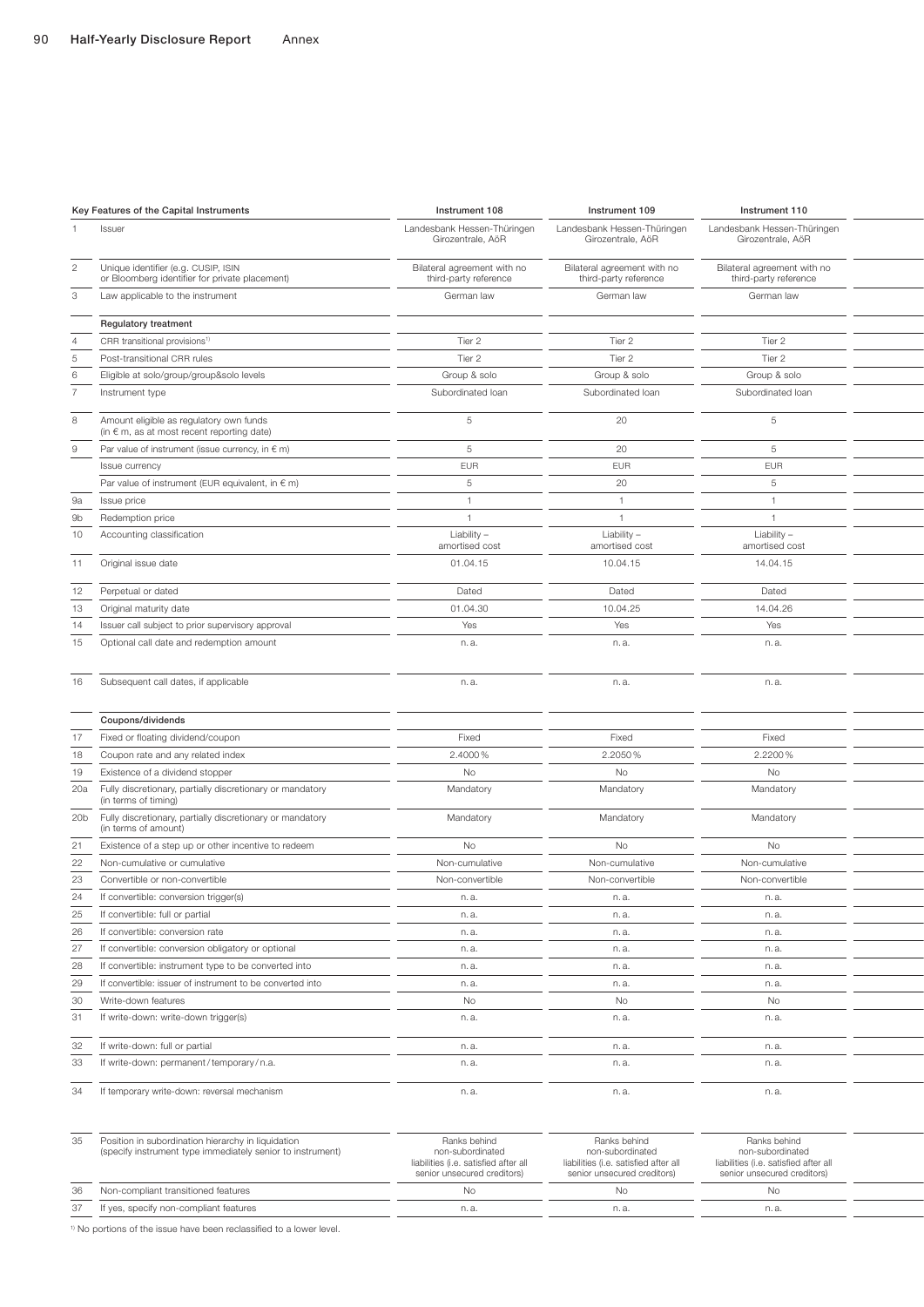| | Key Features of the Capital Instruments | Instrument 108 | Instrument 109 | Instrument 110 |
|---|---|---|---|---|
| 1 | Issuer | Landesbank Hessen-Thüringen Girozentrale, AöR | Landesbank Hessen-Thüringen Girozentrale, AöR | Landesbank Hessen-Thüringen Girozentrale, AöR |
| 2 | Unique identifier (e.g. CUSIP, ISIN or Bloomberg identifier for private placement) | Bilateral agreement with no third-party reference | Bilateral agreement with no third-party reference | Bilateral agreement with no third-party reference |
| 3 | Law applicable to the instrument | German law | German law | German law |
| | **Regulatory treatment** | | | |
| 4 | CRR transitional provisions[1] | Tier 2 | Tier 2 | Tier 2 |
| 5 | Post-transitional CRR rules | Tier 2 | Tier 2 | Tier 2 |
| 6 | Eligible at solo/group/group&solo levels | Group & solo | Group & solo | Group & solo |
| 7 | Instrument type | Subordinated loan | Subordinated loan | Subordinated loan |
| 8 | Amount eligible as regulatory own funds (in € m, as at most recent reporting date) | 5 | 20 | 5 |
| 9 | Par value of instrument (issue currency, in € m) | 5 | 20 | 5 |
| | Issue currency | EUR | EUR | EUR |
| | Par value of instrument (EUR equivalent, in € m) | 5 | 20 | 5 |
| 9a | Issue price | 1 | 1 | 1 |
| 9b | Redemption price | 1 | 1 | 1 |
| 10 | Accounting classification | Liability – amortised cost | Liability – amortised cost | Liability – amortised cost |
| 11 | Original issue date | 01.04.15 | 10.04.15 | 14.04.15 |
| 12 | Perpetual or dated | Dated | Dated | Dated |
| 13 | Original maturity date | 01.04.30 | 10.04.25 | 14.04.26 |
| 14 | Issuer call subject to prior supervisory approval | Yes | Yes | Yes |
| 15 | Optional call date and redemption amount | n. a. | n. a. | n. a. |
| 16 | Subsequent call dates, if applicable | n. a. | n. a. | n. a. |
| | **Coupons/dividends** | | | |
| 17 | Fixed or floating dividend/coupon | Fixed | Fixed | Fixed |
| 18 | Coupon rate and any related index | 2.4000 % | 2.2050 % | 2.2200 % |
| 19 | Existence of a dividend stopper | No | No | No |
| 20a | Fully discretionary, partially discretionary or mandatory (in terms of timing) | Mandatory | Mandatory | Mandatory |
| 20b | Fully discretionary, partially discretionary or mandatory (in terms of amount) | Mandatory | Mandatory | Mandatory |
| 21 | Existence of a step up or other incentive to redeem | No | No | No |
| 22 | Non-cumulative or cumulative | Non-cumulative | Non-cumulative | Non-cumulative |
| 23 | Convertible or non-convertible | Non-convertible | Non-convertible | Non-convertible |
| 24 | If convertible: conversion trigger(s) | n. a. | n. a. | n. a. |
| 25 | If convertible: full or partial | n. a. | n. a. | n. a. |
| 26 | If convertible: conversion rate | n. a. | n. a. | n. a. |
| 27 | If convertible: conversion obligatory or optional | n. a. | n. a. | n. a. |
| 28 | If convertible: instrument type to be converted into | n. a. | n. a. | n. a. |
| 29 | If convertible: issuer of instrument to be converted into | n. a. | n. a. | n. a. |
| 30 | Write-down features | No | No | No |
| 31 | If write-down: write-down trigger(s) | n. a. | n. a. | n. a. |
| 32 | If write-down: full or partial | n. a. | n. a. | n. a. |
| 33 | If write-down: permanent / temporary / n.a. | n. a. | n. a. | n. a. |
| 34 | If temporary write-down: reversal mechanism | n. a. | n. a. | n. a. |
| 35 | Position in subordination hierarchy in liquidation (specify instrument type immediately senior to instrument) | Ranks behind non-subordinated liabilities (i.e. satisfied after all senior unsecured creditors) | Ranks behind non-subordinated liabilities (i.e. satisfied after all senior unsecured creditors) | Ranks behind non-subordinated liabilities (i.e. satisfied after all senior unsecured creditors) |
| 36 | Non-compliant transitioned features | No | No | No |
| 37 | If yes, specify non-compliant features | n. a. | n. a. | n. a. |

[1] No portions of the issue have been reclassified to a lower level.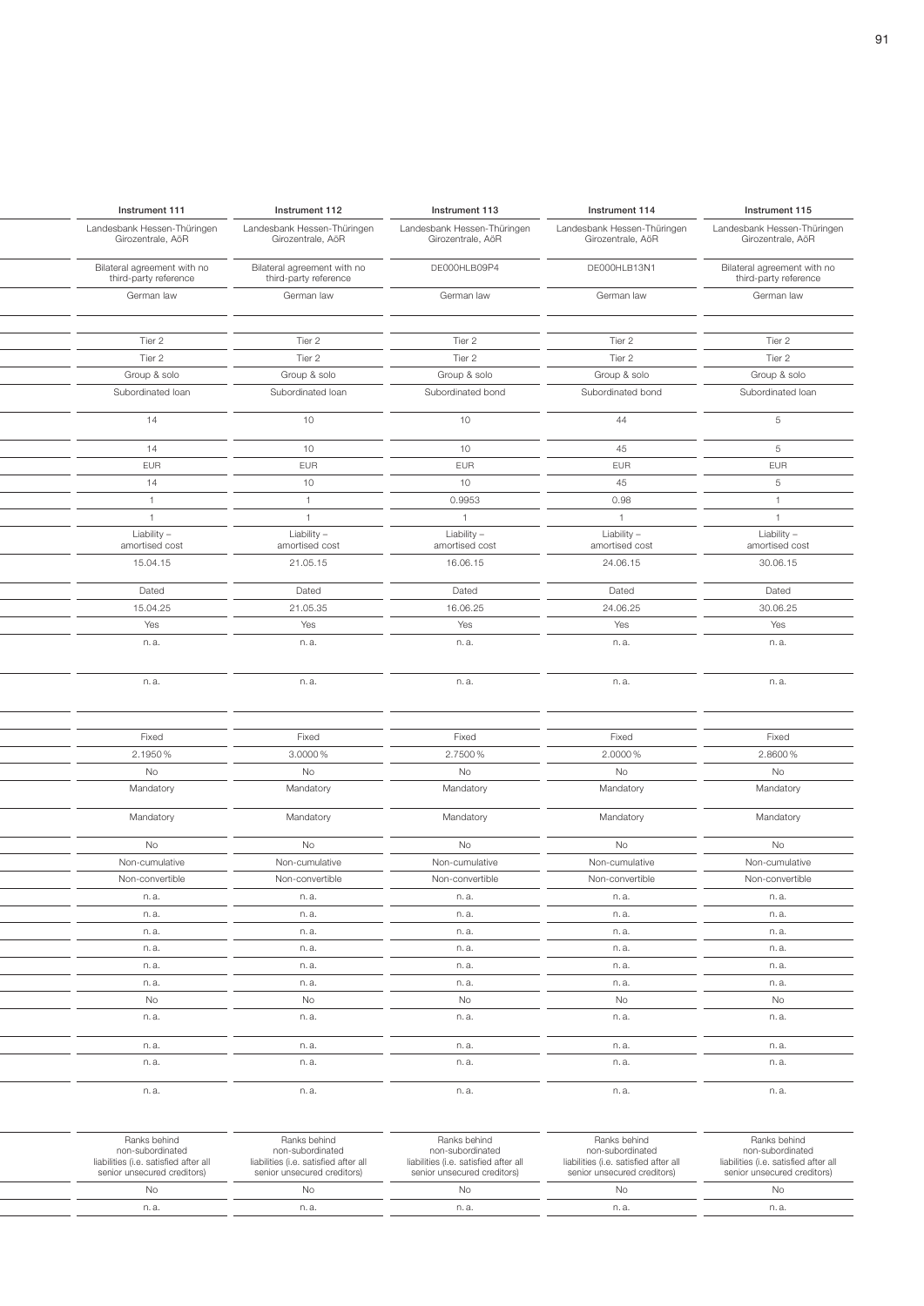| Instrument 111 | Instrument 112 | Instrument 113 | Instrument 114 | Instrument 115 |
|---|---|---|---|---|
| Landesbank Hessen-Thüringen Girozentrale, AöR | Landesbank Hessen-Thüringen Girozentrale, AöR | Landesbank Hessen-Thüringen Girozentrale, AöR | Landesbank Hessen-Thüringen Girozentrale, AöR | Landesbank Hessen-Thüringen Girozentrale, AöR |
| Bilateral agreement with no third-party reference | Bilateral agreement with no third-party reference | DE000HLB09P4 | DE000HLB13N1 | Bilateral agreement with no third-party reference |
| German law | German law | German law | German law | German law |
| | | | | |
| Tier 2 | Tier 2 | Tier 2 | Tier 2 | Tier 2 |
| Tier 2 | Tier 2 | Tier 2 | Tier 2 | Tier 2 |
| Group & solo | Group & solo | Group & solo | Group & solo | Group & solo |
| Subordinated loan | Subordinated loan | Subordinated bond | Subordinated bond | Subordinated loan |
| 14 | 10 | 10 | 44 | 5 |
| 14 | 10 | 10 | 45 | 5 |
| EUR | EUR | EUR | EUR | EUR |
| 14 | 10 | 10 | 45 | 5 |
| 1 | 1 | 0.9953 | 0.98 | 1 |
| 1 | 1 | 1 | 1 | 1 |
| Liability – amortised cost | Liability – amortised cost | Liability – amortised cost | Liability – amortised cost | Liability – amortised cost |
| 15.04.15 | 21.05.15 | 16.06.15 | 24.06.15 | 30.06.15 |
| Dated | Dated | Dated | Dated | Dated |
| 15.04.25 | 21.05.35 | 16.06.25 | 24.06.25 | 30.06.25 |
| Yes | Yes | Yes | Yes | Yes |
| n. a. | n. a. | n. a. | n. a. | n. a. |
| n. a. | n. a. | n. a. | n. a. | n. a. |
| | | | | |
| Fixed | Fixed | Fixed | Fixed | Fixed |
| 2.1950 % | 3.0000 % | 2.7500 % | 2.0000 % | 2.8600 % |
| No | No | No | No | No |
| Mandatory | Mandatory | Mandatory | Mandatory | Mandatory |
| Mandatory | Mandatory | Mandatory | Mandatory | Mandatory |
| No | No | No | No | No |
| Non-cumulative | Non-cumulative | Non-cumulative | Non-cumulative | Non-cumulative |
| Non-convertible | Non-convertible | Non-convertible | Non-convertible | Non-convertible |
| n. a. | n. a. | n. a. | n. a. | n. a. |
| n. a. | n. a. | n. a. | n. a. | n. a. |
| n. a. | n. a. | n. a. | n. a. | n. a. |
| n. a. | n. a. | n. a. | n. a. | n. a. |
| n. a. | n. a. | n. a. | n. a. | n. a. |
| n. a. | n. a. | n. a. | n. a. | n. a. |
| No | No | No | No | No |
| n. a. | n. a. | n. a. | n. a. | n. a. |
| n. a. | n. a. | n. a. | n. a. | n. a. |
| n. a. | n. a. | n. a. | n. a. | n. a. |
| n. a. | n. a. | n. a. | n. a. | n. a. |
| Ranks behind non-subordinated liabilities (i.e. satisfied after all senior unsecured creditors) | Ranks behind non-subordinated liabilities (i.e. satisfied after all senior unsecured creditors) | Ranks behind non-subordinated liabilities (i.e. satisfied after all senior unsecured creditors) | Ranks behind non-subordinated liabilities (i.e. satisfied after all senior unsecured creditors) | Ranks behind non-subordinated liabilities (i.e. satisfied after all senior unsecured creditors) |
| No | No | No | No | No |
| n. a. | n. a. | n. a. | n. a. | n. a. |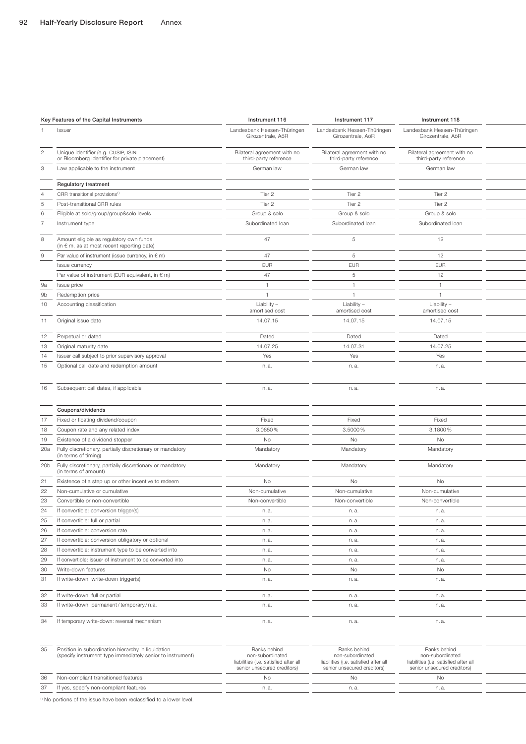| | Key Features of the Capital Instruments | Instrument 116 | Instrument 117 | Instrument 118 |
|---|---|---|---|---|
| 1 | Issuer | Landesbank Hessen-Thüringen Girozentrale, AöR | Landesbank Hessen-Thüringen Girozentrale, AöR | Landesbank Hessen-Thüringen Girozentrale, AöR |
| 2 | Unique identifier (e.g. CUSIP, ISIN or Bloomberg identifier for private placement) | Bilateral agreement with no third-party reference | Bilateral agreement with no third-party reference | Bilateral agreement with no third-party reference |
| 3 | Law applicable to the instrument | German law | German law | German law |
| | **Regulatory treatment** | | | |
| 4 | CRR transitional provisions[1] | Tier 2 | Tier 2 | Tier 2 |
| 5 | Post-transitional CRR rules | Tier 2 | Tier 2 | Tier 2 |
| 6 | Eligible at solo/group/group&solo levels | Group & solo | Group & solo | Group & solo |
| 7 | Instrument type | Subordinated loan | Subordinated loan | Subordinated loan |
| 8 | Amount eligible as regulatory own funds (in € m, as at most recent reporting date) | 47 | 5 | 12 |
| 9 | Par value of instrument (issue currency, in € m) | 47 | 5 | 12 |
| | Issue currency | EUR | EUR | EUR |
| | Par value of instrument (EUR equivalent, in € m) | 47 | 5 | 12 |
| 9a | Issue price | 1 | 1 | 1 |
| 9b | Redemption price | 1 | 1 | 1 |
| 10 | Accounting classification | Liability – amortised cost | Liability – amortised cost | Liability – amortised cost |
| 11 | Original issue date | 14.07.15 | 14.07.15 | 14.07.15 |
| 12 | Perpetual or dated | Dated | Dated | Dated |
| 13 | Original maturity date | 14.07.25 | 14.07.31 | 14.07.25 |
| 14 | Issuer call subject to prior supervisory approval | Yes | Yes | Yes |
| 15 | Optional call date and redemption amount | n. a. | n. a. | n. a. |
| 16 | Subsequent call dates, if applicable | n. a. | n. a. | n. a. |
| | **Coupons/dividends** | | | |
| 17 | Fixed or floating dividend/coupon | Fixed | Fixed | Fixed |
| 18 | Coupon rate and any related index | 3.0650 % | 3.5000 % | 3.1800 % |
| 19 | Existence of a dividend stopper | No | No | No |
| 20a | Fully discretionary, partially discretionary or mandatory (in terms of timing) | Mandatory | Mandatory | Mandatory |
| 20b | Fully discretionary, partially discretionary or mandatory (in terms of amount) | Mandatory | Mandatory | Mandatory |
| 21 | Existence of a step up or other incentive to redeem | No | No | No |
| 22 | Non-cumulative or cumulative | Non-cumulative | Non-cumulative | Non-cumulative |
| 23 | Convertible or non-convertible | Non-convertible | Non-convertible | Non-convertible |
| 24 | If convertible: conversion trigger(s) | n. a. | n. a. | n. a. |
| 25 | If convertible: full or partial | n. a. | n. a. | n. a. |
| 26 | If convertible: conversion rate | n. a. | n. a. | n. a. |
| 27 | If convertible: conversion obligatory or optional | n. a. | n. a. | n. a. |
| 28 | If convertible: instrument type to be converted into | n. a. | n. a. | n. a. |
| 29 | If convertible: issuer of instrument to be converted into | n. a. | n. a. | n. a. |
| 30 | Write-down features | No | No | No |
| 31 | If write-down: write-down trigger(s) | n. a. | n. a. | n. a. |
| 32 | If write-down: full or partial | n. a. | n. a. | n. a. |
| 33 | If write-down: permanent / temporary / n.a. | n. a. | n. a. | n. a. |
| 34 | If temporary write-down: reversal mechanism | n. a. | n. a. | n. a. |
| 35 | Position in subordination hierarchy in liquidation (specify instrument type immediately senior to instrument) | Ranks behind non-subordinated liabilities (i.e. satisfied after all senior unsecured creditors) | Ranks behind non-subordinated liabilities (i.e. satisfied after all senior unsecured creditors) | Ranks behind non-subordinated liabilities (i.e. satisfied after all senior unsecured creditors) |
| 36 | Non-compliant transitioned features | No | No | No |
| 37 | If yes, specify non-compliant features | n. a. | n. a. | n. a. |

[1] No portions of the issue have been reclassified to a lower level.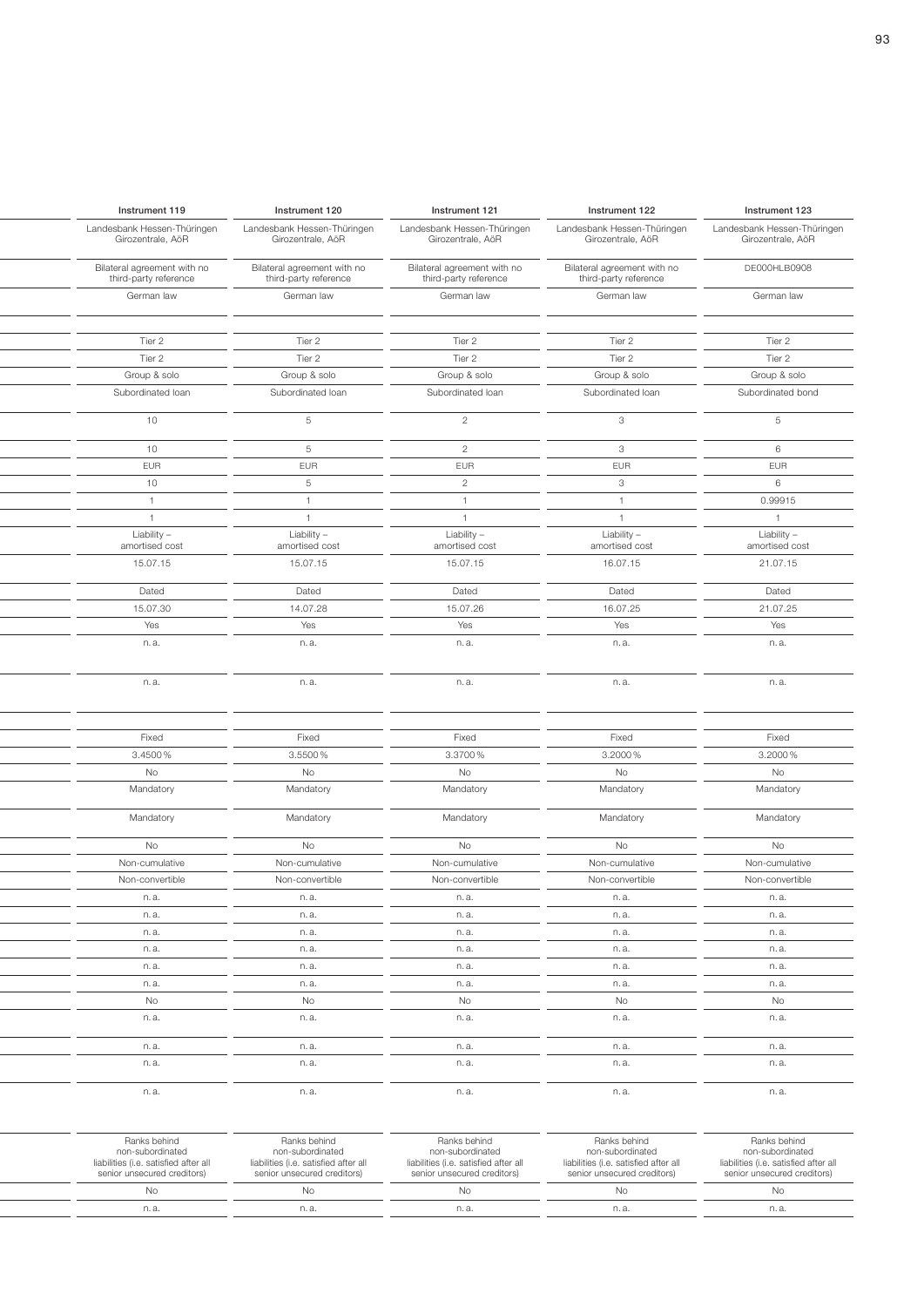| Instrument 119 | Instrument 120 | Instrument 121 | Instrument 122 | Instrument 123 |
|---|---|---|---|---|
| Landesbank Hessen-Thüringen Girozentrale, AöR | Landesbank Hessen-Thüringen Girozentrale, AöR | Landesbank Hessen-Thüringen Girozentrale, AöR | Landesbank Hessen-Thüringen Girozentrale, AöR | Landesbank Hessen-Thüringen Girozentrale, AöR |
| Bilateral agreement with no third-party reference | Bilateral agreement with no third-party reference | Bilateral agreement with no third-party reference | Bilateral agreement with no third-party reference | DE000HLB0908 |
| German law | German law | German law | German law | German law |
| | | | | |
| Tier 2 | Tier 2 | Tier 2 | Tier 2 | Tier 2 |
| Tier 2 | Tier 2 | Tier 2 | Tier 2 | Tier 2 |
| Group & solo | Group & solo | Group & solo | Group & solo | Group & solo |
| Subordinated loan | Subordinated loan | Subordinated loan | Subordinated loan | Subordinated bond |
| 10 | 5 | 2 | 3 | 5 |
| 10 | 5 | 2 | 3 | 6 |
| EUR | EUR | EUR | EUR | EUR |
| 10 | 5 | 2 | 3 | 6 |
| 1 | 1 | 1 | 1 | 0.99915 |
| 1 | 1 | 1 | 1 | 1 |
| Liability – amortised cost | Liability – amortised cost | Liability – amortised cost | Liability – amortised cost | Liability – amortised cost |
| 15.07.15 | 15.07.15 | 15.07.15 | 16.07.15 | 21.07.15 |
| Dated | Dated | Dated | Dated | Dated |
| 15.07.30 | 14.07.28 | 15.07.26 | 16.07.25 | 21.07.25 |
| Yes | Yes | Yes | Yes | Yes |
| n. a. | n. a. | n. a. | n. a. | n. a. |
| n. a. | n. a. | n. a. | n. a. | n. a. |
| | | | | |
| Fixed | Fixed | Fixed | Fixed | Fixed |
| 3.4500 % | 3.5500 % | 3.3700 % | 3.2000 % | 3.2000 % |
| No | No | No | No | No |
| Mandatory | Mandatory | Mandatory | Mandatory | Mandatory |
| Mandatory | Mandatory | Mandatory | Mandatory | Mandatory |
| No | No | No | No | No |
| Non-cumulative | Non-cumulative | Non-cumulative | Non-cumulative | Non-cumulative |
| Non-convertible | Non-convertible | Non-convertible | Non-convertible | Non-convertible |
| n. a. | n. a. | n. a. | n. a. | n. a. |
| n. a. | n. a. | n. a. | n. a. | n. a. |
| n. a. | n. a. | n. a. | n. a. | n. a. |
| n. a. | n. a. | n. a. | n. a. | n. a. |
| n. a. | n. a. | n. a. | n. a. | n. a. |
| n. a. | n. a. | n. a. | n. a. | n. a. |
| No | No | No | No | No |
| n. a. | n. a. | n. a. | n. a. | n. a. |
| n. a. | n. a. | n. a. | n. a. | n. a. |
| n. a. | n. a. | n. a. | n. a. | n. a. |
| n. a. | n. a. | n. a. | n. a. | n. a. |
| Ranks behind non-subordinated liabilities (i.e. satisfied after all senior unsecured creditors) | Ranks behind non-subordinated liabilities (i.e. satisfied after all senior unsecured creditors) | Ranks behind non-subordinated liabilities (i.e. satisfied after all senior unsecured creditors) | Ranks behind non-subordinated liabilities (i.e. satisfied after all senior unsecured creditors) | Ranks behind non-subordinated liabilities (i.e. satisfied after all senior unsecured creditors) |
| No | No | No | No | No |
| n. a. | n. a. | n. a. | n. a. | n. a. |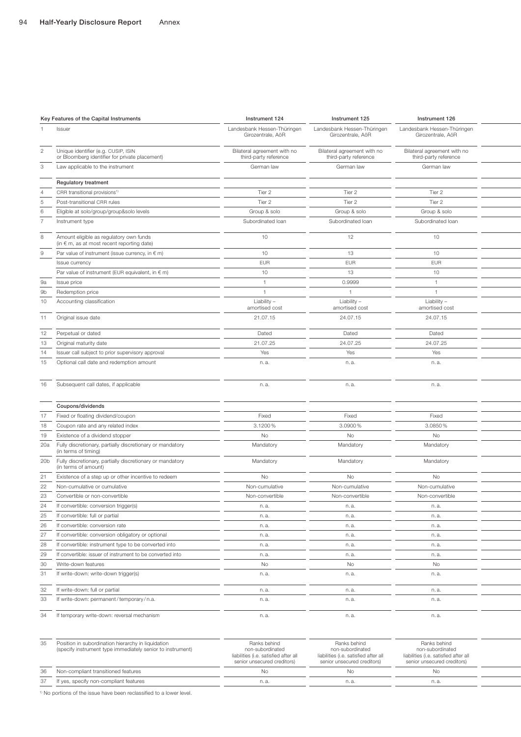| | Key Features of the Capital Instruments | Instrument 124 | Instrument 125 | Instrument 126 |
|---|---|---|---|---|
| 1 | Issuer | Landesbank Hessen-Thüringen Girozentrale, AöR | Landesbank Hessen-Thüringen Girozentrale, AöR | Landesbank Hessen-Thüringen Girozentrale, AöR |
| 2 | Unique identifier (e.g. CUSIP, ISIN or Bloomberg identifier for private placement) | Bilateral agreement with no third-party reference | Bilateral agreement with no third-party reference | Bilateral agreement with no third-party reference |
| 3 | Law applicable to the instrument | German law | German law | German law |
| | **Regulatory treatment** | | | |
| 4 | CRR transitional provisions[1] | Tier 2 | Tier 2 | Tier 2 |
| 5 | Post-transitional CRR rules | Tier 2 | Tier 2 | Tier 2 |
| 6 | Eligible at solo/group/group&solo levels | Group & solo | Group & solo | Group & solo |
| 7 | Instrument type | Subordinated loan | Subordinated loan | Subordinated loan |
| 8 | Amount eligible as regulatory own funds (in € m, as at most recent reporting date) | 10 | 12 | 10 |
| 9 | Par value of instrument (issue currency, in € m) | 10 | 13 | 10 |
| | Issue currency | EUR | EUR | EUR |
| | Par value of instrument (EUR equivalent, in € m) | 10 | 13 | 10 |
| 9a | Issue price | 1 | 0.9999 | 1 |
| 9b | Redemption price | 1 | 1 | 1 |
| 10 | Accounting classification | Liability – amortised cost | Liability – amortised cost | Liability – amortised cost |
| 11 | Original issue date | 21.07.15 | 24.07.15 | 24.07.15 |
| 12 | Perpetual or dated | Dated | Dated | Dated |
| 13 | Original maturity date | 21.07.25 | 24.07.25 | 24.07.25 |
| 14 | Issuer call subject to prior supervisory approval | Yes | Yes | Yes |
| 15 | Optional call date and redemption amount | n. a. | n. a. | n. a. |
| 16 | Subsequent call dates, if applicable | n. a. | n. a. | n. a. |
| | **Coupons/dividends** | | | |
| 17 | Fixed or floating dividend/coupon | Fixed | Fixed | Fixed |
| 18 | Coupon rate and any related index | 3.1200 % | 3.0900 % | 3.0850 % |
| 19 | Existence of a dividend stopper | No | No | No |
| 20a | Fully discretionary, partially discretionary or mandatory (in terms of timing) | Mandatory | Mandatory | Mandatory |
| 20b | Fully discretionary, partially discretionary or mandatory (in terms of amount) | Mandatory | Mandatory | Mandatory |
| 21 | Existence of a step up or other incentive to redeem | No | No | No |
| 22 | Non-cumulative or cumulative | Non-cumulative | Non-cumulative | Non-cumulative |
| 23 | Convertible or non-convertible | Non-convertible | Non-convertible | Non-convertible |
| 24 | If convertible: conversion trigger(s) | n. a. | n. a. | n. a. |
| 25 | If convertible: full or partial | n. a. | n. a. | n. a. |
| 26 | If convertible: conversion rate | n. a. | n. a. | n. a. |
| 27 | If convertible: conversion obligatory or optional | n. a. | n. a. | n. a. |
| 28 | If convertible: instrument type to be converted into | n. a. | n. a. | n. a. |
| 29 | If convertible: issuer of instrument to be converted into | n. a. | n. a. | n. a. |
| 30 | Write-down features | No | No | No |
| 31 | If write-down: write-down trigger(s) | n. a. | n. a. | n. a. |
| 32 | If write-down: full or partial | n. a. | n. a. | n. a. |
| 33 | If write-down: permanent / temporary / n.a. | n. a. | n. a. | n. a. |
| 34 | If temporary write-down: reversal mechanism | n. a. | n. a. | n. a. |
| 35 | Position in subordination hierarchy in liquidation (specify instrument type immediately senior to instrument) | Ranks behind non-subordinated liabilities (i.e. satisfied after all senior unsecured creditors) | Ranks behind non-subordinated liabilities (i.e. satisfied after all senior unsecured creditors) | Ranks behind non-subordinated liabilities (i.e. satisfied after all senior unsecured creditors) |
| 36 | Non-compliant transitioned features | No | No | No |
| 37 | If yes, specify non-compliant features | n. a. | n. a. | n. a. |

[1] No portions of the issue have been reclassified to a lower level.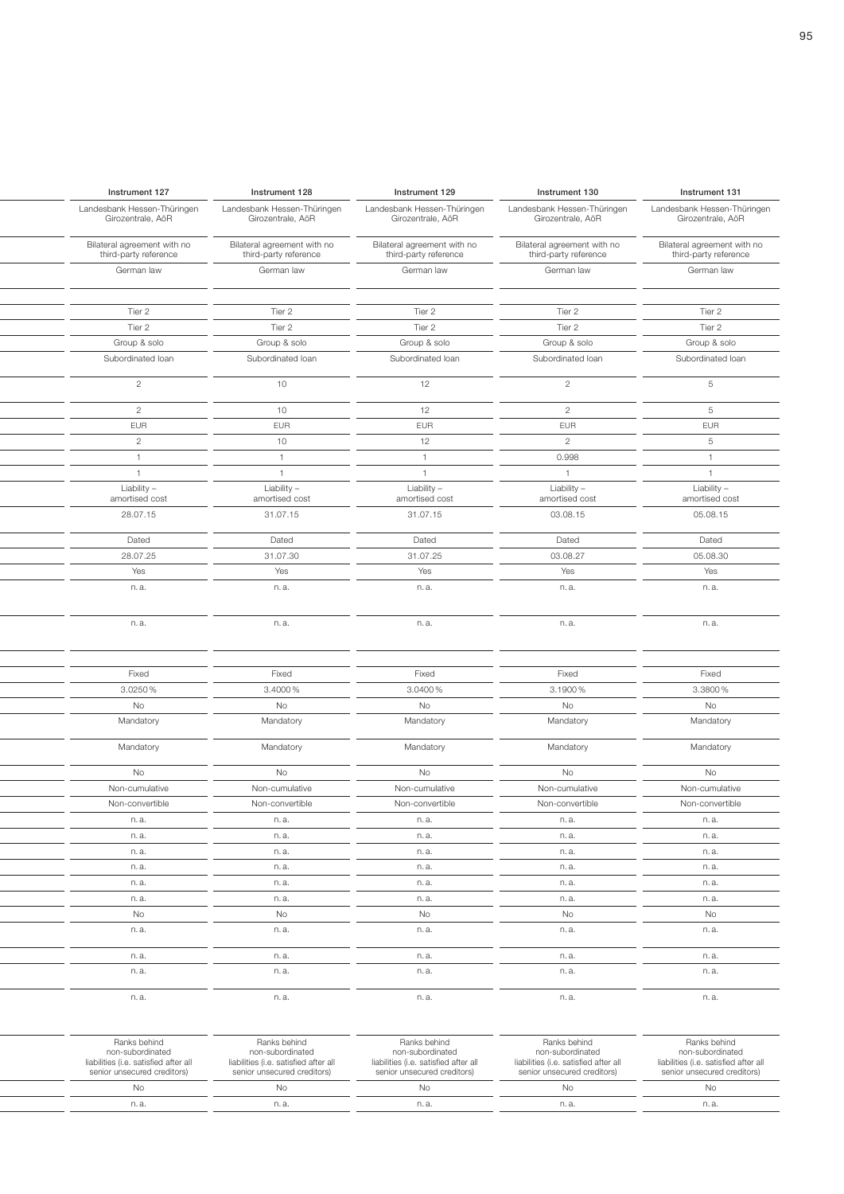| Instrument 127 | Instrument 128 | Instrument 129 | Instrument 130 | Instrument 131 |
|---|---|---|---|---|
| Landesbank Hessen-Thüringen Girozentrale, AöR | Landesbank Hessen-Thüringen Girozentrale, AöR | Landesbank Hessen-Thüringen Girozentrale, AöR | Landesbank Hessen-Thüringen Girozentrale, AöR | Landesbank Hessen-Thüringen Girozentrale, AöR |
| Bilateral agreement with no third-party reference | Bilateral agreement with no third-party reference | Bilateral agreement with no third-party reference | Bilateral agreement with no third-party reference | Bilateral agreement with no third-party reference |
| German law | German law | German law | German law | German law |
| | | | | |
| Tier 2 | Tier 2 | Tier 2 | Tier 2 | Tier 2 |
| Tier 2 | Tier 2 | Tier 2 | Tier 2 | Tier 2 |
| Group & solo | Group & solo | Group & solo | Group & solo | Group & solo |
| Subordinated loan | Subordinated loan | Subordinated loan | Subordinated loan | Subordinated loan |
| 2 | 10 | 12 | 2 | 5 |
| 2 | 10 | 12 | 2 | 5 |
| EUR | EUR | EUR | EUR | EUR |
| 2 | 10 | 12 | 2 | 5 |
| 1 | 1 | 1 | 0.998 | 1 |
| 1 | 1 | 1 | 1 | 1 |
| Liability – amortised cost | Liability – amortised cost | Liability – amortised cost | Liability – amortised cost | Liability – amortised cost |
| 28.07.15 | 31.07.15 | 31.07.15 | 03.08.15 | 05.08.15 |
| Dated | Dated | Dated | Dated | Dated |
| 28.07.25 | 31.07.30 | 31.07.25 | 03.08.27 | 05.08.30 |
| Yes | Yes | Yes | Yes | Yes |
| n. a. | n. a. | n. a. | n. a. | n. a. |
| n. a. | n. a. | n. a. | n. a. | n. a. |
| | | | | |
| Fixed | Fixed | Fixed | Fixed | Fixed |
| 3.0250 % | 3.4000 % | 3.0400 % | 3.1900 % | 3.3800 % |
| No | No | No | No | No |
| Mandatory | Mandatory | Mandatory | Mandatory | Mandatory |
| Mandatory | Mandatory | Mandatory | Mandatory | Mandatory |
| No | No | No | No | No |
| Non-cumulative | Non-cumulative | Non-cumulative | Non-cumulative | Non-cumulative |
| Non-convertible | Non-convertible | Non-convertible | Non-convertible | Non-convertible |
| n. a. | n. a. | n. a. | n. a. | n. a. |
| n. a. | n. a. | n. a. | n. a. | n. a. |
| n. a. | n. a. | n. a. | n. a. | n. a. |
| n. a. | n. a. | n. a. | n. a. | n. a. |
| n. a. | n. a. | n. a. | n. a. | n. a. |
| n. a. | n. a. | n. a. | n. a. | n. a. |
| No | No | No | No | No |
| n. a. | n. a. | n. a. | n. a. | n. a. |
| n. a. | n. a. | n. a. | n. a. | n. a. |
| n. a. | n. a. | n. a. | n. a. | n. a. |
| n. a. | n. a. | n. a. | n. a. | n. a. |
| Ranks behind non-subordinated liabilities (i.e. satisfied after all senior unsecured creditors) | Ranks behind non-subordinated liabilities (i.e. satisfied after all senior unsecured creditors) | Ranks behind non-subordinated liabilities (i.e. satisfied after all senior unsecured creditors) | Ranks behind non-subordinated liabilities (i.e. satisfied after all senior unsecured creditors) | Ranks behind non-subordinated liabilities (i.e. satisfied after all senior unsecured creditors) |
| No | No | No | No | No |
| n. a. | n. a. | n. a. | n. a. | n. a. |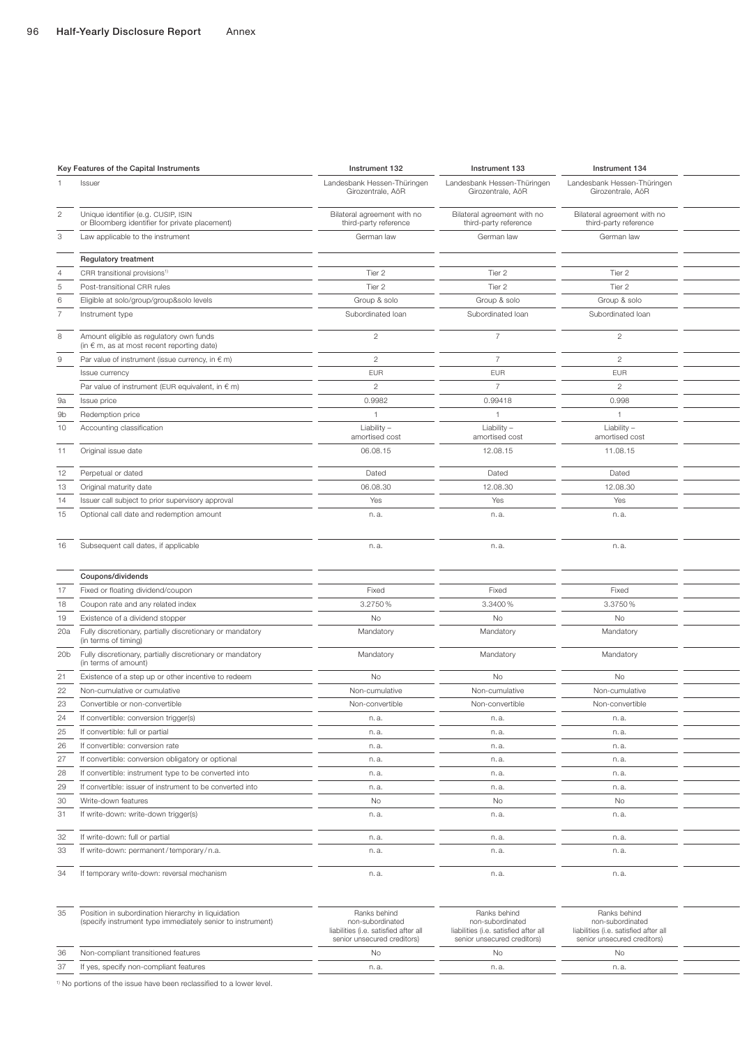| | Key Features of the Capital Instruments | Instrument 132 | Instrument 133 | Instrument 134 |
|---|---|---|---|---|
| 1 | Issuer | Landesbank Hessen-Thüringen Girozentrale, AöR | Landesbank Hessen-Thüringen Girozentrale, AöR | Landesbank Hessen-Thüringen Girozentrale, AöR |
| 2 | Unique identifier (e.g. CUSIP, ISIN or Bloomberg identifier for private placement) | Bilateral agreement with no third-party reference | Bilateral agreement with no third-party reference | Bilateral agreement with no third-party reference |
| 3 | Law applicable to the instrument | German law | German law | German law |
| | **Regulatory treatment** | | | |
| 4 | CRR transitional provisions[1] | Tier 2 | Tier 2 | Tier 2 |
| 5 | Post-transitional CRR rules | Tier 2 | Tier 2 | Tier 2 |
| 6 | Eligible at solo/group/group&solo levels | Group & solo | Group & solo | Group & solo |
| 7 | Instrument type | Subordinated loan | Subordinated loan | Subordinated loan |
| 8 | Amount eligible as regulatory own funds (in € m, as at most recent reporting date) | 2 | 7 | 2 |
| 9 | Par value of instrument (issue currency, in € m) | 2 | 7 | 2 |
| | Issue currency | EUR | EUR | EUR |
| | Par value of instrument (EUR equivalent, in € m) | 2 | 7 | 2 |
| 9a | Issue price | 0.9982 | 0.99418 | 0.998 |
| 9b | Redemption price | 1 | 1 | 1 |
| 10 | Accounting classification | Liability – amortised cost | Liability – amortised cost | Liability – amortised cost |
| 11 | Original issue date | 06.08.15 | 12.08.15 | 11.08.15 |
| 12 | Perpetual or dated | Dated | Dated | Dated |
| 13 | Original maturity date | 06.08.30 | 12.08.30 | 12.08.30 |
| 14 | Issuer call subject to prior supervisory approval | Yes | Yes | Yes |
| 15 | Optional call date and redemption amount | n. a. | n. a. | n. a. |
| 16 | Subsequent call dates, if applicable | n. a. | n. a. | n. a. |
| | **Coupons/dividends** | | | |
| 17 | Fixed or floating dividend/coupon | Fixed | Fixed | Fixed |
| 18 | Coupon rate and any related index | 3.2750 % | 3.3400 % | 3.3750 % |
| 19 | Existence of a dividend stopper | No | No | No |
| 20a | Fully discretionary, partially discretionary or mandatory (in terms of timing) | Mandatory | Mandatory | Mandatory |
| 20b | Fully discretionary, partially discretionary or mandatory (in terms of amount) | Mandatory | Mandatory | Mandatory |
| 21 | Existence of a step up or other incentive to redeem | No | No | No |
| 22 | Non-cumulative or cumulative | Non-cumulative | Non-cumulative | Non-cumulative |
| 23 | Convertible or non-convertible | Non-convertible | Non-convertible | Non-convertible |
| 24 | If convertible: conversion trigger(s) | n. a. | n. a. | n. a. |
| 25 | If convertible: full or partial | n. a. | n. a. | n. a. |
| 26 | If convertible: conversion rate | n. a. | n. a. | n. a. |
| 27 | If convertible: conversion obligatory or optional | n. a. | n. a. | n. a. |
| 28 | If convertible: instrument type to be converted into | n. a. | n. a. | n. a. |
| 29 | If convertible: issuer of instrument to be converted into | n. a. | n. a. | n. a. |
| 30 | Write-down features | No | No | No |
| 31 | If write-down: write-down trigger(s) | n. a. | n. a. | n. a. |
| 32 | If write-down: full or partial | n. a. | n. a. | n. a. |
| 33 | If write-down: permanent / temporary / n.a. | n. a. | n. a. | n. a. |
| 34 | If temporary write-down: reversal mechanism | n. a. | n. a. | n. a. |
| 35 | Position in subordination hierarchy in liquidation (specify instrument type immediately senior to instrument) | Ranks behind non-subordinated liabilities (i.e. satisfied after all senior unsecured creditors) | Ranks behind non-subordinated liabilities (i.e. satisfied after all senior unsecured creditors) | Ranks behind non-subordinated liabilities (i.e. satisfied after all senior unsecured creditors) |
| 36 | Non-compliant transitioned features | No | No | No |
| 37 | If yes, specify non-compliant features | n. a. | n. a. | n. a. |

[1] No portions of the issue have been reclassified to a lower level.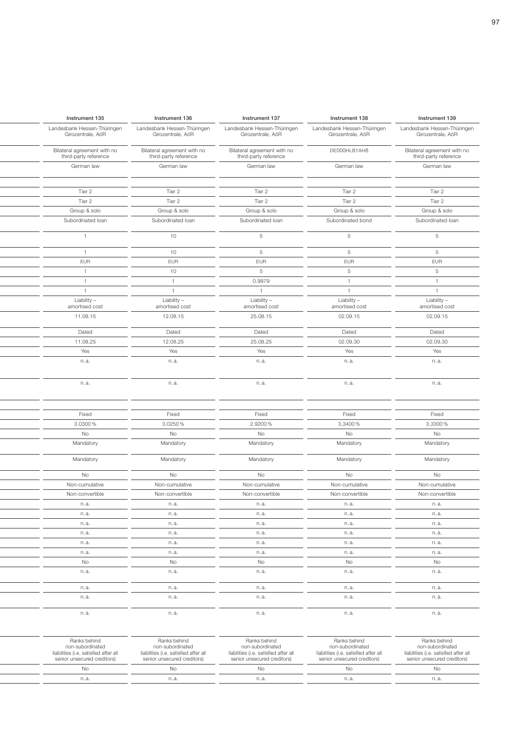| | Instrument 135 | Instrument 136 | Instrument 137 | Instrument 138 | Instrument 139 |
|---|---|---|---|---|---|
| | Landesbank Hessen-Thüringen Girozentrale, AöR | Landesbank Hessen-Thüringen Girozentrale, AöR | Landesbank Hessen-Thüringen Girozentrale, AöR | Landesbank Hessen-Thüringen Girozentrale, AöR | Landesbank Hessen-Thüringen Girozentrale, AöR |
| | Bilateral agreement with no third-party reference | Bilateral agreement with no third-party reference | Bilateral agreement with no third-party reference | DE000HLB1AH8 | Bilateral agreement with no third-party reference |
| | German law | German law | German law | German law | German law |
| | | | | | |
| | Tier 2 | Tier 2 | Tier 2 | Tier 2 | Tier 2 |
| | Tier 2 | Tier 2 | Tier 2 | Tier 2 | Tier 2 |
| | Group & solo | Group & solo | Group & solo | Group & solo | Group & solo |
| | Subordinated loan | Subordinated loan | Subordinated loan | Subordinated bond | Subordinated loan |
| | 1 | 10 | 5 | 5 | 5 |
| | 1 | 10 | 5 | 5 | 5 |
| | EUR | EUR | EUR | EUR | EUR |
| | 1 | 10 | 5 | 5 | 5 |
| | 1 | 1 | 0.9979 | 1 | 1 |
| | 1 | 1 | 1 | 1 | 1 |
| | Liability – amortised cost | Liability – amortised cost | Liability – amortised cost | Liability – amortised cost | Liability – amortised cost |
| | 11.08.15 | 12.08.15 | 25.08.15 | 02.09.15 | 02.09.15 |
| | Dated | Dated | Dated | Dated | Dated |
| | 11.08.25 | 12.08.25 | 25.08.25 | 02.09.30 | 02.09.30 |
| | Yes | Yes | Yes | Yes | Yes |
| | n. a. | n. a. | n. a. | n. a. | n. a. |
| | n. a. | n. a. | n. a. | n. a. | n. a. |
| | | | | | |
| | Fixed | Fixed | Fixed | Fixed | Fixed |
| | 3.0300 % | 3.0250 % | 2.9200 % | 3.3400 % | 3.3300 % |
| | No | No | No | No | No |
| | Mandatory | Mandatory | Mandatory | Mandatory | Mandatory |
| | Mandatory | Mandatory | Mandatory | Mandatory | Mandatory |
| | No | No | No | No | No |
| | Non-cumulative | Non-cumulative | Non-cumulative | Non-cumulative | Non-cumulative |
| | Non-convertible | Non-convertible | Non-convertible | Non-convertible | Non-convertible |
| | n. a. | n. a. | n. a. | n. a. | n. a. |
| | n. a. | n. a. | n. a. | n. a. | n. a. |
| | n. a. | n. a. | n. a. | n. a. | n. a. |
| | n. a. | n. a. | n. a. | n. a. | n. a. |
| | n. a. | n. a. | n. a. | n. a. | n. a. |
| | n. a. | n. a. | n. a. | n. a. | n. a. |
| | No | No | No | No | No |
| | n. a. | n. a. | n. a. | n. a. | n. a. |
| | n. a. | n. a. | n. a. | n. a. | n. a. |
| | n. a. | n. a. | n. a. | n. a. | n. a. |
| | n. a. | n. a. | n. a. | n. a. | n. a. |
| | Ranks behind non-subordinated liabilities (i.e. satisfied after all senior unsecured creditors) | Ranks behind non-subordinated liabilities (i.e. satisfied after all senior unsecured creditors) | Ranks behind non-subordinated liabilities (i.e. satisfied after all senior unsecured creditors) | Ranks behind non-subordinated liabilities (i.e. satisfied after all senior unsecured creditors) | Ranks behind non-subordinated liabilities (i.e. satisfied after all senior unsecured creditors) |
| | No | No | No | No | No |
| | n. a. | n. a. | n. a. | n. a. | n. a. |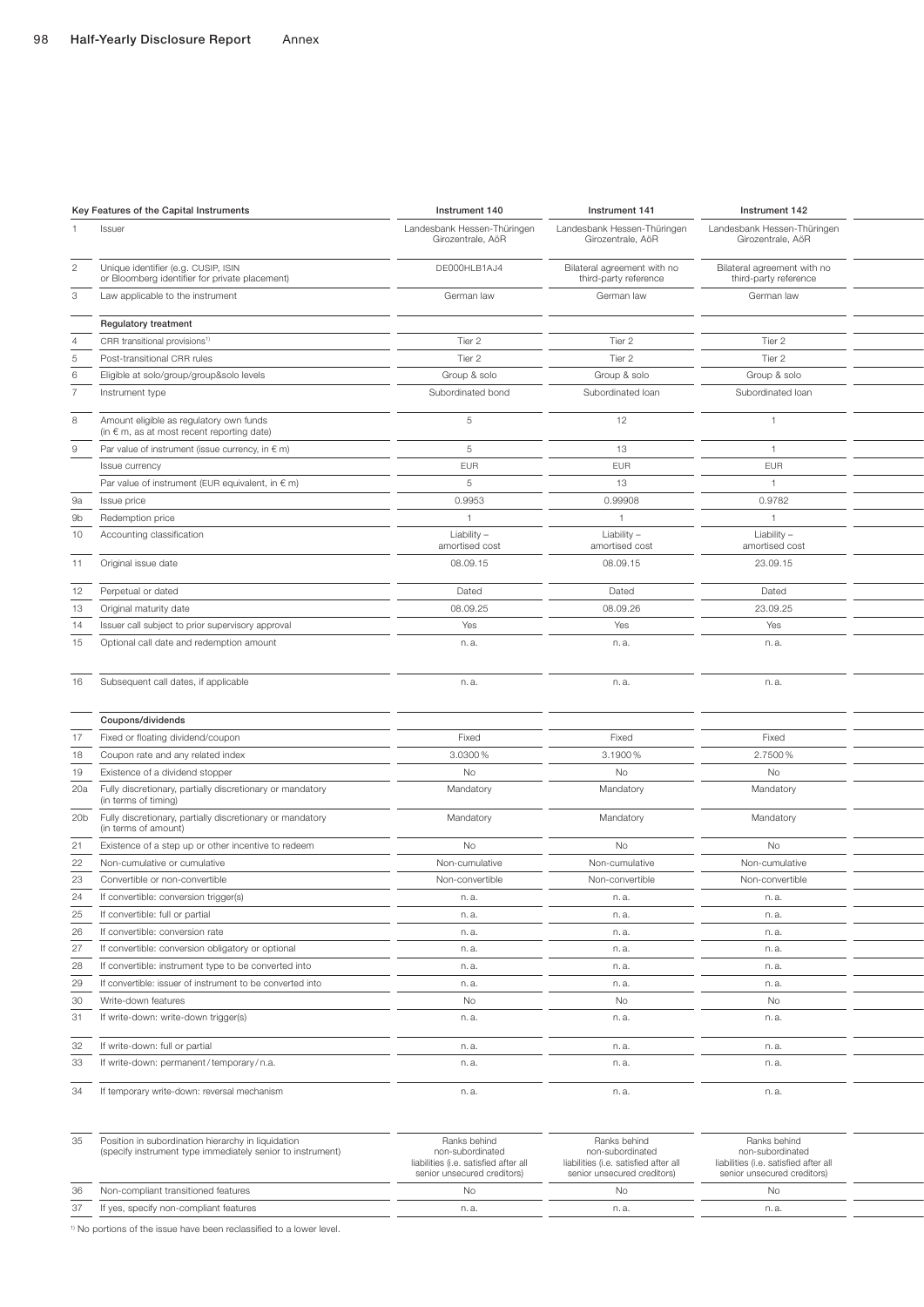| | Key Features of the Capital Instruments | Instrument 140 | Instrument 141 | Instrument 142 |
|---|---|---|---|---|
| 1 | Issuer | Landesbank Hessen-Thüringen Girozentrale, AöR | Landesbank Hessen-Thüringen Girozentrale, AöR | Landesbank Hessen-Thüringen Girozentrale, AöR |
| 2 | Unique identifier (e.g. CUSIP, ISIN or Bloomberg identifier for private placement) | DE000HLB1AJ4 | Bilateral agreement with no third-party reference | Bilateral agreement with no third-party reference |
| 3 | Law applicable to the instrument | German law | German law | German law |
| | **Regulatory treatment** | | | |
| 4 | CRR transitional provisions[1] | Tier 2 | Tier 2 | Tier 2 |
| 5 | Post-transitional CRR rules | Tier 2 | Tier 2 | Tier 2 |
| 6 | Eligible at solo/group/group&solo levels | Group & solo | Group & solo | Group & solo |
| 7 | Instrument type | Subordinated bond | Subordinated loan | Subordinated loan |
| 8 | Amount eligible as regulatory own funds (in € m, as at most recent reporting date) | 5 | 12 | 1 |
| 9 | Par value of instrument (issue currency, in € m) | 5 | 13 | 1 |
| | Issue currency | EUR | EUR | EUR |
| | Par value of instrument (EUR equivalent, in € m) | 5 | 13 | 1 |
| 9a | Issue price | 0.9953 | 0.99908 | 0.9782 |
| 9b | Redemption price | 1 | 1 | 1 |
| 10 | Accounting classification | Liability – amortised cost | Liability – amortised cost | Liability – amortised cost |
| 11 | Original issue date | 08.09.15 | 08.09.15 | 23.09.15 |
| 12 | Perpetual or dated | Dated | Dated | Dated |
| 13 | Original maturity date | 08.09.25 | 08.09.26 | 23.09.25 |
| 14 | Issuer call subject to prior supervisory approval | Yes | Yes | Yes |
| 15 | Optional call date and redemption amount | n. a. | n. a. | n. a. |
| 16 | Subsequent call dates, if applicable | n. a. | n. a. | n. a. |
| | **Coupons/dividends** | | | |
| 17 | Fixed or floating dividend/coupon | Fixed | Fixed | Fixed |
| 18 | Coupon rate and any related index | 3.0300 % | 3.1900 % | 2.7500 % |
| 19 | Existence of a dividend stopper | No | No | No |
| 20a | Fully discretionary, partially discretionary or mandatory (in terms of timing) | Mandatory | Mandatory | Mandatory |
| 20b | Fully discretionary, partially discretionary or mandatory (in terms of amount) | Mandatory | Mandatory | Mandatory |
| 21 | Existence of a step up or other incentive to redeem | No | No | No |
| 22 | Non-cumulative or cumulative | Non-cumulative | Non-cumulative | Non-cumulative |
| 23 | Convertible or non-convertible | Non-convertible | Non-convertible | Non-convertible |
| 24 | If convertible: conversion trigger(s) | n. a. | n. a. | n. a. |
| 25 | If convertible: full or partial | n. a. | n. a. | n. a. |
| 26 | If convertible: conversion rate | n. a. | n. a. | n. a. |
| 27 | If convertible: conversion obligatory or optional | n. a. | n. a. | n. a. |
| 28 | If convertible: instrument type to be converted into | n. a. | n. a. | n. a. |
| 29 | If convertible: issuer of instrument to be converted into | n. a. | n. a. | n. a. |
| 30 | Write-down features | No | No | No |
| 31 | If write-down: write-down trigger(s) | n. a. | n. a. | n. a. |
| 32 | If write-down: full or partial | n. a. | n. a. | n. a. |
| 33 | If write-down: permanent / temporary / n.a. | n. a. | n. a. | n. a. |
| 34 | If temporary write-down: reversal mechanism | n. a. | n. a. | n. a. |
| 35 | Position in subordination hierarchy in liquidation (specify instrument type immediately senior to instrument) | Ranks behind non-subordinated liabilities (i.e. satisfied after all senior unsecured creditors) | Ranks behind non-subordinated liabilities (i.e. satisfied after all senior unsecured creditors) | Ranks behind non-subordinated liabilities (i.e. satisfied after all senior unsecured creditors) |
| 36 | Non-compliant transitioned features | No | No | No |
| 37 | If yes, specify non-compliant features | n. a. | n. a. | n. a. |

[1] No portions of the issue have been reclassified to a lower level.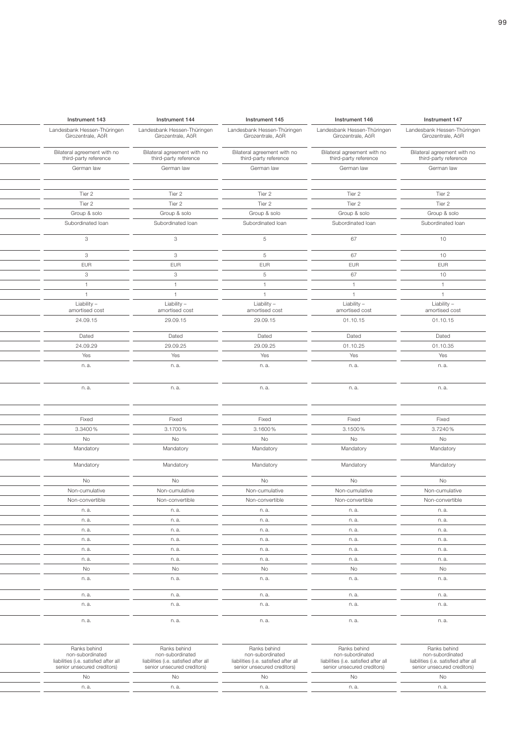| Instrument 143 | Instrument 144 | Instrument 145 | Instrument 146 | Instrument 147 |
|---|---|---|---|---|
| Landesbank Hessen-Thüringen Girozentrale, AöR | Landesbank Hessen-Thüringen Girozentrale, AöR | Landesbank Hessen-Thüringen Girozentrale, AöR | Landesbank Hessen-Thüringen Girozentrale, AöR | Landesbank Hessen-Thüringen Girozentrale, AöR |
| Bilateral agreement with no third-party reference | Bilateral agreement with no third-party reference | Bilateral agreement with no third-party reference | Bilateral agreement with no third-party reference | Bilateral agreement with no third-party reference |
| German law | German law | German law | German law | German law |
| | | | | |
| Tier 2 | Tier 2 | Tier 2 | Tier 2 | Tier 2 |
| Tier 2 | Tier 2 | Tier 2 | Tier 2 | Tier 2 |
| Group & solo | Group & solo | Group & solo | Group & solo | Group & solo |
| Subordinated loan | Subordinated loan | Subordinated loan | Subordinated loan | Subordinated loan |
| 3 | 3 | 5 | 67 | 10 |
| 3 | 3 | 5 | 67 | 10 |
| EUR | EUR | EUR | EUR | EUR |
| 3 | 3 | 5 | 67 | 10 |
| 1 | 1 | 1 | 1 | 1 |
| 1 | 1 | 1 | 1 | 1 |
| Liability – amortised cost | Liability – amortised cost | Liability – amortised cost | Liability – amortised cost | Liability – amortised cost |
| 24.09.15 | 29.09.15 | 29.09.15 | 01.10.15 | 01.10.15 |
| Dated | Dated | Dated | Dated | Dated |
| 24.09.29 | 29.09.25 | 29.09.25 | 01.10.25 | 01.10.35 |
| Yes | Yes | Yes | Yes | Yes |
| n. a. | n. a. | n. a. | n. a. | n. a. |
| n. a. | n. a. | n. a. | n. a. | n. a. |
| | | | | |
| Fixed | Fixed | Fixed | Fixed | Fixed |
| 3.3400 % | 3.1700 % | 3.1600 % | 3.1500 % | 3.7240 % |
| No | No | No | No | No |
| Mandatory | Mandatory | Mandatory | Mandatory | Mandatory |
| Mandatory | Mandatory | Mandatory | Mandatory | Mandatory |
| No | No | No | No | No |
| Non-cumulative | Non-cumulative | Non-cumulative | Non-cumulative | Non-cumulative |
| Non-convertible | Non-convertible | Non-convertible | Non-convertible | Non-convertible |
| n. a. | n. a. | n. a. | n. a. | n. a. |
| n. a. | n. a. | n. a. | n. a. | n. a. |
| n. a. | n. a. | n. a. | n. a. | n. a. |
| n. a. | n. a. | n. a. | n. a. | n. a. |
| n. a. | n. a. | n. a. | n. a. | n. a. |
| n. a. | n. a. | n. a. | n. a. | n. a. |
| No | No | No | No | No |
| n. a. | n. a. | n. a. | n. a. | n. a. |
| n. a. | n. a. | n. a. | n. a. | n. a. |
| n. a. | n. a. | n. a. | n. a. | n. a. |
| n. a. | n. a. | n. a. | n. a. | n. a. |
| Ranks behind non-subordinated liabilities (i.e. satisfied after all senior unsecured creditors) | Ranks behind non-subordinated liabilities (i.e. satisfied after all senior unsecured creditors) | Ranks behind non-subordinated liabilities (i.e. satisfied after all senior unsecured creditors) | Ranks behind non-subordinated liabilities (i.e. satisfied after all senior unsecured creditors) | Ranks behind non-subordinated liabilities (i.e. satisfied after all senior unsecured creditors) |
| No | No | No | No | No |
| n. a. | n. a. | n. a. | n. a. | n. a. |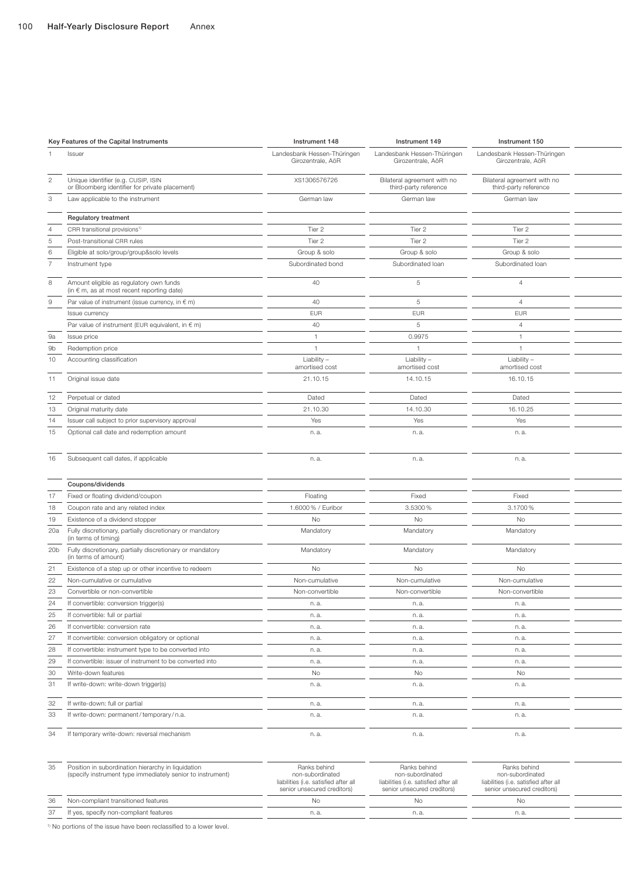| | Key Features of the Capital Instruments | Instrument 148 | Instrument 149 | Instrument 150 |
|---|---|---|---|---|
| 1 | Issuer | Landesbank Hessen-Thüringen Girozentrale, AöR | Landesbank Hessen-Thüringen Girozentrale, AöR | Landesbank Hessen-Thüringen Girozentrale, AöR |
| 2 | Unique identifier (e.g. CUSIP, ISIN or Bloomberg identifier for private placement) | XS1306576726 | Bilateral agreement with no third-party reference | Bilateral agreement with no third-party reference |
| 3 | Law applicable to the instrument | German law | German law | German law |
| | **Regulatory treatment** | | | |
| 4 | CRR transitional provisions[1] | Tier 2 | Tier 2 | Tier 2 |
| 5 | Post-transitional CRR rules | Tier 2 | Tier 2 | Tier 2 |
| 6 | Eligible at solo/group/group&solo levels | Group & solo | Group & solo | Group & solo |
| 7 | Instrument type | Subordinated bond | Subordinated loan | Subordinated loan |
| 8 | Amount eligible as regulatory own funds (in € m, as at most recent reporting date) | 40 | 5 | 4 |
| 9 | Par value of instrument (issue currency, in € m) | 40 | 5 | 4 |
| | Issue currency | EUR | EUR | EUR |
| | Par value of instrument (EUR equivalent, in € m) | 40 | 5 | 4 |
| 9a | Issue price | 1 | 0.9975 | 1 |
| 9b | Redemption price | 1 | 1 | 1 |
| 10 | Accounting classification | Liability – amortised cost | Liability – amortised cost | Liability – amortised cost |
| 11 | Original issue date | 21.10.15 | 14.10.15 | 16.10.15 |
| 12 | Perpetual or dated | Dated | Dated | Dated |
| 13 | Original maturity date | 21.10.30 | 14.10.30 | 16.10.25 |
| 14 | Issuer call subject to prior supervisory approval | Yes | Yes | Yes |
| 15 | Optional call date and redemption amount | n. a. | n. a. | n. a. |
| 16 | Subsequent call dates, if applicable | n. a. | n. a. | n. a. |
| | **Coupons/dividends** | | | |
| 17 | Fixed or floating dividend/coupon | Floating | Fixed | Fixed |
| 18 | Coupon rate and any related index | 1.6000% / Euribor | 3.5300% | 3.1700% |
| 19 | Existence of a dividend stopper | No | No | No |
| 20a | Fully discretionary, partially discretionary or mandatory (in terms of timing) | Mandatory | Mandatory | Mandatory |
| 20b | Fully discretionary, partially discretionary or mandatory (in terms of amount) | Mandatory | Mandatory | Mandatory |
| 21 | Existence of a step up or other incentive to redeem | No | No | No |
| 22 | Non-cumulative or cumulative | Non-cumulative | Non-cumulative | Non-cumulative |
| 23 | Convertible or non-convertible | Non-convertible | Non-convertible | Non-convertible |
| 24 | If convertible: conversion trigger(s) | n. a. | n. a. | n. a. |
| 25 | If convertible: full or partial | n. a. | n. a. | n. a. |
| 26 | If convertible: conversion rate | n. a. | n. a. | n. a. |
| 27 | If convertible: conversion obligatory or optional | n. a. | n. a. | n. a. |
| 28 | If convertible: instrument type to be converted into | n. a. | n. a. | n. a. |
| 29 | If convertible: issuer of instrument to be converted into | n. a. | n. a. | n. a. |
| 30 | Write-down features | No | No | No |
| 31 | If write-down: write-down trigger(s) | n. a. | n. a. | n. a. |
| 32 | If write-down: full or partial | n. a. | n. a. | n. a. |
| 33 | If write-down: permanent/temporary/n.a. | n. a. | n. a. | n. a. |
| 34 | If temporary write-down: reversal mechanism | n. a. | n. a. | n. a. |
| 35 | Position in subordination hierarchy in liquidation (specify instrument type immediately senior to instrument) | Ranks behind non-subordinated liabilities (i.e. satisfied after all senior unsecured creditors) | Ranks behind non-subordinated liabilities (i.e. satisfied after all senior unsecured creditors) | Ranks behind non-subordinated liabilities (i.e. satisfied after all senior unsecured creditors) |
| 36 | Non-compliant transitioned features | No | No | No |
| 37 | If yes, specify non-compliant features | n. a. | n. a. | n. a. |

[1] No portions of the issue have been reclassified to a lower level.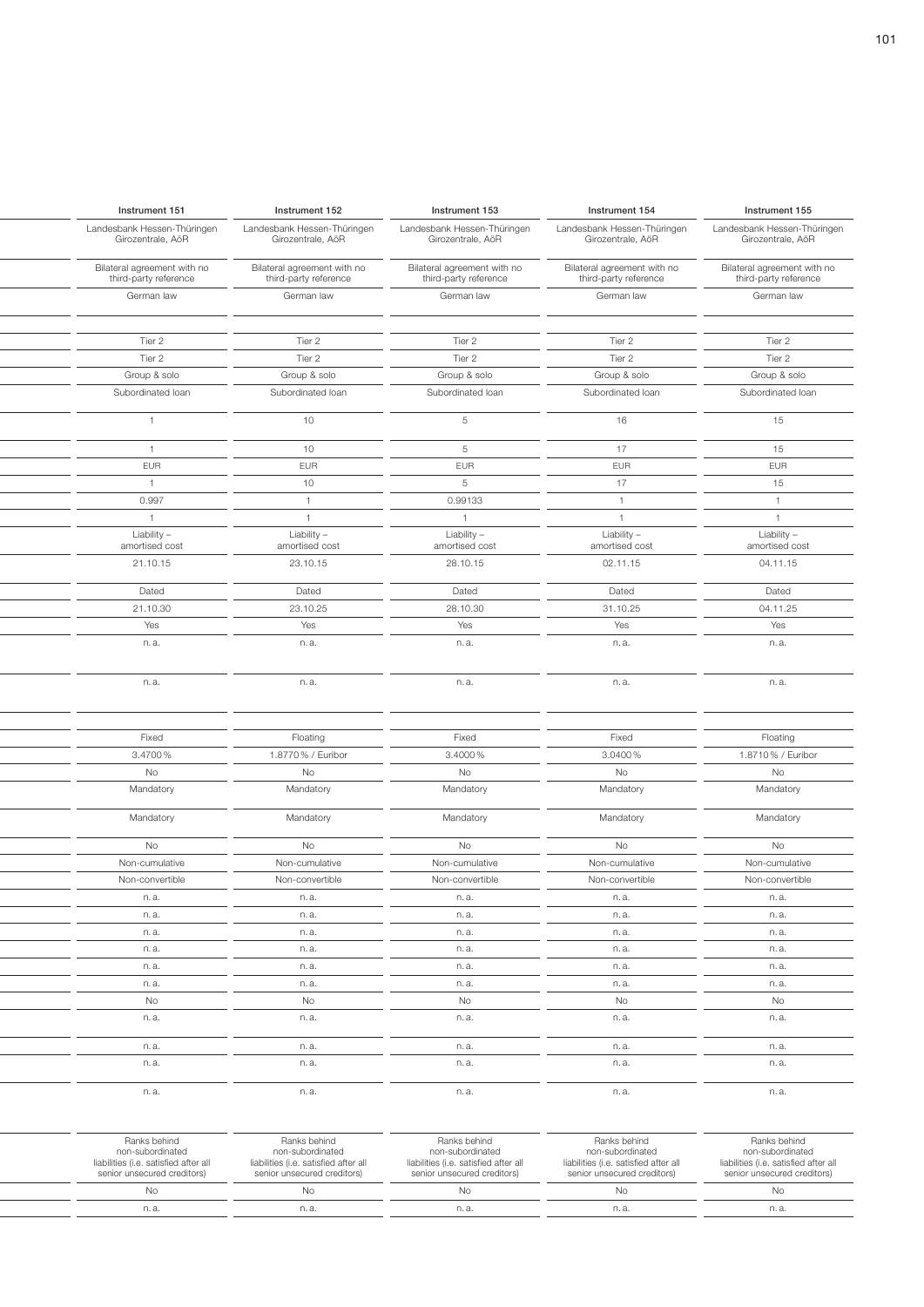| Instrument 151 | Instrument 152 | Instrument 153 | Instrument 154 | Instrument 155 |
|---|---|---|---|---|
| Landesbank Hessen-Thüringen Girozentrale, AöR | Landesbank Hessen-Thüringen Girozentrale, AöR | Landesbank Hessen-Thüringen Girozentrale, AöR | Landesbank Hessen-Thüringen Girozentrale, AöR | Landesbank Hessen-Thüringen Girozentrale, AöR |
| Bilateral agreement with no third-party reference | Bilateral agreement with no third-party reference | Bilateral agreement with no third-party reference | Bilateral agreement with no third-party reference | Bilateral agreement with no third-party reference |
| German law | German law | German law | German law | German law |
| | | | | |
| Tier 2 | Tier 2 | Tier 2 | Tier 2 | Tier 2 |
| Tier 2 | Tier 2 | Tier 2 | Tier 2 | Tier 2 |
| Group & solo | Group & solo | Group & solo | Group & solo | Group & solo |
| Subordinated loan | Subordinated loan | Subordinated loan | Subordinated loan | Subordinated loan |
| 1 | 10 | 5 | 16 | 15 |
| 1 | 10 | 5 | 17 | 15 |
| EUR | EUR | EUR | EUR | EUR |
| 1 | 10 | 5 | 17 | 15 |
| 0.997 | 1 | 0.99133 | 1 | 1 |
| 1 | 1 | 1 | 1 | 1 |
| Liability – amortised cost | Liability – amortised cost | Liability – amortised cost | Liability – amortised cost | Liability – amortised cost |
| 21.10.15 | 23.10.15 | 28.10.15 | 02.11.15 | 04.11.15 |
| Dated | Dated | Dated | Dated | Dated |
| 21.10.30 | 23.10.25 | 28.10.30 | 31.10.25 | 04.11.25 |
| Yes | Yes | Yes | Yes | Yes |
| n. a. | n. a. | n. a. | n. a. | n. a. |
| n. a. | n. a. | n. a. | n. a. | n. a. |
| | | | | |
| Fixed | Floating | Fixed | Fixed | Floating |
| 3.4700 % | 1.8770 % / Euribor | 3.4000 % | 3.0400 % | 1.8710 % / Euribor |
| No | No | No | No | No |
| Mandatory | Mandatory | Mandatory | Mandatory | Mandatory |
| Mandatory | Mandatory | Mandatory | Mandatory | Mandatory |
| No | No | No | No | No |
| Non-cumulative | Non-cumulative | Non-cumulative | Non-cumulative | Non-cumulative |
| Non-convertible | Non-convertible | Non-convertible | Non-convertible | Non-convertible |
| n. a. | n. a. | n. a. | n. a. | n. a. |
| n. a. | n. a. | n. a. | n. a. | n. a. |
| n. a. | n. a. | n. a. | n. a. | n. a. |
| n. a. | n. a. | n. a. | n. a. | n. a. |
| n. a. | n. a. | n. a. | n. a. | n. a. |
| n. a. | n. a. | n. a. | n. a. | n. a. |
| No | No | No | No | No |
| n. a. | n. a. | n. a. | n. a. | n. a. |
| n. a. | n. a. | n. a. | n. a. | n. a. |
| n. a. | n. a. | n. a. | n. a. | n. a. |
| n. a. | n. a. | n. a. | n. a. | n. a. |
| Ranks behind non-subordinated liabilities (i.e. satisfied after all senior unsecured creditors) | Ranks behind non-subordinated liabilities (i.e. satisfied after all senior unsecured creditors) | Ranks behind non-subordinated liabilities (i.e. satisfied after all senior unsecured creditors) | Ranks behind non-subordinated liabilities (i.e. satisfied after all senior unsecured creditors) | Ranks behind non-subordinated liabilities (i.e. satisfied after all senior unsecured creditors) |
| No | No | No | No | No |
| n. a. | n. a. | n. a. | n. a. | n. a. |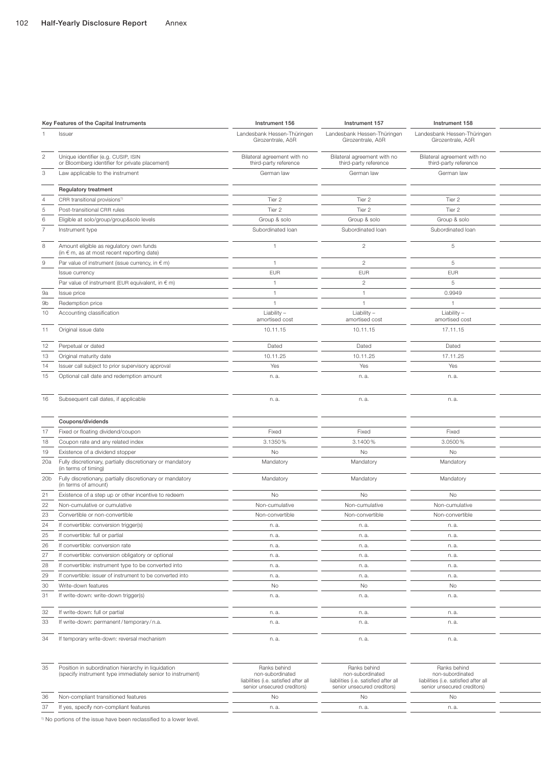| | Key Features of the Capital Instruments | Instrument 156 | Instrument 157 | Instrument 158 |
|---|---|---|---|---|
| 1 | Issuer | Landesbank Hessen-Thüringen Girozentrale, AöR | Landesbank Hessen-Thüringen Girozentrale, AöR | Landesbank Hessen-Thüringen Girozentrale, AöR |
| 2 | Unique identifier (e.g. CUSIP, ISIN or Bloomberg identifier for private placement) | Bilateral agreement with no third-party reference | Bilateral agreement with no third-party reference | Bilateral agreement with no third-party reference |
| 3 | Law applicable to the instrument | German law | German law | German law |
| | **Regulatory treatment** | | | |
| 4 | CRR transitional provisions[1] | Tier 2 | Tier 2 | Tier 2 |
| 5 | Post-transitional CRR rules | Tier 2 | Tier 2 | Tier 2 |
| 6 | Eligible at solo/group/group&solo levels | Group & solo | Group & solo | Group & solo |
| 7 | Instrument type | Subordinated loan | Subordinated loan | Subordinated loan |
| 8 | Amount eligible as regulatory own funds (in € m, as at most recent reporting date) | 1 | 2 | 5 |
| 9 | Par value of instrument (issue currency, in € m) | 1 | 2 | 5 |
| | Issue currency | EUR | EUR | EUR |
| | Par value of instrument (EUR equivalent, in € m) | 1 | 2 | 5 |
| 9a | Issue price | 1 | 1 | 0.9949 |
| 9b | Redemption price | 1 | 1 | 1 |
| 10 | Accounting classification | Liability – amortised cost | Liability – amortised cost | Liability – amortised cost |
| 11 | Original issue date | 10.11.15 | 10.11.15 | 17.11.15 |
| 12 | Perpetual or dated | Dated | Dated | Dated |
| 13 | Original maturity date | 10.11.25 | 10.11.25 | 17.11.25 |
| 14 | Issuer call subject to prior supervisory approval | Yes | Yes | Yes |
| 15 | Optional call date and redemption amount | n. a. | n. a. | n. a. |
| 16 | Subsequent call dates, if applicable | n. a. | n. a. | n. a. |
| | **Coupons/dividends** | | | |
| 17 | Fixed or floating dividend/coupon | Fixed | Fixed | Fixed |
| 18 | Coupon rate and any related index | 3.1350 % | 3.1400 % | 3.0500 % |
| 19 | Existence of a dividend stopper | No | No | No |
| 20a | Fully discretionary, partially discretionary or mandatory (in terms of timing) | Mandatory | Mandatory | Mandatory |
| 20b | Fully discretionary, partially discretionary or mandatory (in terms of amount) | Mandatory | Mandatory | Mandatory |
| 21 | Existence of a step up or other incentive to redeem | No | No | No |
| 22 | Non-cumulative or cumulative | Non-cumulative | Non-cumulative | Non-cumulative |
| 23 | Convertible or non-convertible | Non-convertible | Non-convertible | Non-convertible |
| 24 | If convertible: conversion trigger(s) | n. a. | n. a. | n. a. |
| 25 | If convertible: full or partial | n. a. | n. a. | n. a. |
| 26 | If convertible: conversion rate | n. a. | n. a. | n. a. |
| 27 | If convertible: conversion obligatory or optional | n. a. | n. a. | n. a. |
| 28 | If convertible: instrument type to be converted into | n. a. | n. a. | n. a. |
| 29 | If convertible: issuer of instrument to be converted into | n. a. | n. a. | n. a. |
| 30 | Write-down features | No | No | No |
| 31 | If write-down: write-down trigger(s) | n. a. | n. a. | n. a. |
| 32 | If write-down: full or partial | n. a. | n. a. | n. a. |
| 33 | If write-down: permanent / temporary / n.a. | n. a. | n. a. | n. a. |
| 34 | If temporary write-down: reversal mechanism | n. a. | n. a. | n. a. |
| 35 | Position in subordination hierarchy in liquidation (specify instrument type immediately senior to instrument) | Ranks behind non-subordinated liabilities (i.e. satisfied after all senior unsecured creditors) | Ranks behind non-subordinated liabilities (i.e. satisfied after all senior unsecured creditors) | Ranks behind non-subordinated liabilities (i.e. satisfied after all senior unsecured creditors) |
| 36 | Non-compliant transitioned features | No | No | No |
| 37 | If yes, specify non-compliant features | n. a. | n. a. | n. a. |

[1] No portions of the issue have been reclassified to a lower level.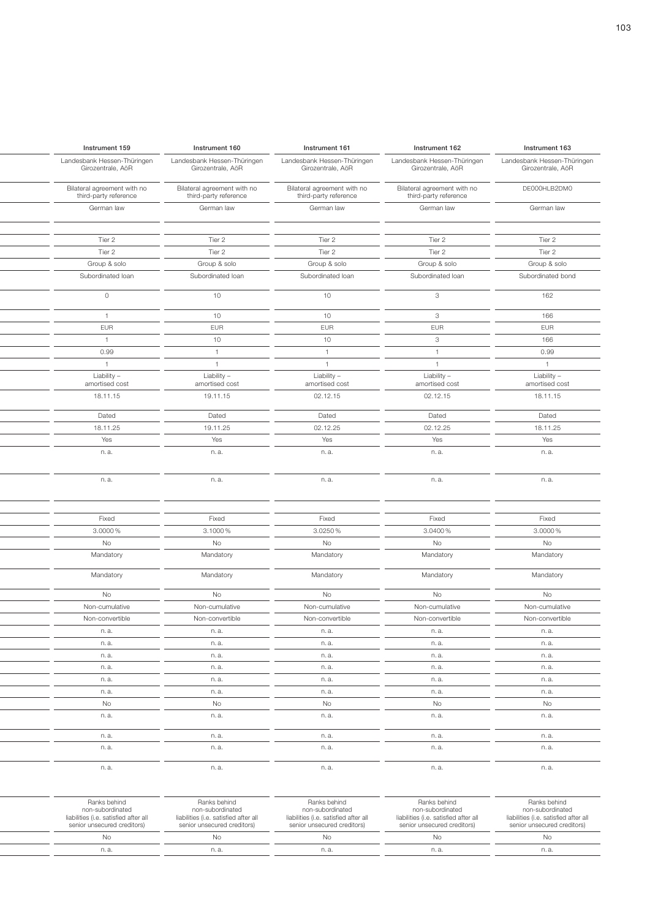| Instrument 159 | Instrument 160 | Instrument 161 | Instrument 162 | Instrument 163 |
|---|---|---|---|---|
| Landesbank Hessen-Thüringen Girozentrale, AöR | Landesbank Hessen-Thüringen Girozentrale, AöR | Landesbank Hessen-Thüringen Girozentrale, AöR | Landesbank Hessen-Thüringen Girozentrale, AöR | Landesbank Hessen-Thüringen Girozentrale, AöR |
| Bilateral agreement with no third-party reference | Bilateral agreement with no third-party reference | Bilateral agreement with no third-party reference | Bilateral agreement with no third-party reference | DE000HLB2DM0 |
| German law | German law | German law | German law | German law |
| | | | | |
| Tier 2 | Tier 2 | Tier 2 | Tier 2 | Tier 2 |
| Tier 2 | Tier 2 | Tier 2 | Tier 2 | Tier 2 |
| Group & solo | Group & solo | Group & solo | Group & solo | Group & solo |
| Subordinated loan | Subordinated loan | Subordinated loan | Subordinated loan | Subordinated bond |
| 0 | 10 | 10 | 3 | 162 |
| 1 | 10 | 10 | 3 | 166 |
| EUR | EUR | EUR | EUR | EUR |
| 1 | 10 | 10 | 3 | 166 |
| 0.99 | 1 | 1 | 1 | 0.99 |
| 1 | 1 | 1 | 1 | 1 |
| Liability – amortised cost | Liability – amortised cost | Liability – amortised cost | Liability – amortised cost | Liability – amortised cost |
| 18.11.15 | 19.11.15 | 02.12.15 | 02.12.15 | 18.11.15 |
| Dated | Dated | Dated | Dated | Dated |
| 18.11.25 | 19.11.25 | 02.12.25 | 02.12.25 | 18.11.25 |
| Yes | Yes | Yes | Yes | Yes |
| n. a. | n. a. | n. a. | n. a. | n. a. |
| n. a. | n. a. | n. a. | n. a. | n. a. |
| | | | | |
| Fixed | Fixed | Fixed | Fixed | Fixed |
| 3.0000 % | 3.1000 % | 3.0250 % | 3.0400 % | 3.0000 % |
| No | No | No | No | No |
| Mandatory | Mandatory | Mandatory | Mandatory | Mandatory |
| Mandatory | Mandatory | Mandatory | Mandatory | Mandatory |
| No | No | No | No | No |
| Non-cumulative | Non-cumulative | Non-cumulative | Non-cumulative | Non-cumulative |
| Non-convertible | Non-convertible | Non-convertible | Non-convertible | Non-convertible |
| n. a. | n. a. | n. a. | n. a. | n. a. |
| n. a. | n. a. | n. a. | n. a. | n. a. |
| n. a. | n. a. | n. a. | n. a. | n. a. |
| n. a. | n. a. | n. a. | n. a. | n. a. |
| n. a. | n. a. | n. a. | n. a. | n. a. |
| n. a. | n. a. | n. a. | n. a. | n. a. |
| No | No | No | No | No |
| n. a. | n. a. | n. a. | n. a. | n. a. |
| n. a. | n. a. | n. a. | n. a. | n. a. |
| n. a. | n. a. | n. a. | n. a. | n. a. |
| n. a. | n. a. | n. a. | n. a. | n. a. |
| Ranks behind non-subordinated liabilities (i.e. satisfied after all senior unsecured creditors) | Ranks behind non-subordinated liabilities (i.e. satisfied after all senior unsecured creditors) | Ranks behind non-subordinated liabilities (i.e. satisfied after all senior unsecured creditors) | Ranks behind non-subordinated liabilities (i.e. satisfied after all senior unsecured creditors) | Ranks behind non-subordinated liabilities (i.e. satisfied after all senior unsecured creditors) |
| No | No | No | No | No |
| n. a. | n. a. | n. a. | n. a. | n. a. |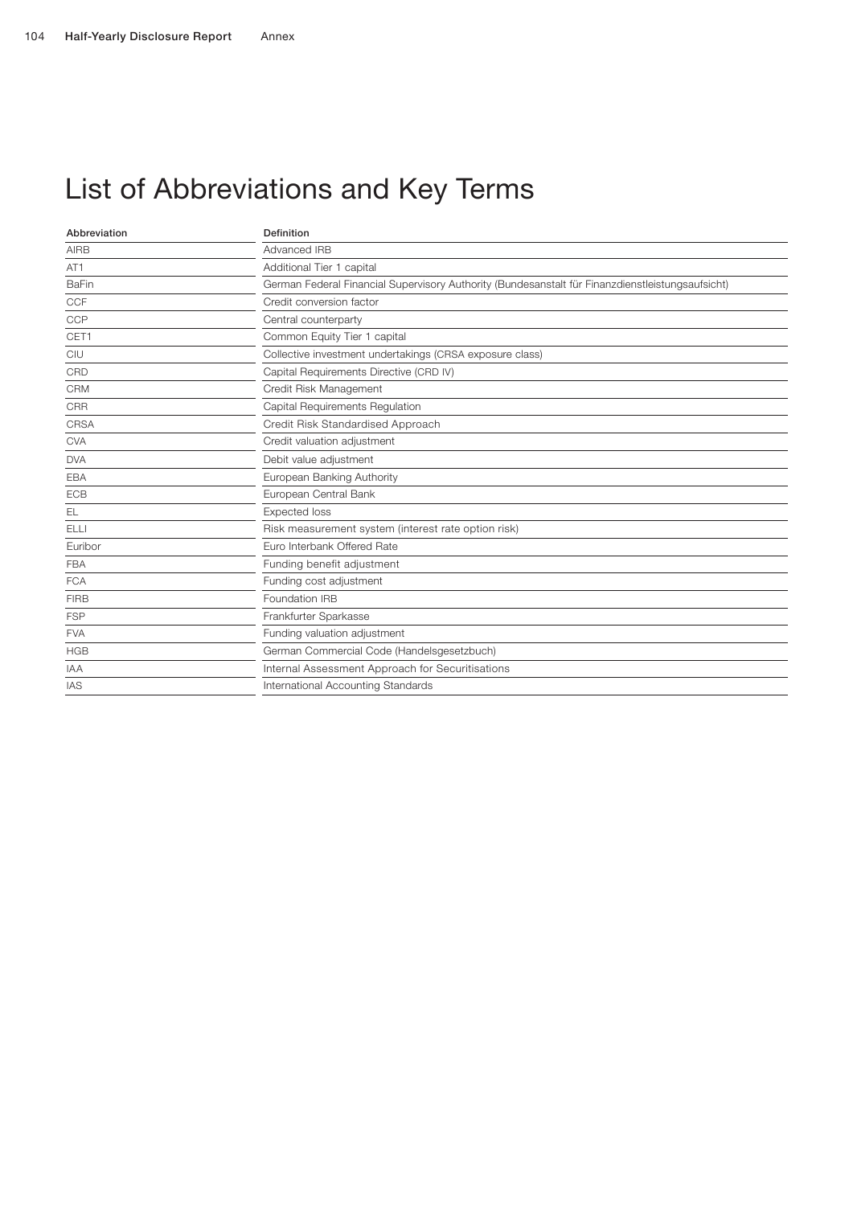# List of Abbreviations and Key Terms

| Abbreviation | Definition |
| --- | --- |
| AIRB | Advanced IRB |
| AT1 | Additional Tier 1 capital |
| BaFin | German Federal Financial Supervisory Authority (Bundesanstalt für Finanzdienstleistungsaufsicht) |
| CCF | Credit conversion factor |
| CCP | Central counterparty |
| CET1 | Common Equity Tier 1 capital |
| CIU | Collective investment undertakings (CRSA exposure class) |
| CRD | Capital Requirements Directive (CRD IV) |
| CRM | Credit Risk Management |
| CRR | Capital Requirements Regulation |
| CRSA | Credit Risk Standardised Approach |
| CVA | Credit valuation adjustment |
| DVA | Debit value adjustment |
| EBA | European Banking Authority |
| ECB | European Central Bank |
| EL | Expected loss |
| ELLI | Risk measurement system (interest rate option risk) |
| Euribor | Euro Interbank Offered Rate |
| FBA | Funding benefit adjustment |
| FCA | Funding cost adjustment |
| FIRB | Foundation IRB |
| FSP | Frankfurter Sparkasse |
| FVA | Funding valuation adjustment |
| HGB | German Commercial Code (Handelsgesetzbuch) |
| IAA | Internal Assessment Approach for Securitisations |
| IAS | International Accounting Standards |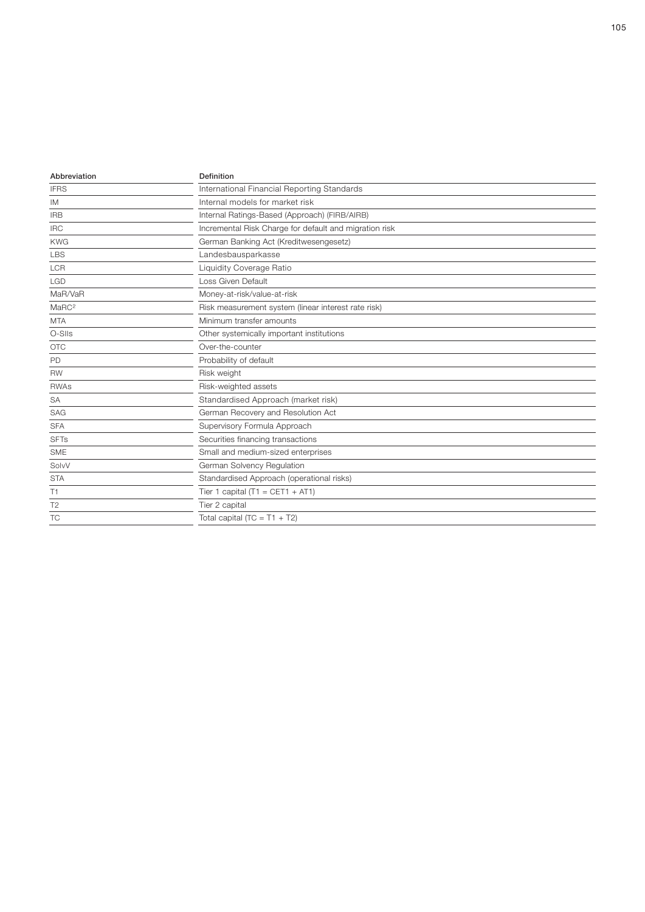| Abbreviation | Definition |
|---|---|
| IFRS | International Financial Reporting Standards |
| IM | Internal models for market risk |
| IRB | Internal Ratings-Based (Approach) (FIRB/AIRB) |
| IRC | Incremental Risk Charge for default and migration risk |
| KWG | German Banking Act (Kreditwesengesetz) |
| LBS | Landesbausparkasse |
| LCR | Liquidity Coverage Ratio |
| LGD | Loss Given Default |
| MaR/VaR | Money-at-risk/value-at-risk |
| $MaRC^2$ | Risk measurement system (linear interest rate risk) |
| MTA | Minimum transfer amounts |
| O-SIIs | Other systemically important institutions |
| OTC | Over-the-counter |
| PD | Probability of default |
| RW | Risk weight |
| RWAs | Risk-weighted assets |
| SA | Standardised Approach (market risk) |
| SAG | German Recovery and Resolution Act |
| SFA | Supervisory Formula Approach |
| SFTs | Securities financing transactions |
| SME | Small and medium-sized enterprises |
| SolvV | German Solvency Regulation |
| STA | Standardised Approach (operational risks) |
| T1 | Tier 1 capital (T1 = CET1 + AT1) |
| T2 | Tier 2 capital |
| TC | Total capital (TC = T1 + T2) |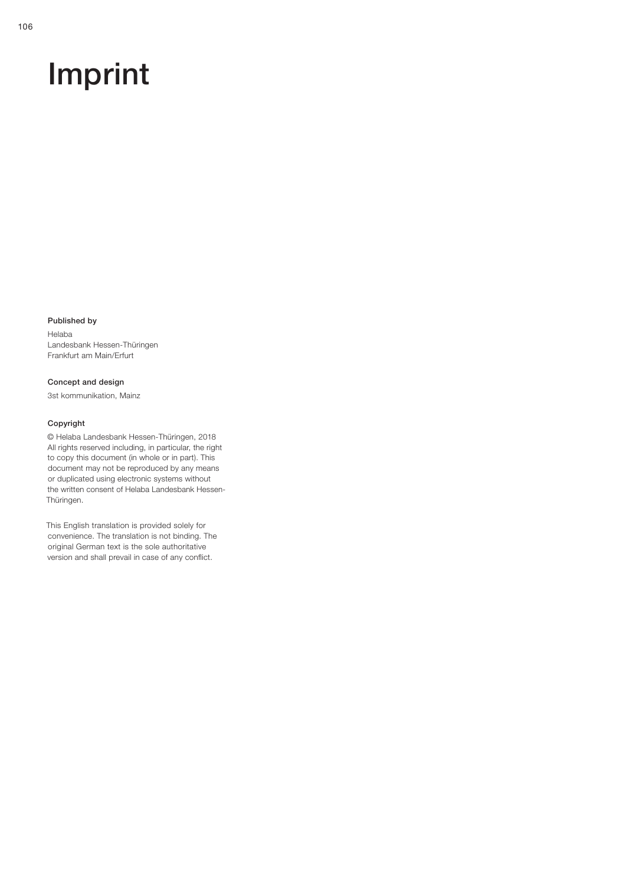# Imprint

**Published by**

Helaba
Landesbank Hessen-Thüringen
Frankfurt am Main/Erfurt

**Concept and design**

3st kommunikation, Mainz

**Copyright**

© Helaba Landesbank Hessen-Thüringen, 2018
All rights reserved including, in particular, the right to copy this document (in whole or in part). This document may not be reproduced by any means or duplicated using electronic systems without the written consent of Helaba Landesbank Hessen-Thüringen.

This English translation is provided solely for convenience. The translation is not binding. The original German text is the sole authoritative version and shall prevail in case of any conflict.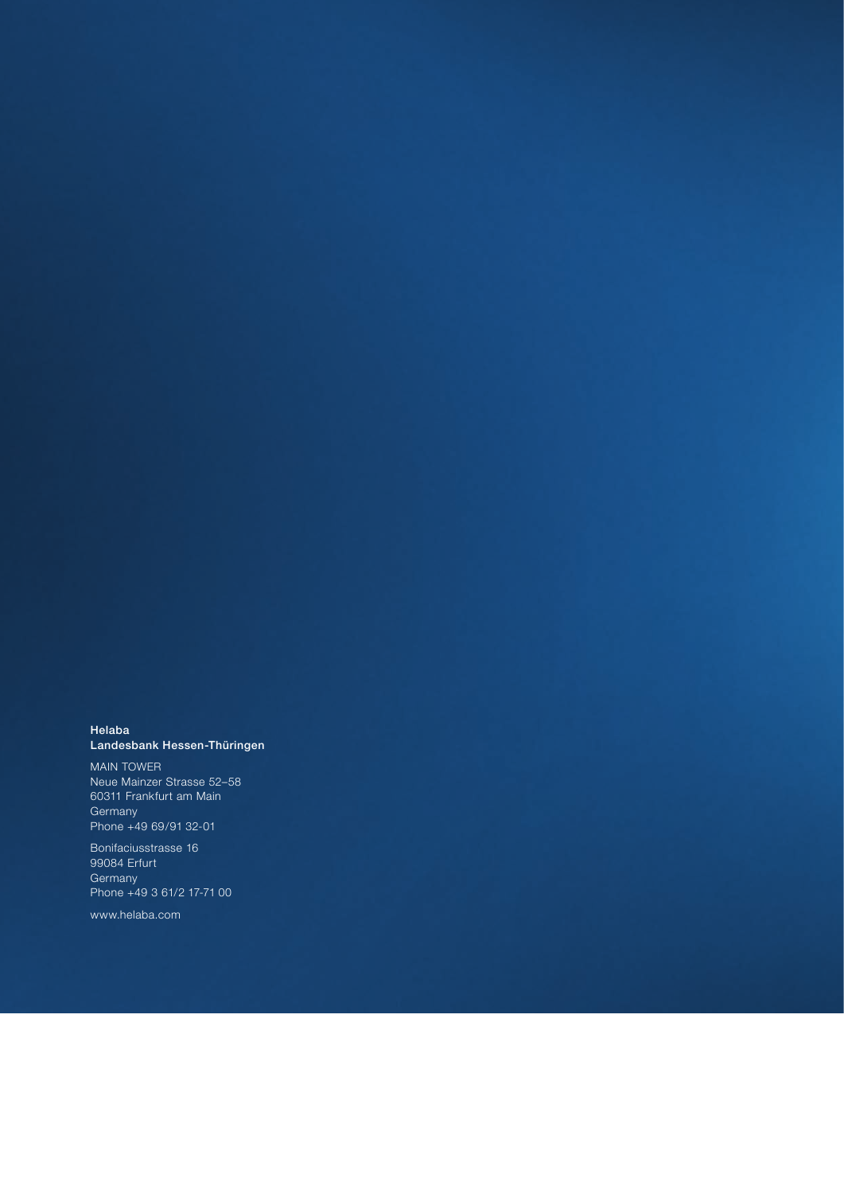**Helaba**
**Landesbank Hessen-Thüringen**

MAIN TOWER
Neue Mainzer Strasse 52–58
60311 Frankfurt am Main
Germany
Phone +49 69/91 32-01

Bonifaciusstrasse 16
99084 Erfurt
Germany
Phone +49 3 61/2 17-71 00

www.helaba.com